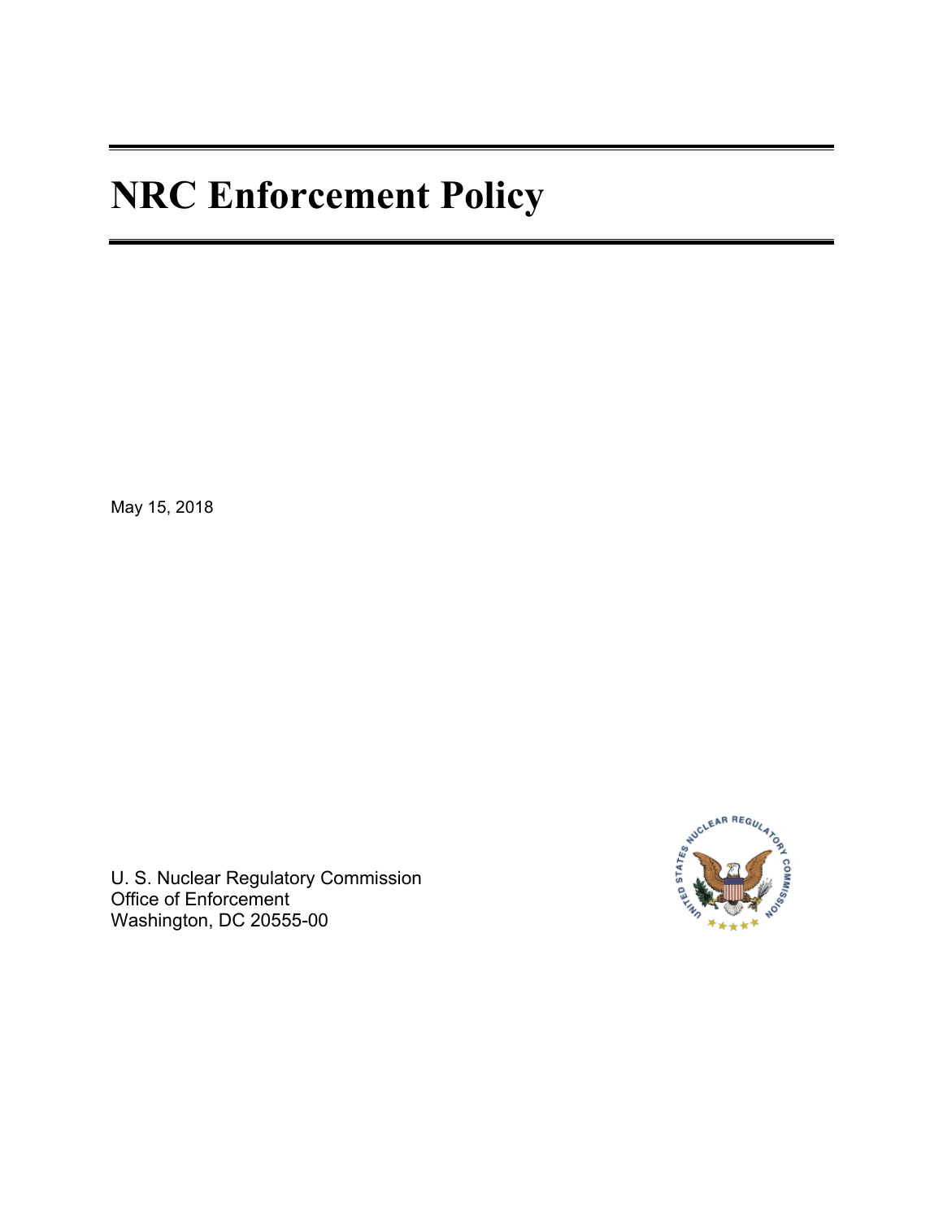# NRC Enforcement Policy

May 15, 2018

U. S. Nuclear Regulatory Commission
Office of Enforcement
Washington, DC 20555-00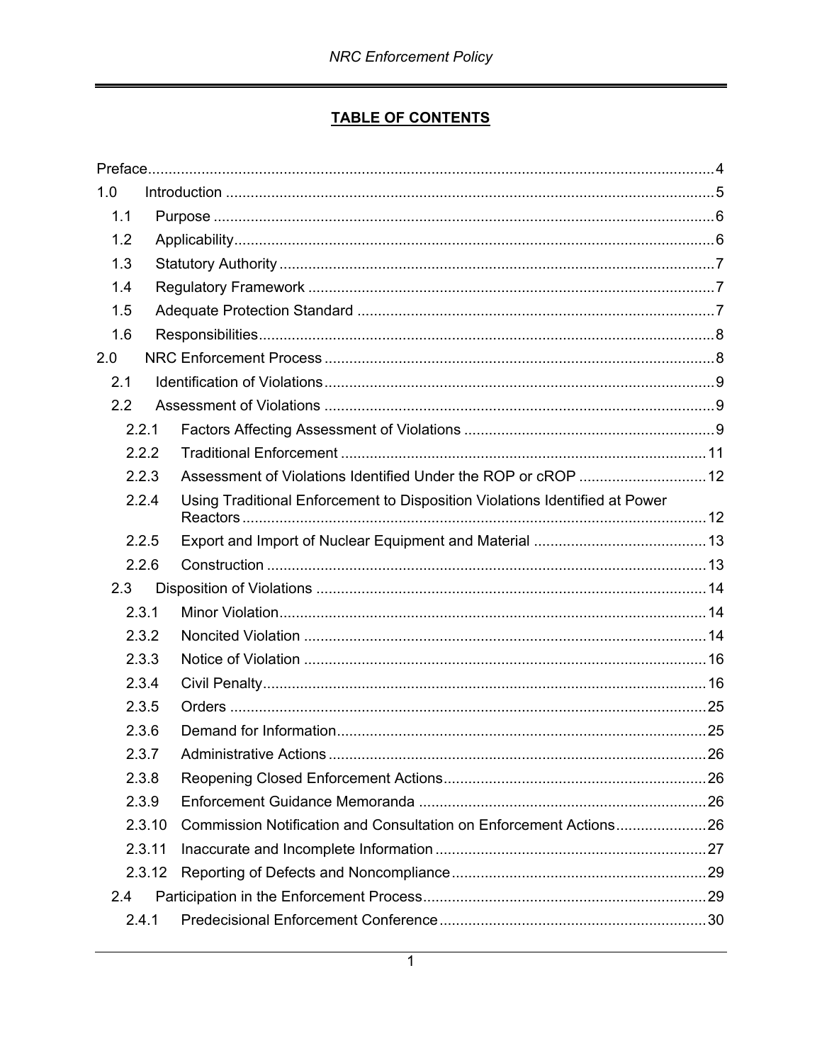## TABLE OF CONTENTS

- Preface ........ 4
- 1.0 Introduction ........ 5
  - 1.1 Purpose ........ 6
  - 1.2 Applicability ........ 6
  - 1.3 Statutory Authority ........ 7
  - 1.4 Regulatory Framework ........ 7
  - 1.5 Adequate Protection Standard ........ 7
  - 1.6 Responsibilities ........ 8
- 2.0 NRC Enforcement Process ........ 8
  - 2.1 Identification of Violations ........ 9
  - 2.2 Assessment of Violations ........ 9
    - 2.2.1 Factors Affecting Assessment of Violations ........ 9
    - 2.2.2 Traditional Enforcement ........ 11
    - 2.2.3 Assessment of Violations Identified Under the ROP or cROP ........ 12
    - 2.2.4 Using Traditional Enforcement to Disposition Violations Identified at Power Reactors ........ 12
    - 2.2.5 Export and Import of Nuclear Equipment and Material ........ 13
    - 2.2.6 Construction ........ 13
  - 2.3 Disposition of Violations ........ 14
    - 2.3.1 Minor Violation ........ 14
    - 2.3.2 Noncited Violation ........ 14
    - 2.3.3 Notice of Violation ........ 16
    - 2.3.4 Civil Penalty ........ 16
    - 2.3.5 Orders ........ 25
    - 2.3.6 Demand for Information ........ 25
    - 2.3.7 Administrative Actions ........ 26
    - 2.3.8 Reopening Closed Enforcement Actions ........ 26
    - 2.3.9 Enforcement Guidance Memoranda ........ 26
    - 2.3.10 Commission Notification and Consultation on Enforcement Actions ........ 26
    - 2.3.11 Inaccurate and Incomplete Information ........ 27
    - 2.3.12 Reporting of Defects and Noncompliance ........ 29
  - 2.4 Participation in the Enforcement Process ........ 29
    - 2.4.1 Predecisional Enforcement Conference ........ 30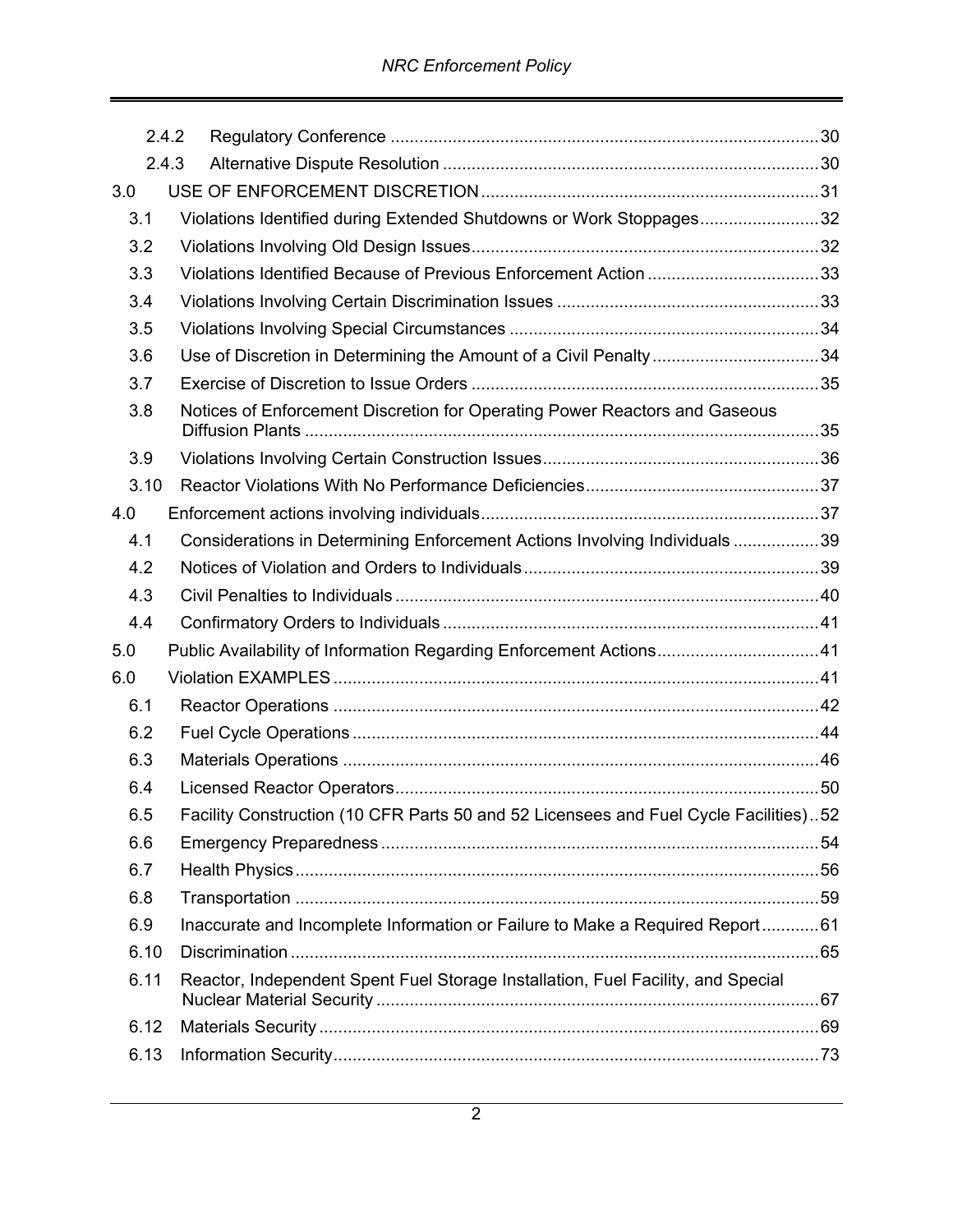| | | |
|---|---|---|
| 2.4.2 | Regulatory Conference | 30 |
| 2.4.3 | Alternative Dispute Resolution | 30 |
| 3.0 | USE OF ENFORCEMENT DISCRETION | 31 |
| 3.1 | Violations Identified during Extended Shutdowns or Work Stoppages | 32 |
| 3.2 | Violations Involving Old Design Issues | 32 |
| 3.3 | Violations Identified Because of Previous Enforcement Action | 33 |
| 3.4 | Violations Involving Certain Discrimination Issues | 33 |
| 3.5 | Violations Involving Special Circumstances | 34 |
| 3.6 | Use of Discretion in Determining the Amount of a Civil Penalty | 34 |
| 3.7 | Exercise of Discretion to Issue Orders | 35 |
| 3.8 | Notices of Enforcement Discretion for Operating Power Reactors and Gaseous Diffusion Plants | 35 |
| 3.9 | Violations Involving Certain Construction Issues | 36 |
| 3.10 | Reactor Violations With No Performance Deficiencies | 37 |
| 4.0 | Enforcement actions involving individuals | 37 |
| 4.1 | Considerations in Determining Enforcement Actions Involving Individuals | 39 |
| 4.2 | Notices of Violation and Orders to Individuals | 39 |
| 4.3 | Civil Penalties to Individuals | 40 |
| 4.4 | Confirmatory Orders to Individuals | 41 |
| 5.0 | Public Availability of Information Regarding Enforcement Actions | 41 |
| 6.0 | Violation EXAMPLES | 41 |
| 6.1 | Reactor Operations | 42 |
| 6.2 | Fuel Cycle Operations | 44 |
| 6.3 | Materials Operations | 46 |
| 6.4 | Licensed Reactor Operators | 50 |
| 6.5 | Facility Construction (10 CFR Parts 50 and 52 Licensees and Fuel Cycle Facilities) | 52 |
| 6.6 | Emergency Preparedness | 54 |
| 6.7 | Health Physics | 56 |
| 6.8 | Transportation | 59 |
| 6.9 | Inaccurate and Incomplete Information or Failure to Make a Required Report | 61 |
| 6.10 | Discrimination | 65 |
| 6.11 | Reactor, Independent Spent Fuel Storage Installation, Fuel Facility, and Special Nuclear Material Security | 67 |
| 6.12 | Materials Security | 69 |
| 6.13 | Information Security | 73 |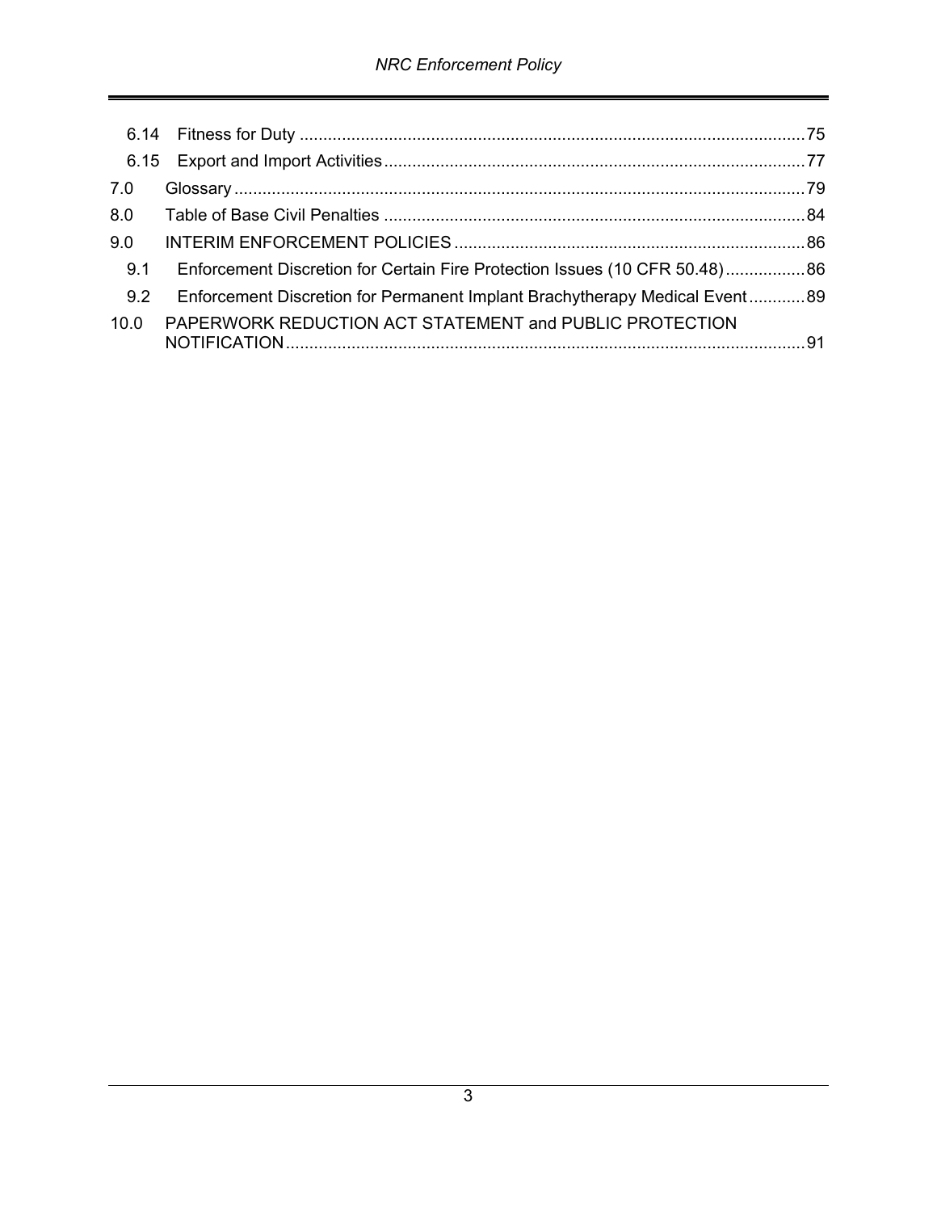6.14 Fitness for Duty ........................................................................................................75

6.15 Export and Import Activities.......................................................................................77

7.0 Glossary .........................................................................................................................79

8.0 Table of Base Civil Penalties .........................................................................................84

9.0 INTERIM ENFORCEMENT POLICIES ..........................................................................86

9.1 Enforcement Discretion for Certain Fire Protection Issues (10 CFR 50.48).................86

9.2 Enforcement Discretion for Permanent Implant Brachytherapy Medical Event............89

10.0 PAPERWORK REDUCTION ACT STATEMENT and PUBLIC PROTECTION NOTIFICATION.............................................................................................................91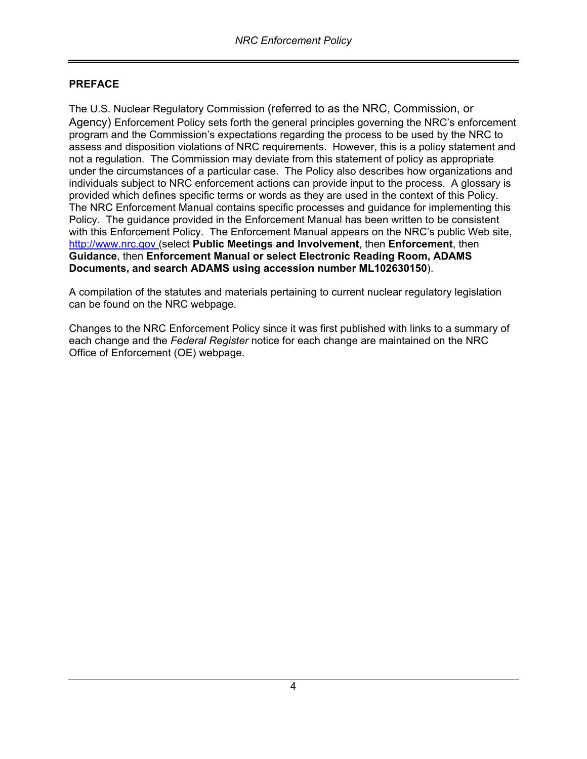## PREFACE

The U.S. Nuclear Regulatory Commission (referred to as the NRC, Commission, or Agency) Enforcement Policy sets forth the general principles governing the NRC's enforcement program and the Commission's expectations regarding the process to be used by the NRC to assess and disposition violations of NRC requirements. However, this is a policy statement and not a regulation. The Commission may deviate from this statement of policy as appropriate under the circumstances of a particular case. The Policy also describes how organizations and individuals subject to NRC enforcement actions can provide input to the process. A glossary is provided which defines specific terms or words as they are used in the context of this Policy. The NRC Enforcement Manual contains specific processes and guidance for implementing this Policy. The guidance provided in the Enforcement Manual has been written to be consistent with this Enforcement Policy. The Enforcement Manual appears on the NRC's public Web site, http://www.nrc.gov (select **Public Meetings and Involvement**, then **Enforcement**, then **Guidance**, then **Enforcement Manual or select Electronic Reading Room, ADAMS Documents, and search ADAMS using accession number ML102630150**).

A compilation of the statutes and materials pertaining to current nuclear regulatory legislation can be found on the NRC webpage.

Changes to the NRC Enforcement Policy since it was first published with links to a summary of each change and the *Federal Register* notice for each change are maintained on the NRC Office of Enforcement (OE) webpage.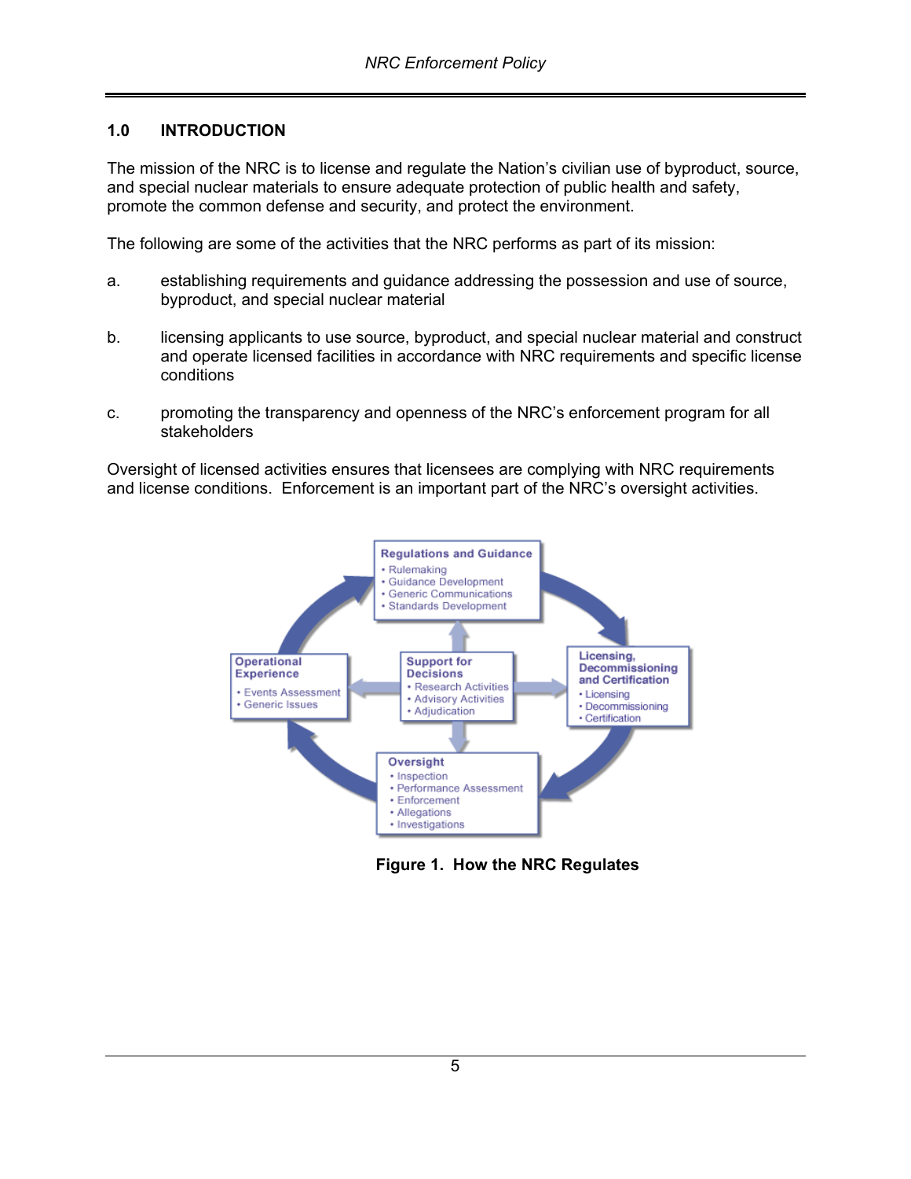## 1.0 INTRODUCTION

The mission of the NRC is to license and regulate the Nation's civilian use of byproduct, source, and special nuclear materials to ensure adequate protection of public health and safety, promote the common defense and security, and protect the environment.

The following are some of the activities that the NRC performs as part of its mission:

a. establishing requirements and guidance addressing the possession and use of source, byproduct, and special nuclear material

b. licensing applicants to use source, byproduct, and special nuclear material and construct and operate licensed facilities in accordance with NRC requirements and specific license conditions

c. promoting the transparency and openness of the NRC's enforcement program for all stakeholders

Oversight of licensed activities ensures that licensees are complying with NRC requirements and license conditions. Enforcement is an important part of the NRC's oversight activities.

**Regulations and Guidance**
- Rulemaking
- Guidance Development
- Generic Communications
- Standards Development

**Licensing, Decommissioning and Certification**
- Licensing
- Decommissioning
- Certification

**Oversight**
- Inspection
- Performance Assessment
- Enforcement
- Allegations
- Investigations

**Operational Experience**
- Events Assessment
- Generic Issues

**Support for Decisions**
- Research Activities
- Advisory Activities
- Adjudication

**Figure 1. How the NRC Regulates**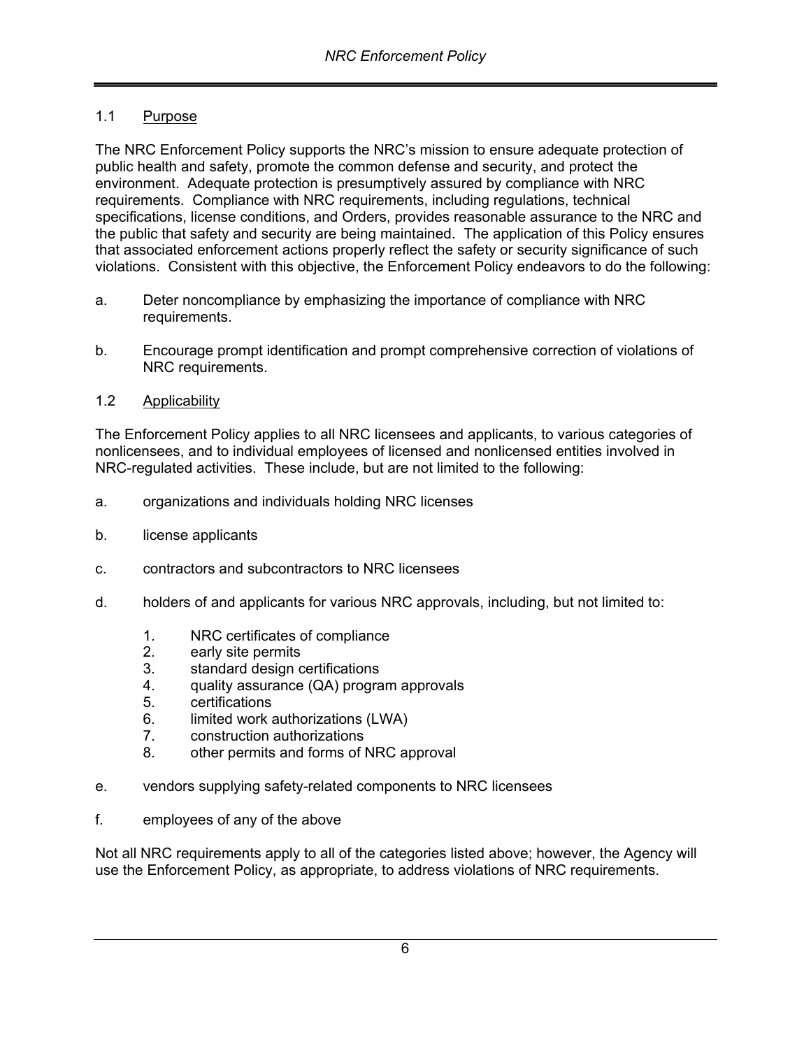## 1.1 Purpose

The NRC Enforcement Policy supports the NRC's mission to ensure adequate protection of public health and safety, promote the common defense and security, and protect the environment. Adequate protection is presumptively assured by compliance with NRC requirements. Compliance with NRC requirements, including regulations, technical specifications, license conditions, and Orders, provides reasonable assurance to the NRC and the public that safety and security are being maintained. The application of this Policy ensures that associated enforcement actions properly reflect the safety or security significance of such violations. Consistent with this objective, the Enforcement Policy endeavors to do the following:

a. Deter noncompliance by emphasizing the importance of compliance with NRC requirements.

b. Encourage prompt identification and prompt comprehensive correction of violations of NRC requirements.

## 1.2 Applicability

The Enforcement Policy applies to all NRC licensees and applicants, to various categories of nonlicensees, and to individual employees of licensed and nonlicensed entities involved in NRC-regulated activities. These include, but are not limited to the following:

a. organizations and individuals holding NRC licenses

b. license applicants

c. contractors and subcontractors to NRC licensees

d. holders of and applicants for various NRC approvals, including, but not limited to:

   1. NRC certificates of compliance
   2. early site permits
   3. standard design certifications
   4. quality assurance (QA) program approvals
   5. certifications
   6. limited work authorizations (LWA)
   7. construction authorizations
   8. other permits and forms of NRC approval

e. vendors supplying safety-related components to NRC licensees

f. employees of any of the above

Not all NRC requirements apply to all of the categories listed above; however, the Agency will use the Enforcement Policy, as appropriate, to address violations of NRC requirements.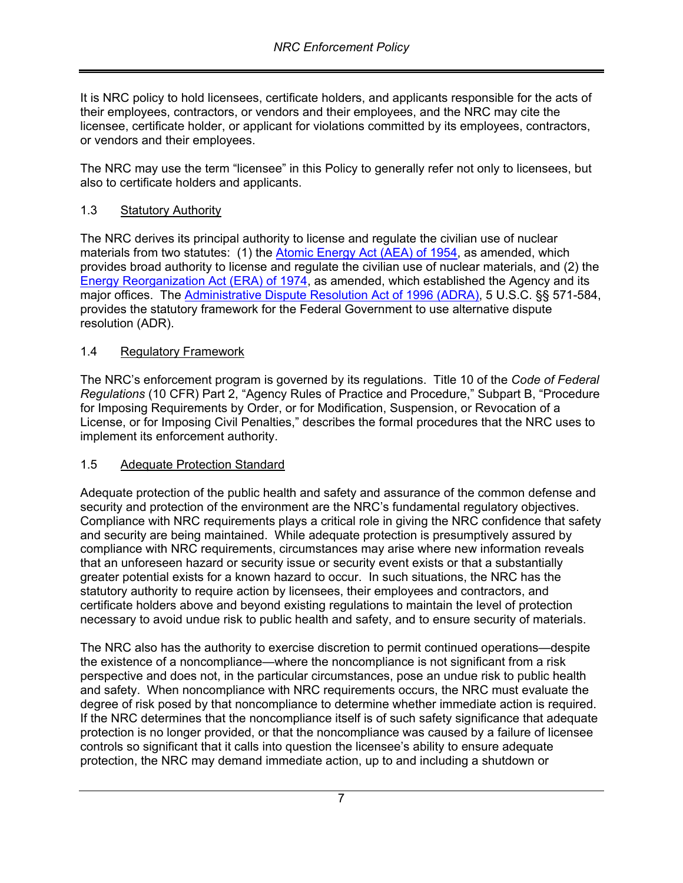It is NRC policy to hold licensees, certificate holders, and applicants responsible for the acts of their employees, contractors, or vendors and their employees, and the NRC may cite the licensee, certificate holder, or applicant for violations committed by its employees, contractors, or vendors and their employees.

The NRC may use the term "licensee" in this Policy to generally refer not only to licensees, but also to certificate holders and applicants.

### 1.3 Statutory Authority

The NRC derives its principal authority to license and regulate the civilian use of nuclear materials from two statutes: (1) the Atomic Energy Act (AEA) of 1954, as amended, which provides broad authority to license and regulate the civilian use of nuclear materials, and (2) the Energy Reorganization Act (ERA) of 1974, as amended, which established the Agency and its major offices. The Administrative Dispute Resolution Act of 1996 (ADRA), 5 U.S.C. §§ 571-584, provides the statutory framework for the Federal Government to use alternative dispute resolution (ADR).

### 1.4 Regulatory Framework

The NRC's enforcement program is governed by its regulations. Title 10 of the *Code of Federal Regulations* (10 CFR) Part 2, "Agency Rules of Practice and Procedure," Subpart B, "Procedure for Imposing Requirements by Order, or for Modification, Suspension, or Revocation of a License, or for Imposing Civil Penalties," describes the formal procedures that the NRC uses to implement its enforcement authority.

### 1.5 Adequate Protection Standard

Adequate protection of the public health and safety and assurance of the common defense and security and protection of the environment are the NRC's fundamental regulatory objectives. Compliance with NRC requirements plays a critical role in giving the NRC confidence that safety and security are being maintained. While adequate protection is presumptively assured by compliance with NRC requirements, circumstances may arise where new information reveals that an unforeseen hazard or security issue or security event exists or that a substantially greater potential exists for a known hazard to occur. In such situations, the NRC has the statutory authority to require action by licensees, their employees and contractors, and certificate holders above and beyond existing regulations to maintain the level of protection necessary to avoid undue risk to public health and safety, and to ensure security of materials.

The NRC also has the authority to exercise discretion to permit continued operations—despite the existence of a noncompliance—where the noncompliance is not significant from a risk perspective and does not, in the particular circumstances, pose an undue risk to public health and safety. When noncompliance with NRC requirements occurs, the NRC must evaluate the degree of risk posed by that noncompliance to determine whether immediate action is required. If the NRC determines that the noncompliance itself is of such safety significance that adequate protection is no longer provided, or that the noncompliance was caused by a failure of licensee controls so significant that it calls into question the licensee's ability to ensure adequate protection, the NRC may demand immediate action, up to and including a shutdown or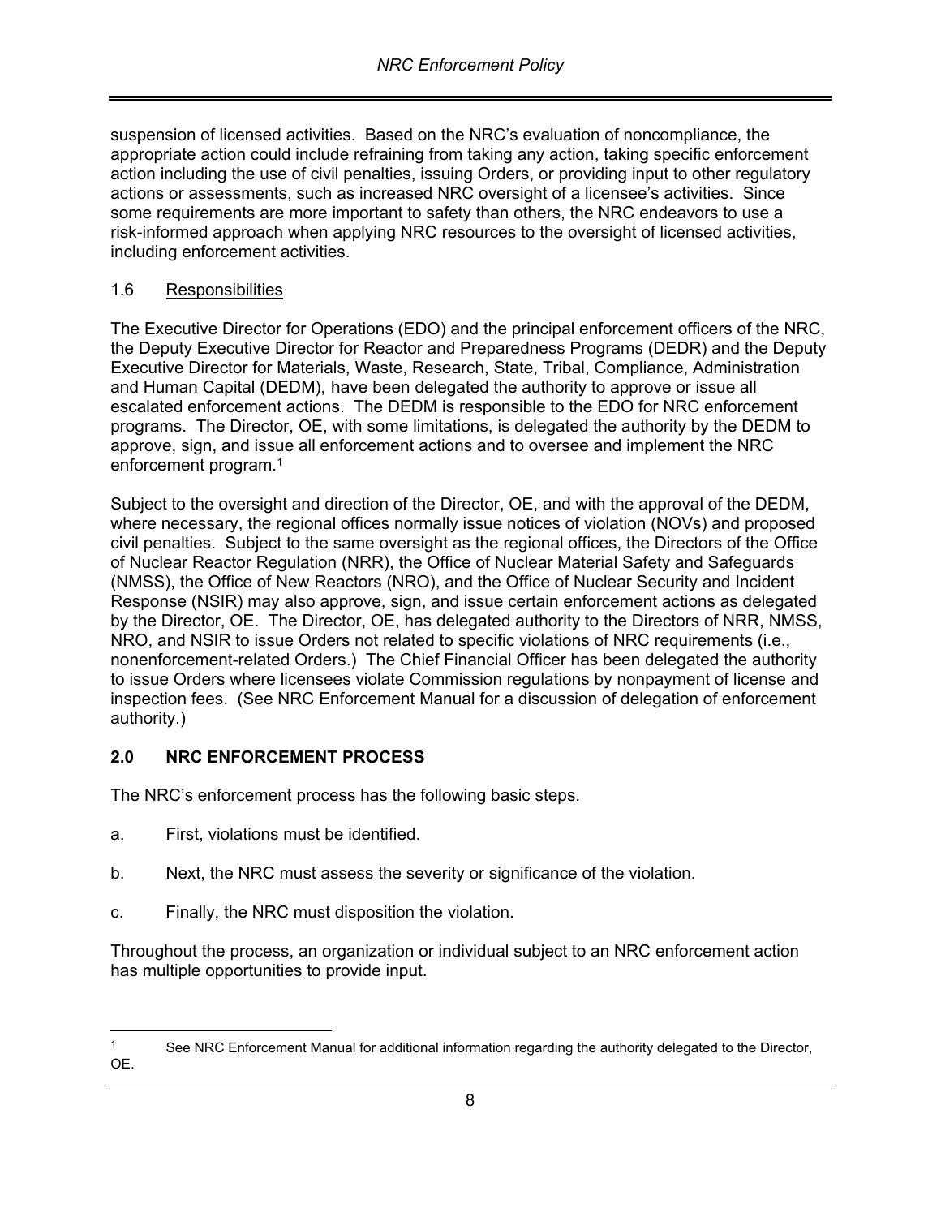suspension of licensed activities. Based on the NRC's evaluation of noncompliance, the appropriate action could include refraining from taking any action, taking specific enforcement action including the use of civil penalties, issuing Orders, or providing input to other regulatory actions or assessments, such as increased NRC oversight of a licensee's activities. Since some requirements are more important to safety than others, the NRC endeavors to use a risk-informed approach when applying NRC resources to the oversight of licensed activities, including enforcement activities.

### 1.6 Responsibilities

The Executive Director for Operations (EDO) and the principal enforcement officers of the NRC, the Deputy Executive Director for Reactor and Preparedness Programs (DEDR) and the Deputy Executive Director for Materials, Waste, Research, State, Tribal, Compliance, Administration and Human Capital (DEDM), have been delegated the authority to approve or issue all escalated enforcement actions. The DEDM is responsible to the EDO for NRC enforcement programs. The Director, OE, with some limitations, is delegated the authority by the DEDM to approve, sign, and issue all enforcement actions and to oversee and implement the NRC enforcement program.[1]

Subject to the oversight and direction of the Director, OE, and with the approval of the DEDM, where necessary, the regional offices normally issue notices of violation (NOVs) and proposed civil penalties. Subject to the same oversight as the regional offices, the Directors of the Office of Nuclear Reactor Regulation (NRR), the Office of Nuclear Material Safety and Safeguards (NMSS), the Office of New Reactors (NRO), and the Office of Nuclear Security and Incident Response (NSIR) may also approve, sign, and issue certain enforcement actions as delegated by the Director, OE. The Director, OE, has delegated authority to the Directors of NRR, NMSS, NRO, and NSIR to issue Orders not related to specific violations of NRC requirements (i.e., nonenforcement-related Orders.) The Chief Financial Officer has been delegated the authority to issue Orders where licensees violate Commission regulations by nonpayment of license and inspection fees. (See NRC Enforcement Manual for a discussion of delegation of enforcement authority.)

## 2.0 NRC ENFORCEMENT PROCESS

The NRC's enforcement process has the following basic steps.

a. First, violations must be identified.

b. Next, the NRC must assess the severity or significance of the violation.

c. Finally, the NRC must disposition the violation.

Throughout the process, an organization or individual subject to an NRC enforcement action has multiple opportunities to provide input.

[1] See NRC Enforcement Manual for additional information regarding the authority delegated to the Director, OE.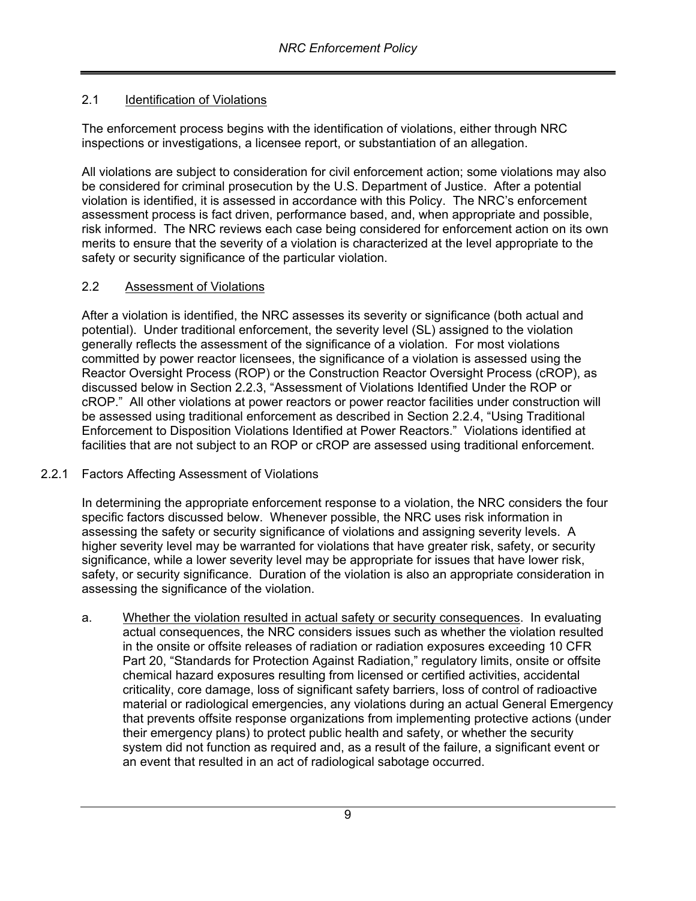## 2.1 Identification of Violations

The enforcement process begins with the identification of violations, either through NRC inspections or investigations, a licensee report, or substantiation of an allegation.

All violations are subject to consideration for civil enforcement action; some violations may also be considered for criminal prosecution by the U.S. Department of Justice. After a potential violation is identified, it is assessed in accordance with this Policy. The NRC's enforcement assessment process is fact driven, performance based, and, when appropriate and possible, risk informed. The NRC reviews each case being considered for enforcement action on its own merits to ensure that the severity of a violation is characterized at the level appropriate to the safety or security significance of the particular violation.

## 2.2 Assessment of Violations

After a violation is identified, the NRC assesses its severity or significance (both actual and potential). Under traditional enforcement, the severity level (SL) assigned to the violation generally reflects the assessment of the significance of a violation. For most violations committed by power reactor licensees, the significance of a violation is assessed using the Reactor Oversight Process (ROP) or the Construction Reactor Oversight Process (cROP), as discussed below in Section 2.2.3, "Assessment of Violations Identified Under the ROP or cROP." All other violations at power reactors or power reactor facilities under construction will be assessed using traditional enforcement as described in Section 2.2.4, "Using Traditional Enforcement to Disposition Violations Identified at Power Reactors." Violations identified at facilities that are not subject to an ROP or cROP are assessed using traditional enforcement.

### 2.2.1 Factors Affecting Assessment of Violations

In determining the appropriate enforcement response to a violation, the NRC considers the four specific factors discussed below. Whenever possible, the NRC uses risk information in assessing the safety or security significance of violations and assigning severity levels. A higher severity level may be warranted for violations that have greater risk, safety, or security significance, while a lower severity level may be appropriate for issues that have lower risk, safety, or security significance. Duration of the violation is also an appropriate consideration in assessing the significance of the violation.

a. Whether the violation resulted in actual safety or security consequences. In evaluating actual consequences, the NRC considers issues such as whether the violation resulted in the onsite or offsite releases of radiation or radiation exposures exceeding 10 CFR Part 20, "Standards for Protection Against Radiation," regulatory limits, onsite or offsite chemical hazard exposures resulting from licensed or certified activities, accidental criticality, core damage, loss of significant safety barriers, loss of control of radioactive material or radiological emergencies, any violations during an actual General Emergency that prevents offsite response organizations from implementing protective actions (under their emergency plans) to protect public health and safety, or whether the security system did not function as required and, as a result of the failure, a significant event or an event that resulted in an act of radiological sabotage occurred.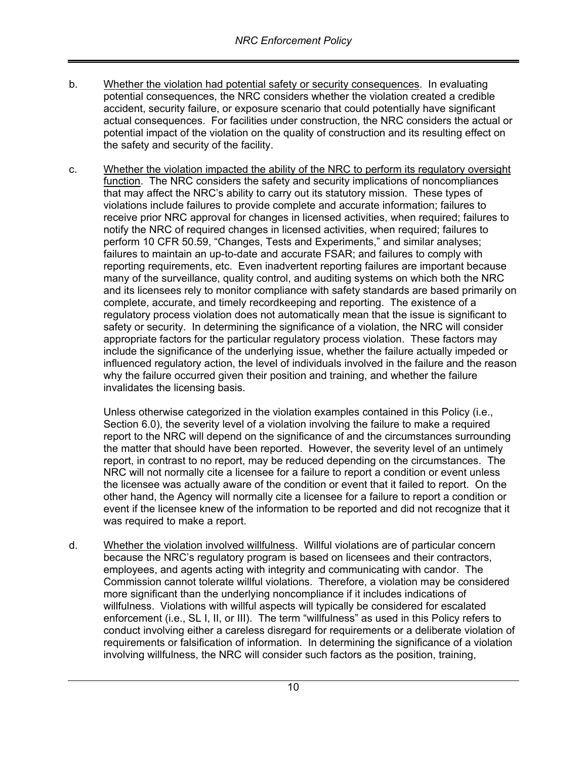b. Whether the violation had potential safety or security consequences. In evaluating potential consequences, the NRC considers whether the violation created a credible accident, security failure, or exposure scenario that could potentially have significant actual consequences. For facilities under construction, the NRC considers the actual or potential impact of the violation on the quality of construction and its resulting effect on the safety and security of the facility.

c. Whether the violation impacted the ability of the NRC to perform its regulatory oversight function. The NRC considers the safety and security implications of noncompliances that may affect the NRC's ability to carry out its statutory mission. These types of violations include failures to provide complete and accurate information; failures to receive prior NRC approval for changes in licensed activities, when required; failures to notify the NRC of required changes in licensed activities, when required; failures to perform 10 CFR 50.59, "Changes, Tests and Experiments," and similar analyses; failures to maintain an up-to-date and accurate FSAR; and failures to comply with reporting requirements, etc. Even inadvertent reporting failures are important because many of the surveillance, quality control, and auditing systems on which both the NRC and its licensees rely to monitor compliance with safety standards are based primarily on complete, accurate, and timely recordkeeping and reporting. The existence of a regulatory process violation does not automatically mean that the issue is significant to safety or security. In determining the significance of a violation, the NRC will consider appropriate factors for the particular regulatory process violation. These factors may include the significance of the underlying issue, whether the failure actually impeded or influenced regulatory action, the level of individuals involved in the failure and the reason why the failure occurred given their position and training, and whether the failure invalidates the licensing basis.

   Unless otherwise categorized in the violation examples contained in this Policy (i.e., Section 6.0), the severity level of a violation involving the failure to make a required report to the NRC will depend on the significance of and the circumstances surrounding the matter that should have been reported. However, the severity level of an untimely report, in contrast to no report, may be reduced depending on the circumstances. The NRC will not normally cite a licensee for a failure to report a condition or event unless the licensee was actually aware of the condition or event that it failed to report. On the other hand, the Agency will normally cite a licensee for a failure to report a condition or event if the licensee knew of the information to be reported and did not recognize that it was required to make a report.

d. Whether the violation involved willfulness. Willful violations are of particular concern because the NRC's regulatory program is based on licensees and their contractors, employees, and agents acting with integrity and communicating with candor. The Commission cannot tolerate willful violations. Therefore, a violation may be considered more significant than the underlying noncompliance if it includes indications of willfulness. Violations with willful aspects will typically be considered for escalated enforcement (i.e., SL I, II, or III). The term "willfulness" as used in this Policy refers to conduct involving either a careless disregard for requirements or a deliberate violation of requirements or falsification of information. In determining the significance of a violation involving willfulness, the NRC will consider such factors as the position, training,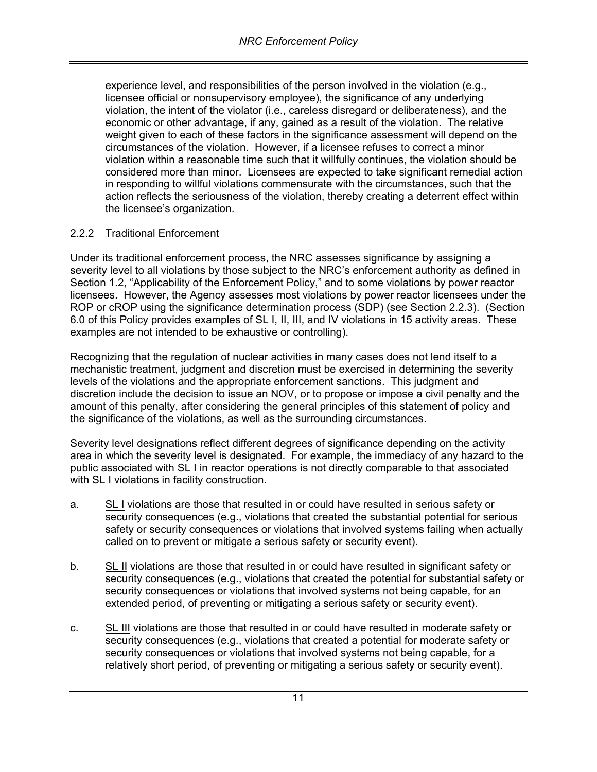experience level, and responsibilities of the person involved in the violation (e.g., licensee official or nonsupervisory employee), the significance of any underlying violation, the intent of the violator (i.e., careless disregard or deliberateness), and the economic or other advantage, if any, gained as a result of the violation. The relative weight given to each of these factors in the significance assessment will depend on the circumstances of the violation. However, if a licensee refuses to correct a minor violation within a reasonable time such that it willfully continues, the violation should be considered more than minor. Licensees are expected to take significant remedial action in responding to willful violations commensurate with the circumstances, such that the action reflects the seriousness of the violation, thereby creating a deterrent effect within the licensee's organization.

### 2.2.2 Traditional Enforcement

Under its traditional enforcement process, the NRC assesses significance by assigning a severity level to all violations by those subject to the NRC's enforcement authority as defined in Section 1.2, "Applicability of the Enforcement Policy," and to some violations by power reactor licensees. However, the Agency assesses most violations by power reactor licensees under the ROP or cROP using the significance determination process (SDP) (see Section 2.2.3). (Section 6.0 of this Policy provides examples of SL I, II, III, and IV violations in 15 activity areas. These examples are not intended to be exhaustive or controlling).

Recognizing that the regulation of nuclear activities in many cases does not lend itself to a mechanistic treatment, judgment and discretion must be exercised in determining the severity levels of the violations and the appropriate enforcement sanctions. This judgment and discretion include the decision to issue an NOV, or to propose or impose a civil penalty and the amount of this penalty, after considering the general principles of this statement of policy and the significance of the violations, as well as the surrounding circumstances.

Severity level designations reflect different degrees of significance depending on the activity area in which the severity level is designated. For example, the immediacy of any hazard to the public associated with SL I in reactor operations is not directly comparable to that associated with SL I violations in facility construction.

a. SL I violations are those that resulted in or could have resulted in serious safety or security consequences (e.g., violations that created the substantial potential for serious safety or security consequences or violations that involved systems failing when actually called on to prevent or mitigate a serious safety or security event).

b. SL II violations are those that resulted in or could have resulted in significant safety or security consequences (e.g., violations that created the potential for substantial safety or security consequences or violations that involved systems not being capable, for an extended period, of preventing or mitigating a serious safety or security event).

c. SL III violations are those that resulted in or could have resulted in moderate safety or security consequences (e.g., violations that created a potential for moderate safety or security consequences or violations that involved systems not being capable, for a relatively short period, of preventing or mitigating a serious safety or security event).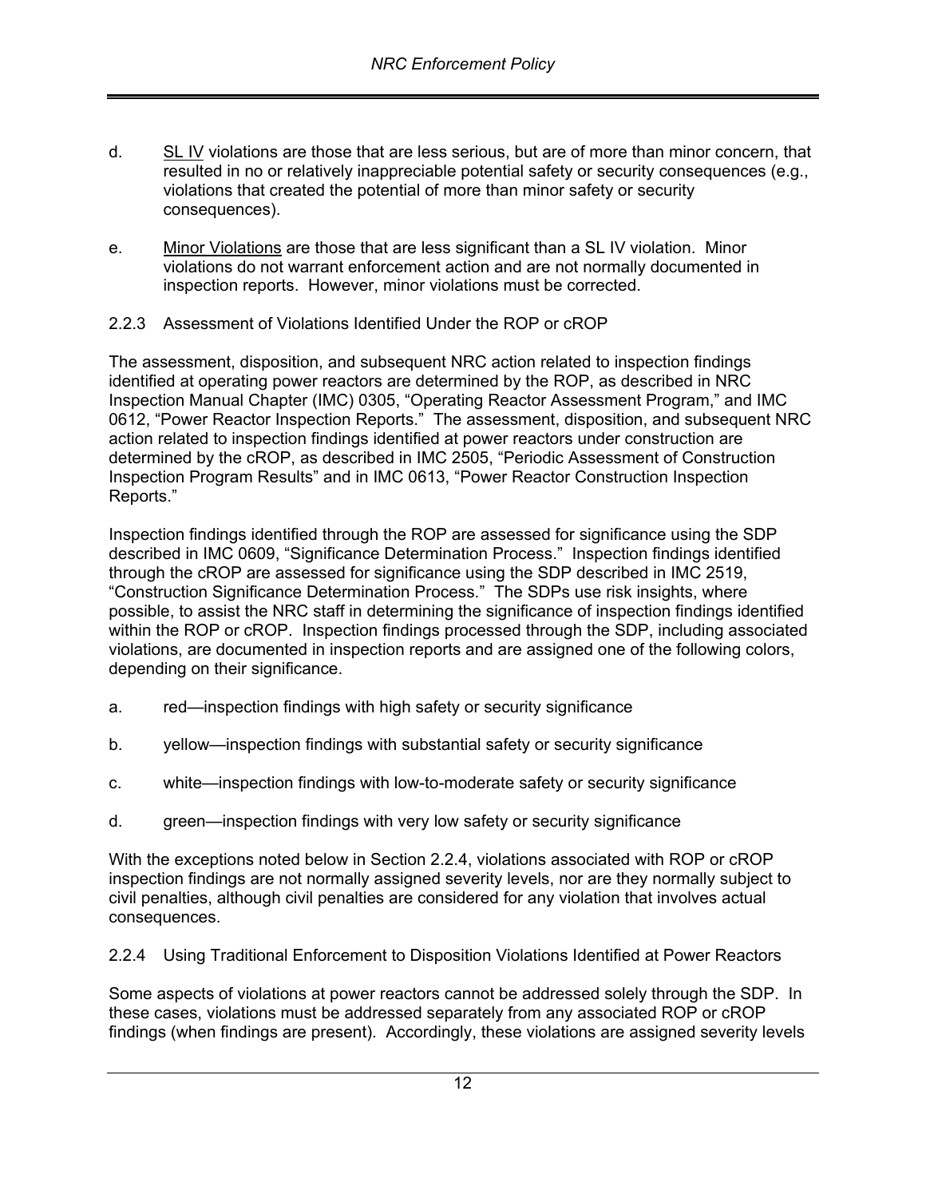d. <u>SL IV</u> violations are those that are less serious, but are of more than minor concern, that resulted in no or relatively inappreciable potential safety or security consequences (e.g., violations that created the potential of more than minor safety or security consequences).

e. <u>Minor Violations</u> are those that are less significant than a SL IV violation. Minor violations do not warrant enforcement action and are not normally documented in inspection reports. However, minor violations must be corrected.

### 2.2.3 Assessment of Violations Identified Under the ROP or cROP

The assessment, disposition, and subsequent NRC action related to inspection findings identified at operating power reactors are determined by the ROP, as described in NRC Inspection Manual Chapter (IMC) 0305, "Operating Reactor Assessment Program," and IMC 0612, "Power Reactor Inspection Reports." The assessment, disposition, and subsequent NRC action related to inspection findings identified at power reactors under construction are determined by the cROP, as described in IMC 2505, "Periodic Assessment of Construction Inspection Program Results" and in IMC 0613, "Power Reactor Construction Inspection Reports."

Inspection findings identified through the ROP are assessed for significance using the SDP described in IMC 0609, "Significance Determination Process." Inspection findings identified through the cROP are assessed for significance using the SDP described in IMC 2519, "Construction Significance Determination Process." The SDPs use risk insights, where possible, to assist the NRC staff in determining the significance of inspection findings identified within the ROP or cROP. Inspection findings processed through the SDP, including associated violations, are documented in inspection reports and are assigned one of the following colors, depending on their significance.

a. red—inspection findings with high safety or security significance

b. yellow—inspection findings with substantial safety or security significance

c. white—inspection findings with low-to-moderate safety or security significance

d. green—inspection findings with very low safety or security significance

With the exceptions noted below in Section 2.2.4, violations associated with ROP or cROP inspection findings are not normally assigned severity levels, nor are they normally subject to civil penalties, although civil penalties are considered for any violation that involves actual consequences.

### 2.2.4 Using Traditional Enforcement to Disposition Violations Identified at Power Reactors

Some aspects of violations at power reactors cannot be addressed solely through the SDP. In these cases, violations must be addressed separately from any associated ROP or cROP findings (when findings are present). Accordingly, these violations are assigned severity levels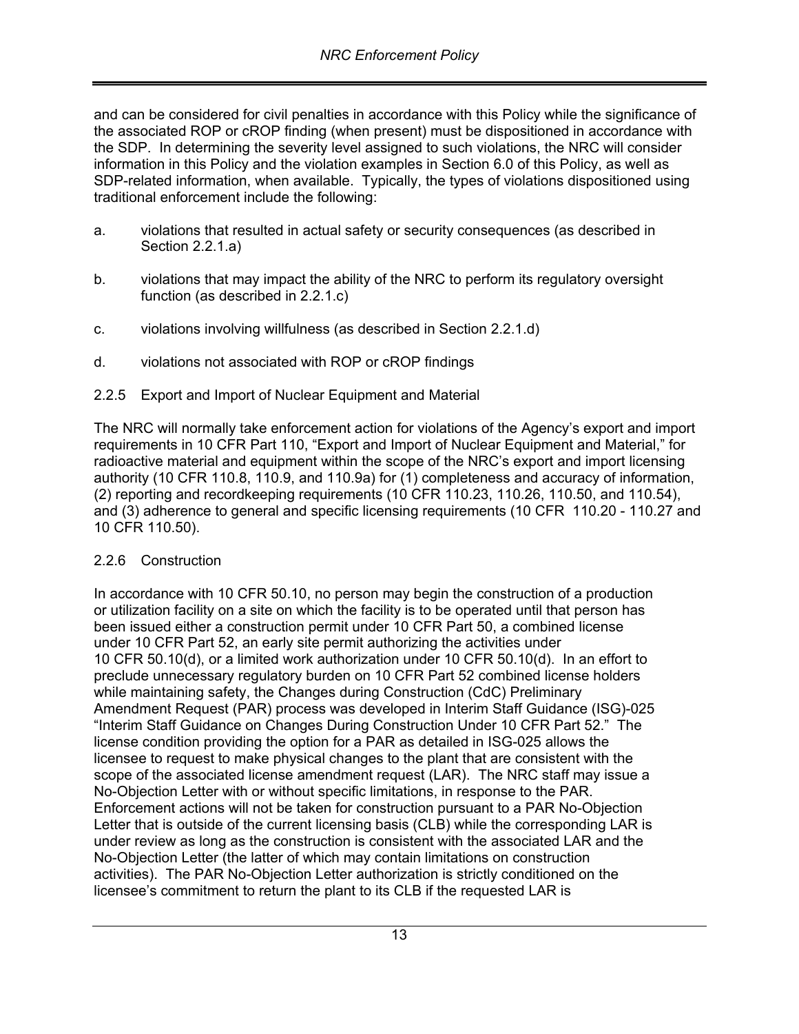and can be considered for civil penalties in accordance with this Policy while the significance of the associated ROP or cROP finding (when present) must be dispositioned in accordance with the SDP. In determining the severity level assigned to such violations, the NRC will consider information in this Policy and the violation examples in Section 6.0 of this Policy, as well as SDP-related information, when available. Typically, the types of violations dispositioned using traditional enforcement include the following:

a. violations that resulted in actual safety or security consequences (as described in Section 2.2.1.a)

b. violations that may impact the ability of the NRC to perform its regulatory oversight function (as described in 2.2.1.c)

c. violations involving willfulness (as described in Section 2.2.1.d)

d. violations not associated with ROP or cROP findings

### 2.2.5 Export and Import of Nuclear Equipment and Material

The NRC will normally take enforcement action for violations of the Agency's export and import requirements in 10 CFR Part 110, "Export and Import of Nuclear Equipment and Material," for radioactive material and equipment within the scope of the NRC's export and import licensing authority (10 CFR 110.8, 110.9, and 110.9a) for (1) completeness and accuracy of information, (2) reporting and recordkeeping requirements (10 CFR 110.23, 110.26, 110.50, and 110.54), and (3) adherence to general and specific licensing requirements (10 CFR 110.20 - 110.27 and 10 CFR 110.50).

### 2.2.6 Construction

In accordance with 10 CFR 50.10, no person may begin the construction of a production or utilization facility on a site on which the facility is to be operated until that person has been issued either a construction permit under 10 CFR Part 50, a combined license under 10 CFR Part 52, an early site permit authorizing the activities under 10 CFR 50.10(d), or a limited work authorization under 10 CFR 50.10(d). In an effort to preclude unnecessary regulatory burden on 10 CFR Part 52 combined license holders while maintaining safety, the Changes during Construction (CdC) Preliminary Amendment Request (PAR) process was developed in Interim Staff Guidance (ISG)-025 "Interim Staff Guidance on Changes During Construction Under 10 CFR Part 52." The license condition providing the option for a PAR as detailed in ISG-025 allows the licensee to request to make physical changes to the plant that are consistent with the scope of the associated license amendment request (LAR). The NRC staff may issue a No-Objection Letter with or without specific limitations, in response to the PAR. Enforcement actions will not be taken for construction pursuant to a PAR No-Objection Letter that is outside of the current licensing basis (CLB) while the corresponding LAR is under review as long as the construction is consistent with the associated LAR and the No-Objection Letter (the latter of which may contain limitations on construction activities). The PAR No-Objection Letter authorization is strictly conditioned on the licensee's commitment to return the plant to its CLB if the requested LAR is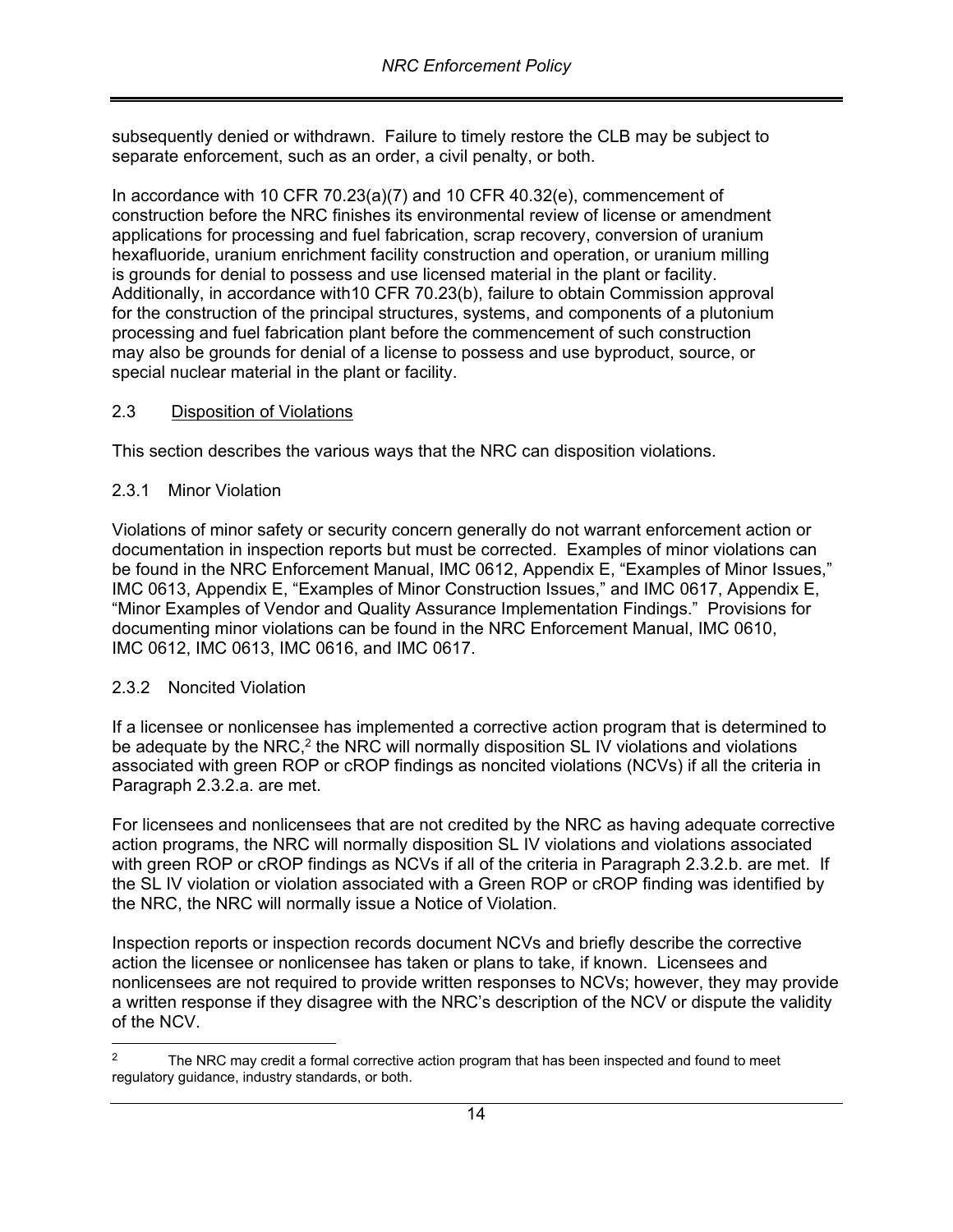subsequently denied or withdrawn. Failure to timely restore the CLB may be subject to separate enforcement, such as an order, a civil penalty, or both.

In accordance with 10 CFR 70.23(a)(7) and 10 CFR 40.32(e), commencement of construction before the NRC finishes its environmental review of license or amendment applications for processing and fuel fabrication, scrap recovery, conversion of uranium hexafluoride, uranium enrichment facility construction and operation, or uranium milling is grounds for denial to possess and use licensed material in the plant or facility. Additionally, in accordance with10 CFR 70.23(b), failure to obtain Commission approval for the construction of the principal structures, systems, and components of a plutonium processing and fuel fabrication plant before the commencement of such construction may also be grounds for denial of a license to possess and use byproduct, source, or special nuclear material in the plant or facility.

## 2.3 Disposition of Violations

This section describes the various ways that the NRC can disposition violations.

### 2.3.1 Minor Violation

Violations of minor safety or security concern generally do not warrant enforcement action or documentation in inspection reports but must be corrected. Examples of minor violations can be found in the NRC Enforcement Manual, IMC 0612, Appendix E, "Examples of Minor Issues," IMC 0613, Appendix E, "Examples of Minor Construction Issues," and IMC 0617, Appendix E, "Minor Examples of Vendor and Quality Assurance Implementation Findings." Provisions for documenting minor violations can be found in the NRC Enforcement Manual, IMC 0610, IMC 0612, IMC 0613, IMC 0616, and IMC 0617.

### 2.3.2 Noncited Violation

If a licensee or nonlicensee has implemented a corrective action program that is determined to be adequate by the NRC,[2] the NRC will normally disposition SL IV violations and violations associated with green ROP or cROP findings as noncited violations (NCVs) if all the criteria in Paragraph 2.3.2.a. are met.

For licensees and nonlicensees that are not credited by the NRC as having adequate corrective action programs, the NRC will normally disposition SL IV violations and violations associated with green ROP or cROP findings as NCVs if all of the criteria in Paragraph 2.3.2.b. are met. If the SL IV violation or violation associated with a Green ROP or cROP finding was identified by the NRC, the NRC will normally issue a Notice of Violation.

Inspection reports or inspection records document NCVs and briefly describe the corrective action the licensee or nonlicensee has taken or plans to take, if known. Licensees and nonlicensees are not required to provide written responses to NCVs; however, they may provide a written response if they disagree with the NRC's description of the NCV or dispute the validity of the NCV.

---

[2] The NRC may credit a formal corrective action program that has been inspected and found to meet regulatory guidance, industry standards, or both.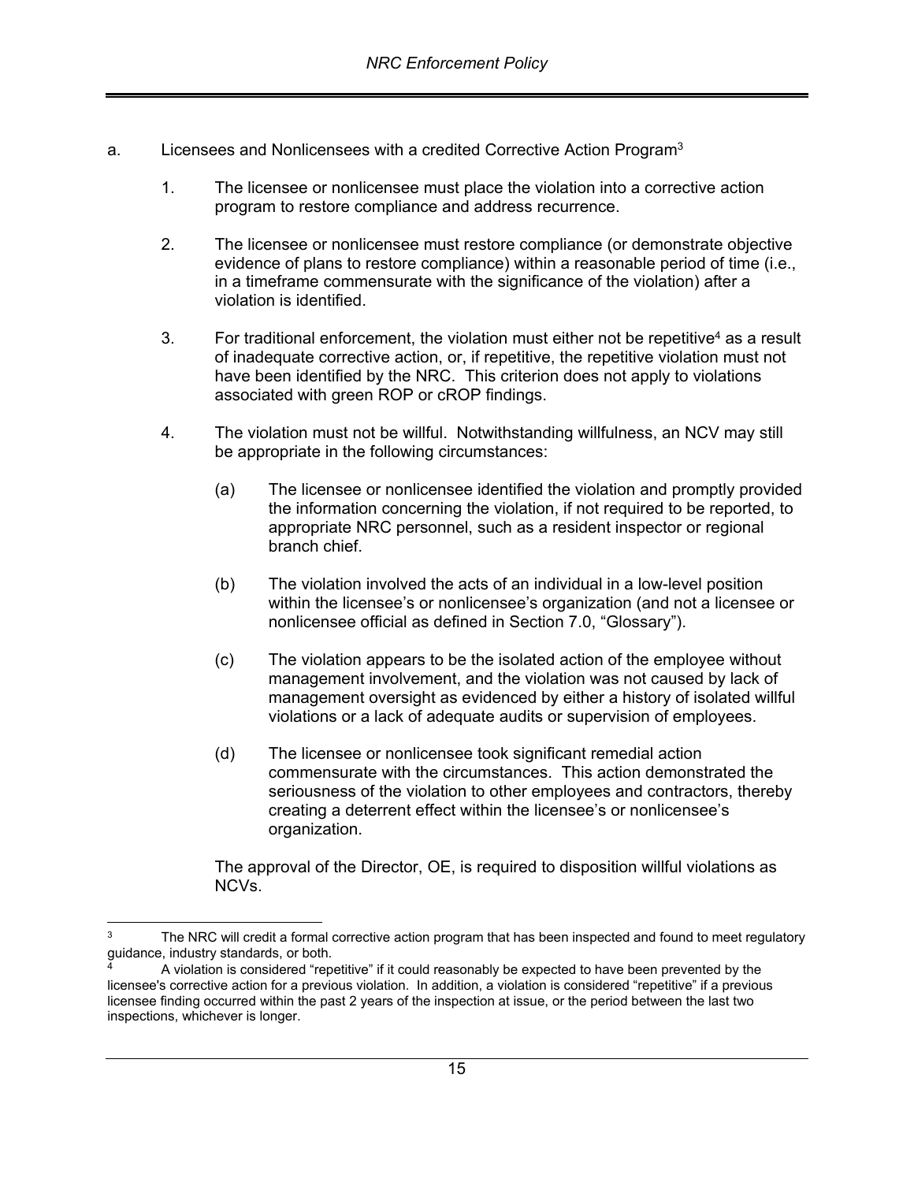a. Licensees and Nonlicensees with a credited Corrective Action Program[3]

1. The licensee or nonlicensee must place the violation into a corrective action program to restore compliance and address recurrence.

2. The licensee or nonlicensee must restore compliance (or demonstrate objective evidence of plans to restore compliance) within a reasonable period of time (i.e., in a timeframe commensurate with the significance of the violation) after a violation is identified.

3. For traditional enforcement, the violation must either not be repetitive[4] as a result of inadequate corrective action, or, if repetitive, the repetitive violation must not have been identified by the NRC. This criterion does not apply to violations associated with green ROP or cROP findings.

4. The violation must not be willful. Notwithstanding willfulness, an NCV may still be appropriate in the following circumstances:

   (a) The licensee or nonlicensee identified the violation and promptly provided the information concerning the violation, if not required to be reported, to appropriate NRC personnel, such as a resident inspector or regional branch chief.

   (b) The violation involved the acts of an individual in a low-level position within the licensee's or nonlicensee's organization (and not a licensee or nonlicensee official as defined in Section 7.0, "Glossary").

   (c) The violation appears to be the isolated action of the employee without management involvement, and the violation was not caused by lack of management oversight as evidenced by either a history of isolated willful violations or a lack of adequate audits or supervision of employees.

   (d) The licensee or nonlicensee took significant remedial action commensurate with the circumstances. This action demonstrated the seriousness of the violation to other employees and contractors, thereby creating a deterrent effect within the licensee's or nonlicensee's organization.

   The approval of the Director, OE, is required to disposition willful violations as NCVs.

---

[3] The NRC will credit a formal corrective action program that has been inspected and found to meet regulatory guidance, industry standards, or both.

[4] A violation is considered "repetitive" if it could reasonably be expected to have been prevented by the licensee's corrective action for a previous violation. In addition, a violation is considered "repetitive" if a previous licensee finding occurred within the past 2 years of the inspection at issue, or the period between the last two inspections, whichever is longer.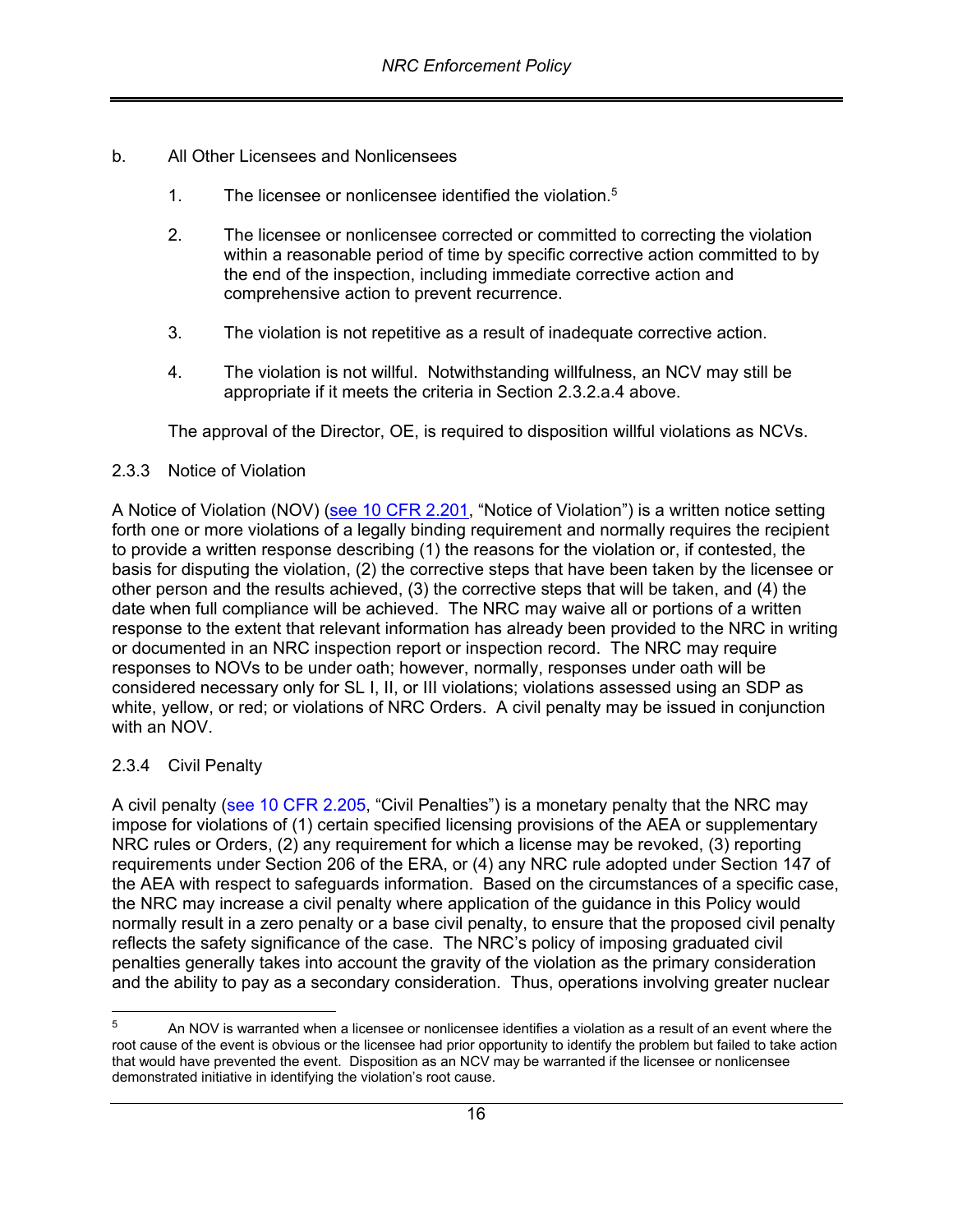b. All Other Licensees and Nonlicensees

1. The licensee or nonlicensee identified the violation.[5]

2. The licensee or nonlicensee corrected or committed to correcting the violation within a reasonable period of time by specific corrective action committed to by the end of the inspection, including immediate corrective action and comprehensive action to prevent recurrence.

3. The violation is not repetitive as a result of inadequate corrective action.

4. The violation is not willful. Notwithstanding willfulness, an NCV may still be appropriate if it meets the criteria in Section 2.3.2.a.4 above.

The approval of the Director, OE, is required to disposition willful violations as NCVs.

### 2.3.3 Notice of Violation

A Notice of Violation (NOV) (see 10 CFR 2.201, "Notice of Violation") is a written notice setting forth one or more violations of a legally binding requirement and normally requires the recipient to provide a written response describing (1) the reasons for the violation or, if contested, the basis for disputing the violation, (2) the corrective steps that have been taken by the licensee or other person and the results achieved, (3) the corrective steps that will be taken, and (4) the date when full compliance will be achieved. The NRC may waive all or portions of a written response to the extent that relevant information has already been provided to the NRC in writing or documented in an NRC inspection report or inspection record. The NRC may require responses to NOVs to be under oath; however, normally, responses under oath will be considered necessary only for SL I, II, or III violations; violations assessed using an SDP as white, yellow, or red; or violations of NRC Orders. A civil penalty may be issued in conjunction with an NOV.

### 2.3.4 Civil Penalty

A civil penalty (see 10 CFR 2.205, "Civil Penalties") is a monetary penalty that the NRC may impose for violations of (1) certain specified licensing provisions of the AEA or supplementary NRC rules or Orders, (2) any requirement for which a license may be revoked, (3) reporting requirements under Section 206 of the ERA, or (4) any NRC rule adopted under Section 147 of the AEA with respect to safeguards information. Based on the circumstances of a specific case, the NRC may increase a civil penalty where application of the guidance in this Policy would normally result in a zero penalty or a base civil penalty, to ensure that the proposed civil penalty reflects the safety significance of the case. The NRC's policy of imposing graduated civil penalties generally takes into account the gravity of the violation as the primary consideration and the ability to pay as a secondary consideration. Thus, operations involving greater nuclear

---

[5] An NOV is warranted when a licensee or nonlicensee identifies a violation as a result of an event where the root cause of the event is obvious or the licensee had prior opportunity to identify the problem but failed to take action that would have prevented the event. Disposition as an NCV may be warranted if the licensee or nonlicensee demonstrated initiative in identifying the violation's root cause.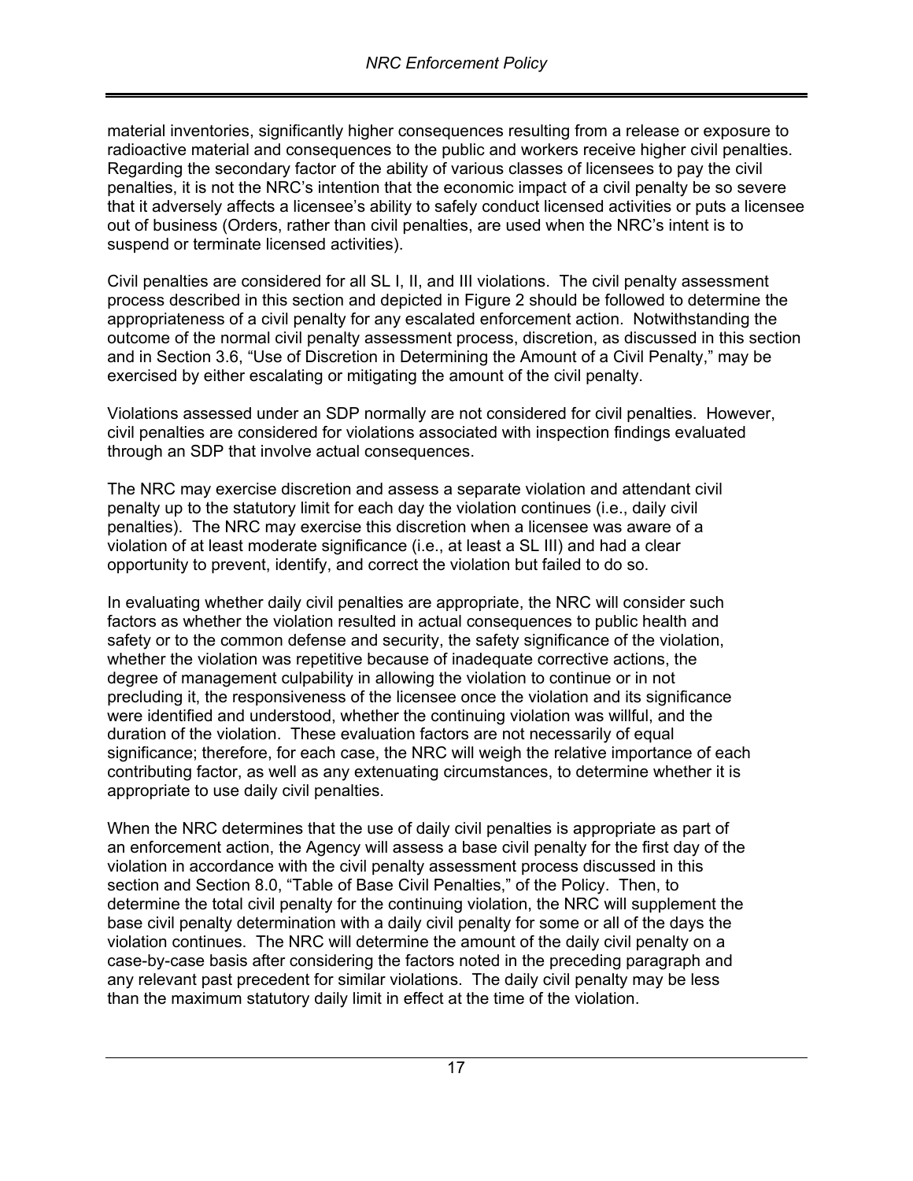material inventories, significantly higher consequences resulting from a release or exposure to radioactive material and consequences to the public and workers receive higher civil penalties. Regarding the secondary factor of the ability of various classes of licensees to pay the civil penalties, it is not the NRC's intention that the economic impact of a civil penalty be so severe that it adversely affects a licensee's ability to safely conduct licensed activities or puts a licensee out of business (Orders, rather than civil penalties, are used when the NRC's intent is to suspend or terminate licensed activities).

Civil penalties are considered for all SL I, II, and III violations. The civil penalty assessment process described in this section and depicted in Figure 2 should be followed to determine the appropriateness of a civil penalty for any escalated enforcement action. Notwithstanding the outcome of the normal civil penalty assessment process, discretion, as discussed in this section and in Section 3.6, "Use of Discretion in Determining the Amount of a Civil Penalty," may be exercised by either escalating or mitigating the amount of the civil penalty.

Violations assessed under an SDP normally are not considered for civil penalties. However, civil penalties are considered for violations associated with inspection findings evaluated through an SDP that involve actual consequences.

The NRC may exercise discretion and assess a separate violation and attendant civil penalty up to the statutory limit for each day the violation continues (i.e., daily civil penalties). The NRC may exercise this discretion when a licensee was aware of a violation of at least moderate significance (i.e., at least a SL III) and had a clear opportunity to prevent, identify, and correct the violation but failed to do so.

In evaluating whether daily civil penalties are appropriate, the NRC will consider such factors as whether the violation resulted in actual consequences to public health and safety or to the common defense and security, the safety significance of the violation, whether the violation was repetitive because of inadequate corrective actions, the degree of management culpability in allowing the violation to continue or in not precluding it, the responsiveness of the licensee once the violation and its significance were identified and understood, whether the continuing violation was willful, and the duration of the violation. These evaluation factors are not necessarily of equal significance; therefore, for each case, the NRC will weigh the relative importance of each contributing factor, as well as any extenuating circumstances, to determine whether it is appropriate to use daily civil penalties.

When the NRC determines that the use of daily civil penalties is appropriate as part of an enforcement action, the Agency will assess a base civil penalty for the first day of the violation in accordance with the civil penalty assessment process discussed in this section and Section 8.0, "Table of Base Civil Penalties," of the Policy. Then, to determine the total civil penalty for the continuing violation, the NRC will supplement the base civil penalty determination with a daily civil penalty for some or all of the days the violation continues. The NRC will determine the amount of the daily civil penalty on a case-by-case basis after considering the factors noted in the preceding paragraph and any relevant past precedent for similar violations. The daily civil penalty may be less than the maximum statutory daily limit in effect at the time of the violation.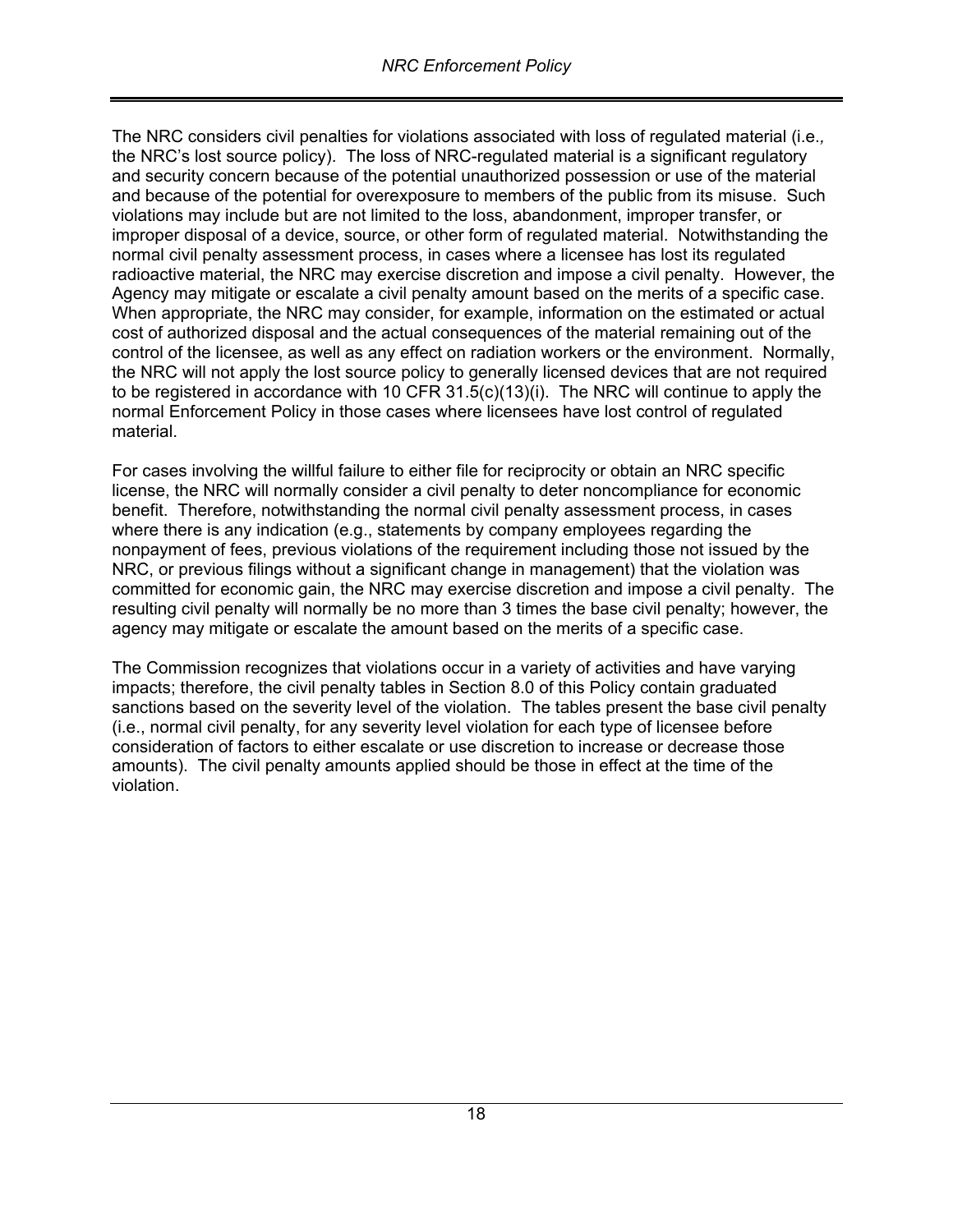The NRC considers civil penalties for violations associated with loss of regulated material (i.e.*,* the NRC's lost source policy). The loss of NRC-regulated material is a significant regulatory and security concern because of the potential unauthorized possession or use of the material and because of the potential for overexposure to members of the public from its misuse. Such violations may include but are not limited to the loss, abandonment, improper transfer, or improper disposal of a device, source, or other form of regulated material. Notwithstanding the normal civil penalty assessment process, in cases where a licensee has lost its regulated radioactive material, the NRC may exercise discretion and impose a civil penalty. However, the Agency may mitigate or escalate a civil penalty amount based on the merits of a specific case. When appropriate, the NRC may consider, for example, information on the estimated or actual cost of authorized disposal and the actual consequences of the material remaining out of the control of the licensee, as well as any effect on radiation workers or the environment. Normally, the NRC will not apply the lost source policy to generally licensed devices that are not required to be registered in accordance with 10 CFR 31.5(c)(13)(i). The NRC will continue to apply the normal Enforcement Policy in those cases where licensees have lost control of regulated material.

For cases involving the willful failure to either file for reciprocity or obtain an NRC specific license, the NRC will normally consider a civil penalty to deter noncompliance for economic benefit. Therefore, notwithstanding the normal civil penalty assessment process, in cases where there is any indication (e.g., statements by company employees regarding the nonpayment of fees, previous violations of the requirement including those not issued by the NRC, or previous filings without a significant change in management) that the violation was committed for economic gain, the NRC may exercise discretion and impose a civil penalty. The resulting civil penalty will normally be no more than 3 times the base civil penalty; however, the agency may mitigate or escalate the amount based on the merits of a specific case.

The Commission recognizes that violations occur in a variety of activities and have varying impacts; therefore, the civil penalty tables in Section 8.0 of this Policy contain graduated sanctions based on the severity level of the violation. The tables present the base civil penalty (i.e., normal civil penalty, for any severity level violation for each type of licensee before consideration of factors to either escalate or use discretion to increase or decrease those amounts). The civil penalty amounts applied should be those in effect at the time of the violation.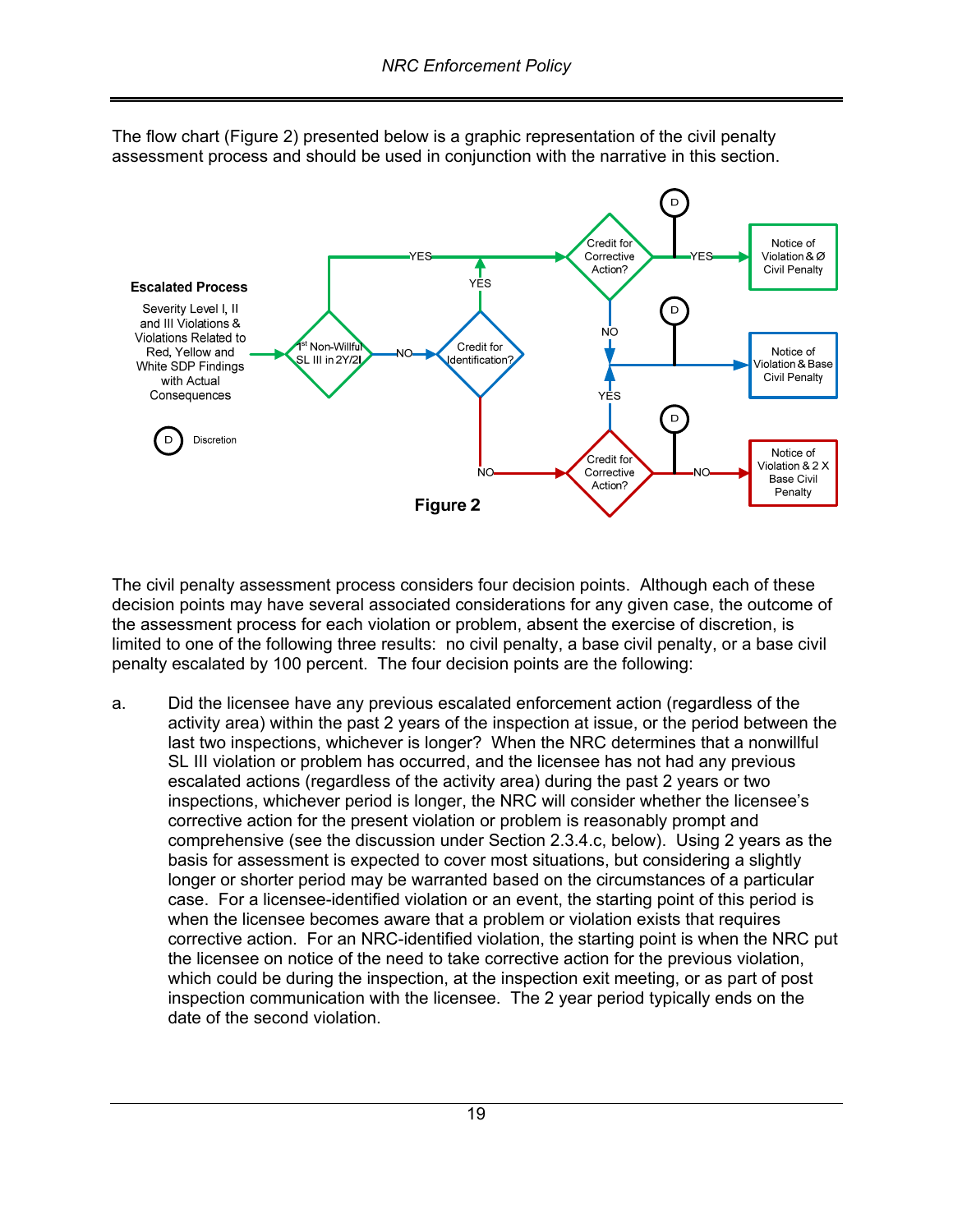The flow chart (Figure 2) presented below is a graphic representation of the civil penalty assessment process and should be used in conjunction with the narrative in this section.

**Escalated Process**

Severity Level I, II and III Violations & Violations Related to Red, Yellow and White SDP Findings with Actual Consequences

1st Non-Willful SL III in 2Y/2I

Credit for Identification?

Credit for Corrective Action?

Notice of Violation & Ø Civil Penalty

Notice of Violation & Base Civil Penalty

Notice of Violation & 2 X Base Civil Penalty

D Discretion

**Figure 2**

The civil penalty assessment process considers four decision points. Although each of these decision points may have several associated considerations for any given case, the outcome of the assessment process for each violation or problem, absent the exercise of discretion, is limited to one of the following three results: no civil penalty, a base civil penalty, or a base civil penalty escalated by 100 percent. The four decision points are the following:

a. Did the licensee have any previous escalated enforcement action (regardless of the activity area) within the past 2 years of the inspection at issue, or the period between the last two inspections, whichever is longer? When the NRC determines that a nonwillful SL III violation or problem has occurred, and the licensee has not had any previous escalated actions (regardless of the activity area) during the past 2 years or two inspections, whichever period is longer, the NRC will consider whether the licensee's corrective action for the present violation or problem is reasonably prompt and comprehensive (see the discussion under Section 2.3.4.c, below). Using 2 years as the basis for assessment is expected to cover most situations, but considering a slightly longer or shorter period may be warranted based on the circumstances of a particular case. For a licensee-identified violation or an event, the starting point of this period is when the licensee becomes aware that a problem or violation exists that requires corrective action. For an NRC-identified violation, the starting point is when the NRC put the licensee on notice of the need to take corrective action for the previous violation, which could be during the inspection, at the inspection exit meeting, or as part of post inspection communication with the licensee. The 2 year period typically ends on the date of the second violation.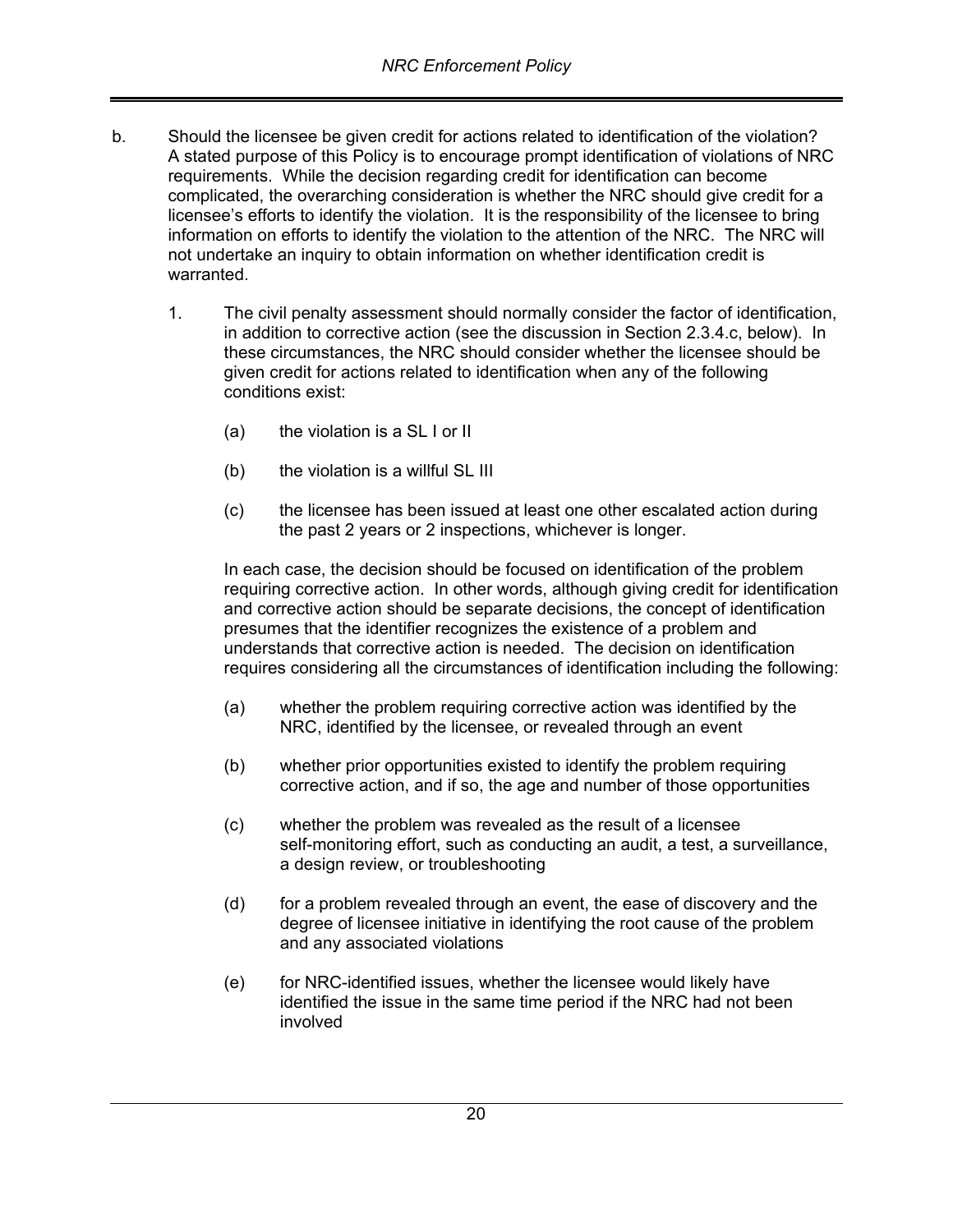b. Should the licensee be given credit for actions related to identification of the violation? A stated purpose of this Policy is to encourage prompt identification of violations of NRC requirements. While the decision regarding credit for identification can become complicated, the overarching consideration is whether the NRC should give credit for a licensee's efforts to identify the violation. It is the responsibility of the licensee to bring information on efforts to identify the violation to the attention of the NRC. The NRC will not undertake an inquiry to obtain information on whether identification credit is warranted.

   1. The civil penalty assessment should normally consider the factor of identification, in addition to corrective action (see the discussion in Section 2.3.4.c, below). In these circumstances, the NRC should consider whether the licensee should be given credit for actions related to identification when any of the following conditions exist:

      (a) the violation is a SL I or II

      (b) the violation is a willful SL III

      (c) the licensee has been issued at least one other escalated action during the past 2 years or 2 inspections, whichever is longer.

      In each case, the decision should be focused on identification of the problem requiring corrective action. In other words, although giving credit for identification and corrective action should be separate decisions, the concept of identification presumes that the identifier recognizes the existence of a problem and understands that corrective action is needed. The decision on identification requires considering all the circumstances of identification including the following:

      (a) whether the problem requiring corrective action was identified by the NRC, identified by the licensee, or revealed through an event

      (b) whether prior opportunities existed to identify the problem requiring corrective action, and if so, the age and number of those opportunities

      (c) whether the problem was revealed as the result of a licensee self-monitoring effort, such as conducting an audit, a test, a surveillance, a design review, or troubleshooting

      (d) for a problem revealed through an event, the ease of discovery and the degree of licensee initiative in identifying the root cause of the problem and any associated violations

      (e) for NRC-identified issues, whether the licensee would likely have identified the issue in the same time period if the NRC had not been involved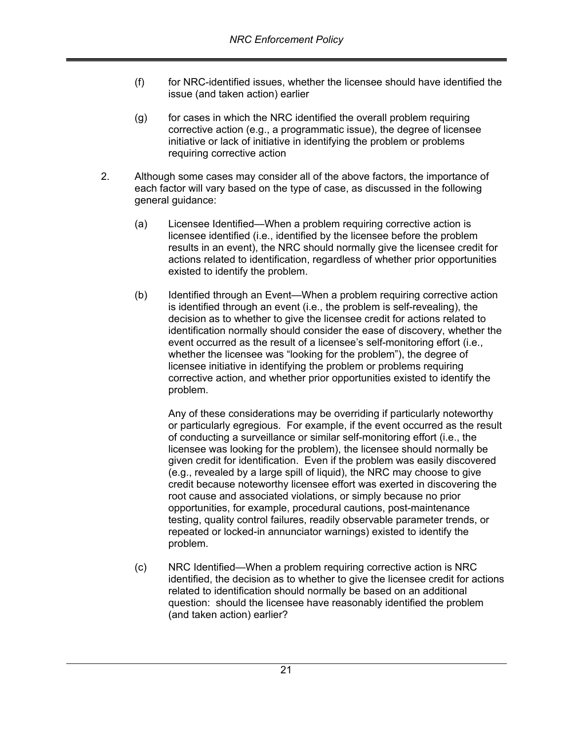(f) for NRC-identified issues, whether the licensee should have identified the issue (and taken action) earlier

(g) for cases in which the NRC identified the overall problem requiring corrective action (e.g., a programmatic issue), the degree of licensee initiative or lack of initiative in identifying the problem or problems requiring corrective action

2. Although some cases may consider all of the above factors, the importance of each factor will vary based on the type of case, as discussed in the following general guidance:

   (a) Licensee Identified—When a problem requiring corrective action is licensee identified (i.e., identified by the licensee before the problem results in an event), the NRC should normally give the licensee credit for actions related to identification, regardless of whether prior opportunities existed to identify the problem.

   (b) Identified through an Event—When a problem requiring corrective action is identified through an event (i.e., the problem is self-revealing), the decision as to whether to give the licensee credit for actions related to identification normally should consider the ease of discovery, whether the event occurred as the result of a licensee's self-monitoring effort (i.e., whether the licensee was "looking for the problem"), the degree of licensee initiative in identifying the problem or problems requiring corrective action, and whether prior opportunities existed to identify the problem.

   Any of these considerations may be overriding if particularly noteworthy or particularly egregious. For example, if the event occurred as the result of conducting a surveillance or similar self-monitoring effort (i.e., the licensee was looking for the problem), the licensee should normally be given credit for identification. Even if the problem was easily discovered (e.g., revealed by a large spill of liquid), the NRC may choose to give credit because noteworthy licensee effort was exerted in discovering the root cause and associated violations, or simply because no prior opportunities, for example, procedural cautions, post-maintenance testing, quality control failures, readily observable parameter trends, or repeated or locked-in annunciator warnings) existed to identify the problem.

   (c) NRC Identified—When a problem requiring corrective action is NRC identified, the decision as to whether to give the licensee credit for actions related to identification should normally be based on an additional question: should the licensee have reasonably identified the problem (and taken action) earlier?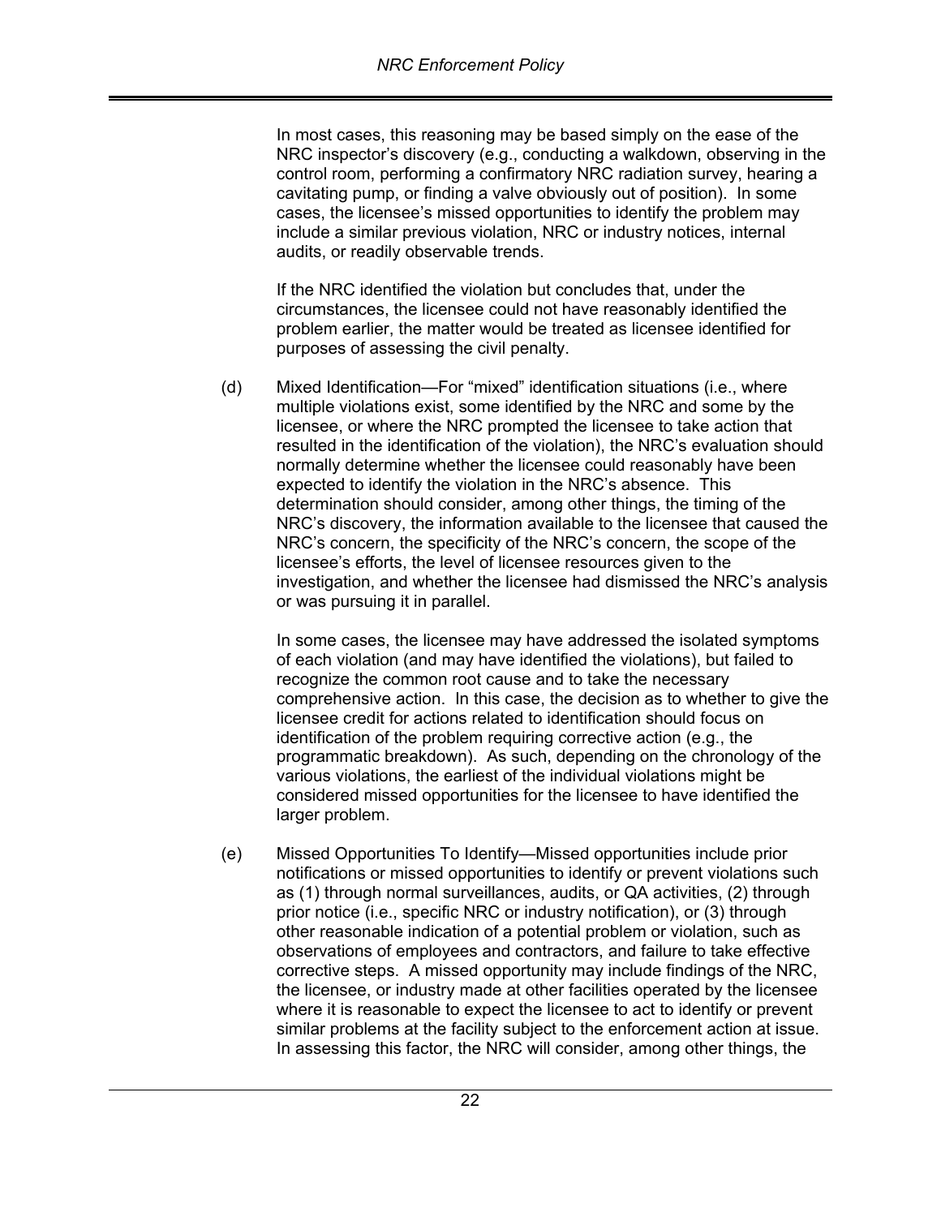In most cases, this reasoning may be based simply on the ease of the NRC inspector's discovery (e.g., conducting a walkdown, observing in the control room, performing a confirmatory NRC radiation survey, hearing a cavitating pump, or finding a valve obviously out of position). In some cases, the licensee's missed opportunities to identify the problem may include a similar previous violation, NRC or industry notices, internal audits, or readily observable trends.

If the NRC identified the violation but concludes that, under the circumstances, the licensee could not have reasonably identified the problem earlier, the matter would be treated as licensee identified for purposes of assessing the civil penalty.

(d) Mixed Identification—For "mixed" identification situations (i.e., where multiple violations exist, some identified by the NRC and some by the licensee, or where the NRC prompted the licensee to take action that resulted in the identification of the violation), the NRC's evaluation should normally determine whether the licensee could reasonably have been expected to identify the violation in the NRC's absence. This determination should consider, among other things, the timing of the NRC's discovery, the information available to the licensee that caused the NRC's concern, the specificity of the NRC's concern, the scope of the licensee's efforts, the level of licensee resources given to the investigation, and whether the licensee had dismissed the NRC's analysis or was pursuing it in parallel.

In some cases, the licensee may have addressed the isolated symptoms of each violation (and may have identified the violations), but failed to recognize the common root cause and to take the necessary comprehensive action. In this case, the decision as to whether to give the licensee credit for actions related to identification should focus on identification of the problem requiring corrective action (e.g., the programmatic breakdown). As such, depending on the chronology of the various violations, the earliest of the individual violations might be considered missed opportunities for the licensee to have identified the larger problem.

(e) Missed Opportunities To Identify—Missed opportunities include prior notifications or missed opportunities to identify or prevent violations such as (1) through normal surveillances, audits, or QA activities, (2) through prior notice (i.e., specific NRC or industry notification), or (3) through other reasonable indication of a potential problem or violation, such as observations of employees and contractors, and failure to take effective corrective steps. A missed opportunity may include findings of the NRC, the licensee, or industry made at other facilities operated by the licensee where it is reasonable to expect the licensee to act to identify or prevent similar problems at the facility subject to the enforcement action at issue. In assessing this factor, the NRC will consider, among other things, the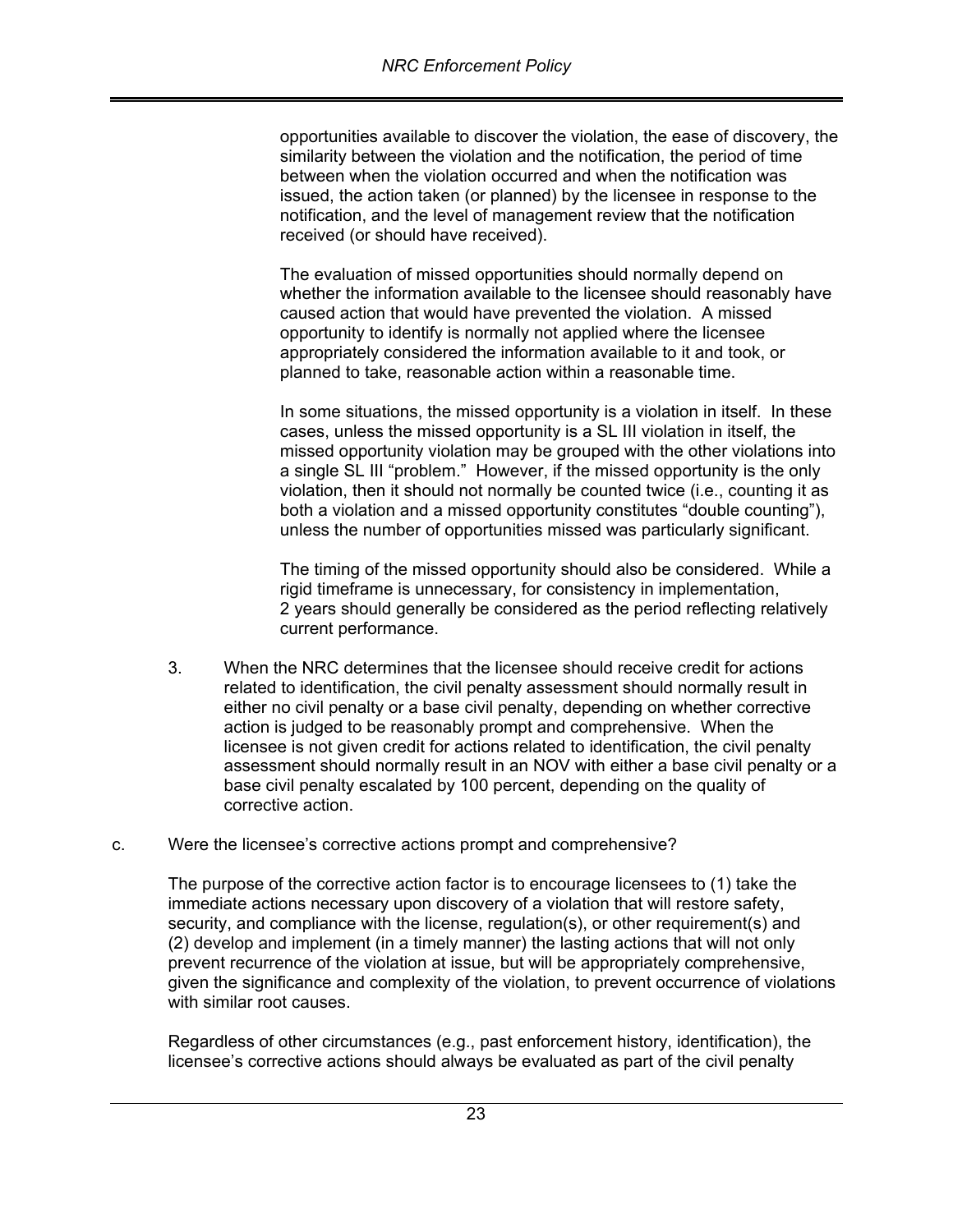opportunities available to discover the violation, the ease of discovery, the similarity between the violation and the notification, the period of time between when the violation occurred and when the notification was issued, the action taken (or planned) by the licensee in response to the notification, and the level of management review that the notification received (or should have received).

The evaluation of missed opportunities should normally depend on whether the information available to the licensee should reasonably have caused action that would have prevented the violation. A missed opportunity to identify is normally not applied where the licensee appropriately considered the information available to it and took, or planned to take, reasonable action within a reasonable time.

In some situations, the missed opportunity is a violation in itself. In these cases, unless the missed opportunity is a SL III violation in itself, the missed opportunity violation may be grouped with the other violations into a single SL III "problem." However, if the missed opportunity is the only violation, then it should not normally be counted twice (i.e., counting it as both a violation and a missed opportunity constitutes "double counting"), unless the number of opportunities missed was particularly significant.

The timing of the missed opportunity should also be considered. While a rigid timeframe is unnecessary, for consistency in implementation, 2 years should generally be considered as the period reflecting relatively current performance.

3. When the NRC determines that the licensee should receive credit for actions related to identification, the civil penalty assessment should normally result in either no civil penalty or a base civil penalty, depending on whether corrective action is judged to be reasonably prompt and comprehensive. When the licensee is not given credit for actions related to identification, the civil penalty assessment should normally result in an NOV with either a base civil penalty or a base civil penalty escalated by 100 percent, depending on the quality of corrective action.

c. Were the licensee's corrective actions prompt and comprehensive?

The purpose of the corrective action factor is to encourage licensees to (1) take the immediate actions necessary upon discovery of a violation that will restore safety, security, and compliance with the license, regulation(s), or other requirement(s) and (2) develop and implement (in a timely manner) the lasting actions that will not only prevent recurrence of the violation at issue, but will be appropriately comprehensive, given the significance and complexity of the violation, to prevent occurrence of violations with similar root causes.

Regardless of other circumstances (e.g., past enforcement history, identification), the licensee's corrective actions should always be evaluated as part of the civil penalty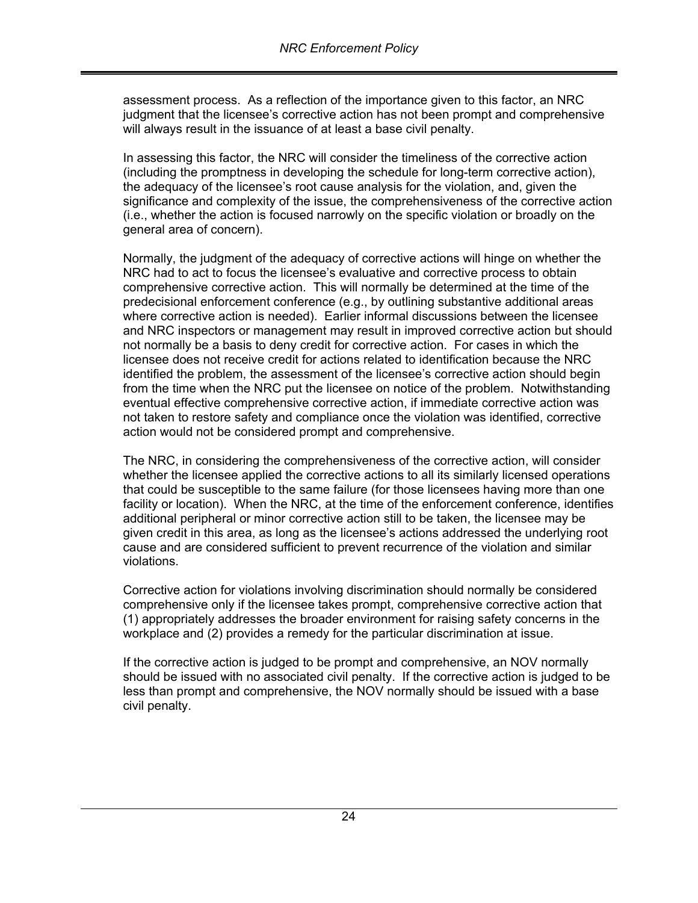assessment process. As a reflection of the importance given to this factor, an NRC judgment that the licensee's corrective action has not been prompt and comprehensive will always result in the issuance of at least a base civil penalty.

In assessing this factor, the NRC will consider the timeliness of the corrective action (including the promptness in developing the schedule for long-term corrective action), the adequacy of the licensee's root cause analysis for the violation, and, given the significance and complexity of the issue, the comprehensiveness of the corrective action (i.e., whether the action is focused narrowly on the specific violation or broadly on the general area of concern).

Normally, the judgment of the adequacy of corrective actions will hinge on whether the NRC had to act to focus the licensee's evaluative and corrective process to obtain comprehensive corrective action. This will normally be determined at the time of the predecisional enforcement conference (e.g., by outlining substantive additional areas where corrective action is needed). Earlier informal discussions between the licensee and NRC inspectors or management may result in improved corrective action but should not normally be a basis to deny credit for corrective action. For cases in which the licensee does not receive credit for actions related to identification because the NRC identified the problem, the assessment of the licensee's corrective action should begin from the time when the NRC put the licensee on notice of the problem. Notwithstanding eventual effective comprehensive corrective action, if immediate corrective action was not taken to restore safety and compliance once the violation was identified, corrective action would not be considered prompt and comprehensive.

The NRC, in considering the comprehensiveness of the corrective action, will consider whether the licensee applied the corrective actions to all its similarly licensed operations that could be susceptible to the same failure (for those licensees having more than one facility or location). When the NRC, at the time of the enforcement conference, identifies additional peripheral or minor corrective action still to be taken, the licensee may be given credit in this area, as long as the licensee's actions addressed the underlying root cause and are considered sufficient to prevent recurrence of the violation and similar violations.

Corrective action for violations involving discrimination should normally be considered comprehensive only if the licensee takes prompt, comprehensive corrective action that (1) appropriately addresses the broader environment for raising safety concerns in the workplace and (2) provides a remedy for the particular discrimination at issue.

If the corrective action is judged to be prompt and comprehensive, an NOV normally should be issued with no associated civil penalty. If the corrective action is judged to be less than prompt and comprehensive, the NOV normally should be issued with a base civil penalty.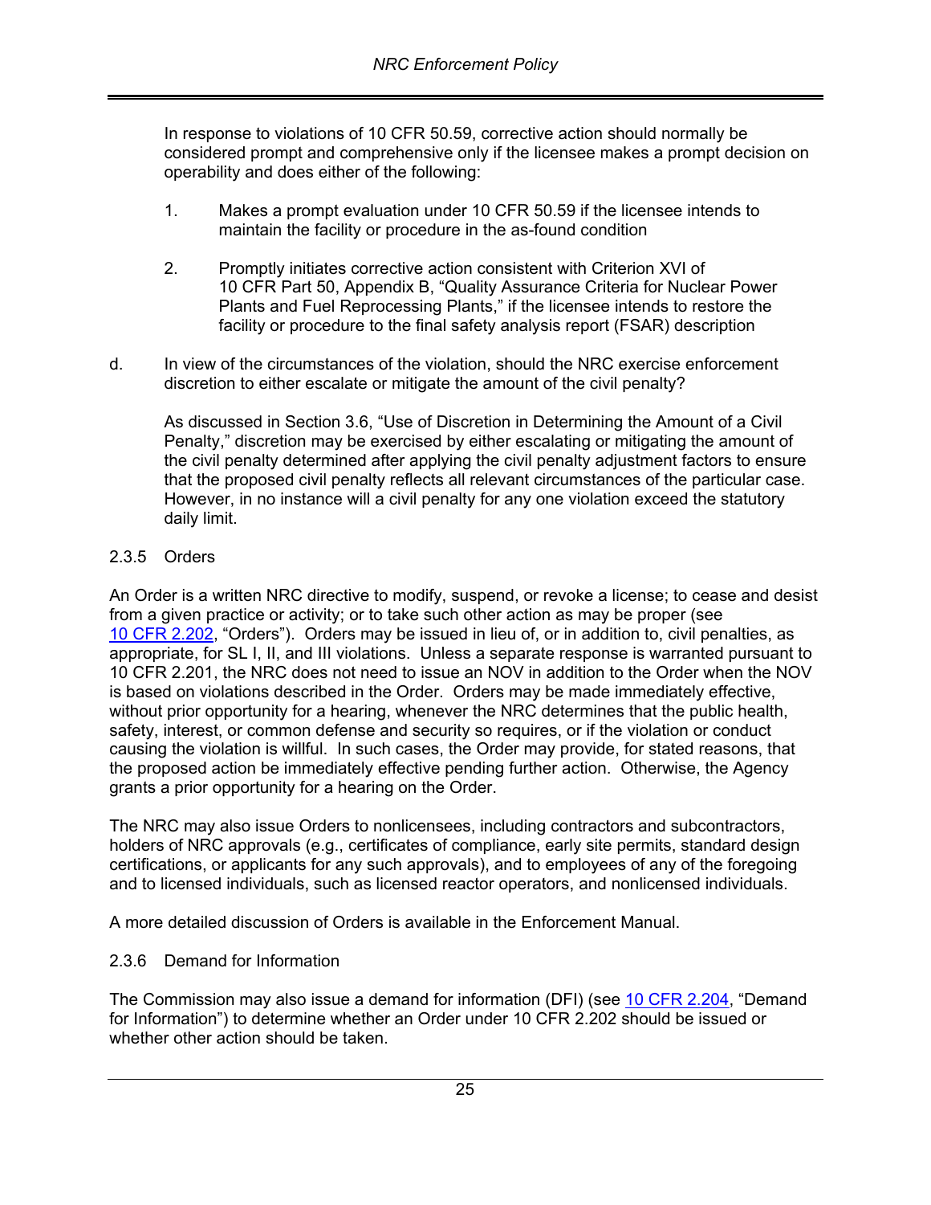In response to violations of 10 CFR 50.59, corrective action should normally be considered prompt and comprehensive only if the licensee makes a prompt decision on operability and does either of the following:

1. Makes a prompt evaluation under 10 CFR 50.59 if the licensee intends to maintain the facility or procedure in the as-found condition

2. Promptly initiates corrective action consistent with Criterion XVI of 10 CFR Part 50, Appendix B, "Quality Assurance Criteria for Nuclear Power Plants and Fuel Reprocessing Plants," if the licensee intends to restore the facility or procedure to the final safety analysis report (FSAR) description

d. In view of the circumstances of the violation, should the NRC exercise enforcement discretion to either escalate or mitigate the amount of the civil penalty?

   As discussed in Section 3.6, "Use of Discretion in Determining the Amount of a Civil Penalty," discretion may be exercised by either escalating or mitigating the amount of the civil penalty determined after applying the civil penalty adjustment factors to ensure that the proposed civil penalty reflects all relevant circumstances of the particular case. However, in no instance will a civil penalty for any one violation exceed the statutory daily limit.

### 2.3.5 Orders

An Order is a written NRC directive to modify, suspend, or revoke a license; to cease and desist from a given practice or activity; or to take such other action as may be proper (see 10 CFR 2.202, "Orders"). Orders may be issued in lieu of, or in addition to, civil penalties, as appropriate, for SL I, II, and III violations. Unless a separate response is warranted pursuant to 10 CFR 2.201, the NRC does not need to issue an NOV in addition to the Order when the NOV is based on violations described in the Order. Orders may be made immediately effective, without prior opportunity for a hearing, whenever the NRC determines that the public health, safety, interest, or common defense and security so requires, or if the violation or conduct causing the violation is willful. In such cases, the Order may provide, for stated reasons, that the proposed action be immediately effective pending further action. Otherwise, the Agency grants a prior opportunity for a hearing on the Order.

The NRC may also issue Orders to nonlicensees, including contractors and subcontractors, holders of NRC approvals (e.g., certificates of compliance, early site permits, standard design certifications, or applicants for any such approvals), and to employees of any of the foregoing and to licensed individuals, such as licensed reactor operators, and nonlicensed individuals.

A more detailed discussion of Orders is available in the Enforcement Manual.

### 2.3.6 Demand for Information

The Commission may also issue a demand for information (DFI) (see 10 CFR 2.204, "Demand for Information") to determine whether an Order under 10 CFR 2.202 should be issued or whether other action should be taken.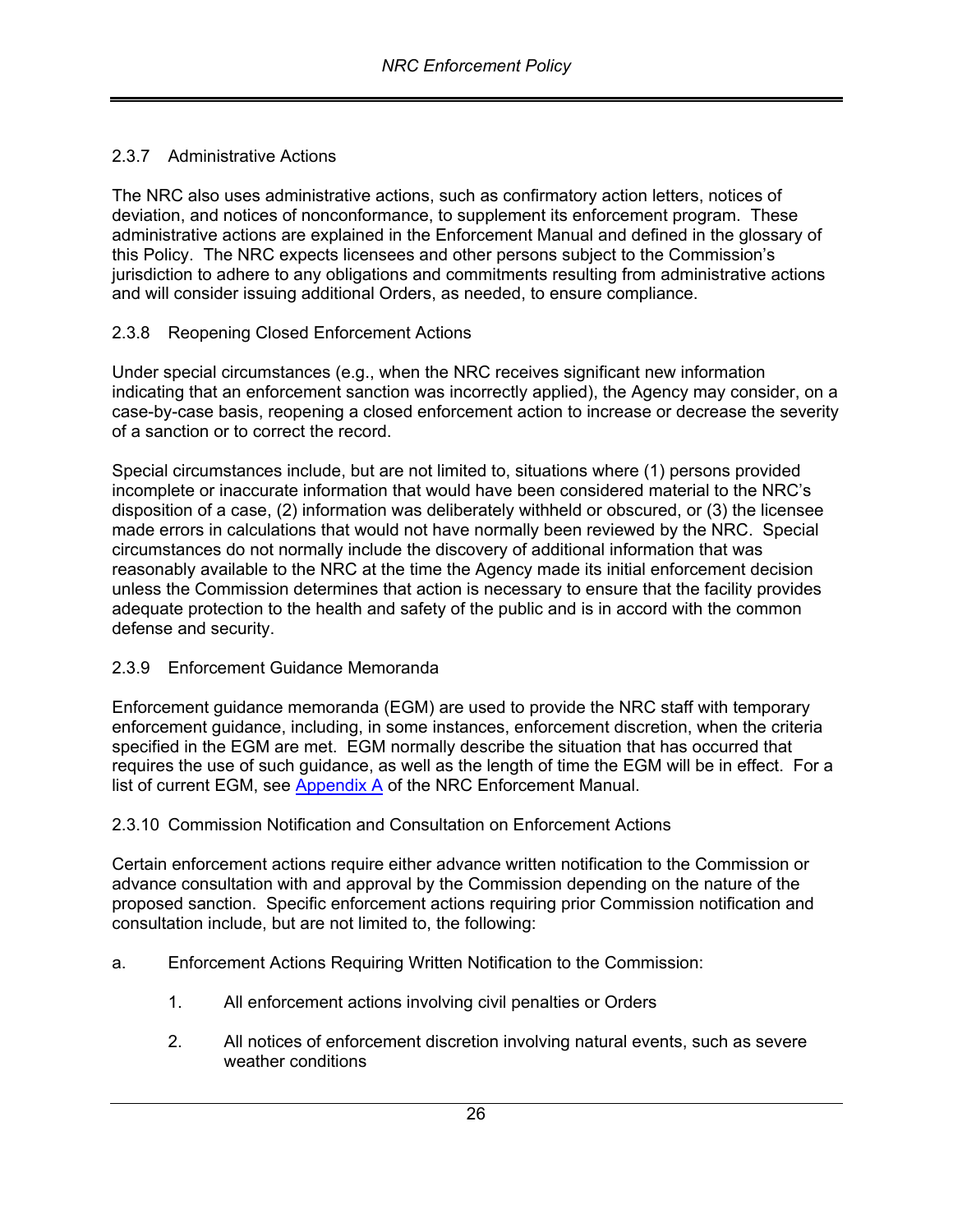### 2.3.7 Administrative Actions

The NRC also uses administrative actions, such as confirmatory action letters, notices of deviation, and notices of nonconformance, to supplement its enforcement program. These administrative actions are explained in the Enforcement Manual and defined in the glossary of this Policy. The NRC expects licensees and other persons subject to the Commission's jurisdiction to adhere to any obligations and commitments resulting from administrative actions and will consider issuing additional Orders, as needed, to ensure compliance.

### 2.3.8 Reopening Closed Enforcement Actions

Under special circumstances (e.g., when the NRC receives significant new information indicating that an enforcement sanction was incorrectly applied), the Agency may consider, on a case-by-case basis, reopening a closed enforcement action to increase or decrease the severity of a sanction or to correct the record.

Special circumstances include, but are not limited to, situations where (1) persons provided incomplete or inaccurate information that would have been considered material to the NRC's disposition of a case, (2) information was deliberately withheld or obscured, or (3) the licensee made errors in calculations that would not have normally been reviewed by the NRC. Special circumstances do not normally include the discovery of additional information that was reasonably available to the NRC at the time the Agency made its initial enforcement decision unless the Commission determines that action is necessary to ensure that the facility provides adequate protection to the health and safety of the public and is in accord with the common defense and security.

### 2.3.9 Enforcement Guidance Memoranda

Enforcement guidance memoranda (EGM) are used to provide the NRC staff with temporary enforcement guidance, including, in some instances, enforcement discretion, when the criteria specified in the EGM are met. EGM normally describe the situation that has occurred that requires the use of such guidance, as well as the length of time the EGM will be in effect. For a list of current EGM, see Appendix A of the NRC Enforcement Manual.

### 2.3.10 Commission Notification and Consultation on Enforcement Actions

Certain enforcement actions require either advance written notification to the Commission or advance consultation with and approval by the Commission depending on the nature of the proposed sanction. Specific enforcement actions requiring prior Commission notification and consultation include, but are not limited to, the following:

a. Enforcement Actions Requiring Written Notification to the Commission:

1. All enforcement actions involving civil penalties or Orders

2. All notices of enforcement discretion involving natural events, such as severe weather conditions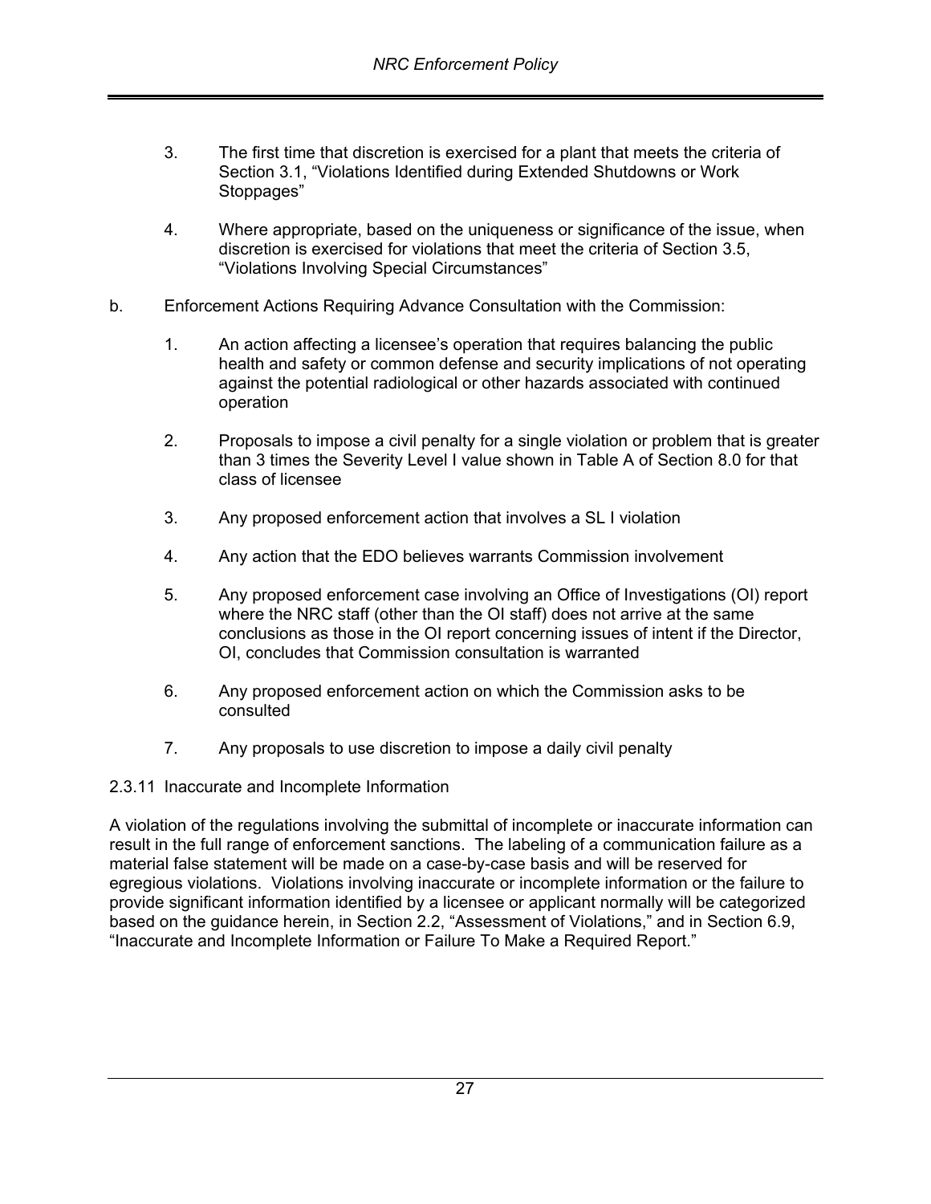3. The first time that discretion is exercised for a plant that meets the criteria of Section 3.1, "Violations Identified during Extended Shutdowns or Work Stoppages"

4. Where appropriate, based on the uniqueness or significance of the issue, when discretion is exercised for violations that meet the criteria of Section 3.5, "Violations Involving Special Circumstances"

b. Enforcement Actions Requiring Advance Consultation with the Commission:

1. An action affecting a licensee's operation that requires balancing the public health and safety or common defense and security implications of not operating against the potential radiological or other hazards associated with continued operation

2. Proposals to impose a civil penalty for a single violation or problem that is greater than 3 times the Severity Level I value shown in Table A of Section 8.0 for that class of licensee

3. Any proposed enforcement action that involves a SL I violation

4. Any action that the EDO believes warrants Commission involvement

5. Any proposed enforcement case involving an Office of Investigations (OI) report where the NRC staff (other than the OI staff) does not arrive at the same conclusions as those in the OI report concerning issues of intent if the Director, OI, concludes that Commission consultation is warranted

6. Any proposed enforcement action on which the Commission asks to be consulted

7. Any proposals to use discretion to impose a daily civil penalty

### 2.3.11 Inaccurate and Incomplete Information

A violation of the regulations involving the submittal of incomplete or inaccurate information can result in the full range of enforcement sanctions. The labeling of a communication failure as a material false statement will be made on a case-by-case basis and will be reserved for egregious violations. Violations involving inaccurate or incomplete information or the failure to provide significant information identified by a licensee or applicant normally will be categorized based on the guidance herein, in Section 2.2, "Assessment of Violations," and in Section 6.9, "Inaccurate and Incomplete Information or Failure To Make a Required Report."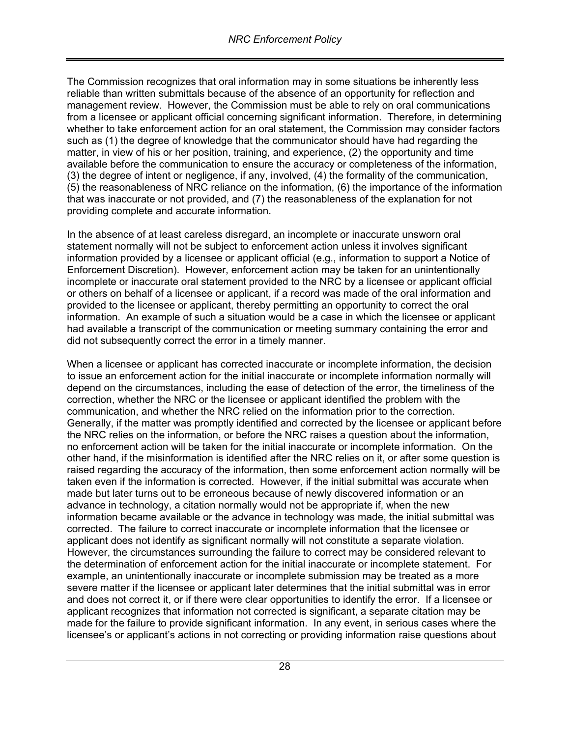The Commission recognizes that oral information may in some situations be inherently less reliable than written submittals because of the absence of an opportunity for reflection and management review. However, the Commission must be able to rely on oral communications from a licensee or applicant official concerning significant information. Therefore, in determining whether to take enforcement action for an oral statement, the Commission may consider factors such as (1) the degree of knowledge that the communicator should have had regarding the matter, in view of his or her position, training, and experience, (2) the opportunity and time available before the communication to ensure the accuracy or completeness of the information, (3) the degree of intent or negligence, if any, involved, (4) the formality of the communication, (5) the reasonableness of NRC reliance on the information, (6) the importance of the information that was inaccurate or not provided, and (7) the reasonableness of the explanation for not providing complete and accurate information.

In the absence of at least careless disregard, an incomplete or inaccurate unsworn oral statement normally will not be subject to enforcement action unless it involves significant information provided by a licensee or applicant official (e.g., information to support a Notice of Enforcement Discretion). However, enforcement action may be taken for an unintentionally incomplete or inaccurate oral statement provided to the NRC by a licensee or applicant official or others on behalf of a licensee or applicant, if a record was made of the oral information and provided to the licensee or applicant, thereby permitting an opportunity to correct the oral information. An example of such a situation would be a case in which the licensee or applicant had available a transcript of the communication or meeting summary containing the error and did not subsequently correct the error in a timely manner.

When a licensee or applicant has corrected inaccurate or incomplete information, the decision to issue an enforcement action for the initial inaccurate or incomplete information normally will depend on the circumstances, including the ease of detection of the error, the timeliness of the correction, whether the NRC or the licensee or applicant identified the problem with the communication, and whether the NRC relied on the information prior to the correction. Generally, if the matter was promptly identified and corrected by the licensee or applicant before the NRC relies on the information, or before the NRC raises a question about the information, no enforcement action will be taken for the initial inaccurate or incomplete information. On the other hand, if the misinformation is identified after the NRC relies on it, or after some question is raised regarding the accuracy of the information, then some enforcement action normally will be taken even if the information is corrected. However, if the initial submittal was accurate when made but later turns out to be erroneous because of newly discovered information or an advance in technology, a citation normally would not be appropriate if, when the new information became available or the advance in technology was made, the initial submittal was corrected. The failure to correct inaccurate or incomplete information that the licensee or applicant does not identify as significant normally will not constitute a separate violation. However, the circumstances surrounding the failure to correct may be considered relevant to the determination of enforcement action for the initial inaccurate or incomplete statement. For example, an unintentionally inaccurate or incomplete submission may be treated as a more severe matter if the licensee or applicant later determines that the initial submittal was in error and does not correct it, or if there were clear opportunities to identify the error. If a licensee or applicant recognizes that information not corrected is significant, a separate citation may be made for the failure to provide significant information. In any event, in serious cases where the licensee's or applicant's actions in not correcting or providing information raise questions about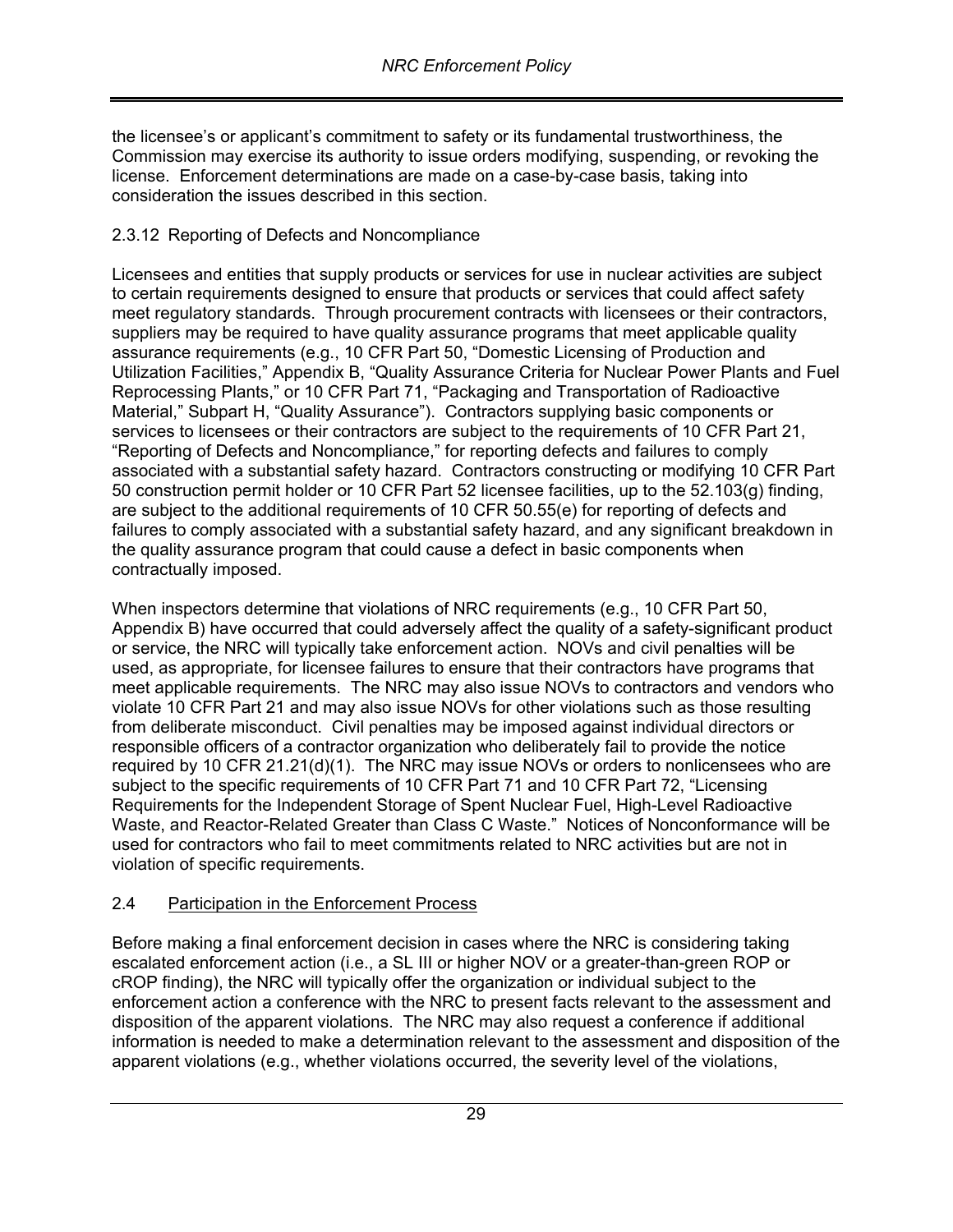the licensee's or applicant's commitment to safety or its fundamental trustworthiness, the Commission may exercise its authority to issue orders modifying, suspending, or revoking the license. Enforcement determinations are made on a case-by-case basis, taking into consideration the issues described in this section.

#### 2.3.12 Reporting of Defects and Noncompliance

Licensees and entities that supply products or services for use in nuclear activities are subject to certain requirements designed to ensure that products or services that could affect safety meet regulatory standards. Through procurement contracts with licensees or their contractors, suppliers may be required to have quality assurance programs that meet applicable quality assurance requirements (e.g., 10 CFR Part 50, "Domestic Licensing of Production and Utilization Facilities," Appendix B, "Quality Assurance Criteria for Nuclear Power Plants and Fuel Reprocessing Plants," or 10 CFR Part 71, "Packaging and Transportation of Radioactive Material," Subpart H, "Quality Assurance"). Contractors supplying basic components or services to licensees or their contractors are subject to the requirements of 10 CFR Part 21, "Reporting of Defects and Noncompliance," for reporting defects and failures to comply associated with a substantial safety hazard. Contractors constructing or modifying 10 CFR Part 50 construction permit holder or 10 CFR Part 52 licensee facilities, up to the 52.103(g) finding, are subject to the additional requirements of 10 CFR 50.55(e) for reporting of defects and failures to comply associated with a substantial safety hazard, and any significant breakdown in the quality assurance program that could cause a defect in basic components when contractually imposed.

When inspectors determine that violations of NRC requirements (e.g., 10 CFR Part 50, Appendix B) have occurred that could adversely affect the quality of a safety-significant product or service, the NRC will typically take enforcement action. NOVs and civil penalties will be used, as appropriate, for licensee failures to ensure that their contractors have programs that meet applicable requirements. The NRC may also issue NOVs to contractors and vendors who violate 10 CFR Part 21 and may also issue NOVs for other violations such as those resulting from deliberate misconduct. Civil penalties may be imposed against individual directors or responsible officers of a contractor organization who deliberately fail to provide the notice required by 10 CFR 21.21(d)(1). The NRC may issue NOVs or orders to nonlicensees who are subject to the specific requirements of 10 CFR Part 71 and 10 CFR Part 72, "Licensing Requirements for the Independent Storage of Spent Nuclear Fuel, High-Level Radioactive Waste, and Reactor-Related Greater than Class C Waste." Notices of Nonconformance will be used for contractors who fail to meet commitments related to NRC activities but are not in violation of specific requirements.

### 2.4 Participation in the Enforcement Process

Before making a final enforcement decision in cases where the NRC is considering taking escalated enforcement action (i.e., a SL III or higher NOV or a greater-than-green ROP or cROP finding), the NRC will typically offer the organization or individual subject to the enforcement action a conference with the NRC to present facts relevant to the assessment and disposition of the apparent violations. The NRC may also request a conference if additional information is needed to make a determination relevant to the assessment and disposition of the apparent violations (e.g., whether violations occurred, the severity level of the violations,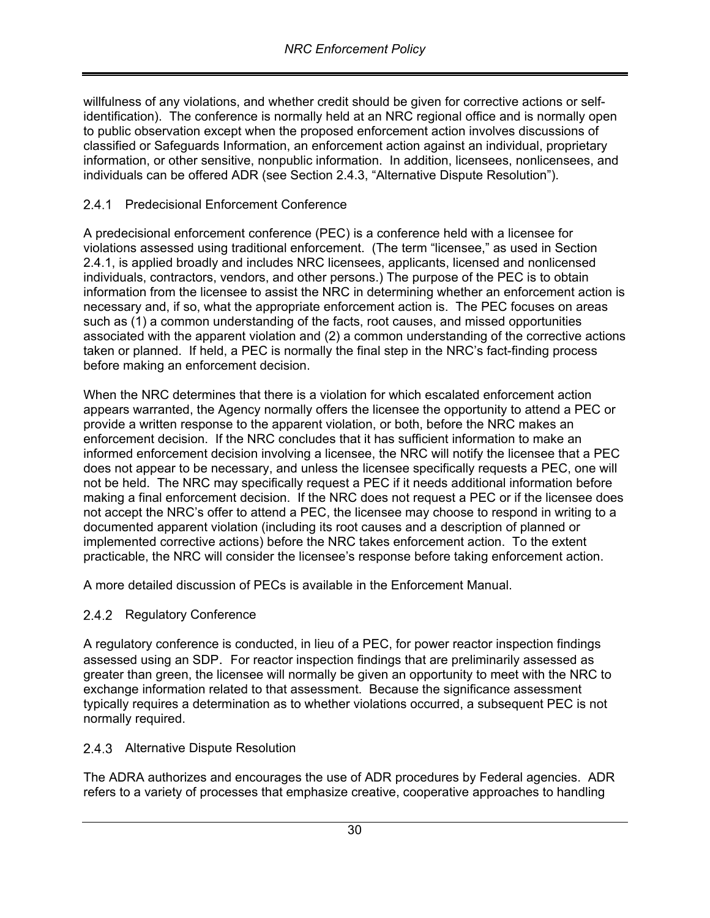willfulness of any violations, and whether credit should be given for corrective actions or self-identification). The conference is normally held at an NRC regional office and is normally open to public observation except when the proposed enforcement action involves discussions of classified or Safeguards Information, an enforcement action against an individual, proprietary information, or other sensitive, nonpublic information. In addition, licensees, nonlicensees, and individuals can be offered ADR (see Section 2.4.3, "Alternative Dispute Resolution").

### 2.4.1 Predecisional Enforcement Conference

A predecisional enforcement conference (PEC) is a conference held with a licensee for violations assessed using traditional enforcement. (The term "licensee," as used in Section 2.4.1, is applied broadly and includes NRC licensees, applicants, licensed and nonlicensed individuals, contractors, vendors, and other persons.) The purpose of the PEC is to obtain information from the licensee to assist the NRC in determining whether an enforcement action is necessary and, if so, what the appropriate enforcement action is. The PEC focuses on areas such as (1) a common understanding of the facts, root causes, and missed opportunities associated with the apparent violation and (2) a common understanding of the corrective actions taken or planned. If held, a PEC is normally the final step in the NRC's fact-finding process before making an enforcement decision.

When the NRC determines that there is a violation for which escalated enforcement action appears warranted, the Agency normally offers the licensee the opportunity to attend a PEC or provide a written response to the apparent violation, or both, before the NRC makes an enforcement decision. If the NRC concludes that it has sufficient information to make an informed enforcement decision involving a licensee, the NRC will notify the licensee that a PEC does not appear to be necessary, and unless the licensee specifically requests a PEC, one will not be held. The NRC may specifically request a PEC if it needs additional information before making a final enforcement decision. If the NRC does not request a PEC or if the licensee does not accept the NRC's offer to attend a PEC, the licensee may choose to respond in writing to a documented apparent violation (including its root causes and a description of planned or implemented corrective actions) before the NRC takes enforcement action. To the extent practicable, the NRC will consider the licensee's response before taking enforcement action.

A more detailed discussion of PECs is available in the Enforcement Manual.

### 2.4.2 Regulatory Conference

A regulatory conference is conducted, in lieu of a PEC, for power reactor inspection findings assessed using an SDP. For reactor inspection findings that are preliminarily assessed as greater than green, the licensee will normally be given an opportunity to meet with the NRC to exchange information related to that assessment. Because the significance assessment typically requires a determination as to whether violations occurred, a subsequent PEC is not normally required.

### 2.4.3 Alternative Dispute Resolution

The ADRA authorizes and encourages the use of ADR procedures by Federal agencies. ADR refers to a variety of processes that emphasize creative, cooperative approaches to handling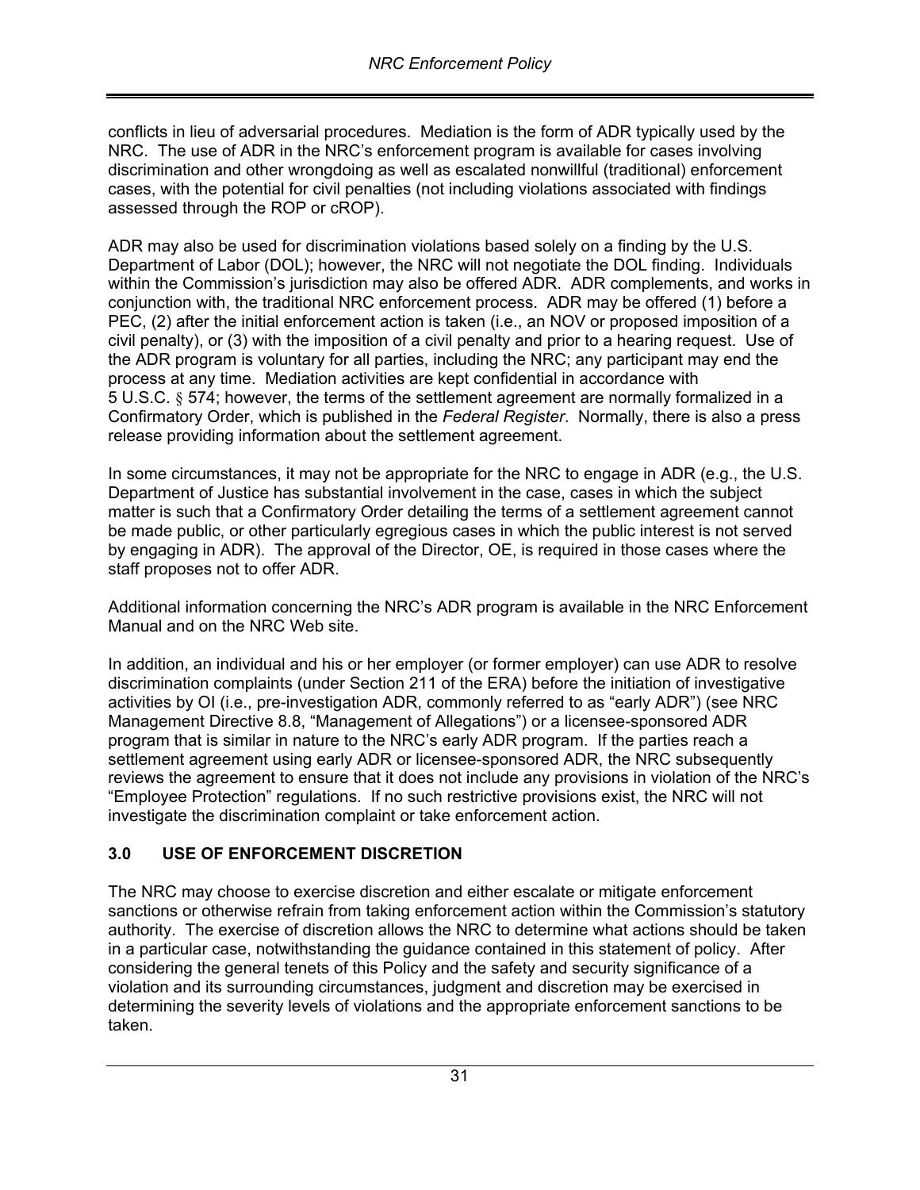conflicts in lieu of adversarial procedures. Mediation is the form of ADR typically used by the NRC. The use of ADR in the NRC's enforcement program is available for cases involving discrimination and other wrongdoing as well as escalated nonwillful (traditional) enforcement cases, with the potential for civil penalties (not including violations associated with findings assessed through the ROP or cROP).

ADR may also be used for discrimination violations based solely on a finding by the U.S. Department of Labor (DOL); however, the NRC will not negotiate the DOL finding. Individuals within the Commission's jurisdiction may also be offered ADR. ADR complements, and works in conjunction with, the traditional NRC enforcement process. ADR may be offered (1) before a PEC, (2) after the initial enforcement action is taken (i.e., an NOV or proposed imposition of a civil penalty), or (3) with the imposition of a civil penalty and prior to a hearing request. Use of the ADR program is voluntary for all parties, including the NRC; any participant may end the process at any time. Mediation activities are kept confidential in accordance with 5 U.S.C. § 574; however, the terms of the settlement agreement are normally formalized in a Confirmatory Order, which is published in the *Federal Register*. Normally, there is also a press release providing information about the settlement agreement.

In some circumstances, it may not be appropriate for the NRC to engage in ADR (e.g., the U.S. Department of Justice has substantial involvement in the case, cases in which the subject matter is such that a Confirmatory Order detailing the terms of a settlement agreement cannot be made public, or other particularly egregious cases in which the public interest is not served by engaging in ADR). The approval of the Director, OE, is required in those cases where the staff proposes not to offer ADR.

Additional information concerning the NRC's ADR program is available in the NRC Enforcement Manual and on the NRC Web site.

In addition, an individual and his or her employer (or former employer) can use ADR to resolve discrimination complaints (under Section 211 of the ERA) before the initiation of investigative activities by OI (i.e., pre-investigation ADR, commonly referred to as "early ADR") (see NRC Management Directive 8.8, "Management of Allegations") or a licensee-sponsored ADR program that is similar in nature to the NRC's early ADR program. If the parties reach a settlement agreement using early ADR or licensee-sponsored ADR, the NRC subsequently reviews the agreement to ensure that it does not include any provisions in violation of the NRC's "Employee Protection" regulations. If no such restrictive provisions exist, the NRC will not investigate the discrimination complaint or take enforcement action.

## 3.0 USE OF ENFORCEMENT DISCRETION

The NRC may choose to exercise discretion and either escalate or mitigate enforcement sanctions or otherwise refrain from taking enforcement action within the Commission's statutory authority. The exercise of discretion allows the NRC to determine what actions should be taken in a particular case, notwithstanding the guidance contained in this statement of policy. After considering the general tenets of this Policy and the safety and security significance of a violation and its surrounding circumstances, judgment and discretion may be exercised in determining the severity levels of violations and the appropriate enforcement sanctions to be taken.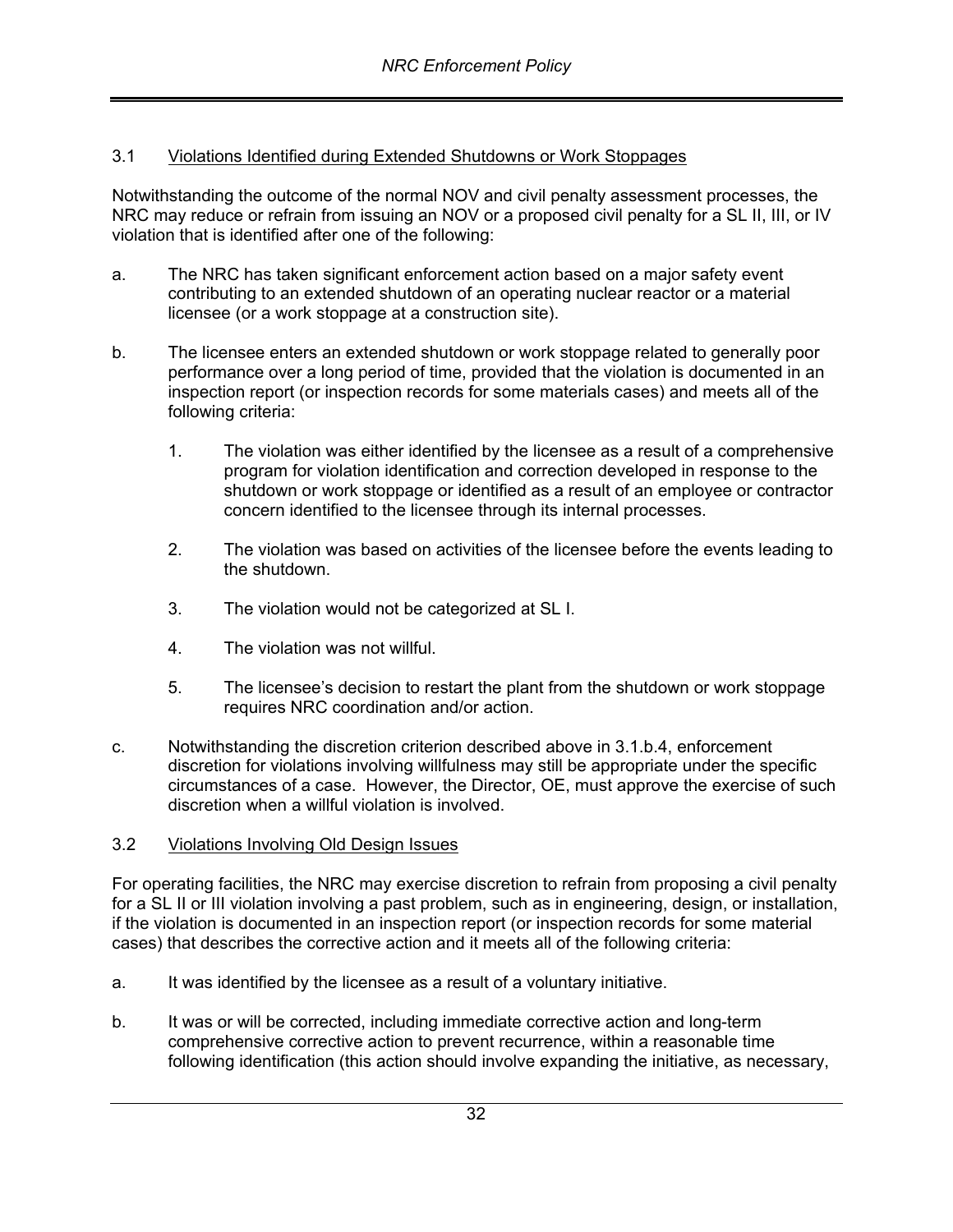### 3.1 Violations Identified during Extended Shutdowns or Work Stoppages

Notwithstanding the outcome of the normal NOV and civil penalty assessment processes, the NRC may reduce or refrain from issuing an NOV or a proposed civil penalty for a SL II, III, or IV violation that is identified after one of the following:

a. The NRC has taken significant enforcement action based on a major safety event contributing to an extended shutdown of an operating nuclear reactor or a material licensee (or a work stoppage at a construction site).

b. The licensee enters an extended shutdown or work stoppage related to generally poor performance over a long period of time, provided that the violation is documented in an inspection report (or inspection records for some materials cases) and meets all of the following criteria:

   1. The violation was either identified by the licensee as a result of a comprehensive program for violation identification and correction developed in response to the shutdown or work stoppage or identified as a result of an employee or contractor concern identified to the licensee through its internal processes.

   2. The violation was based on activities of the licensee before the events leading to the shutdown.

   3. The violation would not be categorized at SL I.

   4. The violation was not willful.

   5. The licensee's decision to restart the plant from the shutdown or work stoppage requires NRC coordination and/or action.

c. Notwithstanding the discretion criterion described above in 3.1.b.4, enforcement discretion for violations involving willfulness may still be appropriate under the specific circumstances of a case. However, the Director, OE, must approve the exercise of such discretion when a willful violation is involved.

### 3.2 Violations Involving Old Design Issues

For operating facilities, the NRC may exercise discretion to refrain from proposing a civil penalty for a SL II or III violation involving a past problem, such as in engineering, design, or installation, if the violation is documented in an inspection report (or inspection records for some material cases) that describes the corrective action and it meets all of the following criteria:

a. It was identified by the licensee as a result of a voluntary initiative.

b. It was or will be corrected, including immediate corrective action and long-term comprehensive corrective action to prevent recurrence, within a reasonable time following identification (this action should involve expanding the initiative, as necessary,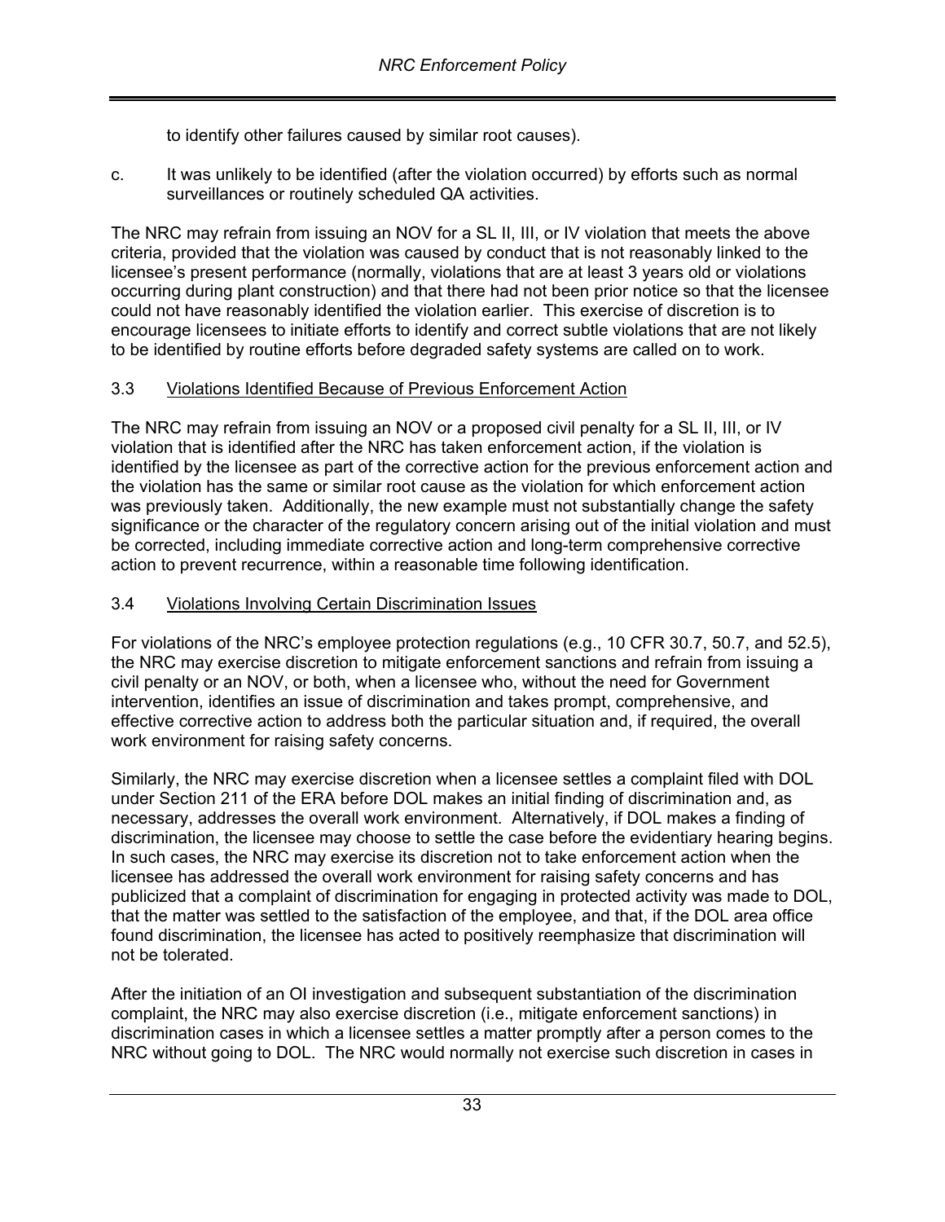to identify other failures caused by similar root causes).

c. It was unlikely to be identified (after the violation occurred) by efforts such as normal surveillances or routinely scheduled QA activities.

The NRC may refrain from issuing an NOV for a SL II, III, or IV violation that meets the above criteria, provided that the violation was caused by conduct that is not reasonably linked to the licensee's present performance (normally, violations that are at least 3 years old or violations occurring during plant construction) and that there had not been prior notice so that the licensee could not have reasonably identified the violation earlier. This exercise of discretion is to encourage licensees to initiate efforts to identify and correct subtle violations that are not likely to be identified by routine efforts before degraded safety systems are called on to work.

### 3.3 Violations Identified Because of Previous Enforcement Action

The NRC may refrain from issuing an NOV or a proposed civil penalty for a SL II, III, or IV violation that is identified after the NRC has taken enforcement action, if the violation is identified by the licensee as part of the corrective action for the previous enforcement action and the violation has the same or similar root cause as the violation for which enforcement action was previously taken. Additionally, the new example must not substantially change the safety significance or the character of the regulatory concern arising out of the initial violation and must be corrected, including immediate corrective action and long-term comprehensive corrective action to prevent recurrence, within a reasonable time following identification.

### 3.4 Violations Involving Certain Discrimination Issues

For violations of the NRC's employee protection regulations (e.g., 10 CFR 30.7, 50.7, and 52.5), the NRC may exercise discretion to mitigate enforcement sanctions and refrain from issuing a civil penalty or an NOV, or both, when a licensee who, without the need for Government intervention, identifies an issue of discrimination and takes prompt, comprehensive, and effective corrective action to address both the particular situation and, if required, the overall work environment for raising safety concerns.

Similarly, the NRC may exercise discretion when a licensee settles a complaint filed with DOL under Section 211 of the ERA before DOL makes an initial finding of discrimination and, as necessary, addresses the overall work environment. Alternatively, if DOL makes a finding of discrimination, the licensee may choose to settle the case before the evidentiary hearing begins. In such cases, the NRC may exercise its discretion not to take enforcement action when the licensee has addressed the overall work environment for raising safety concerns and has publicized that a complaint of discrimination for engaging in protected activity was made to DOL, that the matter was settled to the satisfaction of the employee, and that, if the DOL area office found discrimination, the licensee has acted to positively reemphasize that discrimination will not be tolerated.

After the initiation of an OI investigation and subsequent substantiation of the discrimination complaint, the NRC may also exercise discretion (i.e., mitigate enforcement sanctions) in discrimination cases in which a licensee settles a matter promptly after a person comes to the NRC without going to DOL. The NRC would normally not exercise such discretion in cases in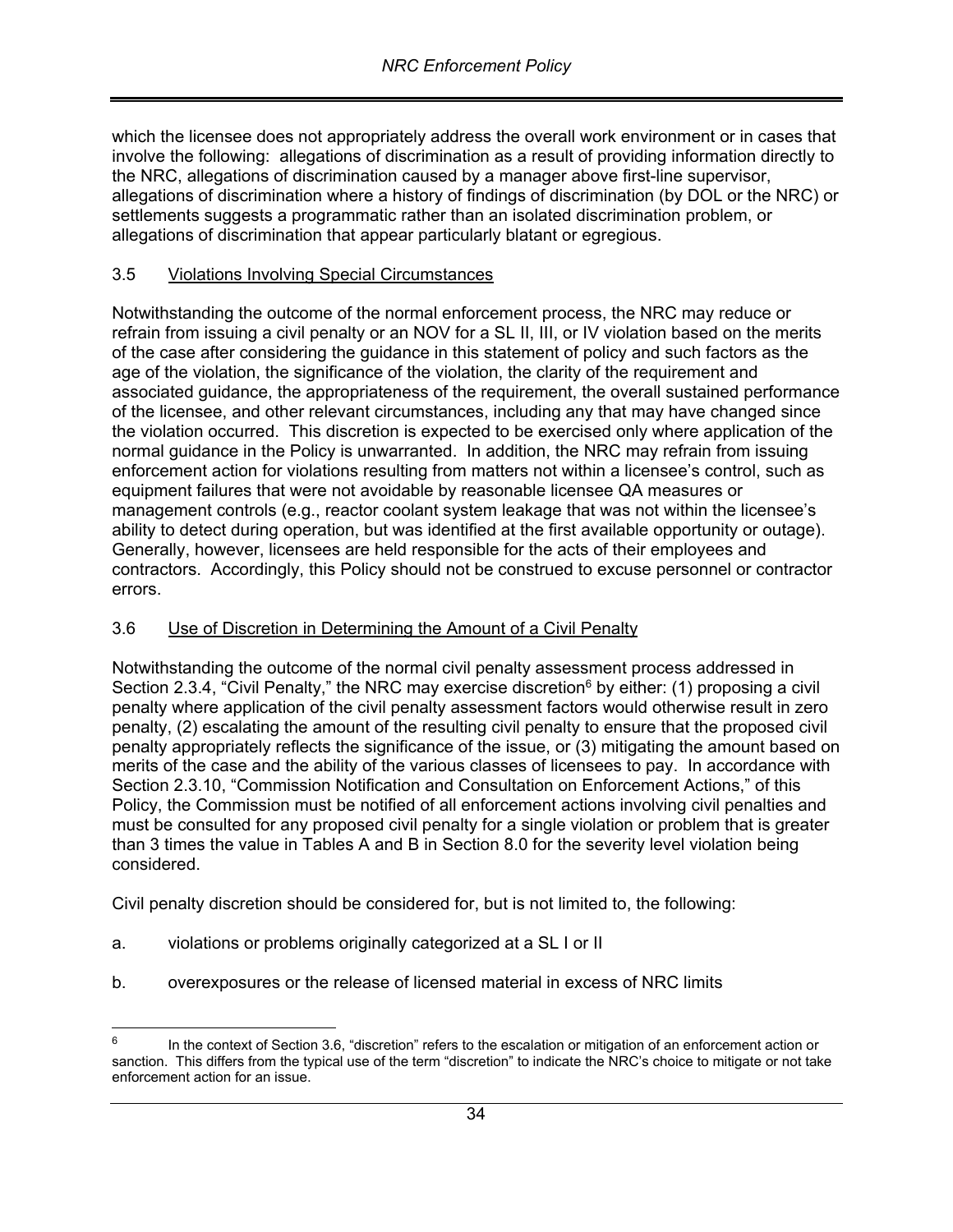which the licensee does not appropriately address the overall work environment or in cases that involve the following: allegations of discrimination as a result of providing information directly to the NRC, allegations of discrimination caused by a manager above first-line supervisor, allegations of discrimination where a history of findings of discrimination (by DOL or the NRC) or settlements suggests a programmatic rather than an isolated discrimination problem, or allegations of discrimination that appear particularly blatant or egregious.

### 3.5 Violations Involving Special Circumstances

Notwithstanding the outcome of the normal enforcement process, the NRC may reduce or refrain from issuing a civil penalty or an NOV for a SL II, III, or IV violation based on the merits of the case after considering the guidance in this statement of policy and such factors as the age of the violation, the significance of the violation, the clarity of the requirement and associated guidance, the appropriateness of the requirement, the overall sustained performance of the licensee, and other relevant circumstances, including any that may have changed since the violation occurred. This discretion is expected to be exercised only where application of the normal guidance in the Policy is unwarranted. In addition, the NRC may refrain from issuing enforcement action for violations resulting from matters not within a licensee's control, such as equipment failures that were not avoidable by reasonable licensee QA measures or management controls (e.g., reactor coolant system leakage that was not within the licensee's ability to detect during operation, but was identified at the first available opportunity or outage). Generally, however, licensees are held responsible for the acts of their employees and contractors. Accordingly, this Policy should not be construed to excuse personnel or contractor errors.

### 3.6 Use of Discretion in Determining the Amount of a Civil Penalty

Notwithstanding the outcome of the normal civil penalty assessment process addressed in Section 2.3.4, "Civil Penalty," the NRC may exercise discretion[6] by either: (1) proposing a civil penalty where application of the civil penalty assessment factors would otherwise result in zero penalty, (2) escalating the amount of the resulting civil penalty to ensure that the proposed civil penalty appropriately reflects the significance of the issue, or (3) mitigating the amount based on merits of the case and the ability of the various classes of licensees to pay. In accordance with Section 2.3.10, "Commission Notification and Consultation on Enforcement Actions," of this Policy, the Commission must be notified of all enforcement actions involving civil penalties and must be consulted for any proposed civil penalty for a single violation or problem that is greater than 3 times the value in Tables A and B in Section 8.0 for the severity level violation being considered.

Civil penalty discretion should be considered for, but is not limited to, the following:

a. violations or problems originally categorized at a SL I or II

b. overexposures or the release of licensed material in excess of NRC limits

---

[6] In the context of Section 3.6, "discretion" refers to the escalation or mitigation of an enforcement action or sanction. This differs from the typical use of the term "discretion" to indicate the NRC's choice to mitigate or not take enforcement action for an issue.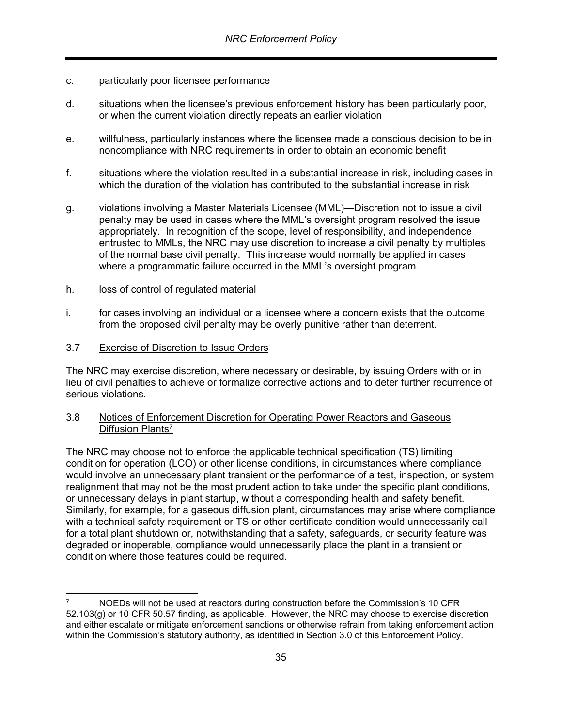c. particularly poor licensee performance

d. situations when the licensee's previous enforcement history has been particularly poor, or when the current violation directly repeats an earlier violation

e. willfulness, particularly instances where the licensee made a conscious decision to be in noncompliance with NRC requirements in order to obtain an economic benefit

f. situations where the violation resulted in a substantial increase in risk, including cases in which the duration of the violation has contributed to the substantial increase in risk

g. violations involving a Master Materials Licensee (MML)—Discretion not to issue a civil penalty may be used in cases where the MML's oversight program resolved the issue appropriately. In recognition of the scope, level of responsibility, and independence entrusted to MMLs, the NRC may use discretion to increase a civil penalty by multiples of the normal base civil penalty. This increase would normally be applied in cases where a programmatic failure occurred in the MML's oversight program.

h. loss of control of regulated material

i. for cases involving an individual or a licensee where a concern exists that the outcome from the proposed civil penalty may be overly punitive rather than deterrent.

### 3.7 Exercise of Discretion to Issue Orders

The NRC may exercise discretion, where necessary or desirable, by issuing Orders with or in lieu of civil penalties to achieve or formalize corrective actions and to deter further recurrence of serious violations.

### 3.8 Notices of Enforcement Discretion for Operating Power Reactors and Gaseous Diffusion Plants[7]

The NRC may choose not to enforce the applicable technical specification (TS) limiting condition for operation (LCO) or other license conditions, in circumstances where compliance would involve an unnecessary plant transient or the performance of a test, inspection, or system realignment that may not be the most prudent action to take under the specific plant conditions, or unnecessary delays in plant startup, without a corresponding health and safety benefit. Similarly, for example, for a gaseous diffusion plant, circumstances may arise where compliance with a technical safety requirement or TS or other certificate condition would unnecessarily call for a total plant shutdown or, notwithstanding that a safety, safeguards, or security feature was degraded or inoperable, compliance would unnecessarily place the plant in a transient or condition where those features could be required.

---

[7] NOEDs will not be used at reactors during construction before the Commission's 10 CFR 52.103(g) or 10 CFR 50.57 finding, as applicable. However, the NRC may choose to exercise discretion and either escalate or mitigate enforcement sanctions or otherwise refrain from taking enforcement action within the Commission's statutory authority, as identified in Section 3.0 of this Enforcement Policy.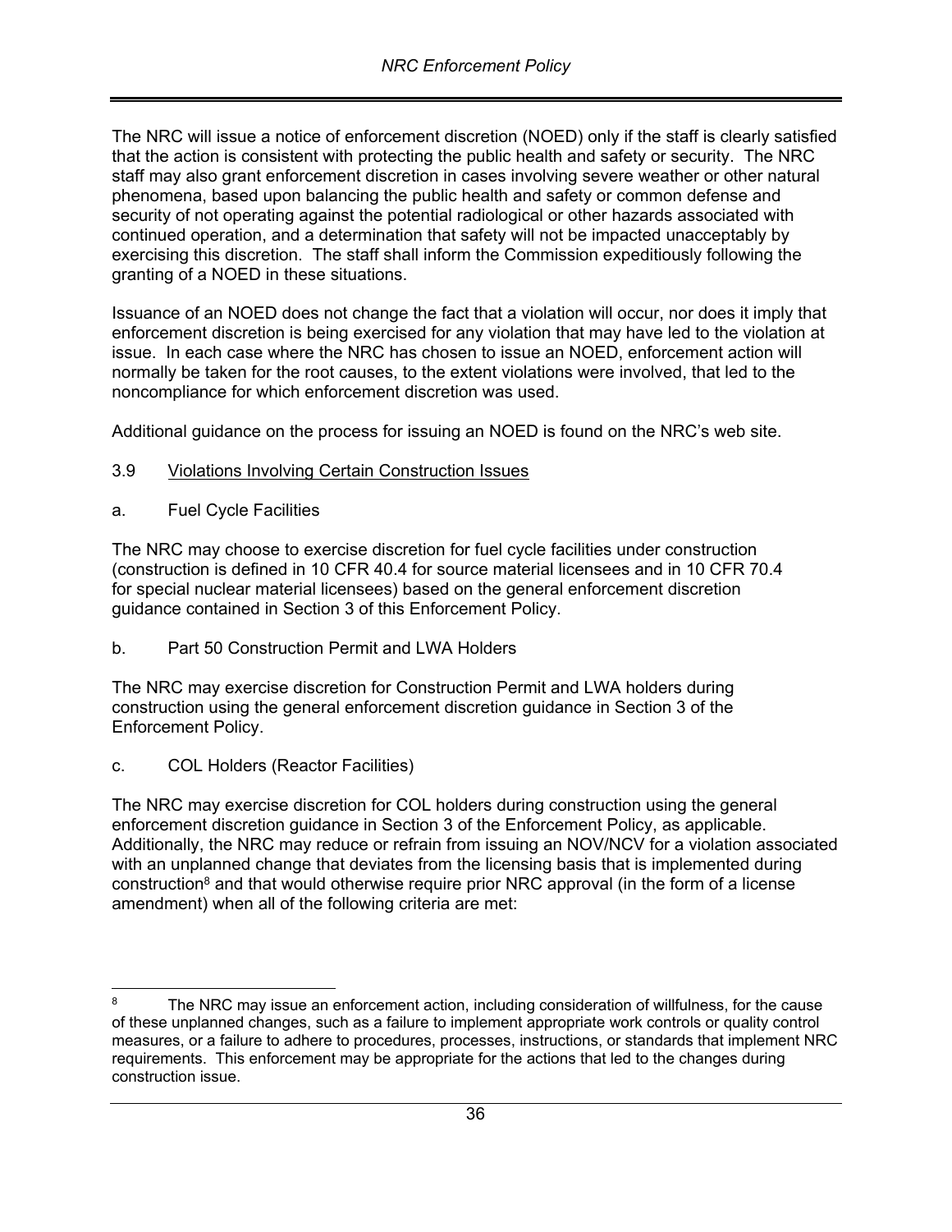The NRC will issue a notice of enforcement discretion (NOED) only if the staff is clearly satisfied that the action is consistent with protecting the public health and safety or security. The NRC staff may also grant enforcement discretion in cases involving severe weather or other natural phenomena, based upon balancing the public health and safety or common defense and security of not operating against the potential radiological or other hazards associated with continued operation, and a determination that safety will not be impacted unacceptably by exercising this discretion. The staff shall inform the Commission expeditiously following the granting of a NOED in these situations.

Issuance of an NOED does not change the fact that a violation will occur, nor does it imply that enforcement discretion is being exercised for any violation that may have led to the violation at issue. In each case where the NRC has chosen to issue an NOED, enforcement action will normally be taken for the root causes, to the extent violations were involved, that led to the noncompliance for which enforcement discretion was used.

Additional guidance on the process for issuing an NOED is found on the NRC's web site.

### 3.9 Violations Involving Certain Construction Issues

#### a. Fuel Cycle Facilities

The NRC may choose to exercise discretion for fuel cycle facilities under construction (construction is defined in 10 CFR 40.4 for source material licensees and in 10 CFR 70.4 for special nuclear material licensees) based on the general enforcement discretion guidance contained in Section 3 of this Enforcement Policy.

#### b. Part 50 Construction Permit and LWA Holders

The NRC may exercise discretion for Construction Permit and LWA holders during construction using the general enforcement discretion guidance in Section 3 of the Enforcement Policy.

#### c. COL Holders (Reactor Facilities)

The NRC may exercise discretion for COL holders during construction using the general enforcement discretion guidance in Section 3 of the Enforcement Policy, as applicable. Additionally, the NRC may reduce or refrain from issuing an NOV/NCV for a violation associated with an unplanned change that deviates from the licensing basis that is implemented during construction[8] and that would otherwise require prior NRC approval (in the form of a license amendment) when all of the following criteria are met:

---

[8] The NRC may issue an enforcement action, including consideration of willfulness, for the cause of these unplanned changes, such as a failure to implement appropriate work controls or quality control measures, or a failure to adhere to procedures, processes, instructions, or standards that implement NRC requirements. This enforcement may be appropriate for the actions that led to the changes during construction issue.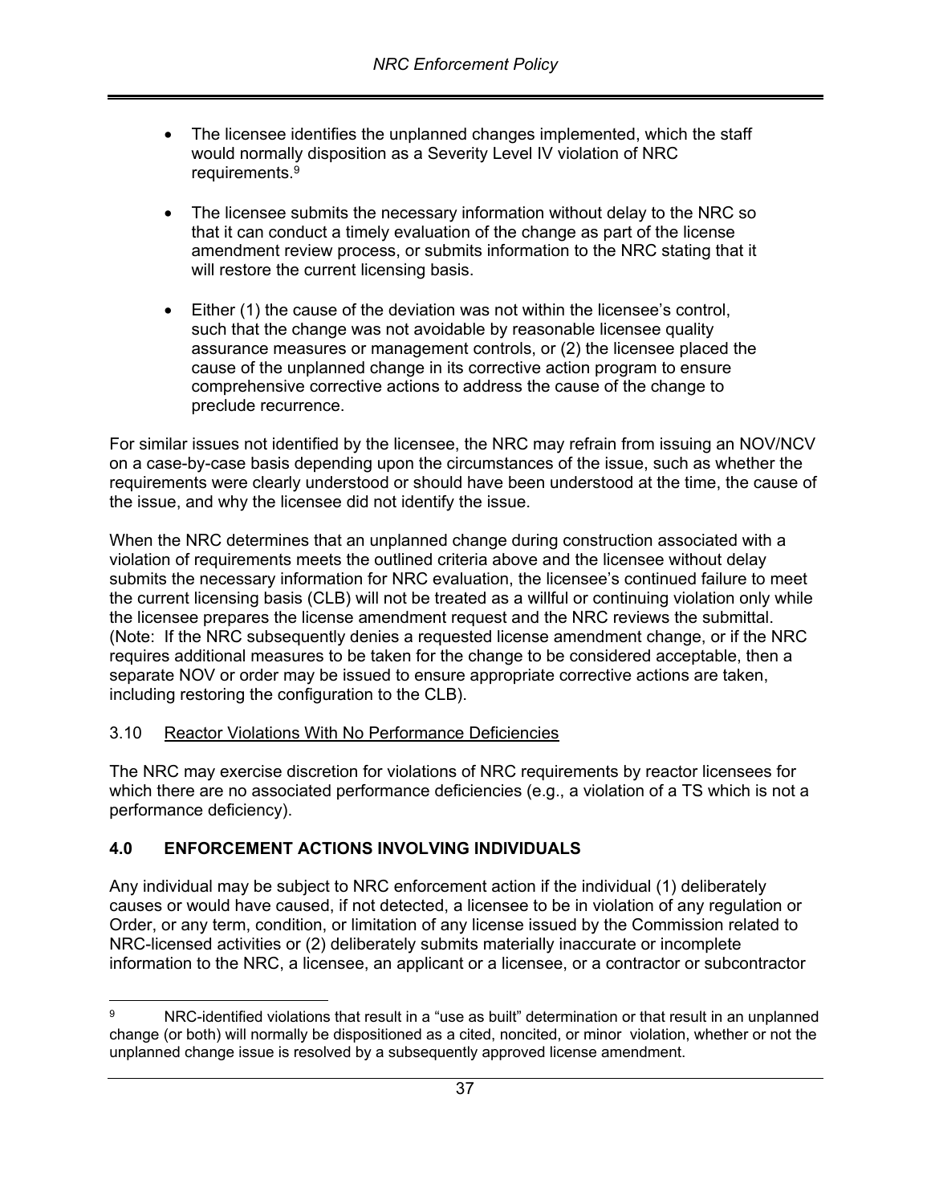- The licensee identifies the unplanned changes implemented, which the staff would normally disposition as a Severity Level IV violation of NRC requirements.[9]

- The licensee submits the necessary information without delay to the NRC so that it can conduct a timely evaluation of the change as part of the license amendment review process, or submits information to the NRC stating that it will restore the current licensing basis.

- Either (1) the cause of the deviation was not within the licensee's control, such that the change was not avoidable by reasonable licensee quality assurance measures or management controls, or (2) the licensee placed the cause of the unplanned change in its corrective action program to ensure comprehensive corrective actions to address the cause of the change to preclude recurrence.

For similar issues not identified by the licensee, the NRC may refrain from issuing an NOV/NCV on a case-by-case basis depending upon the circumstances of the issue, such as whether the requirements were clearly understood or should have been understood at the time, the cause of the issue, and why the licensee did not identify the issue.

When the NRC determines that an unplanned change during construction associated with a violation of requirements meets the outlined criteria above and the licensee without delay submits the necessary information for NRC evaluation, the licensee's continued failure to meet the current licensing basis (CLB) will not be treated as a willful or continuing violation only while the licensee prepares the license amendment request and the NRC reviews the submittal. (Note: If the NRC subsequently denies a requested license amendment change, or if the NRC requires additional measures to be taken for the change to be considered acceptable, then a separate NOV or order may be issued to ensure appropriate corrective actions are taken, including restoring the configuration to the CLB).

### 3.10 Reactor Violations With No Performance Deficiencies

The NRC may exercise discretion for violations of NRC requirements by reactor licensees for which there are no associated performance deficiencies (e.g., a violation of a TS which is not a performance deficiency).

## 4.0 ENFORCEMENT ACTIONS INVOLVING INDIVIDUALS

Any individual may be subject to NRC enforcement action if the individual (1) deliberately causes or would have caused, if not detected, a licensee to be in violation of any regulation or Order, or any term, condition, or limitation of any license issued by the Commission related to NRC-licensed activities or (2) deliberately submits materially inaccurate or incomplete information to the NRC, a licensee, an applicant or a licensee, or a contractor or subcontractor

---

[9] NRC-identified violations that result in a "use as built" determination or that result in an unplanned change (or both) will normally be dispositioned as a cited, noncited, or minor violation, whether or not the unplanned change issue is resolved by a subsequently approved license amendment.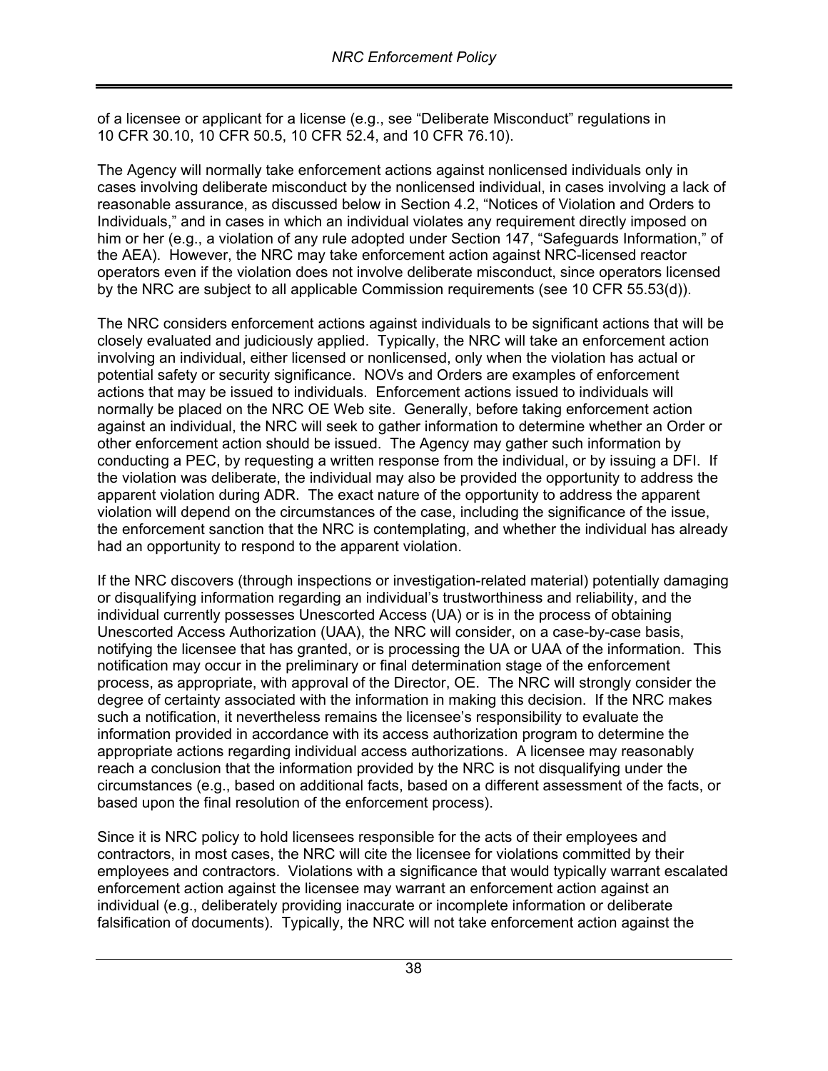of a licensee or applicant for a license (e.g., see "Deliberate Misconduct" regulations in 10 CFR 30.10, 10 CFR 50.5, 10 CFR 52.4, and 10 CFR 76.10).

The Agency will normally take enforcement actions against nonlicensed individuals only in cases involving deliberate misconduct by the nonlicensed individual, in cases involving a lack of reasonable assurance, as discussed below in Section 4.2, "Notices of Violation and Orders to Individuals," and in cases in which an individual violates any requirement directly imposed on him or her (e.g., a violation of any rule adopted under Section 147, "Safeguards Information," of the AEA). However, the NRC may take enforcement action against NRC-licensed reactor operators even if the violation does not involve deliberate misconduct, since operators licensed by the NRC are subject to all applicable Commission requirements (see 10 CFR 55.53(d)).

The NRC considers enforcement actions against individuals to be significant actions that will be closely evaluated and judiciously applied. Typically, the NRC will take an enforcement action involving an individual, either licensed or nonlicensed, only when the violation has actual or potential safety or security significance. NOVs and Orders are examples of enforcement actions that may be issued to individuals. Enforcement actions issued to individuals will normally be placed on the NRC OE Web site. Generally, before taking enforcement action against an individual, the NRC will seek to gather information to determine whether an Order or other enforcement action should be issued. The Agency may gather such information by conducting a PEC, by requesting a written response from the individual, or by issuing a DFI. If the violation was deliberate, the individual may also be provided the opportunity to address the apparent violation during ADR. The exact nature of the opportunity to address the apparent violation will depend on the circumstances of the case, including the significance of the issue, the enforcement sanction that the NRC is contemplating, and whether the individual has already had an opportunity to respond to the apparent violation.

If the NRC discovers (through inspections or investigation-related material) potentially damaging or disqualifying information regarding an individual's trustworthiness and reliability, and the individual currently possesses Unescorted Access (UA) or is in the process of obtaining Unescorted Access Authorization (UAA), the NRC will consider, on a case-by-case basis, notifying the licensee that has granted, or is processing the UA or UAA of the information. This notification may occur in the preliminary or final determination stage of the enforcement process, as appropriate, with approval of the Director, OE. The NRC will strongly consider the degree of certainty associated with the information in making this decision. If the NRC makes such a notification, it nevertheless remains the licensee's responsibility to evaluate the information provided in accordance with its access authorization program to determine the appropriate actions regarding individual access authorizations. A licensee may reasonably reach a conclusion that the information provided by the NRC is not disqualifying under the circumstances (e.g., based on additional facts, based on a different assessment of the facts, or based upon the final resolution of the enforcement process).

Since it is NRC policy to hold licensees responsible for the acts of their employees and contractors, in most cases, the NRC will cite the licensee for violations committed by their employees and contractors. Violations with a significance that would typically warrant escalated enforcement action against the licensee may warrant an enforcement action against an individual (e.g., deliberately providing inaccurate or incomplete information or deliberate falsification of documents). Typically, the NRC will not take enforcement action against the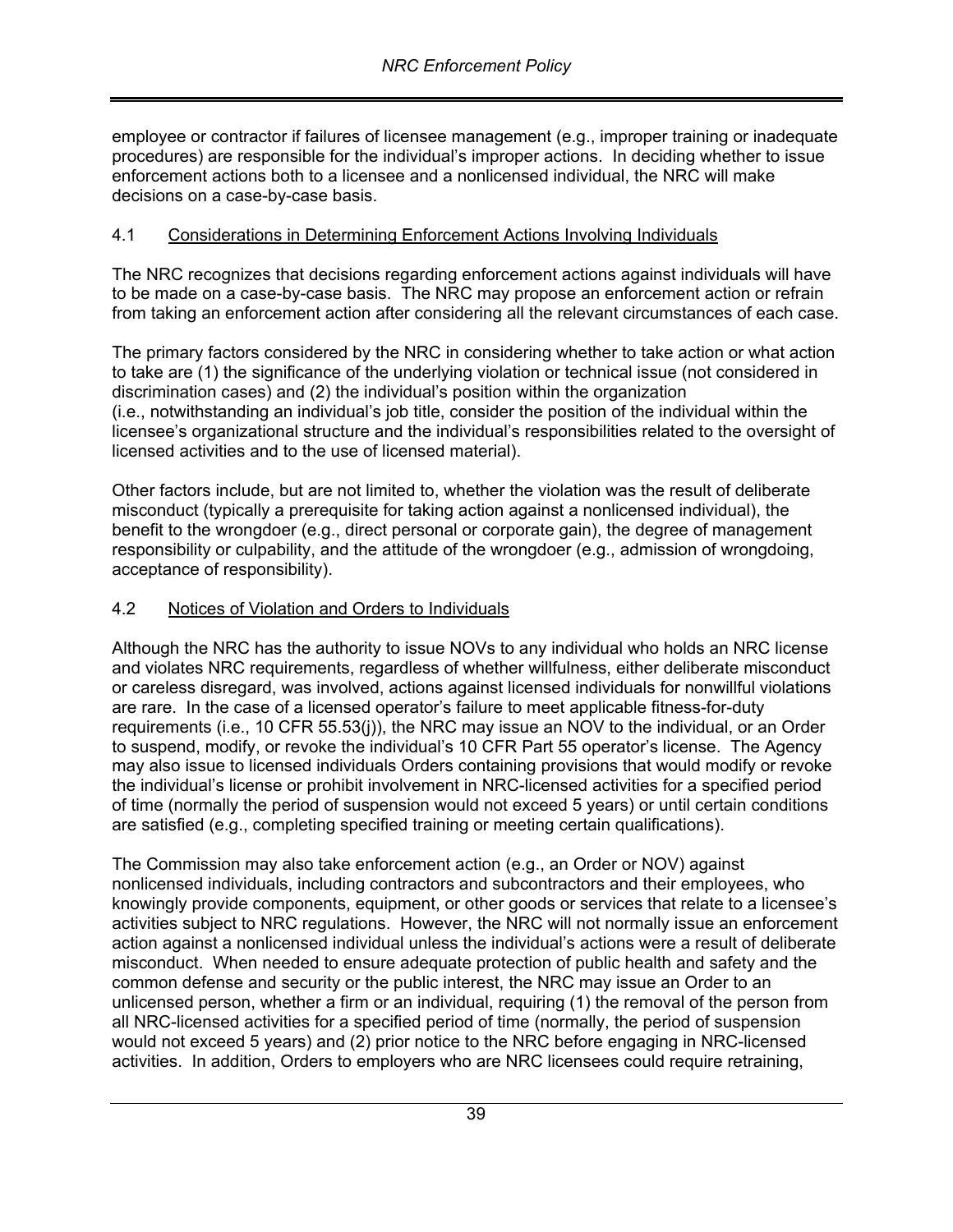employee or contractor if failures of licensee management (e.g., improper training or inadequate procedures) are responsible for the individual's improper actions. In deciding whether to issue enforcement actions both to a licensee and a nonlicensed individual, the NRC will make decisions on a case-by-case basis.

### 4.1 Considerations in Determining Enforcement Actions Involving Individuals

The NRC recognizes that decisions regarding enforcement actions against individuals will have to be made on a case-by-case basis. The NRC may propose an enforcement action or refrain from taking an enforcement action after considering all the relevant circumstances of each case.

The primary factors considered by the NRC in considering whether to take action or what action to take are (1) the significance of the underlying violation or technical issue (not considered in discrimination cases) and (2) the individual's position within the organization (i.e., notwithstanding an individual's job title, consider the position of the individual within the licensee's organizational structure and the individual's responsibilities related to the oversight of licensed activities and to the use of licensed material).

Other factors include, but are not limited to, whether the violation was the result of deliberate misconduct (typically a prerequisite for taking action against a nonlicensed individual), the benefit to the wrongdoer (e.g., direct personal or corporate gain), the degree of management responsibility or culpability, and the attitude of the wrongdoer (e.g., admission of wrongdoing, acceptance of responsibility).

### 4.2 Notices of Violation and Orders to Individuals

Although the NRC has the authority to issue NOVs to any individual who holds an NRC license and violates NRC requirements, regardless of whether willfulness, either deliberate misconduct or careless disregard, was involved, actions against licensed individuals for nonwillful violations are rare. In the case of a licensed operator's failure to meet applicable fitness-for-duty requirements (i.e., 10 CFR 55.53(j)), the NRC may issue an NOV to the individual, or an Order to suspend, modify, or revoke the individual's 10 CFR Part 55 operator's license. The Agency may also issue to licensed individuals Orders containing provisions that would modify or revoke the individual's license or prohibit involvement in NRC-licensed activities for a specified period of time (normally the period of suspension would not exceed 5 years) or until certain conditions are satisfied (e.g., completing specified training or meeting certain qualifications).

The Commission may also take enforcement action (e.g., an Order or NOV) against nonlicensed individuals, including contractors and subcontractors and their employees, who knowingly provide components, equipment, or other goods or services that relate to a licensee's activities subject to NRC regulations. However, the NRC will not normally issue an enforcement action against a nonlicensed individual unless the individual's actions were a result of deliberate misconduct. When needed to ensure adequate protection of public health and safety and the common defense and security or the public interest, the NRC may issue an Order to an unlicensed person, whether a firm or an individual, requiring (1) the removal of the person from all NRC-licensed activities for a specified period of time (normally, the period of suspension would not exceed 5 years) and (2) prior notice to the NRC before engaging in NRC-licensed activities. In addition, Orders to employers who are NRC licensees could require retraining,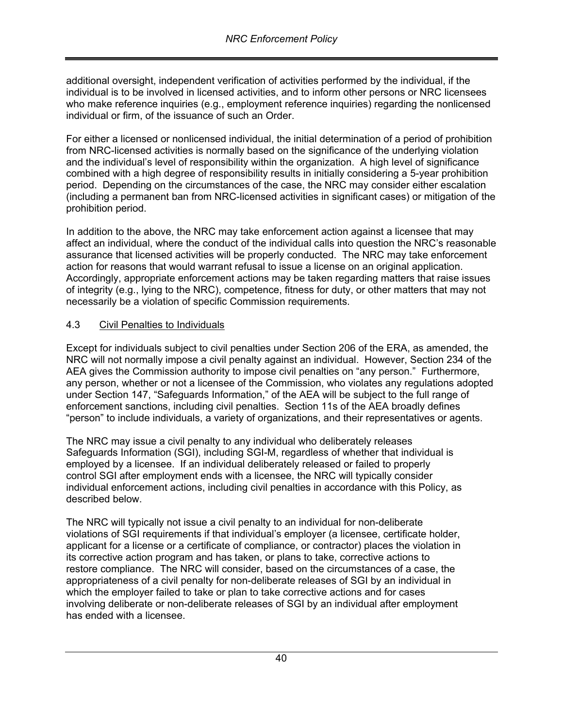additional oversight, independent verification of activities performed by the individual, if the individual is to be involved in licensed activities, and to inform other persons or NRC licensees who make reference inquiries (e.g., employment reference inquiries) regarding the nonlicensed individual or firm, of the issuance of such an Order.

For either a licensed or nonlicensed individual, the initial determination of a period of prohibition from NRC-licensed activities is normally based on the significance of the underlying violation and the individual's level of responsibility within the organization. A high level of significance combined with a high degree of responsibility results in initially considering a 5-year prohibition period. Depending on the circumstances of the case, the NRC may consider either escalation (including a permanent ban from NRC-licensed activities in significant cases) or mitigation of the prohibition period.

In addition to the above, the NRC may take enforcement action against a licensee that may affect an individual, where the conduct of the individual calls into question the NRC's reasonable assurance that licensed activities will be properly conducted. The NRC may take enforcement action for reasons that would warrant refusal to issue a license on an original application. Accordingly, appropriate enforcement actions may be taken regarding matters that raise issues of integrity (e.g., lying to the NRC), competence, fitness for duty, or other matters that may not necessarily be a violation of specific Commission requirements.

### 4.3 Civil Penalties to Individuals

Except for individuals subject to civil penalties under Section 206 of the ERA, as amended, the NRC will not normally impose a civil penalty against an individual. However, Section 234 of the AEA gives the Commission authority to impose civil penalties on "any person." Furthermore, any person, whether or not a licensee of the Commission, who violates any regulations adopted under Section 147, "Safeguards Information," of the AEA will be subject to the full range of enforcement sanctions, including civil penalties. Section 11s of the AEA broadly defines "person" to include individuals, a variety of organizations, and their representatives or agents.

The NRC may issue a civil penalty to any individual who deliberately releases Safeguards Information (SGI), including SGI-M, regardless of whether that individual is employed by a licensee. If an individual deliberately released or failed to properly control SGI after employment ends with a licensee, the NRC will typically consider individual enforcement actions, including civil penalties in accordance with this Policy, as described below.

The NRC will typically not issue a civil penalty to an individual for non-deliberate violations of SGI requirements if that individual's employer (a licensee, certificate holder, applicant for a license or a certificate of compliance, or contractor) places the violation in its corrective action program and has taken, or plans to take, corrective actions to restore compliance. The NRC will consider, based on the circumstances of a case, the appropriateness of a civil penalty for non-deliberate releases of SGI by an individual in which the employer failed to take or plan to take corrective actions and for cases involving deliberate or non-deliberate releases of SGI by an individual after employment has ended with a licensee.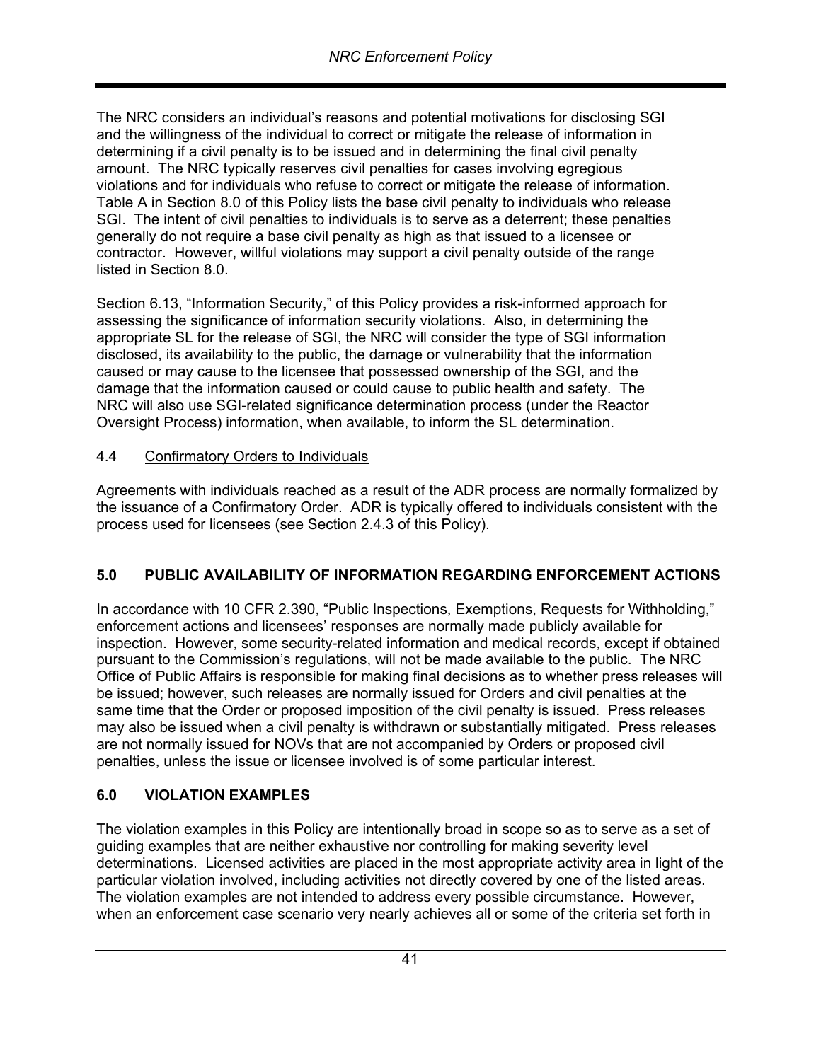The NRC considers an individual's reasons and potential motivations for disclosing SGI and the willingness of the individual to correct or mitigate the release of information in determining if a civil penalty is to be issued and in determining the final civil penalty amount. The NRC typically reserves civil penalties for cases involving egregious violations and for individuals who refuse to correct or mitigate the release of information. Table A in Section 8.0 of this Policy lists the base civil penalty to individuals who release SGI. The intent of civil penalties to individuals is to serve as a deterrent; these penalties generally do not require a base civil penalty as high as that issued to a licensee or contractor. However, willful violations may support a civil penalty outside of the range listed in Section 8.0.

Section 6.13, "Information Security," of this Policy provides a risk-informed approach for assessing the significance of information security violations. Also, in determining the appropriate SL for the release of SGI, the NRC will consider the type of SGI information disclosed, its availability to the public, the damage or vulnerability that the information caused or may cause to the licensee that possessed ownership of the SGI, and the damage that the information caused or could cause to public health and safety. The NRC will also use SGI-related significance determination process (under the Reactor Oversight Process) information, when available, to inform the SL determination.

### 4.4 Confirmatory Orders to Individuals

Agreements with individuals reached as a result of the ADR process are normally formalized by the issuance of a Confirmatory Order. ADR is typically offered to individuals consistent with the process used for licensees (see Section 2.4.3 of this Policy).

## 5.0 PUBLIC AVAILABILITY OF INFORMATION REGARDING ENFORCEMENT ACTIONS

In accordance with 10 CFR 2.390, "Public Inspections, Exemptions, Requests for Withholding," enforcement actions and licensees' responses are normally made publicly available for inspection. However, some security-related information and medical records, except if obtained pursuant to the Commission's regulations, will not be made available to the public. The NRC Office of Public Affairs is responsible for making final decisions as to whether press releases will be issued; however, such releases are normally issued for Orders and civil penalties at the same time that the Order or proposed imposition of the civil penalty is issued. Press releases may also be issued when a civil penalty is withdrawn or substantially mitigated. Press releases are not normally issued for NOVs that are not accompanied by Orders or proposed civil penalties, unless the issue or licensee involved is of some particular interest.

## 6.0 VIOLATION EXAMPLES

The violation examples in this Policy are intentionally broad in scope so as to serve as a set of guiding examples that are neither exhaustive nor controlling for making severity level determinations. Licensed activities are placed in the most appropriate activity area in light of the particular violation involved, including activities not directly covered by one of the listed areas. The violation examples are not intended to address every possible circumstance. However, when an enforcement case scenario very nearly achieves all or some of the criteria set forth in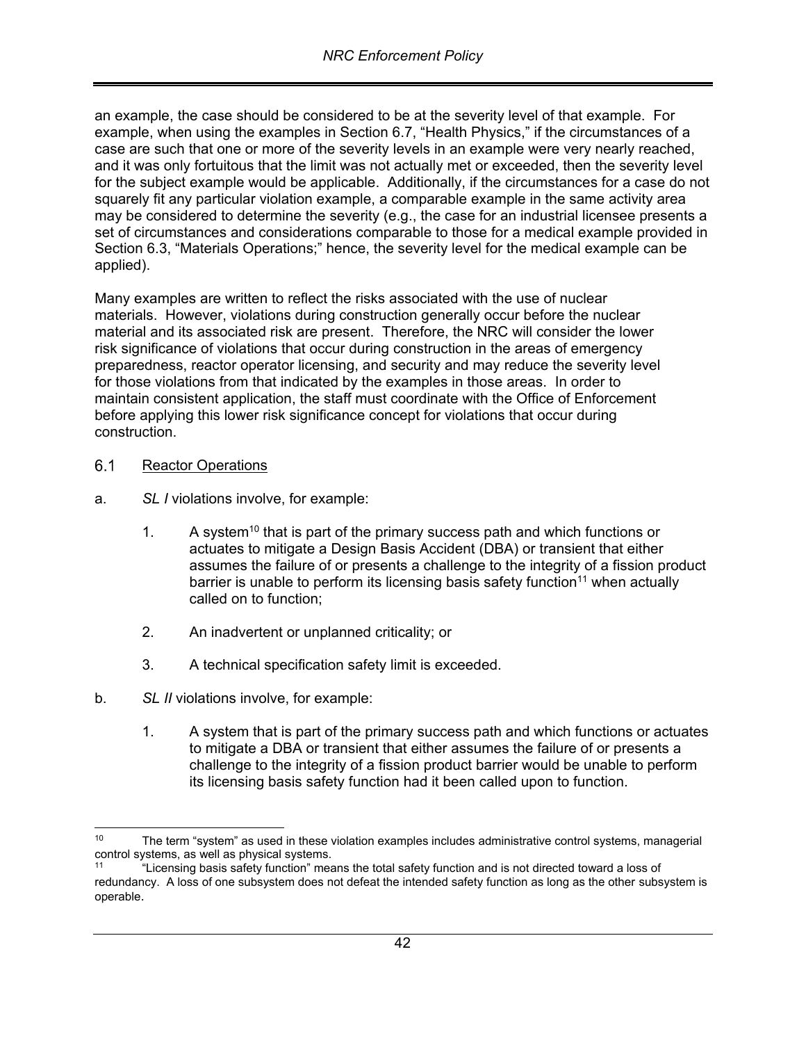an example, the case should be considered to be at the severity level of that example. For example, when using the examples in Section 6.7, “Health Physics,” if the circumstances of a case are such that one or more of the severity levels in an example were very nearly reached, and it was only fortuitous that the limit was not actually met or exceeded, then the severity level for the subject example would be applicable. Additionally, if the circumstances for a case do not squarely fit any particular violation example, a comparable example in the same activity area may be considered to determine the severity (e.g., the case for an industrial licensee presents a set of circumstances and considerations comparable to those for a medical example provided in Section 6.3, “Materials Operations;” hence, the severity level for the medical example can be applied).

Many examples are written to reflect the risks associated with the use of nuclear materials. However, violations during construction generally occur before the nuclear material and its associated risk are present. Therefore, the NRC will consider the lower risk significance of violations that occur during construction in the areas of emergency preparedness, reactor operator licensing, and security and may reduce the severity level for those violations from that indicated by the examples in those areas. In order to maintain consistent application, the staff must coordinate with the Office of Enforcement before applying this lower risk significance concept for violations that occur during construction.

## 6.1 Reactor Operations

a. *SL I* violations involve, for example:

1. A system[10] that is part of the primary success path and which functions or actuates to mitigate a Design Basis Accident (DBA) or transient that either assumes the failure of or presents a challenge to the integrity of a fission product barrier is unable to perform its licensing basis safety function[11] when actually called on to function;

2. An inadvertent or unplanned criticality; or

3. A technical specification safety limit is exceeded.

b. *SL II* violations involve, for example:

1. A system that is part of the primary success path and which functions or actuates to mitigate a DBA or transient that either assumes the failure of or presents a challenge to the integrity of a fission product barrier would be unable to perform its licensing basis safety function had it been called upon to function.

---

[10] The term “system” as used in these violation examples includes administrative control systems, managerial control systems, as well as physical systems.

[11] “Licensing basis safety function” means the total safety function and is not directed toward a loss of redundancy. A loss of one subsystem does not defeat the intended safety function as long as the other subsystem is operable.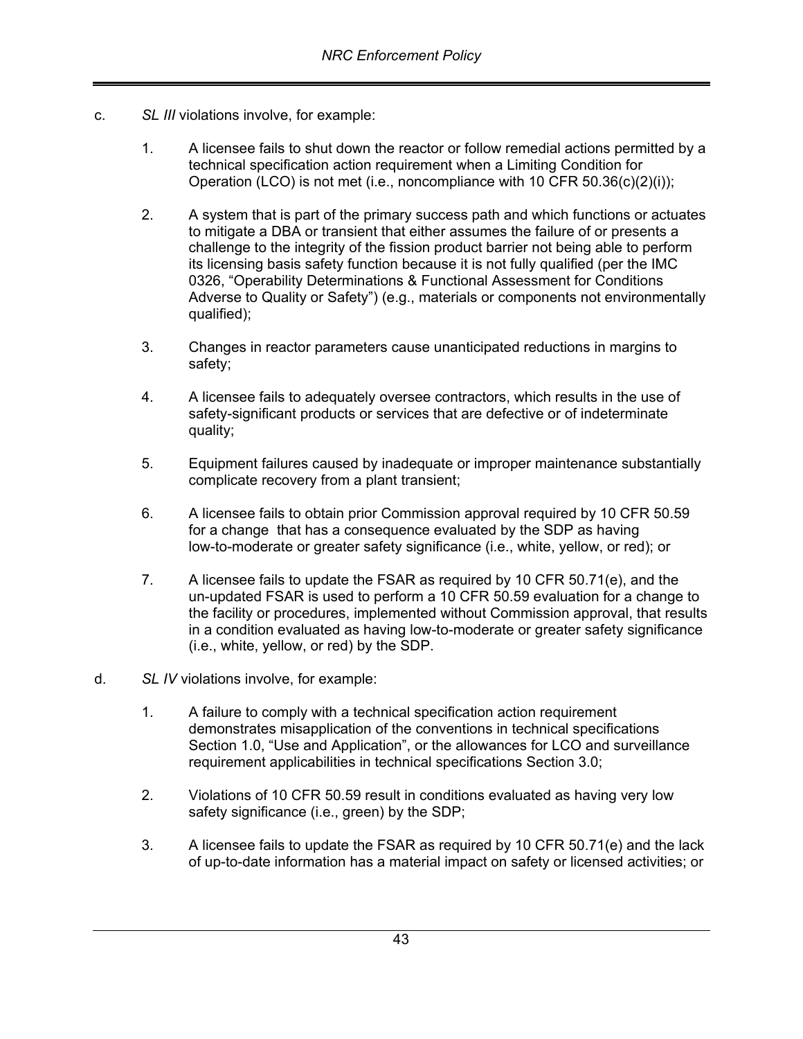c. *SL III* violations involve, for example:

1. A licensee fails to shut down the reactor or follow remedial actions permitted by a technical specification action requirement when a Limiting Condition for Operation (LCO) is not met (i.e., noncompliance with 10 CFR 50.36(c)(2)(i));

2. A system that is part of the primary success path and which functions or actuates to mitigate a DBA or transient that either assumes the failure of or presents a challenge to the integrity of the fission product barrier not being able to perform its licensing basis safety function because it is not fully qualified (per the IMC 0326, "Operability Determinations & Functional Assessment for Conditions Adverse to Quality or Safety") (e.g., materials or components not environmentally qualified);

3. Changes in reactor parameters cause unanticipated reductions in margins to safety;

4. A licensee fails to adequately oversee contractors, which results in the use of safety-significant products or services that are defective or of indeterminate quality;

5. Equipment failures caused by inadequate or improper maintenance substantially complicate recovery from a plant transient;

6. A licensee fails to obtain prior Commission approval required by 10 CFR 50.59 for a change that has a consequence evaluated by the SDP as having low-to-moderate or greater safety significance (i.e., white, yellow, or red); or

7. A licensee fails to update the FSAR as required by 10 CFR 50.71(e), and the un-updated FSAR is used to perform a 10 CFR 50.59 evaluation for a change to the facility or procedures, implemented without Commission approval, that results in a condition evaluated as having low-to-moderate or greater safety significance (i.e., white, yellow, or red) by the SDP.

d. *SL IV* violations involve, for example:

1. A failure to comply with a technical specification action requirement demonstrates misapplication of the conventions in technical specifications Section 1.0, "Use and Application", or the allowances for LCO and surveillance requirement applicabilities in technical specifications Section 3.0;

2. Violations of 10 CFR 50.59 result in conditions evaluated as having very low safety significance (i.e., green) by the SDP;

3. A licensee fails to update the FSAR as required by 10 CFR 50.71(e) and the lack of up-to-date information has a material impact on safety or licensed activities; or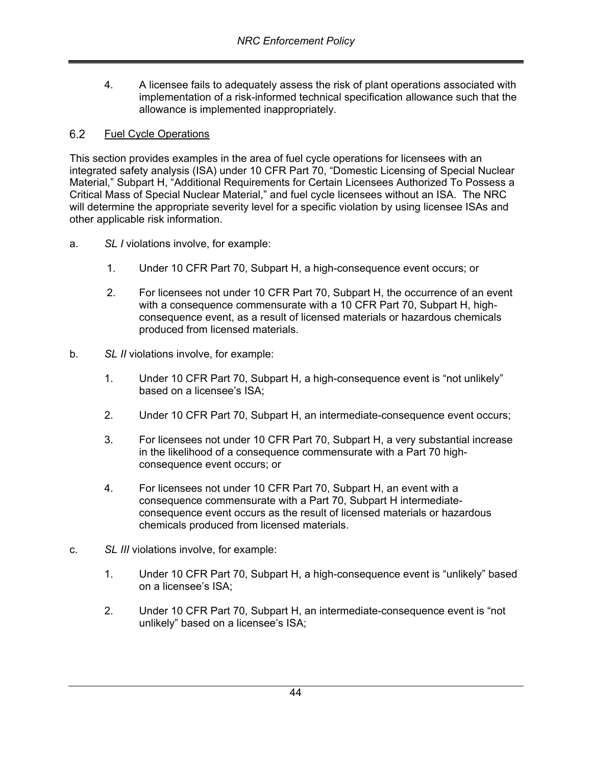4. A licensee fails to adequately assess the risk of plant operations associated with implementation of a risk-informed technical specification allowance such that the allowance is implemented inappropriately.

## 6.2 Fuel Cycle Operations

This section provides examples in the area of fuel cycle operations for licensees with an integrated safety analysis (ISA) under 10 CFR Part 70, "Domestic Licensing of Special Nuclear Material," Subpart H, "Additional Requirements for Certain Licensees Authorized To Possess a Critical Mass of Special Nuclear Material," and fuel cycle licensees without an ISA. The NRC will determine the appropriate severity level for a specific violation by using licensee ISAs and other applicable risk information.

a. *SL I* violations involve, for example:

   1. Under 10 CFR Part 70, Subpart H, a high-consequence event occurs; or

   2. For licensees not under 10 CFR Part 70, Subpart H, the occurrence of an event with a consequence commensurate with a 10 CFR Part 70, Subpart H, high-consequence event, as a result of licensed materials or hazardous chemicals produced from licensed materials.

b. *SL II* violations involve, for example:

   1. Under 10 CFR Part 70, Subpart H, a high-consequence event is "not unlikely" based on a licensee's ISA;

   2. Under 10 CFR Part 70, Subpart H, an intermediate-consequence event occurs;

   3. For licensees not under 10 CFR Part 70, Subpart H, a very substantial increase in the likelihood of a consequence commensurate with a Part 70 high-consequence event occurs; or

   4. For licensees not under 10 CFR Part 70, Subpart H, an event with a consequence commensurate with a Part 70, Subpart H intermediate-consequence event occurs as the result of licensed materials or hazardous chemicals produced from licensed materials.

c. *SL III* violations involve, for example:

   1. Under 10 CFR Part 70, Subpart H, a high-consequence event is "unlikely" based on a licensee's ISA;

   2. Under 10 CFR Part 70, Subpart H, an intermediate-consequence event is "not unlikely" based on a licensee's ISA;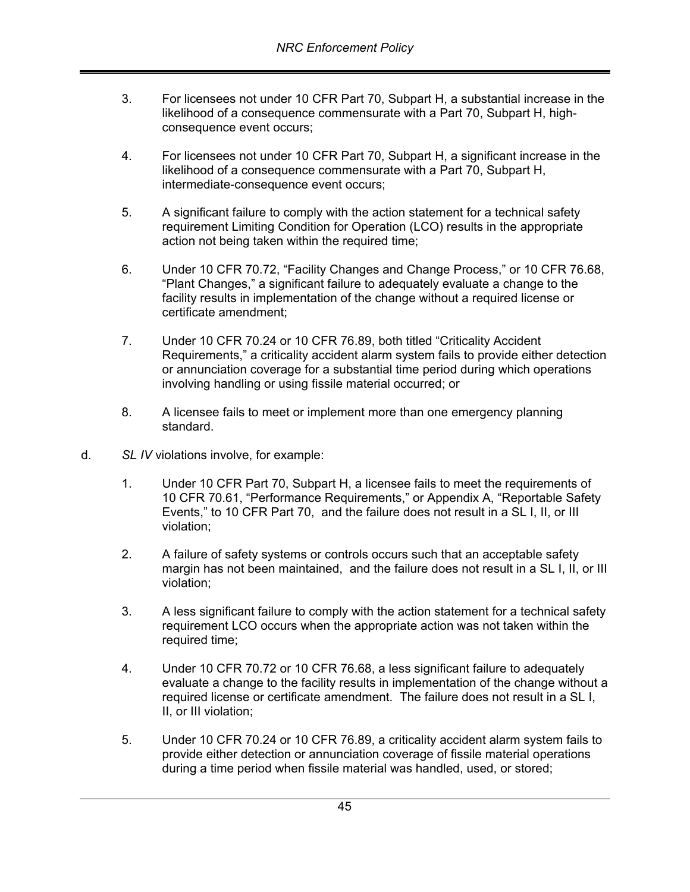3. For licensees not under 10 CFR Part 70, Subpart H, a substantial increase in the likelihood of a consequence commensurate with a Part 70, Subpart H, high-consequence event occurs;

4. For licensees not under 10 CFR Part 70, Subpart H, a significant increase in the likelihood of a consequence commensurate with a Part 70, Subpart H, intermediate-consequence event occurs;

5. A significant failure to comply with the action statement for a technical safety requirement Limiting Condition for Operation (LCO) results in the appropriate action not being taken within the required time;

6. Under 10 CFR 70.72, "Facility Changes and Change Process," or 10 CFR 76.68, "Plant Changes," a significant failure to adequately evaluate a change to the facility results in implementation of the change without a required license or certificate amendment;

7. Under 10 CFR 70.24 or 10 CFR 76.89, both titled "Criticality Accident Requirements," a criticality accident alarm system fails to provide either detection or annunciation coverage for a substantial time period during which operations involving handling or using fissile material occurred; or

8. A licensee fails to meet or implement more than one emergency planning standard.

d. *SL IV* violations involve, for example:

1. Under 10 CFR Part 70, Subpart H, a licensee fails to meet the requirements of 10 CFR 70.61, "Performance Requirements," or Appendix A, "Reportable Safety Events," to 10 CFR Part 70, and the failure does not result in a SL I, II, or III violation;

2. A failure of safety systems or controls occurs such that an acceptable safety margin has not been maintained, and the failure does not result in a SL I, II, or III violation;

3. A less significant failure to comply with the action statement for a technical safety requirement LCO occurs when the appropriate action was not taken within the required time;

4. Under 10 CFR 70.72 or 10 CFR 76.68, a less significant failure to adequately evaluate a change to the facility results in implementation of the change without a required license or certificate amendment. The failure does not result in a SL I, II, or III violation;

5. Under 10 CFR 70.24 or 10 CFR 76.89, a criticality accident alarm system fails to provide either detection or annunciation coverage of fissile material operations during a time period when fissile material was handled, used, or stored;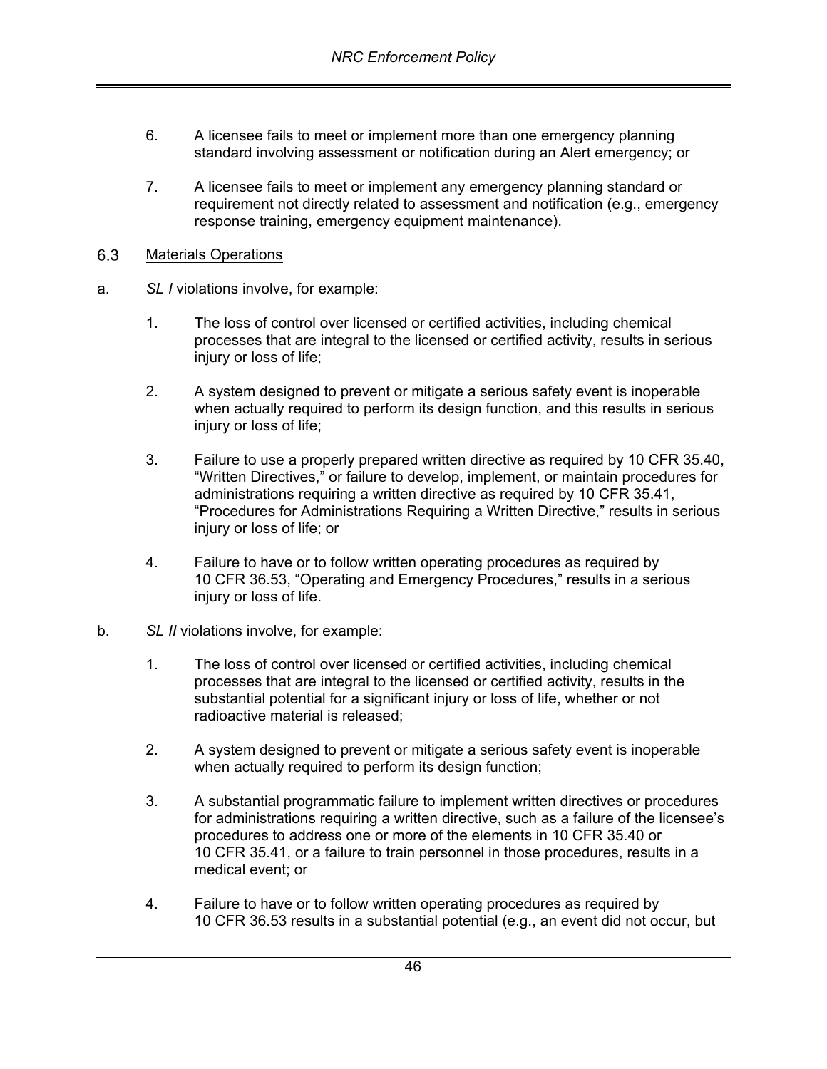6. A licensee fails to meet or implement more than one emergency planning standard involving assessment or notification during an Alert emergency; or

7. A licensee fails to meet or implement any emergency planning standard or requirement not directly related to assessment and notification (e.g., emergency response training, emergency equipment maintenance).

## 6.3 Materials Operations

a. *SL I* violations involve, for example:

   1. The loss of control over licensed or certified activities, including chemical processes that are integral to the licensed or certified activity, results in serious injury or loss of life;

   2. A system designed to prevent or mitigate a serious safety event is inoperable when actually required to perform its design function, and this results in serious injury or loss of life;

   3. Failure to use a properly prepared written directive as required by 10 CFR 35.40, "Written Directives," or failure to develop, implement, or maintain procedures for administrations requiring a written directive as required by 10 CFR 35.41, "Procedures for Administrations Requiring a Written Directive," results in serious injury or loss of life; or

   4. Failure to have or to follow written operating procedures as required by 10 CFR 36.53, "Operating and Emergency Procedures," results in a serious injury or loss of life.

b. *SL II* violations involve, for example:

   1. The loss of control over licensed or certified activities, including chemical processes that are integral to the licensed or certified activity, results in the substantial potential for a significant injury or loss of life, whether or not radioactive material is released;

   2. A system designed to prevent or mitigate a serious safety event is inoperable when actually required to perform its design function;

   3. A substantial programmatic failure to implement written directives or procedures for administrations requiring a written directive, such as a failure of the licensee's procedures to address one or more of the elements in 10 CFR 35.40 or 10 CFR 35.41, or a failure to train personnel in those procedures, results in a medical event; or

   4. Failure to have or to follow written operating procedures as required by 10 CFR 36.53 results in a substantial potential (e.g., an event did not occur, but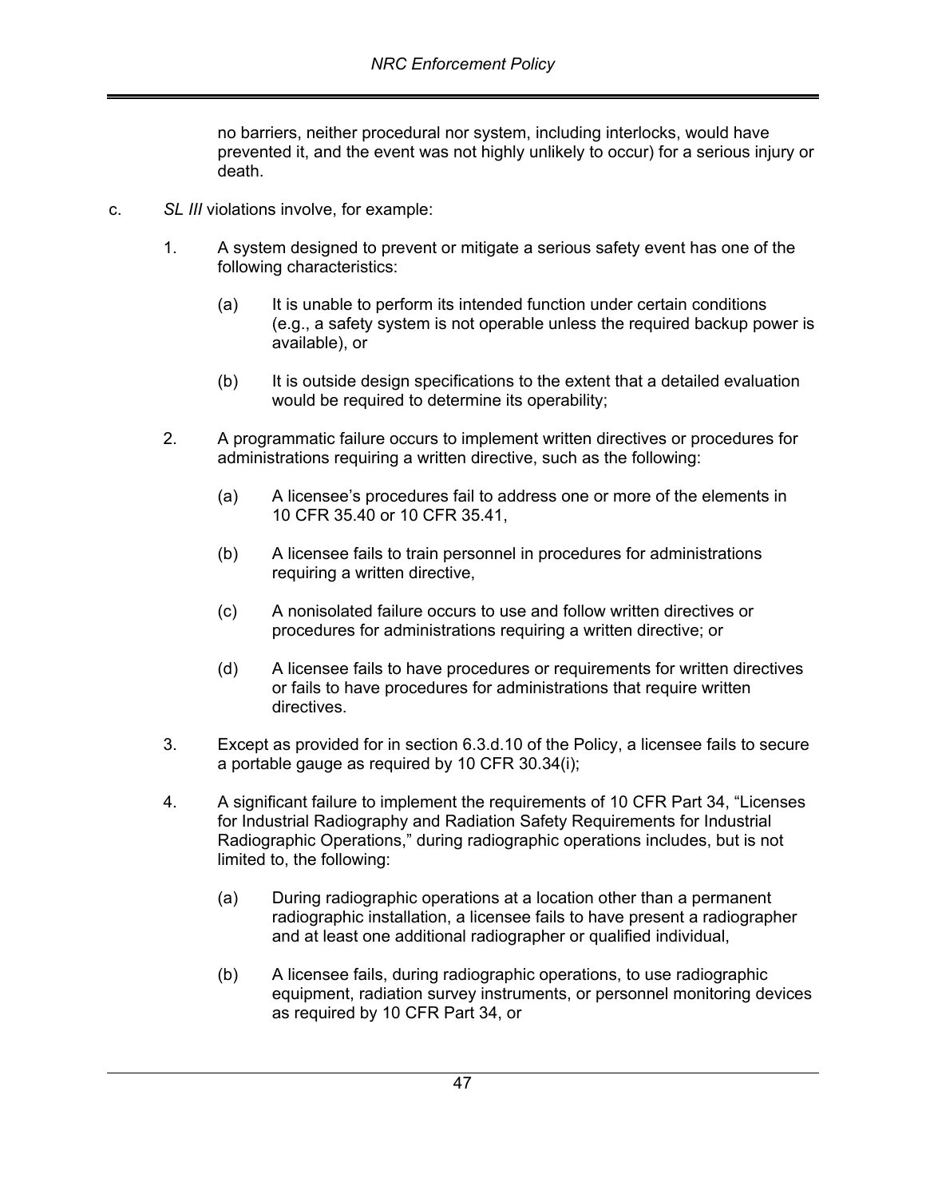no barriers, neither procedural nor system, including interlocks, would have prevented it, and the event was not highly unlikely to occur) for a serious injury or death.

c. *SL III* violations involve, for example:

1. A system designed to prevent or mitigate a serious safety event has one of the following characteristics:

   (a) It is unable to perform its intended function under certain conditions (e.g., a safety system is not operable unless the required backup power is available), or

   (b) It is outside design specifications to the extent that a detailed evaluation would be required to determine its operability;

2. A programmatic failure occurs to implement written directives or procedures for administrations requiring a written directive, such as the following:

   (a) A licensee's procedures fail to address one or more of the elements in 10 CFR 35.40 or 10 CFR 35.41,

   (b) A licensee fails to train personnel in procedures for administrations requiring a written directive,

   (c) A nonisolated failure occurs to use and follow written directives or procedures for administrations requiring a written directive; or

   (d) A licensee fails to have procedures or requirements for written directives or fails to have procedures for administrations that require written directives.

3. Except as provided for in section 6.3.d.10 of the Policy, a licensee fails to secure a portable gauge as required by 10 CFR 30.34(i);

4. A significant failure to implement the requirements of 10 CFR Part 34, "Licenses for Industrial Radiography and Radiation Safety Requirements for Industrial Radiographic Operations," during radiographic operations includes, but is not limited to, the following:

   (a) During radiographic operations at a location other than a permanent radiographic installation, a licensee fails to have present a radiographer and at least one additional radiographer or qualified individual,

   (b) A licensee fails, during radiographic operations, to use radiographic equipment, radiation survey instruments, or personnel monitoring devices as required by 10 CFR Part 34, or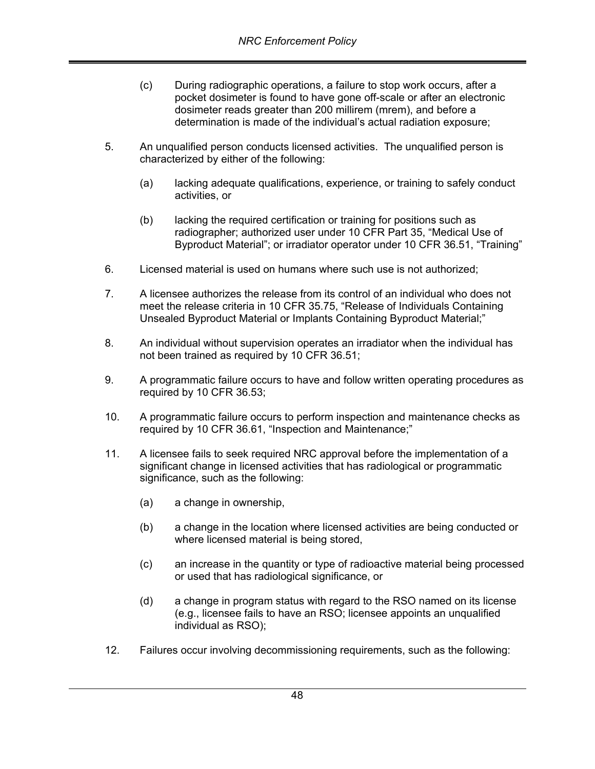(c) During radiographic operations, a failure to stop work occurs, after a pocket dosimeter is found to have gone off-scale or after an electronic dosimeter reads greater than 200 millirem (mrem), and before a determination is made of the individual's actual radiation exposure;

5. An unqualified person conducts licensed activities. The unqualified person is characterized by either of the following:

   (a) lacking adequate qualifications, experience, or training to safely conduct activities, or

   (b) lacking the required certification or training for positions such as radiographer; authorized user under 10 CFR Part 35, "Medical Use of Byproduct Material"; or irradiator operator under 10 CFR 36.51, "Training"

6. Licensed material is used on humans where such use is not authorized;

7. A licensee authorizes the release from its control of an individual who does not meet the release criteria in 10 CFR 35.75, "Release of Individuals Containing Unsealed Byproduct Material or Implants Containing Byproduct Material;"

8. An individual without supervision operates an irradiator when the individual has not been trained as required by 10 CFR 36.51;

9. A programmatic failure occurs to have and follow written operating procedures as required by 10 CFR 36.53;

10. A programmatic failure occurs to perform inspection and maintenance checks as required by 10 CFR 36.61, "Inspection and Maintenance;"

11. A licensee fails to seek required NRC approval before the implementation of a significant change in licensed activities that has radiological or programmatic significance, such as the following:

    (a) a change in ownership,

    (b) a change in the location where licensed activities are being conducted or where licensed material is being stored,

    (c) an increase in the quantity or type of radioactive material being processed or used that has radiological significance, or

    (d) a change in program status with regard to the RSO named on its license (e.g., licensee fails to have an RSO; licensee appoints an unqualified individual as RSO);

12. Failures occur involving decommissioning requirements, such as the following: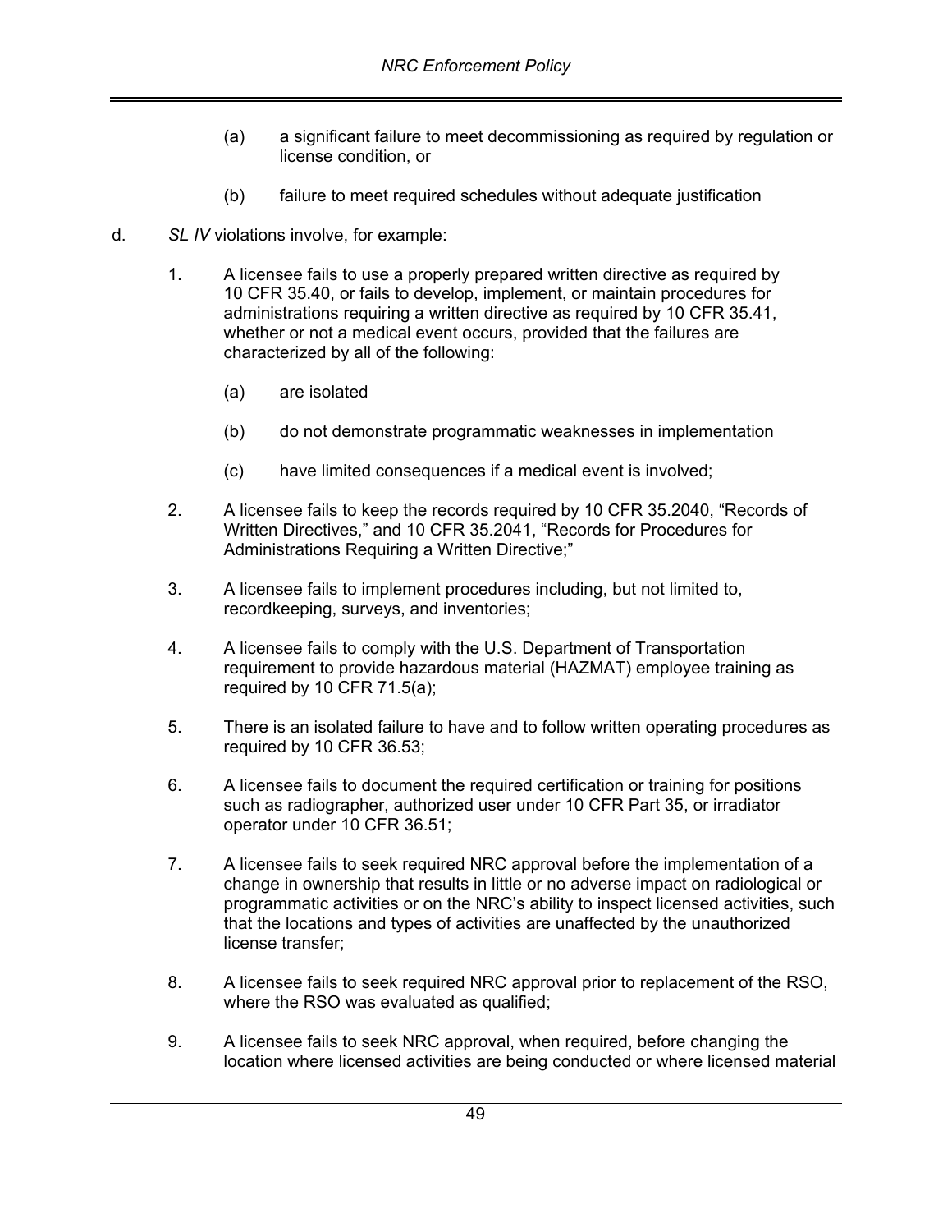(a) a significant failure to meet decommissioning as required by regulation or license condition, or

(b) failure to meet required schedules without adequate justification

d. *SL IV* violations involve, for example:

1. A licensee fails to use a properly prepared written directive as required by 10 CFR 35.40, or fails to develop, implement, or maintain procedures for administrations requiring a written directive as required by 10 CFR 35.41, whether or not a medical event occurs, provided that the failures are characterized by all of the following:

   (a) are isolated

   (b) do not demonstrate programmatic weaknesses in implementation

   (c) have limited consequences if a medical event is involved;

2. A licensee fails to keep the records required by 10 CFR 35.2040, "Records of Written Directives," and 10 CFR 35.2041, "Records for Procedures for Administrations Requiring a Written Directive;"

3. A licensee fails to implement procedures including, but not limited to, recordkeeping, surveys, and inventories;

4. A licensee fails to comply with the U.S. Department of Transportation requirement to provide hazardous material (HAZMAT) employee training as required by 10 CFR 71.5(a);

5. There is an isolated failure to have and to follow written operating procedures as required by 10 CFR 36.53;

6. A licensee fails to document the required certification or training for positions such as radiographer, authorized user under 10 CFR Part 35, or irradiator operator under 10 CFR 36.51;

7. A licensee fails to seek required NRC approval before the implementation of a change in ownership that results in little or no adverse impact on radiological or programmatic activities or on the NRC's ability to inspect licensed activities, such that the locations and types of activities are unaffected by the unauthorized license transfer;

8. A licensee fails to seek required NRC approval prior to replacement of the RSO, where the RSO was evaluated as qualified;

9. A licensee fails to seek NRC approval, when required, before changing the location where licensed activities are being conducted or where licensed material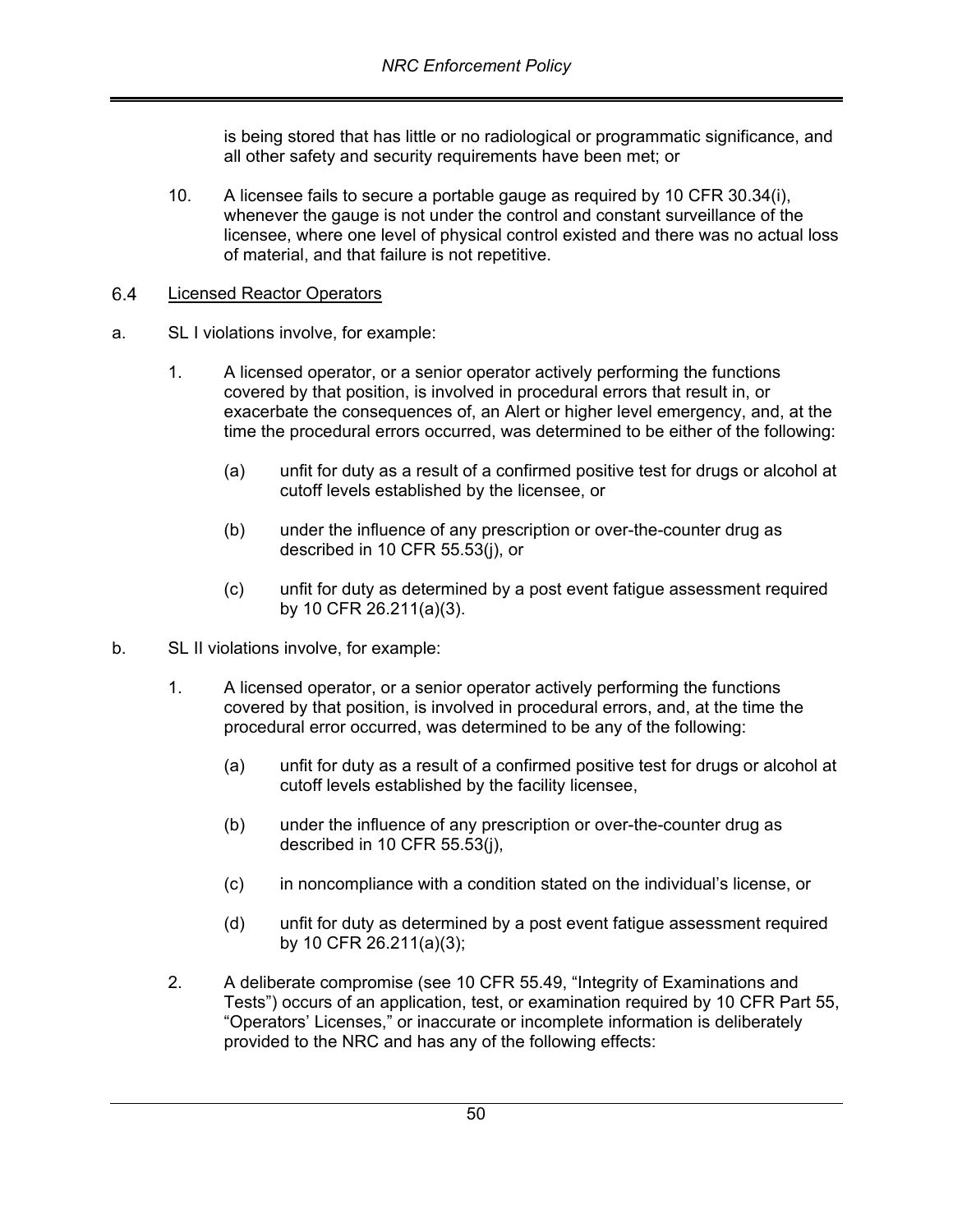is being stored that has little or no radiological or programmatic significance, and all other safety and security requirements have been met; or

10. A licensee fails to secure a portable gauge as required by 10 CFR 30.34(i), whenever the gauge is not under the control and constant surveillance of the licensee, where one level of physical control existed and there was no actual loss of material, and that failure is not repetitive.

## 6.4 Licensed Reactor Operators

a. SL I violations involve, for example:

1. A licensed operator, or a senior operator actively performing the functions covered by that position, is involved in procedural errors that result in, or exacerbate the consequences of, an Alert or higher level emergency, and, at the time the procedural errors occurred, was determined to be either of the following:

   (a) unfit for duty as a result of a confirmed positive test for drugs or alcohol at cutoff levels established by the licensee, or

   (b) under the influence of any prescription or over-the-counter drug as described in 10 CFR 55.53(j), or

   (c) unfit for duty as determined by a post event fatigue assessment required by 10 CFR 26.211(a)(3).

b. SL II violations involve, for example:

1. A licensed operator, or a senior operator actively performing the functions covered by that position, is involved in procedural errors, and, at the time the procedural error occurred, was determined to be any of the following:

   (a) unfit for duty as a result of a confirmed positive test for drugs or alcohol at cutoff levels established by the facility licensee,

   (b) under the influence of any prescription or over-the-counter drug as described in 10 CFR 55.53(j),

   (c) in noncompliance with a condition stated on the individual's license, or

   (d) unfit for duty as determined by a post event fatigue assessment required by 10 CFR 26.211(a)(3);

2. A deliberate compromise (see 10 CFR 55.49, "Integrity of Examinations and Tests") occurs of an application, test, or examination required by 10 CFR Part 55, "Operators' Licenses," or inaccurate or incomplete information is deliberately provided to the NRC and has any of the following effects: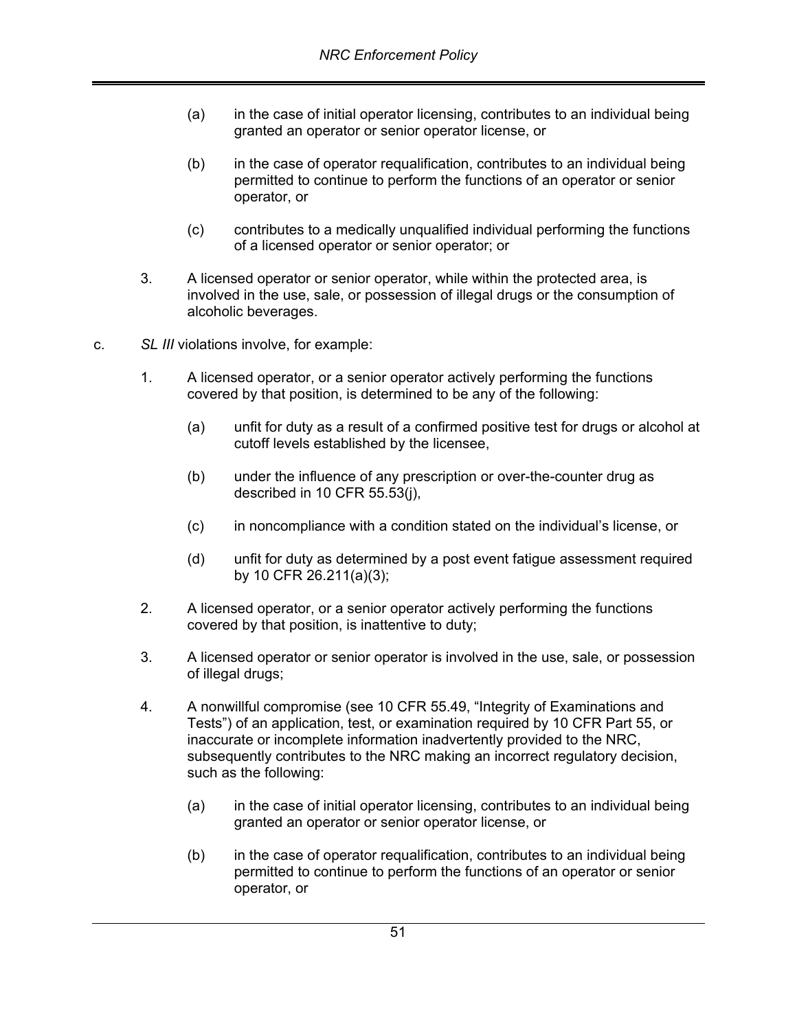(a) in the case of initial operator licensing, contributes to an individual being granted an operator or senior operator license, or

(b) in the case of operator requalification, contributes to an individual being permitted to continue to perform the functions of an operator or senior operator, or

(c) contributes to a medically unqualified individual performing the functions of a licensed operator or senior operator; or

3. A licensed operator or senior operator, while within the protected area, is involved in the use, sale, or possession of illegal drugs or the consumption of alcoholic beverages.

c. *SL III* violations involve, for example:

1. A licensed operator, or a senior operator actively performing the functions covered by that position, is determined to be any of the following:

   (a) unfit for duty as a result of a confirmed positive test for drugs or alcohol at cutoff levels established by the licensee,

   (b) under the influence of any prescription or over-the-counter drug as described in 10 CFR 55.53(j),

   (c) in noncompliance with a condition stated on the individual's license, or

   (d) unfit for duty as determined by a post event fatigue assessment required by 10 CFR 26.211(a)(3);

2. A licensed operator, or a senior operator actively performing the functions covered by that position, is inattentive to duty;

3. A licensed operator or senior operator is involved in the use, sale, or possession of illegal drugs;

4. A nonwillful compromise (see 10 CFR 55.49, "Integrity of Examinations and Tests") of an application, test, or examination required by 10 CFR Part 55, or inaccurate or incomplete information inadvertently provided to the NRC, subsequently contributes to the NRC making an incorrect regulatory decision, such as the following:

   (a) in the case of initial operator licensing, contributes to an individual being granted an operator or senior operator license, or

   (b) in the case of operator requalification, contributes to an individual being permitted to continue to perform the functions of an operator or senior operator, or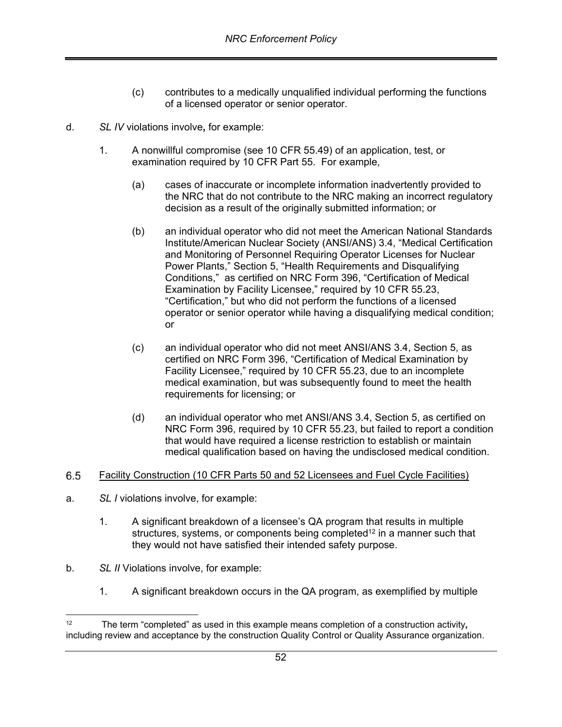(c) contributes to a medically unqualified individual performing the functions of a licensed operator or senior operator.

d. *SL IV* violations involve**,** for example:

1. A nonwillful compromise (see 10 CFR 55.49) of an application, test, or examination required by 10 CFR Part 55. For example,

   (a) cases of inaccurate or incomplete information inadvertently provided to the NRC that do not contribute to the NRC making an incorrect regulatory decision as a result of the originally submitted information; or

   (b) an individual operator who did not meet the American National Standards Institute/American Nuclear Society (ANSI/ANS) 3.4, "Medical Certification and Monitoring of Personnel Requiring Operator Licenses for Nuclear Power Plants," Section 5, "Health Requirements and Disqualifying Conditions," as certified on NRC Form 396, "Certification of Medical Examination by Facility Licensee," required by 10 CFR 55.23, "Certification," but who did not perform the functions of a licensed operator or senior operator while having a disqualifying medical condition; or

   (c) an individual operator who did not meet ANSI/ANS 3.4, Section 5, as certified on NRC Form 396, "Certification of Medical Examination by Facility Licensee," required by 10 CFR 55.23, due to an incomplete medical examination, but was subsequently found to meet the health requirements for licensing; or

   (d) an individual operator who met ANSI/ANS 3.4, Section 5, as certified on NRC Form 396, required by 10 CFR 55.23, but failed to report a condition that would have required a license restriction to establish or maintain medical qualification based on having the undisclosed medical condition.

## 6.5 Facility Construction (10 CFR Parts 50 and 52 Licensees and Fuel Cycle Facilities)

a. *SL I* violations involve, for example:

1. A significant breakdown of a licensee's QA program that results in multiple structures, systems, or components being completed[12] in a manner such that they would not have satisfied their intended safety purpose.

b. *SL II* Violations involve, for example:

1. A significant breakdown occurs in the QA program, as exemplified by multiple

---

[12] The term "completed" as used in this example means completion of a construction activity**,** including review and acceptance by the construction Quality Control or Quality Assurance organization.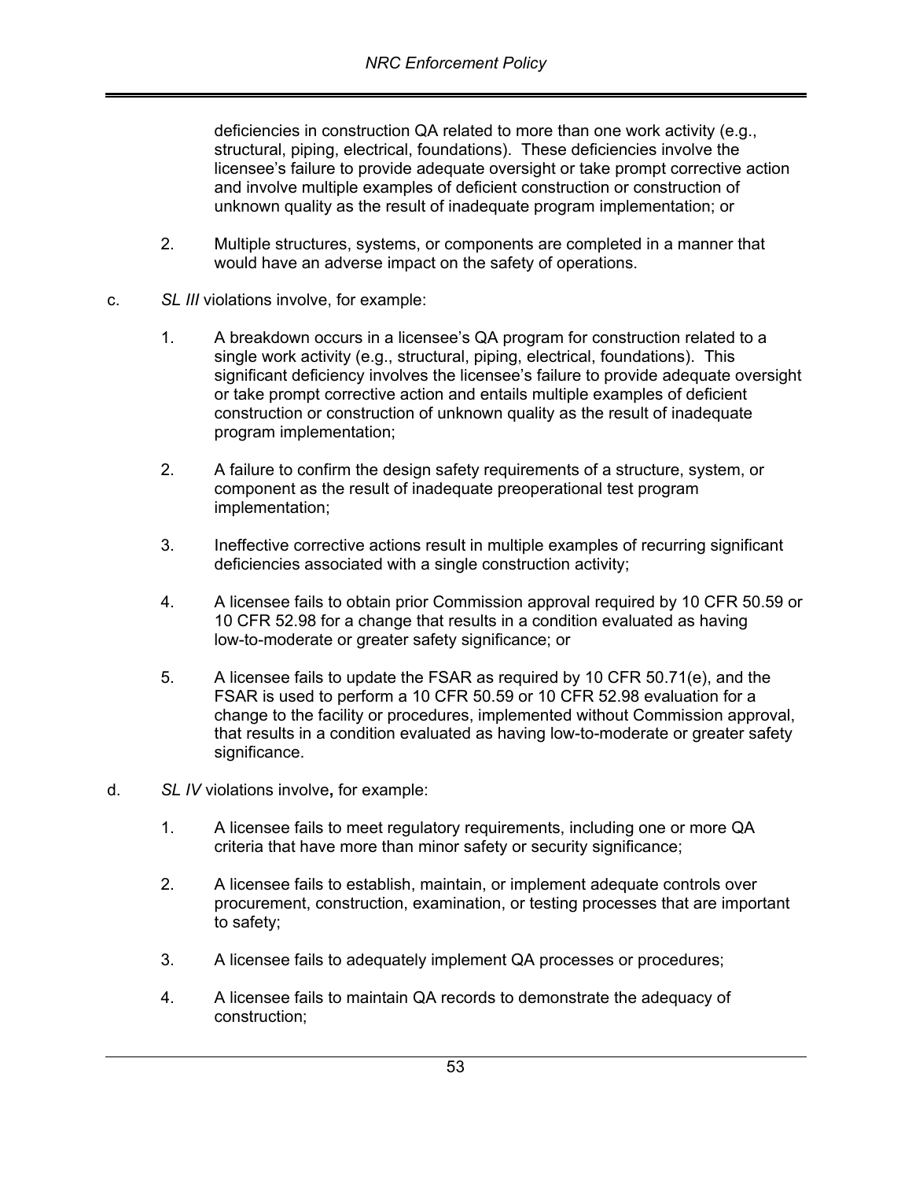deficiencies in construction QA related to more than one work activity (e.g., structural, piping, electrical, foundations). These deficiencies involve the licensee's failure to provide adequate oversight or take prompt corrective action and involve multiple examples of deficient construction or construction of unknown quality as the result of inadequate program implementation; or

2. Multiple structures, systems, or components are completed in a manner that would have an adverse impact on the safety of operations.

c. *SL III* violations involve, for example:

1. A breakdown occurs in a licensee's QA program for construction related to a single work activity (e.g., structural, piping, electrical, foundations). This significant deficiency involves the licensee's failure to provide adequate oversight or take prompt corrective action and entails multiple examples of deficient construction or construction of unknown quality as the result of inadequate program implementation;

2. A failure to confirm the design safety requirements of a structure, system, or component as the result of inadequate preoperational test program implementation;

3. Ineffective corrective actions result in multiple examples of recurring significant deficiencies associated with a single construction activity;

4. A licensee fails to obtain prior Commission approval required by 10 CFR 50.59 or 10 CFR 52.98 for a change that results in a condition evaluated as having low-to-moderate or greater safety significance; or

5. A licensee fails to update the FSAR as required by 10 CFR 50.71(e), and the FSAR is used to perform a 10 CFR 50.59 or 10 CFR 52.98 evaluation for a change to the facility or procedures, implemented without Commission approval, that results in a condition evaluated as having low-to-moderate or greater safety significance.

d. *SL IV* violations involve**,** for example:

1. A licensee fails to meet regulatory requirements, including one or more QA criteria that have more than minor safety or security significance;

2. A licensee fails to establish, maintain, or implement adequate controls over procurement, construction, examination, or testing processes that are important to safety;

3. A licensee fails to adequately implement QA processes or procedures;

4. A licensee fails to maintain QA records to demonstrate the adequacy of construction;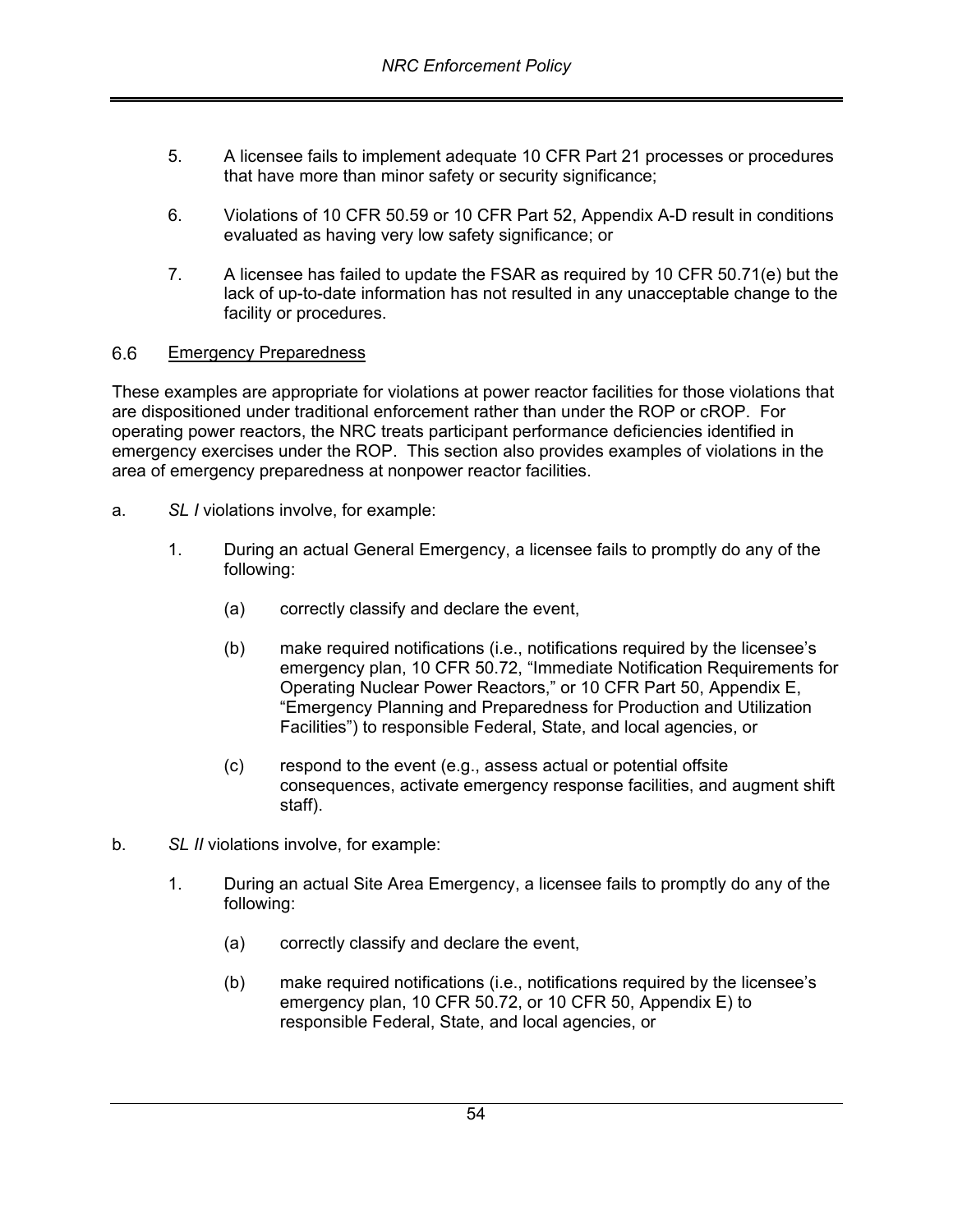5. A licensee fails to implement adequate 10 CFR Part 21 processes or procedures that have more than minor safety or security significance;

6. Violations of 10 CFR 50.59 or 10 CFR Part 52, Appendix A-D result in conditions evaluated as having very low safety significance; or

7. A licensee has failed to update the FSAR as required by 10 CFR 50.71(e) but the lack of up-to-date information has not resulted in any unacceptable change to the facility or procedures.

### 6.6 Emergency Preparedness

These examples are appropriate for violations at power reactor facilities for those violations that are dispositioned under traditional enforcement rather than under the ROP or cROP. For operating power reactors, the NRC treats participant performance deficiencies identified in emergency exercises under the ROP. This section also provides examples of violations in the area of emergency preparedness at nonpower reactor facilities.

a. *SL I* violations involve, for example:

   1. During an actual General Emergency, a licensee fails to promptly do any of the following:

      (a) correctly classify and declare the event,

      (b) make required notifications (i.e., notifications required by the licensee's emergency plan, 10 CFR 50.72, "Immediate Notification Requirements for Operating Nuclear Power Reactors," or 10 CFR Part 50, Appendix E, "Emergency Planning and Preparedness for Production and Utilization Facilities") to responsible Federal, State, and local agencies, or

      (c) respond to the event (e.g., assess actual or potential offsite consequences, activate emergency response facilities, and augment shift staff).

b. *SL II* violations involve, for example:

   1. During an actual Site Area Emergency, a licensee fails to promptly do any of the following:

      (a) correctly classify and declare the event,

      (b) make required notifications (i.e., notifications required by the licensee's emergency plan, 10 CFR 50.72, or 10 CFR 50, Appendix E) to responsible Federal, State, and local agencies, or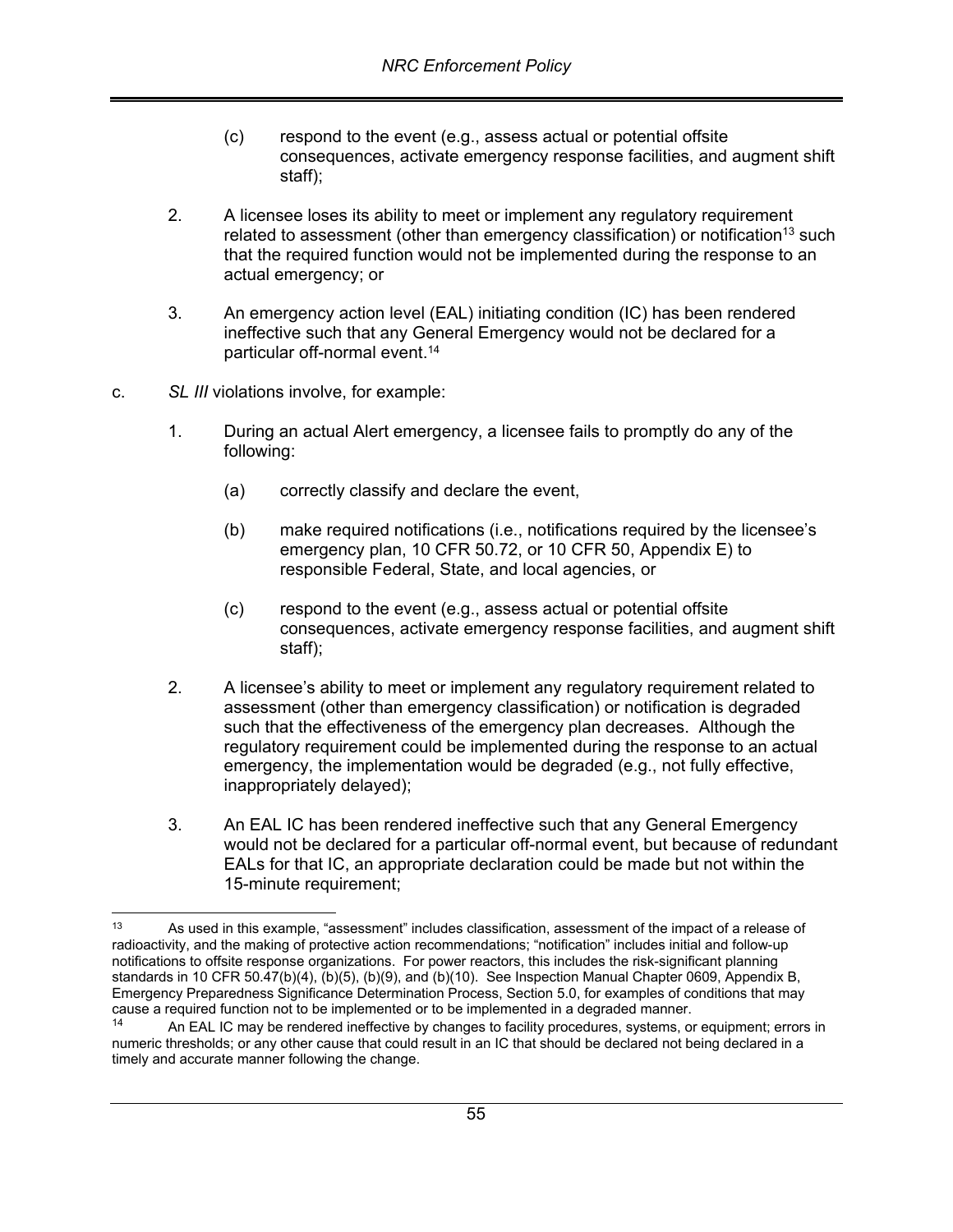(c) respond to the event (e.g., assess actual or potential offsite consequences, activate emergency response facilities, and augment shift staff);

2. A licensee loses its ability to meet or implement any regulatory requirement related to assessment (other than emergency classification) or notification[13] such that the required function would not be implemented during the response to an actual emergency; or

3. An emergency action level (EAL) initiating condition (IC) has been rendered ineffective such that any General Emergency would not be declared for a particular off-normal event.[14]

c. *SL III* violations involve, for example:

1. During an actual Alert emergency, a licensee fails to promptly do any of the following:

   (a) correctly classify and declare the event,

   (b) make required notifications (i.e., notifications required by the licensee's emergency plan, 10 CFR 50.72, or 10 CFR 50, Appendix E) to responsible Federal, State, and local agencies, or

   (c) respond to the event (e.g., assess actual or potential offsite consequences, activate emergency response facilities, and augment shift staff);

2. A licensee's ability to meet or implement any regulatory requirement related to assessment (other than emergency classification) or notification is degraded such that the effectiveness of the emergency plan decreases. Although the regulatory requirement could be implemented during the response to an actual emergency, the implementation would be degraded (e.g., not fully effective, inappropriately delayed);

3. An EAL IC has been rendered ineffective such that any General Emergency would not be declared for a particular off-normal event, but because of redundant EALs for that IC, an appropriate declaration could be made but not within the 15-minute requirement;

---

[13] As used in this example, "assessment" includes classification, assessment of the impact of a release of radioactivity, and the making of protective action recommendations; "notification" includes initial and follow-up notifications to offsite response organizations. For power reactors, this includes the risk-significant planning standards in 10 CFR 50.47(b)(4), (b)(5), (b)(9), and (b)(10). See Inspection Manual Chapter 0609, Appendix B, Emergency Preparedness Significance Determination Process, Section 5.0, for examples of conditions that may cause a required function not to be implemented or to be implemented in a degraded manner.

[14] An EAL IC may be rendered ineffective by changes to facility procedures, systems, or equipment; errors in numeric thresholds; or any other cause that could result in an IC that should be declared not being declared in a timely and accurate manner following the change.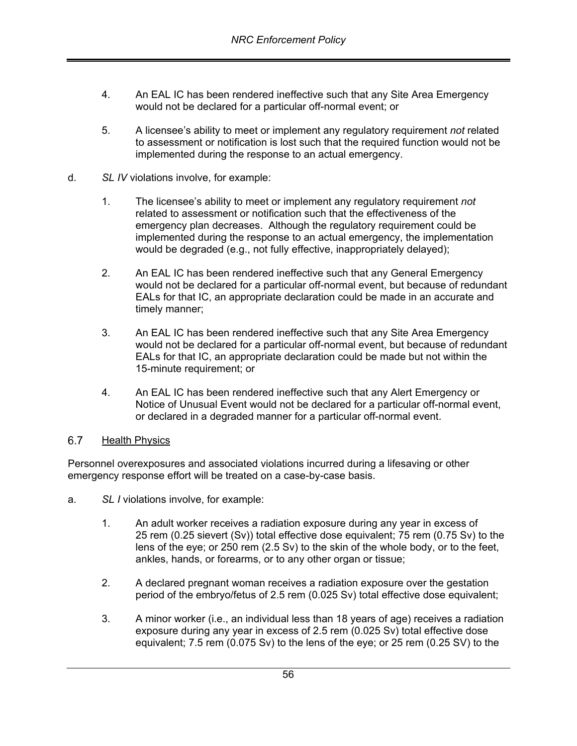4. An EAL IC has been rendered ineffective such that any Site Area Emergency would not be declared for a particular off-normal event; or

5. A licensee's ability to meet or implement any regulatory requirement *not* related to assessment or notification is lost such that the required function would not be implemented during the response to an actual emergency.

d. *SL IV* violations involve, for example:

1. The licensee's ability to meet or implement any regulatory requirement *not* related to assessment or notification such that the effectiveness of the emergency plan decreases. Although the regulatory requirement could be implemented during the response to an actual emergency, the implementation would be degraded (e.g., not fully effective, inappropriately delayed);

2. An EAL IC has been rendered ineffective such that any General Emergency would not be declared for a particular off-normal event, but because of redundant EALs for that IC, an appropriate declaration could be made in an accurate and timely manner;

3. An EAL IC has been rendered ineffective such that any Site Area Emergency would not be declared for a particular off-normal event, but because of redundant EALs for that IC, an appropriate declaration could be made but not within the 15-minute requirement; or

4. An EAL IC has been rendered ineffective such that any Alert Emergency or Notice of Unusual Event would not be declared for a particular off-normal event, or declared in a degraded manner for a particular off-normal event.

## 6.7 Health Physics

Personnel overexposures and associated violations incurred during a lifesaving or other emergency response effort will be treated on a case-by-case basis.

a. *SL I* violations involve, for example:

1. An adult worker receives a radiation exposure during any year in excess of 25 rem (0.25 sievert (Sv)) total effective dose equivalent; 75 rem (0.75 Sv) to the lens of the eye; or 250 rem (2.5 Sv) to the skin of the whole body, or to the feet, ankles, hands, or forearms, or to any other organ or tissue;

2. A declared pregnant woman receives a radiation exposure over the gestation period of the embryo/fetus of 2.5 rem (0.025 Sv) total effective dose equivalent;

3. A minor worker (i.e., an individual less than 18 years of age) receives a radiation exposure during any year in excess of 2.5 rem (0.025 Sv) total effective dose equivalent; 7.5 rem (0.075 Sv) to the lens of the eye; or 25 rem (0.25 SV) to the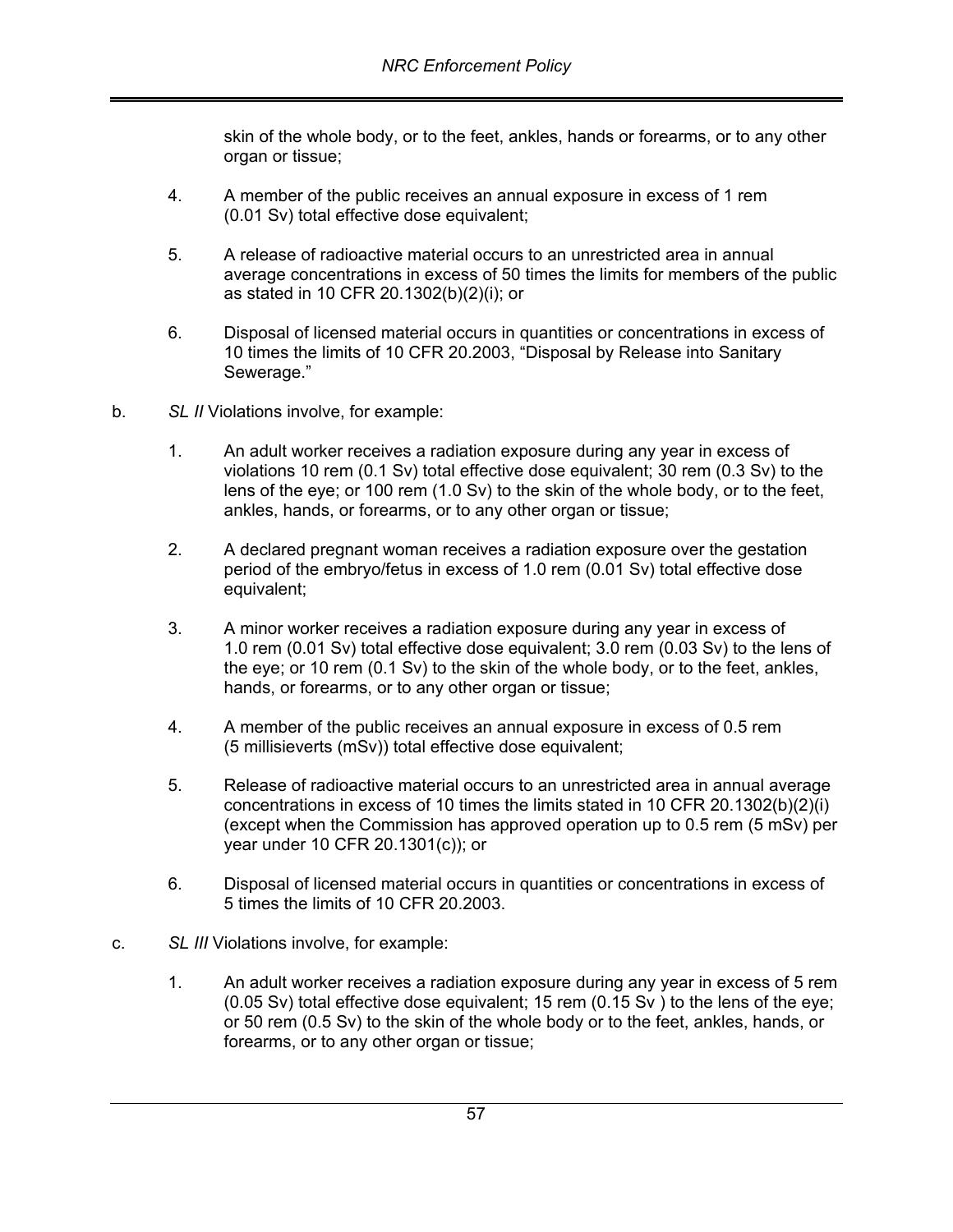skin of the whole body, or to the feet, ankles, hands or forearms, or to any other organ or tissue;

4. A member of the public receives an annual exposure in excess of 1 rem (0.01 Sv) total effective dose equivalent;

5. A release of radioactive material occurs to an unrestricted area in annual average concentrations in excess of 50 times the limits for members of the public as stated in 10 CFR 20.1302(b)(2)(i); or

6. Disposal of licensed material occurs in quantities or concentrations in excess of 10 times the limits of 10 CFR 20.2003, "Disposal by Release into Sanitary Sewerage."

b. *SL II* Violations involve, for example:

1. An adult worker receives a radiation exposure during any year in excess of violations 10 rem (0.1 Sv) total effective dose equivalent; 30 rem (0.3 Sv) to the lens of the eye; or 100 rem (1.0 Sv) to the skin of the whole body, or to the feet, ankles, hands, or forearms, or to any other organ or tissue;

2. A declared pregnant woman receives a radiation exposure over the gestation period of the embryo/fetus in excess of 1.0 rem (0.01 Sv) total effective dose equivalent;

3. A minor worker receives a radiation exposure during any year in excess of 1.0 rem (0.01 Sv) total effective dose equivalent; 3.0 rem (0.03 Sv) to the lens of the eye; or 10 rem (0.1 Sv) to the skin of the whole body, or to the feet, ankles, hands, or forearms, or to any other organ or tissue;

4. A member of the public receives an annual exposure in excess of 0.5 rem (5 millisieverts (mSv)) total effective dose equivalent;

5. Release of radioactive material occurs to an unrestricted area in annual average concentrations in excess of 10 times the limits stated in 10 CFR 20.1302(b)(2)(i) (except when the Commission has approved operation up to 0.5 rem (5 mSv) per year under 10 CFR 20.1301(c)); or

6. Disposal of licensed material occurs in quantities or concentrations in excess of 5 times the limits of 10 CFR 20.2003.

c. *SL III* Violations involve, for example:

1. An adult worker receives a radiation exposure during any year in excess of 5 rem (0.05 Sv) total effective dose equivalent; 15 rem (0.15 Sv ) to the lens of the eye; or 50 rem (0.5 Sv) to the skin of the whole body or to the feet, ankles, hands, or forearms, or to any other organ or tissue;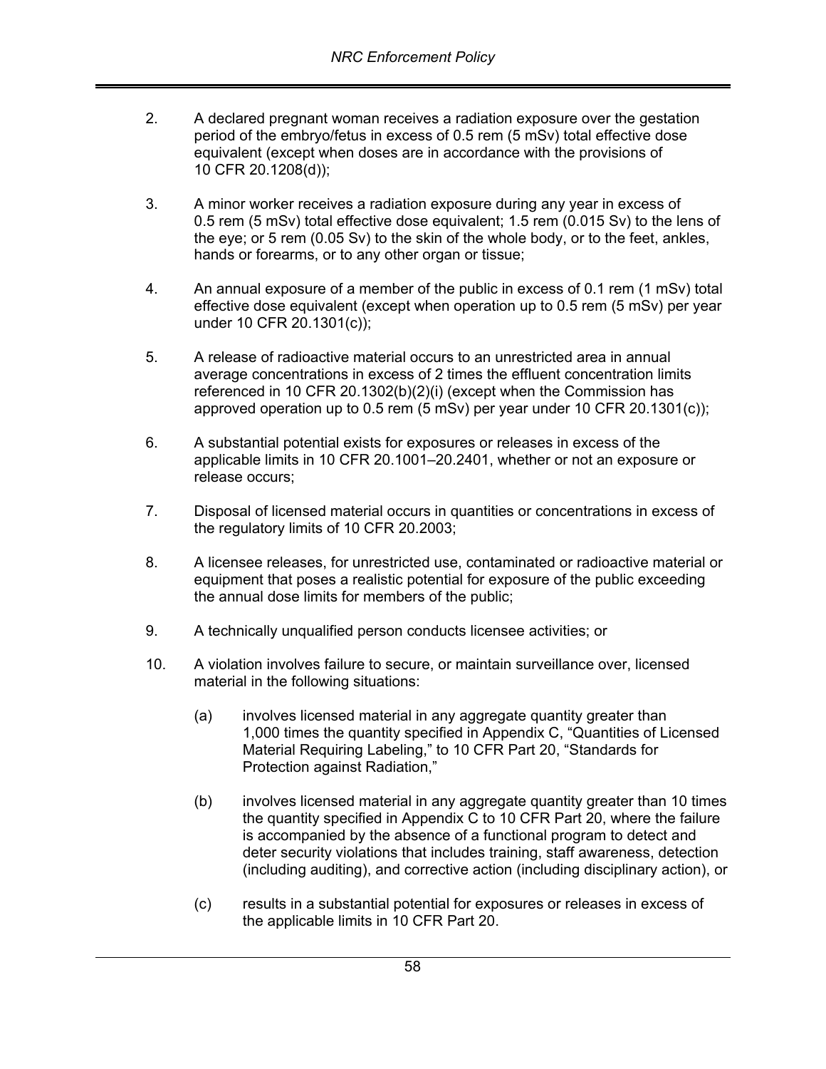2. A declared pregnant woman receives a radiation exposure over the gestation period of the embryo/fetus in excess of 0.5 rem (5 mSv) total effective dose equivalent (except when doses are in accordance with the provisions of 10 CFR 20.1208(d));

3. A minor worker receives a radiation exposure during any year in excess of 0.5 rem (5 mSv) total effective dose equivalent; 1.5 rem (0.015 Sv) to the lens of the eye; or 5 rem (0.05 Sv) to the skin of the whole body, or to the feet, ankles, hands or forearms, or to any other organ or tissue;

4. An annual exposure of a member of the public in excess of 0.1 rem (1 mSv) total effective dose equivalent (except when operation up to 0.5 rem (5 mSv) per year under 10 CFR 20.1301(c));

5. A release of radioactive material occurs to an unrestricted area in annual average concentrations in excess of 2 times the effluent concentration limits referenced in 10 CFR 20.1302(b)(2)(i) (except when the Commission has approved operation up to 0.5 rem (5 mSv) per year under 10 CFR 20.1301(c));

6. A substantial potential exists for exposures or releases in excess of the applicable limits in 10 CFR 20.1001–20.2401, whether or not an exposure or release occurs;

7. Disposal of licensed material occurs in quantities or concentrations in excess of the regulatory limits of 10 CFR 20.2003;

8. A licensee releases, for unrestricted use, contaminated or radioactive material or equipment that poses a realistic potential for exposure of the public exceeding the annual dose limits for members of the public;

9. A technically unqualified person conducts licensee activities; or

10. A violation involves failure to secure, or maintain surveillance over, licensed material in the following situations:

    (a) involves licensed material in any aggregate quantity greater than 1,000 times the quantity specified in Appendix C, "Quantities of Licensed Material Requiring Labeling," to 10 CFR Part 20, "Standards for Protection against Radiation,"

    (b) involves licensed material in any aggregate quantity greater than 10 times the quantity specified in Appendix C to 10 CFR Part 20, where the failure is accompanied by the absence of a functional program to detect and deter security violations that includes training, staff awareness, detection (including auditing), and corrective action (including disciplinary action), or

    (c) results in a substantial potential for exposures or releases in excess of the applicable limits in 10 CFR Part 20.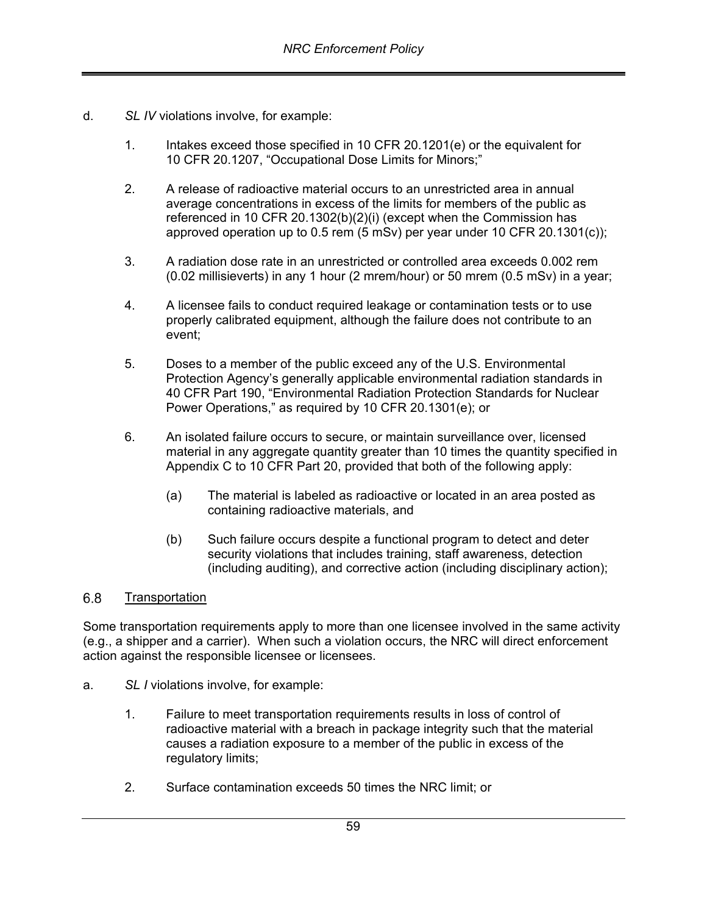d. *SL IV* violations involve, for example:

1. Intakes exceed those specified in 10 CFR 20.1201(e) or the equivalent for 10 CFR 20.1207, “Occupational Dose Limits for Minors;”

2. A release of radioactive material occurs to an unrestricted area in annual average concentrations in excess of the limits for members of the public as referenced in 10 CFR 20.1302(b)(2)(i) (except when the Commission has approved operation up to 0.5 rem (5 mSv) per year under 10 CFR 20.1301(c));

3. A radiation dose rate in an unrestricted or controlled area exceeds 0.002 rem (0.02 millisieverts) in any 1 hour (2 mrem/hour) or 50 mrem (0.5 mSv) in a year;

4. A licensee fails to conduct required leakage or contamination tests or to use properly calibrated equipment, although the failure does not contribute to an event;

5. Doses to a member of the public exceed any of the U.S. Environmental Protection Agency’s generally applicable environmental radiation standards in 40 CFR Part 190, “Environmental Radiation Protection Standards for Nuclear Power Operations,” as required by 10 CFR 20.1301(e); or

6. An isolated failure occurs to secure, or maintain surveillance over, licensed material in any aggregate quantity greater than 10 times the quantity specified in Appendix C to 10 CFR Part 20, provided that both of the following apply:

   (a) The material is labeled as radioactive or located in an area posted as containing radioactive materials, and

   (b) Such failure occurs despite a functional program to detect and deter security violations that includes training, staff awareness, detection (including auditing), and corrective action (including disciplinary action);

## 6.8 Transportation

Some transportation requirements apply to more than one licensee involved in the same activity (e.g., a shipper and a carrier). When such a violation occurs, the NRC will direct enforcement action against the responsible licensee or licensees.

a. *SL I* violations involve, for example:

1. Failure to meet transportation requirements results in loss of control of radioactive material with a breach in package integrity such that the material causes a radiation exposure to a member of the public in excess of the regulatory limits;

2. Surface contamination exceeds 50 times the NRC limit; or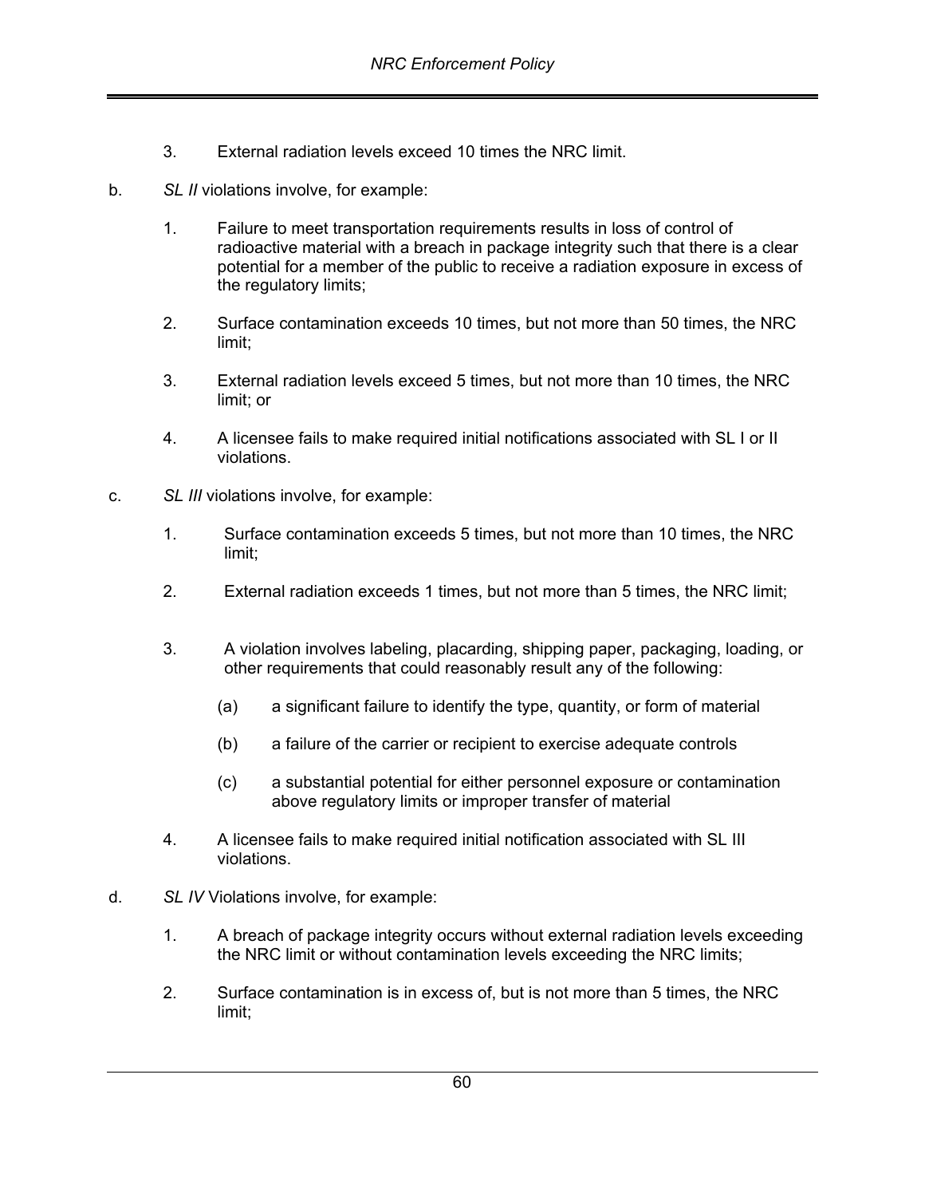3. External radiation levels exceed 10 times the NRC limit.

b. *SL II* violations involve, for example:

   1. Failure to meet transportation requirements results in loss of control of radioactive material with a breach in package integrity such that there is a clear potential for a member of the public to receive a radiation exposure in excess of the regulatory limits;

   2. Surface contamination exceeds 10 times, but not more than 50 times, the NRC limit;

   3. External radiation levels exceed 5 times, but not more than 10 times, the NRC limit; or

   4. A licensee fails to make required initial notifications associated with SL I or II violations.

c. *SL III* violations involve, for example:

   1. Surface contamination exceeds 5 times, but not more than 10 times, the NRC limit;

   2. External radiation exceeds 1 times, but not more than 5 times, the NRC limit;

   3. A violation involves labeling, placarding, shipping paper, packaging, loading, or other requirements that could reasonably result any of the following:

      (a) a significant failure to identify the type, quantity, or form of material

      (b) a failure of the carrier or recipient to exercise adequate controls

      (c) a substantial potential for either personnel exposure or contamination above regulatory limits or improper transfer of material

   4. A licensee fails to make required initial notification associated with SL III violations.

d. *SL IV* Violations involve, for example:

   1. A breach of package integrity occurs without external radiation levels exceeding the NRC limit or without contamination levels exceeding the NRC limits;

   2. Surface contamination is in excess of, but is not more than 5 times, the NRC limit;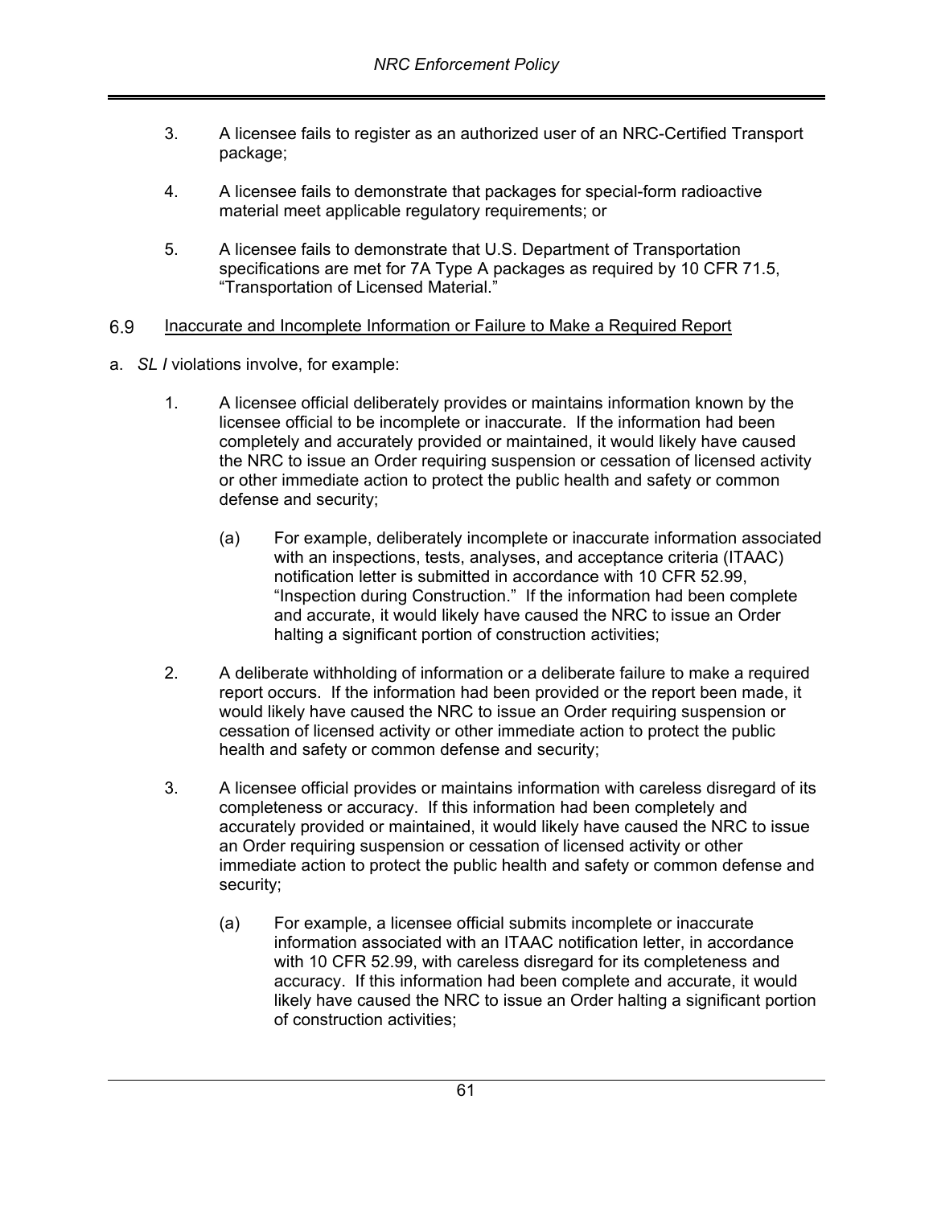3. A licensee fails to register as an authorized user of an NRC-Certified Transport package;

4. A licensee fails to demonstrate that packages for special-form radioactive material meet applicable regulatory requirements; or

5. A licensee fails to demonstrate that U.S. Department of Transportation specifications are met for 7A Type A packages as required by 10 CFR 71.5, "Transportation of Licensed Material."

## 6.9 Inaccurate and Incomplete Information or Failure to Make a Required Report

a. *SL I* violations involve, for example:

1. A licensee official deliberately provides or maintains information known by the licensee official to be incomplete or inaccurate. If the information had been completely and accurately provided or maintained, it would likely have caused the NRC to issue an Order requiring suspension or cessation of licensed activity or other immediate action to protect the public health and safety or common defense and security;

   (a) For example, deliberately incomplete or inaccurate information associated with an inspections, tests, analyses, and acceptance criteria (ITAAC) notification letter is submitted in accordance with 10 CFR 52.99, "Inspection during Construction." If the information had been complete and accurate, it would likely have caused the NRC to issue an Order halting a significant portion of construction activities;

2. A deliberate withholding of information or a deliberate failure to make a required report occurs. If the information had been provided or the report been made, it would likely have caused the NRC to issue an Order requiring suspension or cessation of licensed activity or other immediate action to protect the public health and safety or common defense and security;

3. A licensee official provides or maintains information with careless disregard of its completeness or accuracy. If this information had been completely and accurately provided or maintained, it would likely have caused the NRC to issue an Order requiring suspension or cessation of licensed activity or other immediate action to protect the public health and safety or common defense and security;

   (a) For example, a licensee official submits incomplete or inaccurate information associated with an ITAAC notification letter, in accordance with 10 CFR 52.99, with careless disregard for its completeness and accuracy. If this information had been complete and accurate, it would likely have caused the NRC to issue an Order halting a significant portion of construction activities;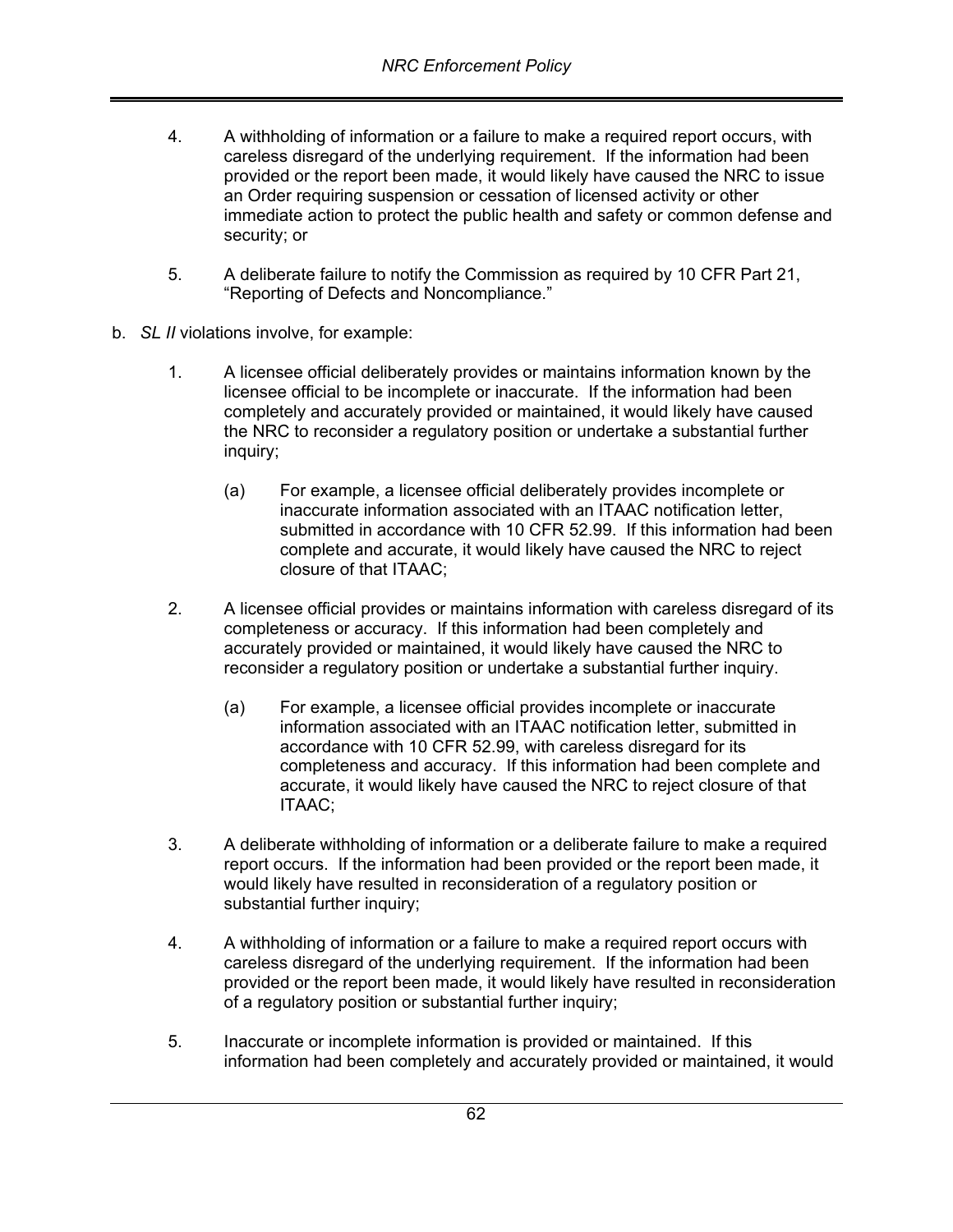4. A withholding of information or a failure to make a required report occurs, with careless disregard of the underlying requirement. If the information had been provided or the report been made, it would likely have caused the NRC to issue an Order requiring suspension or cessation of licensed activity or other immediate action to protect the public health and safety or common defense and security; or

5. A deliberate failure to notify the Commission as required by 10 CFR Part 21, "Reporting of Defects and Noncompliance."

b. *SL II* violations involve, for example:

1. A licensee official deliberately provides or maintains information known by the licensee official to be incomplete or inaccurate. If the information had been completely and accurately provided or maintained, it would likely have caused the NRC to reconsider a regulatory position or undertake a substantial further inquiry;

    (a) For example, a licensee official deliberately provides incomplete or inaccurate information associated with an ITAAC notification letter, submitted in accordance with 10 CFR 52.99. If this information had been complete and accurate, it would likely have caused the NRC to reject closure of that ITAAC;

2. A licensee official provides or maintains information with careless disregard of its completeness or accuracy. If this information had been completely and accurately provided or maintained, it would likely have caused the NRC to reconsider a regulatory position or undertake a substantial further inquiry.

    (a) For example, a licensee official provides incomplete or inaccurate information associated with an ITAAC notification letter, submitted in accordance with 10 CFR 52.99, with careless disregard for its completeness and accuracy. If this information had been complete and accurate, it would likely have caused the NRC to reject closure of that ITAAC;

3. A deliberate withholding of information or a deliberate failure to make a required report occurs. If the information had been provided or the report been made, it would likely have resulted in reconsideration of a regulatory position or substantial further inquiry;

4. A withholding of information or a failure to make a required report occurs with careless disregard of the underlying requirement. If the information had been provided or the report been made, it would likely have resulted in reconsideration of a regulatory position or substantial further inquiry;

5. Inaccurate or incomplete information is provided or maintained. If this information had been completely and accurately provided or maintained, it would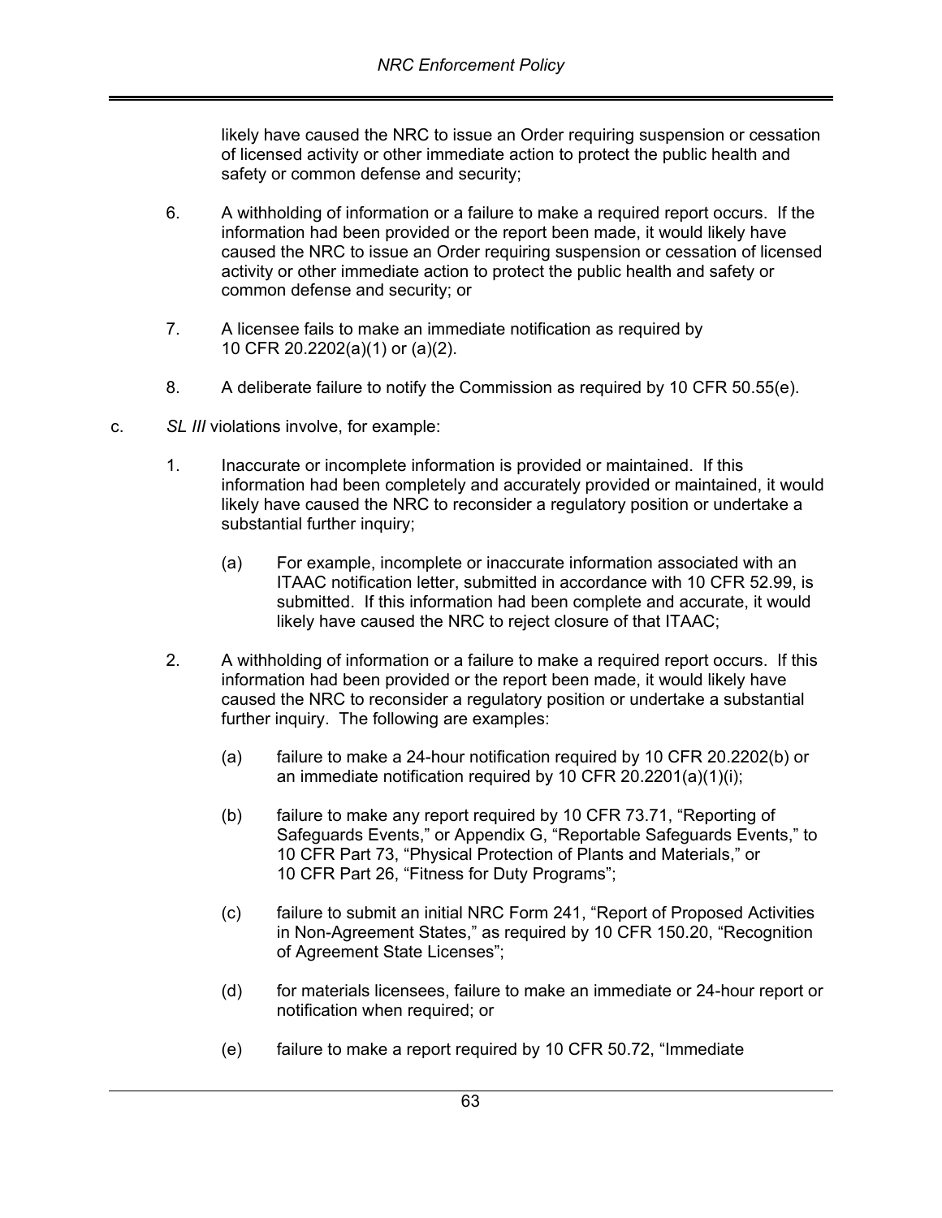likely have caused the NRC to issue an Order requiring suspension or cessation of licensed activity or other immediate action to protect the public health and safety or common defense and security;

6. A withholding of information or a failure to make a required report occurs. If the information had been provided or the report been made, it would likely have caused the NRC to issue an Order requiring suspension or cessation of licensed activity or other immediate action to protect the public health and safety or common defense and security; or

7. A licensee fails to make an immediate notification as required by 10 CFR 20.2202(a)(1) or (a)(2).

8. A deliberate failure to notify the Commission as required by 10 CFR 50.55(e).

c. *SL III* violations involve, for example:

1. Inaccurate or incomplete information is provided or maintained. If this information had been completely and accurately provided or maintained, it would likely have caused the NRC to reconsider a regulatory position or undertake a substantial further inquiry;

   (a) For example, incomplete or inaccurate information associated with an ITAAC notification letter, submitted in accordance with 10 CFR 52.99, is submitted. If this information had been complete and accurate, it would likely have caused the NRC to reject closure of that ITAAC;

2. A withholding of information or a failure to make a required report occurs. If this information had been provided or the report been made, it would likely have caused the NRC to reconsider a regulatory position or undertake a substantial further inquiry. The following are examples:

   (a) failure to make a 24-hour notification required by 10 CFR 20.2202(b) or an immediate notification required by 10 CFR 20.2201(a)(1)(i);

   (b) failure to make any report required by 10 CFR 73.71, "Reporting of Safeguards Events," or Appendix G, "Reportable Safeguards Events," to 10 CFR Part 73, "Physical Protection of Plants and Materials," or 10 CFR Part 26, "Fitness for Duty Programs";

   (c) failure to submit an initial NRC Form 241, "Report of Proposed Activities in Non-Agreement States," as required by 10 CFR 150.20, "Recognition of Agreement State Licenses";

   (d) for materials licensees, failure to make an immediate or 24-hour report or notification when required; or

   (e) failure to make a report required by 10 CFR 50.72, "Immediate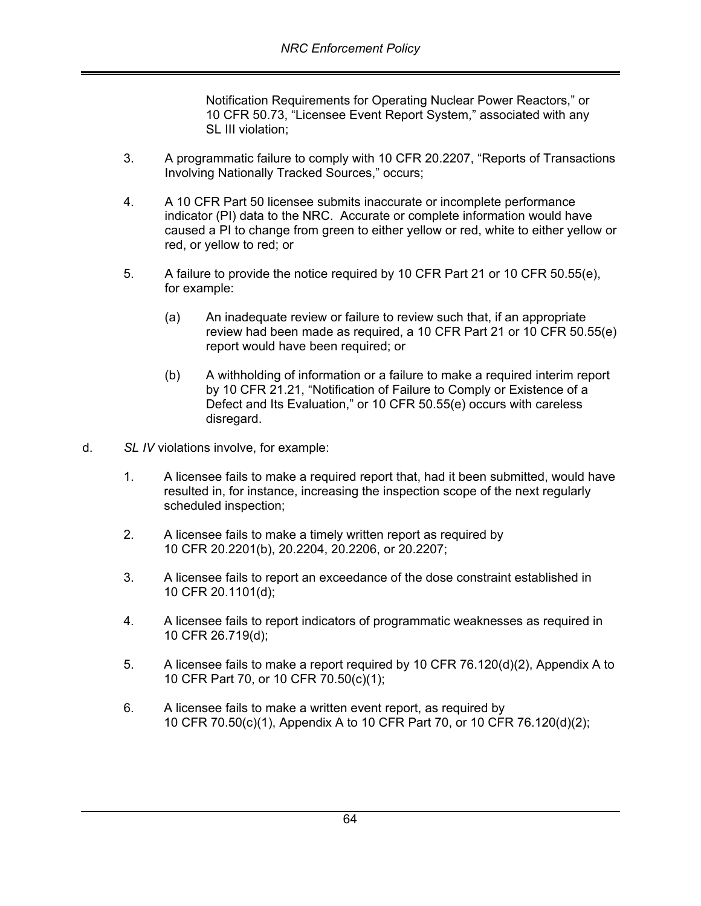Notification Requirements for Operating Nuclear Power Reactors," or 10 CFR 50.73, "Licensee Event Report System," associated with any SL III violation;

3. A programmatic failure to comply with 10 CFR 20.2207, "Reports of Transactions Involving Nationally Tracked Sources," occurs;

4. A 10 CFR Part 50 licensee submits inaccurate or incomplete performance indicator (PI) data to the NRC. Accurate or complete information would have caused a PI to change from green to either yellow or red, white to either yellow or red, or yellow to red; or

5. A failure to provide the notice required by 10 CFR Part 21 or 10 CFR 50.55(e), for example:

   (a) An inadequate review or failure to review such that, if an appropriate review had been made as required, a 10 CFR Part 21 or 10 CFR 50.55(e) report would have been required; or

   (b) A withholding of information or a failure to make a required interim report by 10 CFR 21.21, "Notification of Failure to Comply or Existence of a Defect and Its Evaluation," or 10 CFR 50.55(e) occurs with careless disregard.

d. *SL IV* violations involve, for example:

1. A licensee fails to make a required report that, had it been submitted, would have resulted in, for instance, increasing the inspection scope of the next regularly scheduled inspection;

2. A licensee fails to make a timely written report as required by 10 CFR 20.2201(b), 20.2204, 20.2206, or 20.2207;

3. A licensee fails to report an exceedance of the dose constraint established in 10 CFR 20.1101(d);

4. A licensee fails to report indicators of programmatic weaknesses as required in 10 CFR 26.719(d);

5. A licensee fails to make a report required by 10 CFR 76.120(d)(2), Appendix A to 10 CFR Part 70, or 10 CFR 70.50(c)(1);

6. A licensee fails to make a written event report, as required by 10 CFR 70.50(c)(1), Appendix A to 10 CFR Part 70, or 10 CFR 76.120(d)(2);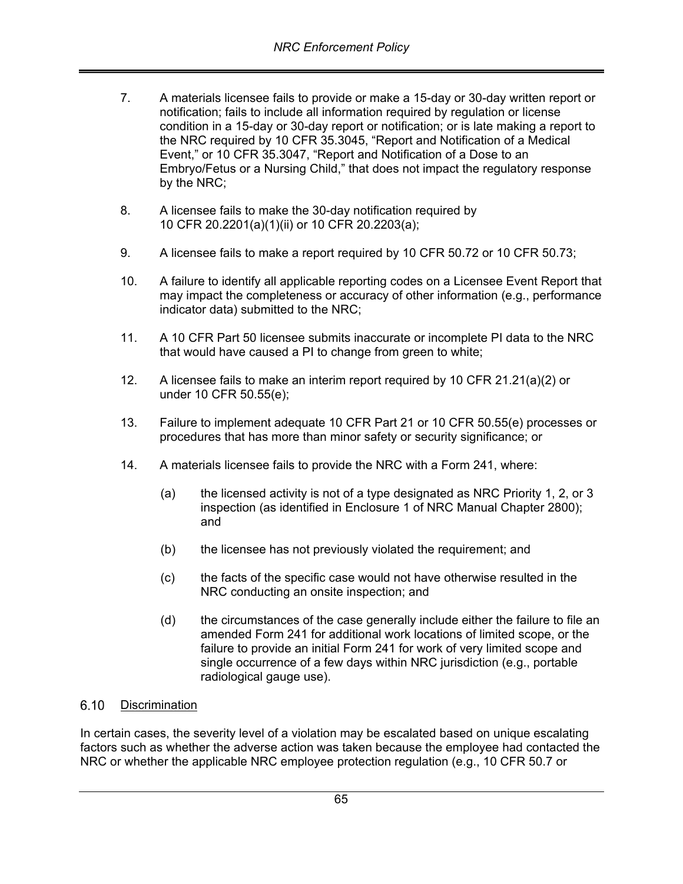7. A materials licensee fails to provide or make a 15-day or 30-day written report or notification; fails to include all information required by regulation or license condition in a 15-day or 30-day report or notification; or is late making a report to the NRC required by 10 CFR 35.3045, "Report and Notification of a Medical Event," or 10 CFR 35.3047, "Report and Notification of a Dose to an Embryo/Fetus or a Nursing Child," that does not impact the regulatory response by the NRC;

8. A licensee fails to make the 30-day notification required by 10 CFR 20.2201(a)(1)(ii) or 10 CFR 20.2203(a);

9. A licensee fails to make a report required by 10 CFR 50.72 or 10 CFR 50.73;

10. A failure to identify all applicable reporting codes on a Licensee Event Report that may impact the completeness or accuracy of other information (e.g., performance indicator data) submitted to the NRC;

11. A 10 CFR Part 50 licensee submits inaccurate or incomplete PI data to the NRC that would have caused a PI to change from green to white;

12. A licensee fails to make an interim report required by 10 CFR 21.21(a)(2) or under 10 CFR 50.55(e);

13. Failure to implement adequate 10 CFR Part 21 or 10 CFR 50.55(e) processes or procedures that has more than minor safety or security significance; or

14. A materials licensee fails to provide the NRC with a Form 241, where:

    (a) the licensed activity is not of a type designated as NRC Priority 1, 2, or 3 inspection (as identified in Enclosure 1 of NRC Manual Chapter 2800); and

    (b) the licensee has not previously violated the requirement; and

    (c) the facts of the specific case would not have otherwise resulted in the NRC conducting an onsite inspection; and

    (d) the circumstances of the case generally include either the failure to file an amended Form 241 for additional work locations of limited scope, or the failure to provide an initial Form 241 for work of very limited scope and single occurrence of a few days within NRC jurisdiction (e.g., portable radiological gauge use).

## 6.10 Discrimination

In certain cases, the severity level of a violation may be escalated based on unique escalating factors such as whether the adverse action was taken because the employee had contacted the NRC or whether the applicable NRC employee protection regulation (e.g., 10 CFR 50.7 or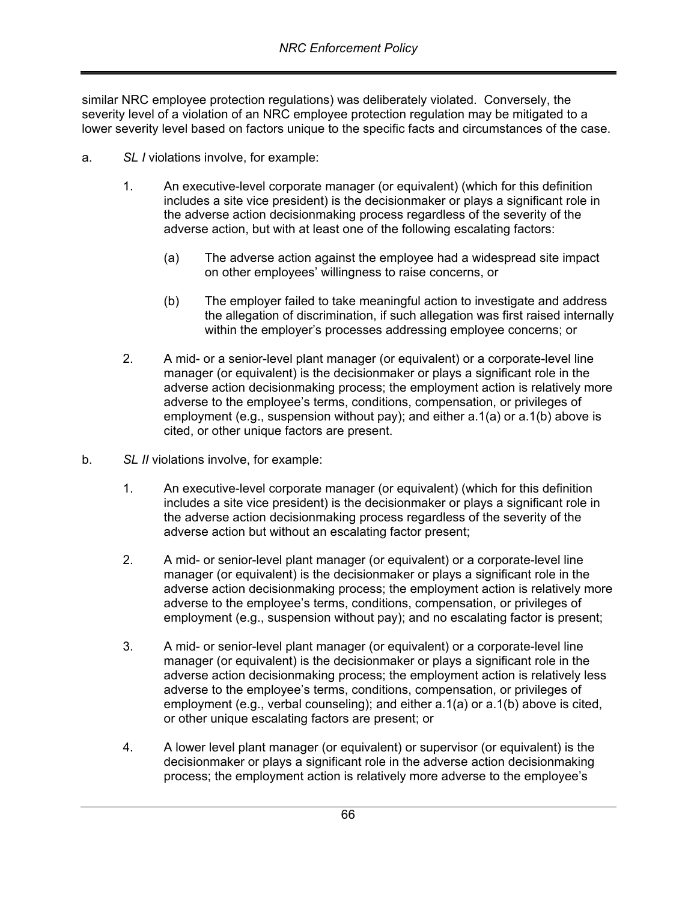similar NRC employee protection regulations) was deliberately violated. Conversely, the severity level of a violation of an NRC employee protection regulation may be mitigated to a lower severity level based on factors unique to the specific facts and circumstances of the case.

a. *SL I* violations involve, for example:

   1. An executive-level corporate manager (or equivalent) (which for this definition includes a site vice president) is the decisionmaker or plays a significant role in the adverse action decisionmaking process regardless of the severity of the adverse action, but with at least one of the following escalating factors:

      (a) The adverse action against the employee had a widespread site impact on other employees' willingness to raise concerns, or

      (b) The employer failed to take meaningful action to investigate and address the allegation of discrimination, if such allegation was first raised internally within the employer's processes addressing employee concerns; or

   2. A mid- or a senior-level plant manager (or equivalent) or a corporate-level line manager (or equivalent) is the decisionmaker or plays a significant role in the adverse action decisionmaking process; the employment action is relatively more adverse to the employee's terms, conditions, compensation, or privileges of employment (e.g., suspension without pay); and either a.1(a) or a.1(b) above is cited, or other unique factors are present.

b. *SL II* violations involve, for example:

   1. An executive-level corporate manager (or equivalent) (which for this definition includes a site vice president) is the decisionmaker or plays a significant role in the adverse action decisionmaking process regardless of the severity of the adverse action but without an escalating factor present;

   2. A mid- or senior-level plant manager (or equivalent) or a corporate-level line manager (or equivalent) is the decisionmaker or plays a significant role in the adverse action decisionmaking process; the employment action is relatively more adverse to the employee's terms, conditions, compensation, or privileges of employment (e.g., suspension without pay); and no escalating factor is present;

   3. A mid- or senior-level plant manager (or equivalent) or a corporate-level line manager (or equivalent) is the decisionmaker or plays a significant role in the adverse action decisionmaking process; the employment action is relatively less adverse to the employee's terms, conditions, compensation, or privileges of employment (e.g., verbal counseling); and either a.1(a) or a.1(b) above is cited, or other unique escalating factors are present; or

   4. A lower level plant manager (or equivalent) or supervisor (or equivalent) is the decisionmaker or plays a significant role in the adverse action decisionmaking process; the employment action is relatively more adverse to the employee's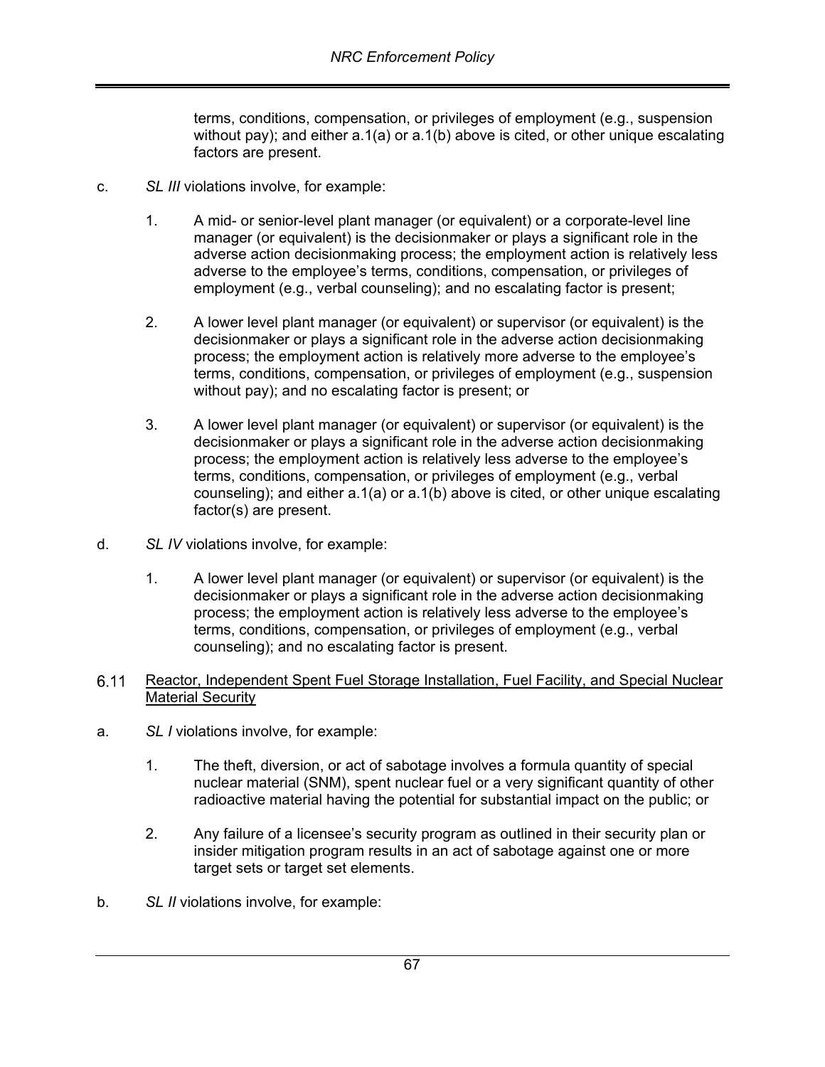terms, conditions, compensation, or privileges of employment (e.g., suspension without pay); and either a.1(a) or a.1(b) above is cited, or other unique escalating factors are present.

c. *SL III* violations involve, for example:

1. A mid- or senior-level plant manager (or equivalent) or a corporate-level line manager (or equivalent) is the decisionmaker or plays a significant role in the adverse action decisionmaking process; the employment action is relatively less adverse to the employee's terms, conditions, compensation, or privileges of employment (e.g., verbal counseling); and no escalating factor is present;

2. A lower level plant manager (or equivalent) or supervisor (or equivalent) is the decisionmaker or plays a significant role in the adverse action decisionmaking process; the employment action is relatively more adverse to the employee's terms, conditions, compensation, or privileges of employment (e.g., suspension without pay); and no escalating factor is present; or

3. A lower level plant manager (or equivalent) or supervisor (or equivalent) is the decisionmaker or plays a significant role in the adverse action decisionmaking process; the employment action is relatively less adverse to the employee's terms, conditions, compensation, or privileges of employment (e.g., verbal counseling); and either a.1(a) or a.1(b) above is cited, or other unique escalating factor(s) are present.

d. *SL IV* violations involve, for example:

1. A lower level plant manager (or equivalent) or supervisor (or equivalent) is the decisionmaker or plays a significant role in the adverse action decisionmaking process; the employment action is relatively less adverse to the employee's terms, conditions, compensation, or privileges of employment (e.g., verbal counseling); and no escalating factor is present.

## 6.11 Reactor, Independent Spent Fuel Storage Installation, Fuel Facility, and Special Nuclear Material Security

a. *SL I* violations involve, for example:

1. The theft, diversion, or act of sabotage involves a formula quantity of special nuclear material (SNM), spent nuclear fuel or a very significant quantity of other radioactive material having the potential for substantial impact on the public; or

2. Any failure of a licensee's security program as outlined in their security plan or insider mitigation program results in an act of sabotage against one or more target sets or target set elements.

b. *SL II* violations involve, for example: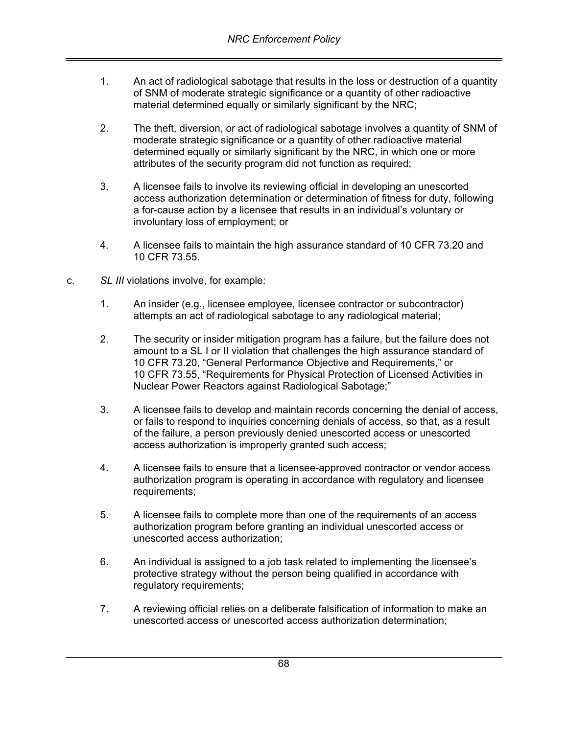1. An act of radiological sabotage that results in the loss or destruction of a quantity of SNM of moderate strategic significance or a quantity of other radioactive material determined equally or similarly significant by the NRC;

2. The theft, diversion, or act of radiological sabotage involves a quantity of SNM of moderate strategic significance or a quantity of other radioactive material determined equally or similarly significant by the NRC, in which one or more attributes of the security program did not function as required;

3. A licensee fails to involve its reviewing official in developing an unescorted access authorization determination or determination of fitness for duty, following a for-cause action by a licensee that results in an individual's voluntary or involuntary loss of employment; or

4. A licensee fails to maintain the high assurance standard of 10 CFR 73.20 and 10 CFR 73.55.

c. *SL III* violations involve, for example:

1. An insider (e.g., licensee employee, licensee contractor or subcontractor) attempts an act of radiological sabotage to any radiological material;

2. The security or insider mitigation program has a failure, but the failure does not amount to a SL I or II violation that challenges the high assurance standard of 10 CFR 73.20, "General Performance Objective and Requirements," or 10 CFR 73.55, "Requirements for Physical Protection of Licensed Activities in Nuclear Power Reactors against Radiological Sabotage;"

3. A licensee fails to develop and maintain records concerning the denial of access, or fails to respond to inquiries concerning denials of access, so that, as a result of the failure, a person previously denied unescorted access or unescorted access authorization is improperly granted such access;

4. A licensee fails to ensure that a licensee-approved contractor or vendor access authorization program is operating in accordance with regulatory and licensee requirements;

5. A licensee fails to complete more than one of the requirements of an access authorization program before granting an individual unescorted access or unescorted access authorization;

6. An individual is assigned to a job task related to implementing the licensee's protective strategy without the person being qualified in accordance with regulatory requirements;

7. A reviewing official relies on a deliberate falsification of information to make an unescorted access or unescorted access authorization determination;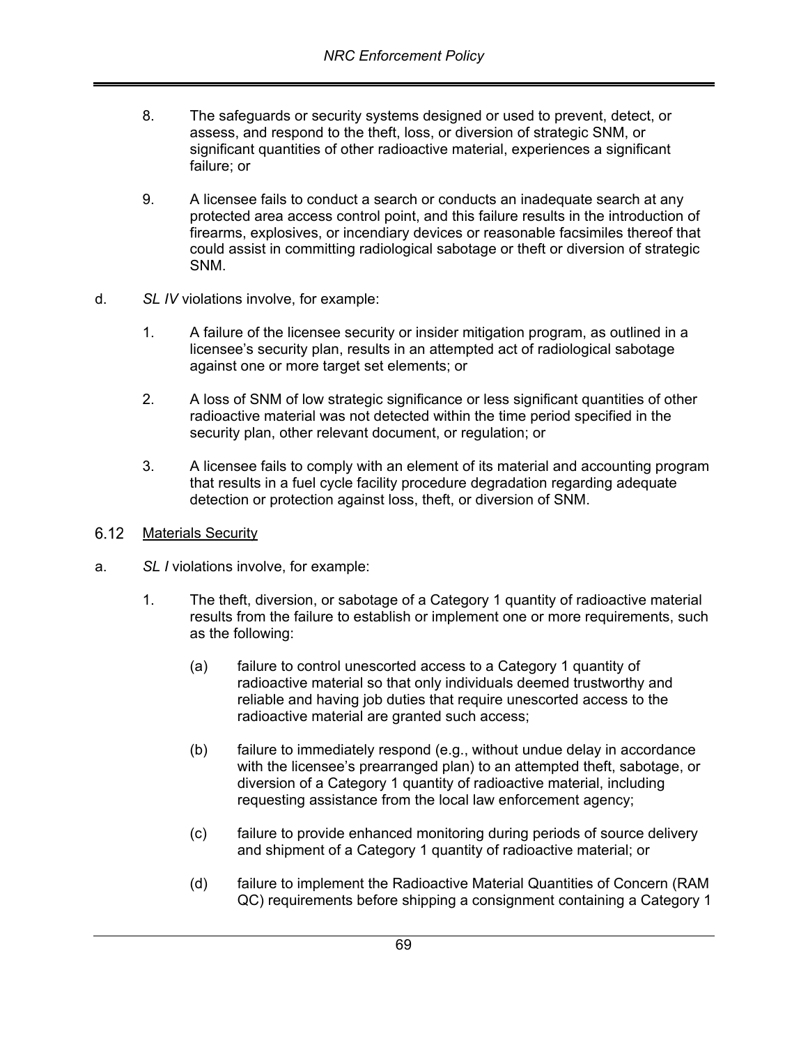8. The safeguards or security systems designed or used to prevent, detect, or assess, and respond to the theft, loss, or diversion of strategic SNM, or significant quantities of other radioactive material, experiences a significant failure; or

9. A licensee fails to conduct a search or conducts an inadequate search at any protected area access control point, and this failure results in the introduction of firearms, explosives, or incendiary devices or reasonable facsimiles thereof that could assist in committing radiological sabotage or theft or diversion of strategic SNM.

d. *SL IV* violations involve, for example:

1. A failure of the licensee security or insider mitigation program, as outlined in a licensee's security plan, results in an attempted act of radiological sabotage against one or more target set elements; or

2. A loss of SNM of low strategic significance or less significant quantities of other radioactive material was not detected within the time period specified in the security plan, other relevant document, or regulation; or

3. A licensee fails to comply with an element of its material and accounting program that results in a fuel cycle facility procedure degradation regarding adequate detection or protection against loss, theft, or diversion of SNM.

## 6.12 Materials Security

a. *SL I* violations involve, for example:

1. The theft, diversion, or sabotage of a Category 1 quantity of radioactive material results from the failure to establish or implement one or more requirements, such as the following:

   (a) failure to control unescorted access to a Category 1 quantity of radioactive material so that only individuals deemed trustworthy and reliable and having job duties that require unescorted access to the radioactive material are granted such access;

   (b) failure to immediately respond (e.g., without undue delay in accordance with the licensee's prearranged plan) to an attempted theft, sabotage, or diversion of a Category 1 quantity of radioactive material, including requesting assistance from the local law enforcement agency;

   (c) failure to provide enhanced monitoring during periods of source delivery and shipment of a Category 1 quantity of radioactive material; or

   (d) failure to implement the Radioactive Material Quantities of Concern (RAM QC) requirements before shipping a consignment containing a Category 1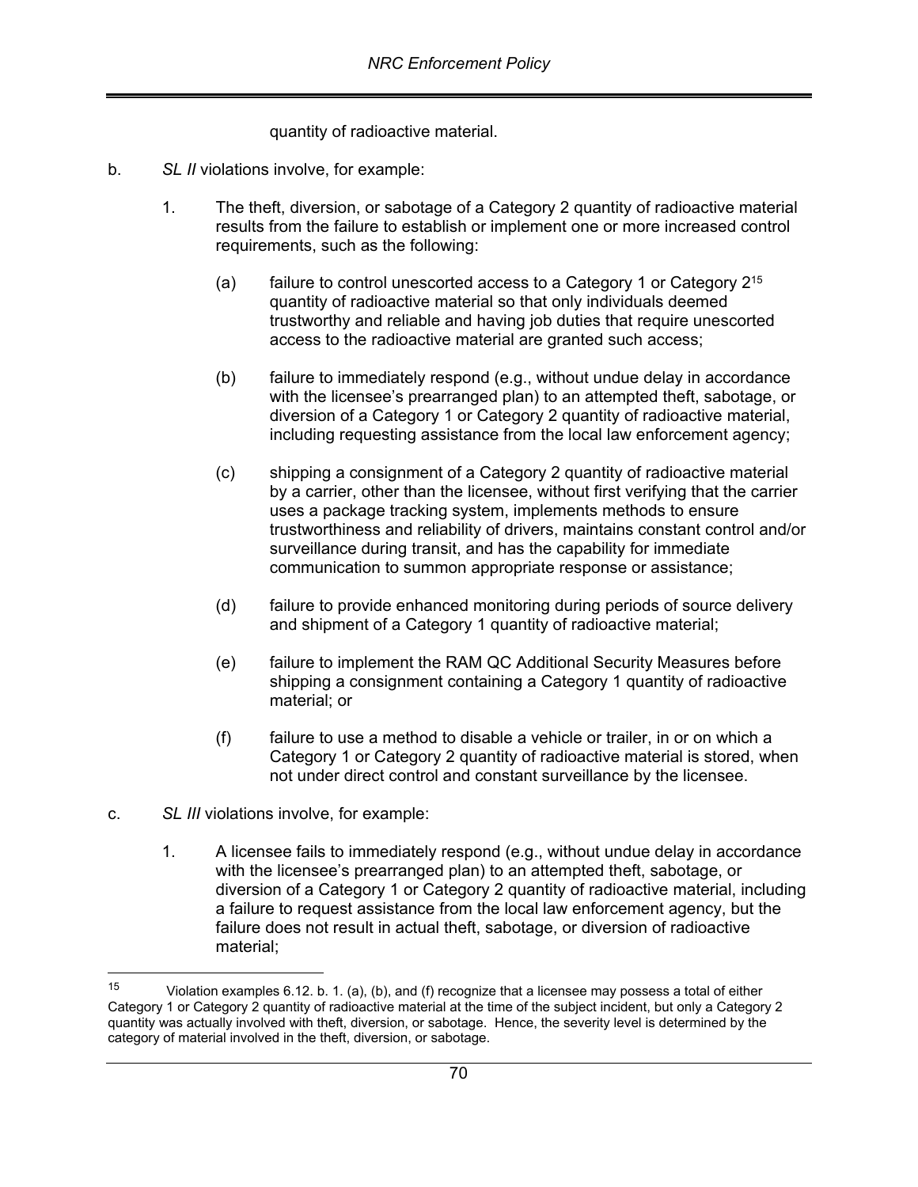quantity of radioactive material.

b. *SL II* violations involve, for example:

   1. The theft, diversion, or sabotage of a Category 2 quantity of radioactive material results from the failure to establish or implement one or more increased control requirements, such as the following:

      (a) failure to control unescorted access to a Category 1 or Category 2[15] quantity of radioactive material so that only individuals deemed trustworthy and reliable and having job duties that require unescorted access to the radioactive material are granted such access;

      (b) failure to immediately respond (e.g., without undue delay in accordance with the licensee's prearranged plan) to an attempted theft, sabotage, or diversion of a Category 1 or Category 2 quantity of radioactive material, including requesting assistance from the local law enforcement agency;

      (c) shipping a consignment of a Category 2 quantity of radioactive material by a carrier, other than the licensee, without first verifying that the carrier uses a package tracking system, implements methods to ensure trustworthiness and reliability of drivers, maintains constant control and/or surveillance during transit, and has the capability for immediate communication to summon appropriate response or assistance;

      (d) failure to provide enhanced monitoring during periods of source delivery and shipment of a Category 1 quantity of radioactive material;

      (e) failure to implement the RAM QC Additional Security Measures before shipping a consignment containing a Category 1 quantity of radioactive material; or

      (f) failure to use a method to disable a vehicle or trailer, in or on which a Category 1 or Category 2 quantity of radioactive material is stored, when not under direct control and constant surveillance by the licensee.

c. *SL III* violations involve, for example:

   1. A licensee fails to immediately respond (e.g., without undue delay in accordance with the licensee's prearranged plan) to an attempted theft, sabotage, or diversion of a Category 1 or Category 2 quantity of radioactive material, including a failure to request assistance from the local law enforcement agency, but the failure does not result in actual theft, sabotage, or diversion of radioactive material;

---

[15] Violation examples 6.12. b. 1. (a), (b), and (f) recognize that a licensee may possess a total of either Category 1 or Category 2 quantity of radioactive material at the time of the subject incident, but only a Category 2 quantity was actually involved with theft, diversion, or sabotage. Hence, the severity level is determined by the category of material involved in the theft, diversion, or sabotage.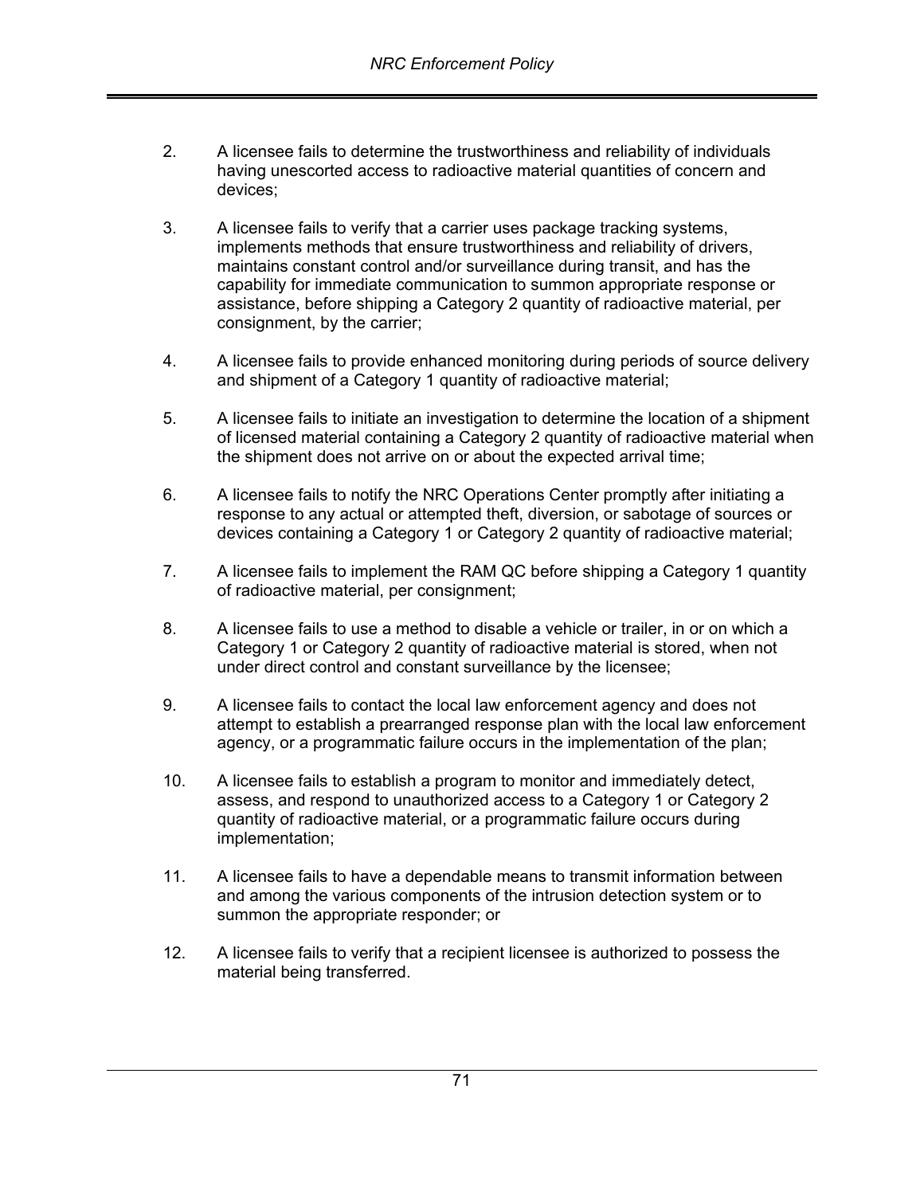2. A licensee fails to determine the trustworthiness and reliability of individuals having unescorted access to radioactive material quantities of concern and devices;

3. A licensee fails to verify that a carrier uses package tracking systems, implements methods that ensure trustworthiness and reliability of drivers, maintains constant control and/or surveillance during transit, and has the capability for immediate communication to summon appropriate response or assistance, before shipping a Category 2 quantity of radioactive material, per consignment, by the carrier;

4. A licensee fails to provide enhanced monitoring during periods of source delivery and shipment of a Category 1 quantity of radioactive material;

5. A licensee fails to initiate an investigation to determine the location of a shipment of licensed material containing a Category 2 quantity of radioactive material when the shipment does not arrive on or about the expected arrival time;

6. A licensee fails to notify the NRC Operations Center promptly after initiating a response to any actual or attempted theft, diversion, or sabotage of sources or devices containing a Category 1 or Category 2 quantity of radioactive material;

7. A licensee fails to implement the RAM QC before shipping a Category 1 quantity of radioactive material, per consignment;

8. A licensee fails to use a method to disable a vehicle or trailer, in or on which a Category 1 or Category 2 quantity of radioactive material is stored, when not under direct control and constant surveillance by the licensee;

9. A licensee fails to contact the local law enforcement agency and does not attempt to establish a prearranged response plan with the local law enforcement agency, or a programmatic failure occurs in the implementation of the plan;

10. A licensee fails to establish a program to monitor and immediately detect, assess, and respond to unauthorized access to a Category 1 or Category 2 quantity of radioactive material, or a programmatic failure occurs during implementation;

11. A licensee fails to have a dependable means to transmit information between and among the various components of the intrusion detection system or to summon the appropriate responder; or

12. A licensee fails to verify that a recipient licensee is authorized to possess the material being transferred.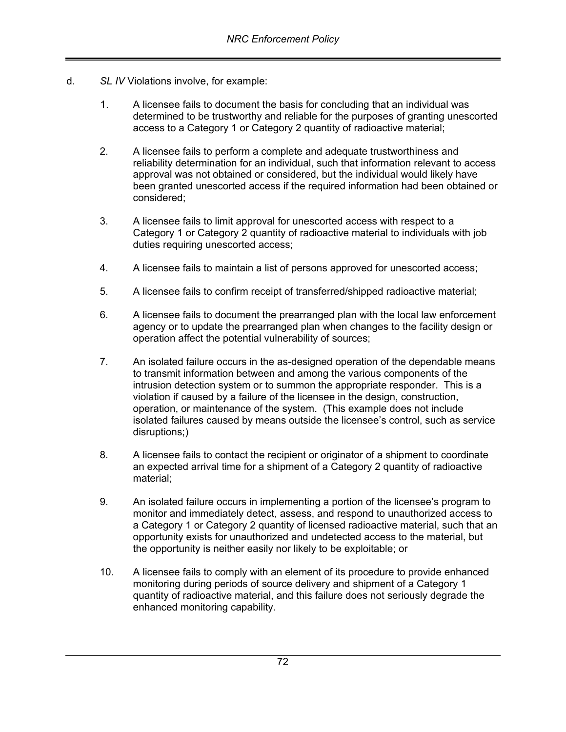d. *SL IV* Violations involve, for example:

1. A licensee fails to document the basis for concluding that an individual was determined to be trustworthy and reliable for the purposes of granting unescorted access to a Category 1 or Category 2 quantity of radioactive material;

2. A licensee fails to perform a complete and adequate trustworthiness and reliability determination for an individual, such that information relevant to access approval was not obtained or considered, but the individual would likely have been granted unescorted access if the required information had been obtained or considered;

3. A licensee fails to limit approval for unescorted access with respect to a Category 1 or Category 2 quantity of radioactive material to individuals with job duties requiring unescorted access;

4. A licensee fails to maintain a list of persons approved for unescorted access;

5. A licensee fails to confirm receipt of transferred/shipped radioactive material;

6. A licensee fails to document the prearranged plan with the local law enforcement agency or to update the prearranged plan when changes to the facility design or operation affect the potential vulnerability of sources;

7. An isolated failure occurs in the as-designed operation of the dependable means to transmit information between and among the various components of the intrusion detection system or to summon the appropriate responder. This is a violation if caused by a failure of the licensee in the design, construction, operation, or maintenance of the system. (This example does not include isolated failures caused by means outside the licensee's control, such as service disruptions;)

8. A licensee fails to contact the recipient or originator of a shipment to coordinate an expected arrival time for a shipment of a Category 2 quantity of radioactive material;

9. An isolated failure occurs in implementing a portion of the licensee's program to monitor and immediately detect, assess, and respond to unauthorized access to a Category 1 or Category 2 quantity of licensed radioactive material, such that an opportunity exists for unauthorized and undetected access to the material, but the opportunity is neither easily nor likely to be exploitable; or

10. A licensee fails to comply with an element of its procedure to provide enhanced monitoring during periods of source delivery and shipment of a Category 1 quantity of radioactive material, and this failure does not seriously degrade the enhanced monitoring capability.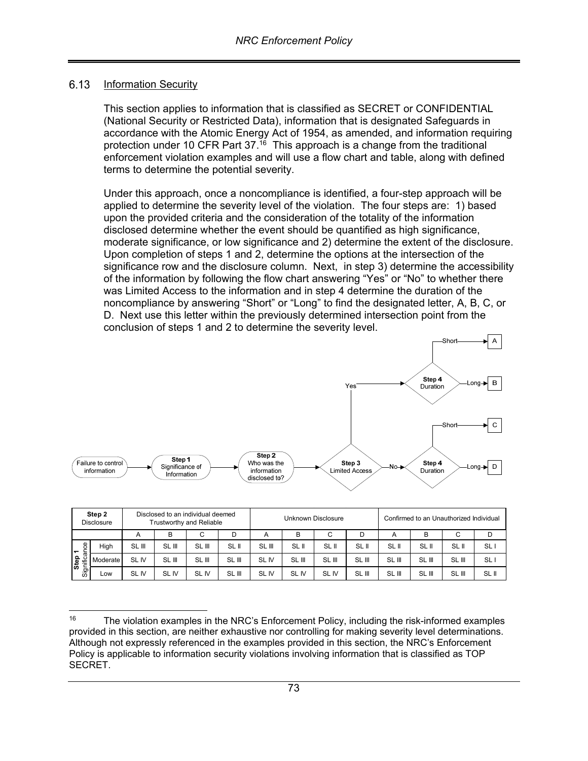## 6.13 Information Security

This section applies to information that is classified as SECRET or CONFIDENTIAL (National Security or Restricted Data), information that is designated Safeguards in accordance with the Atomic Energy Act of 1954, as amended, and information requiring protection under 10 CFR Part 37.[16] This approach is a change from the traditional enforcement violation examples and will use a flow chart and table, along with defined terms to determine the potential severity.

Under this approach, once a noncompliance is identified, a four-step approach will be applied to determine the severity level of the violation. The four steps are: 1) based upon the provided criteria and the consideration of the totality of the information disclosed determine whether the event should be quantified as high significance, moderate significance, or low significance and 2) determine the extent of the disclosure. Upon completion of steps 1 and 2, determine the options at the intersection of the significance row and the disclosure column. Next, in step 3) determine the accessibility of the information by following the flow chart answering "Yes" or "No" to whether there was Limited Access to the information and in step 4 determine the duration of the noncompliance by answering "Short" or "Long" to find the designated letter, A, B, C, or D. Next use this letter within the previously determined intersection point from the conclusion of steps 1 and 2 to determine the severity level.

Failure to control information → Step 1 Significance of Information → Step 2 Who was the information disclosed to? → Step 3 Limited Access

- Yes → Step 4 Duration: Short → A; Long → B
- No → Step 4 Duration: Short → C; Long → D

| Step 2 Disclosure | | Disclosed to an individual deemed Trustworthy and Reliable | | | | Unknown Disclosure | | | | Confirmed to an Unauthorized Individual | | | |
|---|---|---|---|---|---|---|---|---|---|---|---|---|---|
| | | A | B | C | D | A | B | C | D | A | B | C | D |
| Step 1 Significance | High | SL III | SL III | SL III | SL II | SL III | SL II | SL II | SL II | SL II | SL II | SL II | SL I |
| | Moderate | SL IV | SL III | SL III | SL III | SL IV | SL III | SL III | SL III | SL III | SL III | SL III | SL I |
| | Low | SL IV | SL IV | SL IV | SL III | SL IV | SL IV | SL IV | SL III | SL III | SL III | SL III | SL II |

---

[16] The violation examples in the NRC's Enforcement Policy, including the risk-informed examples provided in this section, are neither exhaustive nor controlling for making severity level determinations. Although not expressly referenced in the examples provided in this section, the NRC's Enforcement Policy is applicable to information security violations involving information that is classified as TOP SECRET.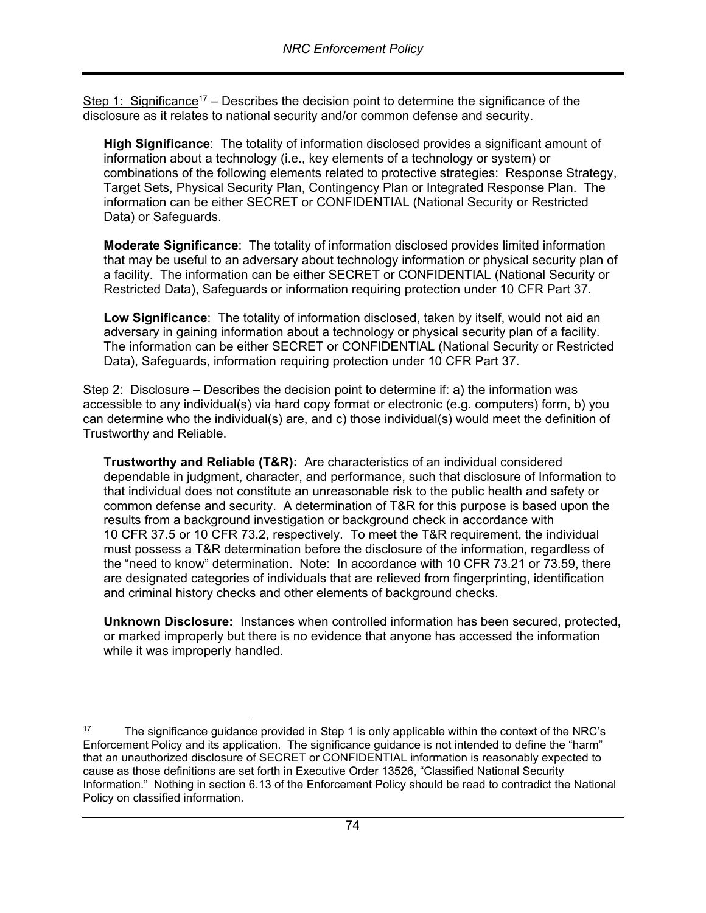Step 1: Significance[17] – Describes the decision point to determine the significance of the disclosure as it relates to national security and/or common defense and security.

**High Significance**: The totality of information disclosed provides a significant amount of information about a technology (i.e., key elements of a technology or system) or combinations of the following elements related to protective strategies: Response Strategy, Target Sets, Physical Security Plan, Contingency Plan or Integrated Response Plan. The information can be either SECRET or CONFIDENTIAL (National Security or Restricted Data) or Safeguards.

**Moderate Significance**: The totality of information disclosed provides limited information that may be useful to an adversary about technology information or physical security plan of a facility. The information can be either SECRET or CONFIDENTIAL (National Security or Restricted Data), Safeguards or information requiring protection under 10 CFR Part 37.

**Low Significance**: The totality of information disclosed, taken by itself, would not aid an adversary in gaining information about a technology or physical security plan of a facility. The information can be either SECRET or CONFIDENTIAL (National Security or Restricted Data), Safeguards, information requiring protection under 10 CFR Part 37.

Step 2: Disclosure – Describes the decision point to determine if: a) the information was accessible to any individual(s) via hard copy format or electronic (e.g. computers) form, b) you can determine who the individual(s) are, and c) those individual(s) would meet the definition of Trustworthy and Reliable.

**Trustworthy and Reliable (T&R):** Are characteristics of an individual considered dependable in judgment, character, and performance, such that disclosure of Information to that individual does not constitute an unreasonable risk to the public health and safety or common defense and security. A determination of T&R for this purpose is based upon the results from a background investigation or background check in accordance with 10 CFR 37.5 or 10 CFR 73.2, respectively. To meet the T&R requirement, the individual must possess a T&R determination before the disclosure of the information, regardless of the "need to know" determination. Note: In accordance with 10 CFR 73.21 or 73.59, there are designated categories of individuals that are relieved from fingerprinting, identification and criminal history checks and other elements of background checks.

**Unknown Disclosure:** Instances when controlled information has been secured, protected, or marked improperly but there is no evidence that anyone has accessed the information while it was improperly handled.

---

[17] The significance guidance provided in Step 1 is only applicable within the context of the NRC's Enforcement Policy and its application. The significance guidance is not intended to define the "harm" that an unauthorized disclosure of SECRET or CONFIDENTIAL information is reasonably expected to cause as those definitions are set forth in Executive Order 13526, "Classified National Security Information." Nothing in section 6.13 of the Enforcement Policy should be read to contradict the National Policy on classified information.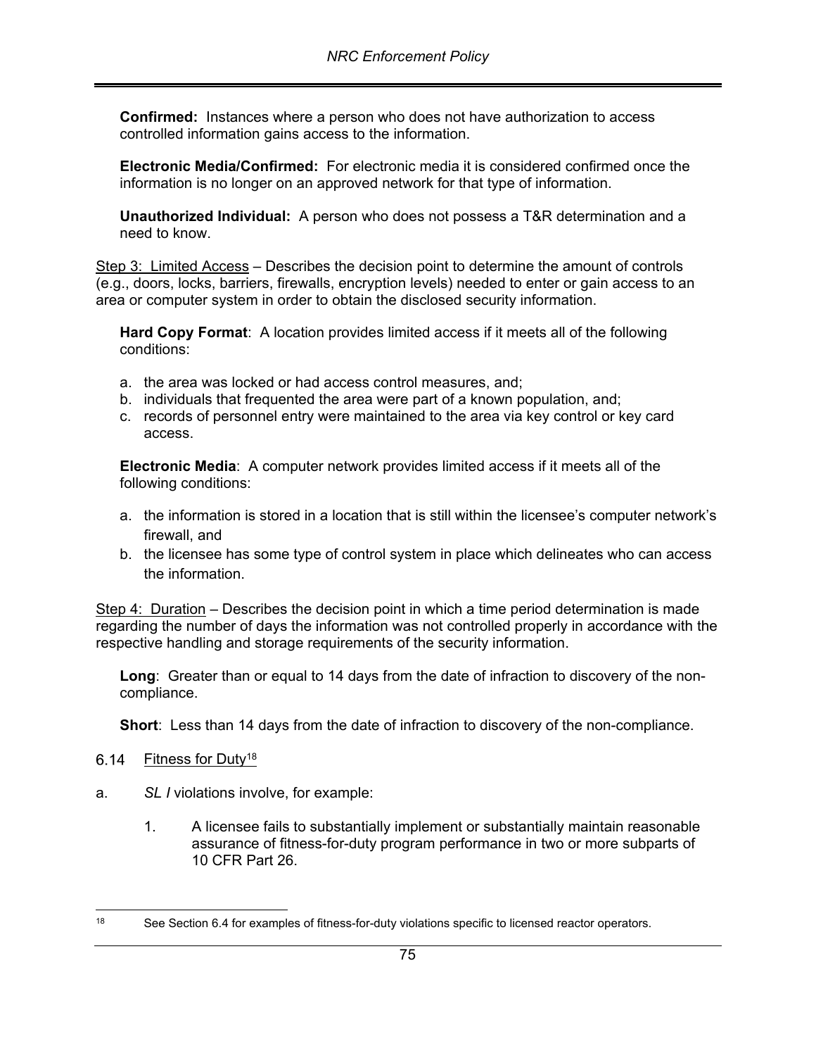**Confirmed:** Instances where a person who does not have authorization to access controlled information gains access to the information.

**Electronic Media/Confirmed:** For electronic media it is considered confirmed once the information is no longer on an approved network for that type of information.

**Unauthorized Individual:** A person who does not possess a T&R determination and a need to know.

Step 3: Limited Access – Describes the decision point to determine the amount of controls (e.g., doors, locks, barriers, firewalls, encryption levels) needed to enter or gain access to an area or computer system in order to obtain the disclosed security information.

**Hard Copy Format**: A location provides limited access if it meets all of the following conditions:

a. the area was locked or had access control measures, and;
b. individuals that frequented the area were part of a known population, and;
c. records of personnel entry were maintained to the area via key control or key card access.

**Electronic Media**: A computer network provides limited access if it meets all of the following conditions:

a. the information is stored in a location that is still within the licensee's computer network's firewall, and
b. the licensee has some type of control system in place which delineates who can access the information.

Step 4: Duration – Describes the decision point in which a time period determination is made regarding the number of days the information was not controlled properly in accordance with the respective handling and storage requirements of the security information.

**Long**: Greater than or equal to 14 days from the date of infraction to discovery of the non-compliance.

**Short**: Less than 14 days from the date of infraction to discovery of the non-compliance.

## 6.14 Fitness for Duty[18]

a. *SL I* violations involve, for example:

1. A licensee fails to substantially implement or substantially maintain reasonable assurance of fitness-for-duty program performance in two or more subparts of 10 CFR Part 26.

[18] See Section 6.4 for examples of fitness-for-duty violations specific to licensed reactor operators.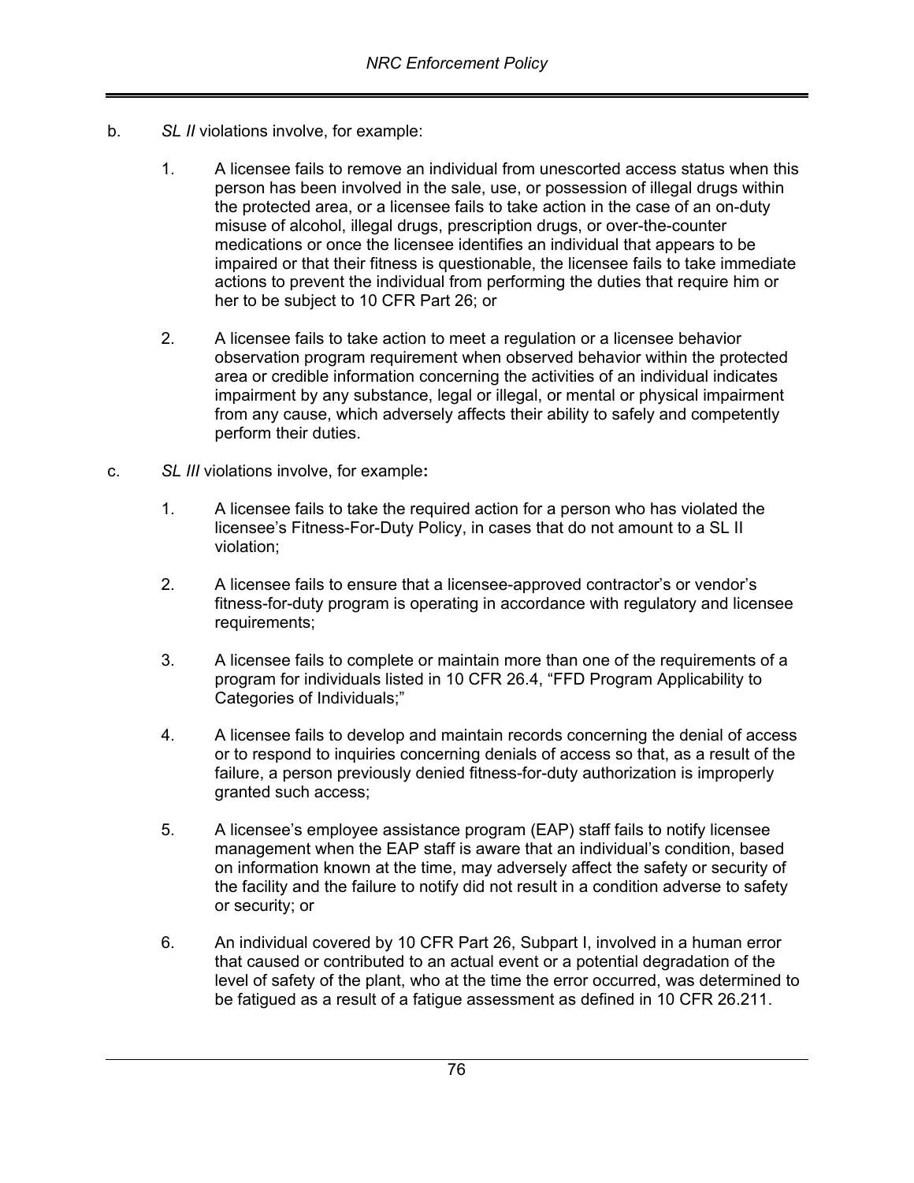b. *SL II* violations involve, for example:

   1. A licensee fails to remove an individual from unescorted access status when this person has been involved in the sale, use, or possession of illegal drugs within the protected area, or a licensee fails to take action in the case of an on-duty misuse of alcohol, illegal drugs, prescription drugs, or over-the-counter medications or once the licensee identifies an individual that appears to be impaired or that their fitness is questionable, the licensee fails to take immediate actions to prevent the individual from performing the duties that require him or her to be subject to 10 CFR Part 26; or

   2. A licensee fails to take action to meet a regulation or a licensee behavior observation program requirement when observed behavior within the protected area or credible information concerning the activities of an individual indicates impairment by any substance, legal or illegal, or mental or physical impairment from any cause, which adversely affects their ability to safely and competently perform their duties.

c. *SL III* violations involve, for example**:**

   1. A licensee fails to take the required action for a person who has violated the licensee's Fitness-For-Duty Policy, in cases that do not amount to a SL II violation;

   2. A licensee fails to ensure that a licensee-approved contractor's or vendor's fitness-for-duty program is operating in accordance with regulatory and licensee requirements;

   3. A licensee fails to complete or maintain more than one of the requirements of a program for individuals listed in 10 CFR 26.4, "FFD Program Applicability to Categories of Individuals;"

   4. A licensee fails to develop and maintain records concerning the denial of access or to respond to inquiries concerning denials of access so that, as a result of the failure, a person previously denied fitness-for-duty authorization is improperly granted such access;

   5. A licensee's employee assistance program (EAP) staff fails to notify licensee management when the EAP staff is aware that an individual's condition, based on information known at the time, may adversely affect the safety or security of the facility and the failure to notify did not result in a condition adverse to safety or security; or

   6. An individual covered by 10 CFR Part 26, Subpart I, involved in a human error that caused or contributed to an actual event or a potential degradation of the level of safety of the plant, who at the time the error occurred, was determined to be fatigued as a result of a fatigue assessment as defined in 10 CFR 26.211.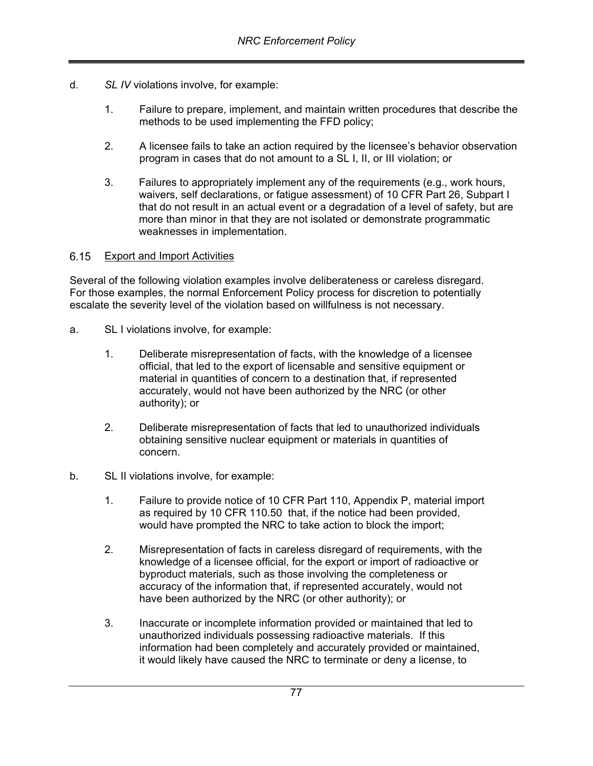d. *SL IV* violations involve, for example:

   1. Failure to prepare, implement, and maintain written procedures that describe the methods to be used implementing the FFD policy;

   2. A licensee fails to take an action required by the licensee's behavior observation program in cases that do not amount to a SL I, II, or III violation; or

   3. Failures to appropriately implement any of the requirements (e.g., work hours, waivers, self declarations, or fatigue assessment) of 10 CFR Part 26, Subpart I that do not result in an actual event or a degradation of a level of safety, but are more than minor in that they are not isolated or demonstrate programmatic weaknesses in implementation.

## 6.15 Export and Import Activities

Several of the following violation examples involve deliberateness or careless disregard. For those examples, the normal Enforcement Policy process for discretion to potentially escalate the severity level of the violation based on willfulness is not necessary.

a. SL I violations involve, for example:

   1. Deliberate misrepresentation of facts, with the knowledge of a licensee official, that led to the export of licensable and sensitive equipment or material in quantities of concern to a destination that, if represented accurately, would not have been authorized by the NRC (or other authority); or

   2. Deliberate misrepresentation of facts that led to unauthorized individuals obtaining sensitive nuclear equipment or materials in quantities of concern.

b. SL II violations involve, for example:

   1. Failure to provide notice of 10 CFR Part 110, Appendix P, material import as required by 10 CFR 110.50 that, if the notice had been provided, would have prompted the NRC to take action to block the import;

   2. Misrepresentation of facts in careless disregard of requirements, with the knowledge of a licensee official, for the export or import of radioactive or byproduct materials, such as those involving the completeness or accuracy of the information that, if represented accurately, would not have been authorized by the NRC (or other authority); or

   3. Inaccurate or incomplete information provided or maintained that led to unauthorized individuals possessing radioactive materials. If this information had been completely and accurately provided or maintained, it would likely have caused the NRC to terminate or deny a license, to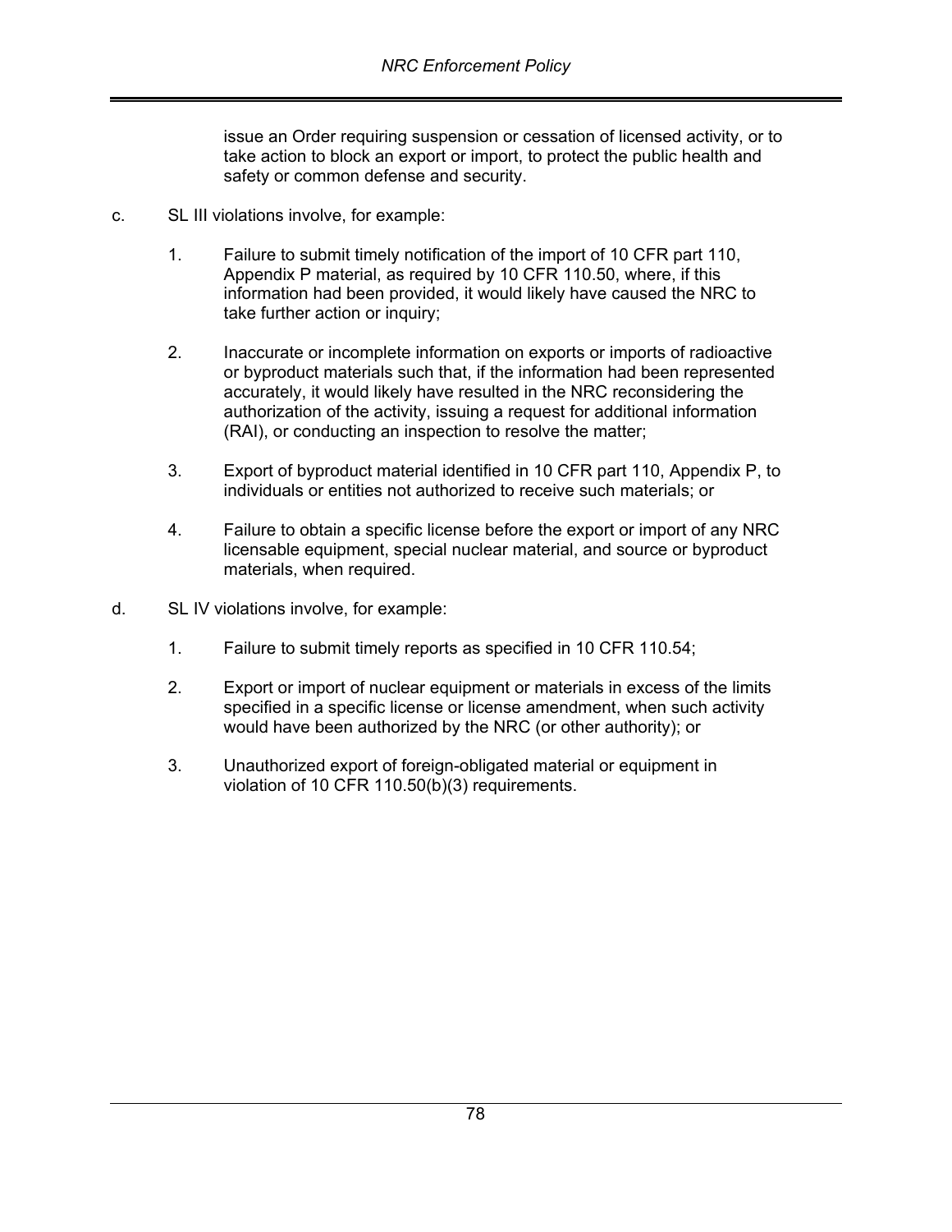issue an Order requiring suspension or cessation of licensed activity, or to take action to block an export or import, to protect the public health and safety or common defense and security.

c. SL III violations involve, for example:

1. Failure to submit timely notification of the import of 10 CFR part 110, Appendix P material, as required by 10 CFR 110.50, where, if this information had been provided, it would likely have caused the NRC to take further action or inquiry;

2. Inaccurate or incomplete information on exports or imports of radioactive or byproduct materials such that, if the information had been represented accurately, it would likely have resulted in the NRC reconsidering the authorization of the activity, issuing a request for additional information (RAI), or conducting an inspection to resolve the matter;

3. Export of byproduct material identified in 10 CFR part 110, Appendix P, to individuals or entities not authorized to receive such materials; or

4. Failure to obtain a specific license before the export or import of any NRC licensable equipment, special nuclear material, and source or byproduct materials, when required.

d. SL IV violations involve, for example:

1. Failure to submit timely reports as specified in 10 CFR 110.54;

2. Export or import of nuclear equipment or materials in excess of the limits specified in a specific license or license amendment, when such activity would have been authorized by the NRC (or other authority); or

3. Unauthorized export of foreign-obligated material or equipment in violation of 10 CFR 110.50(b)(3) requirements.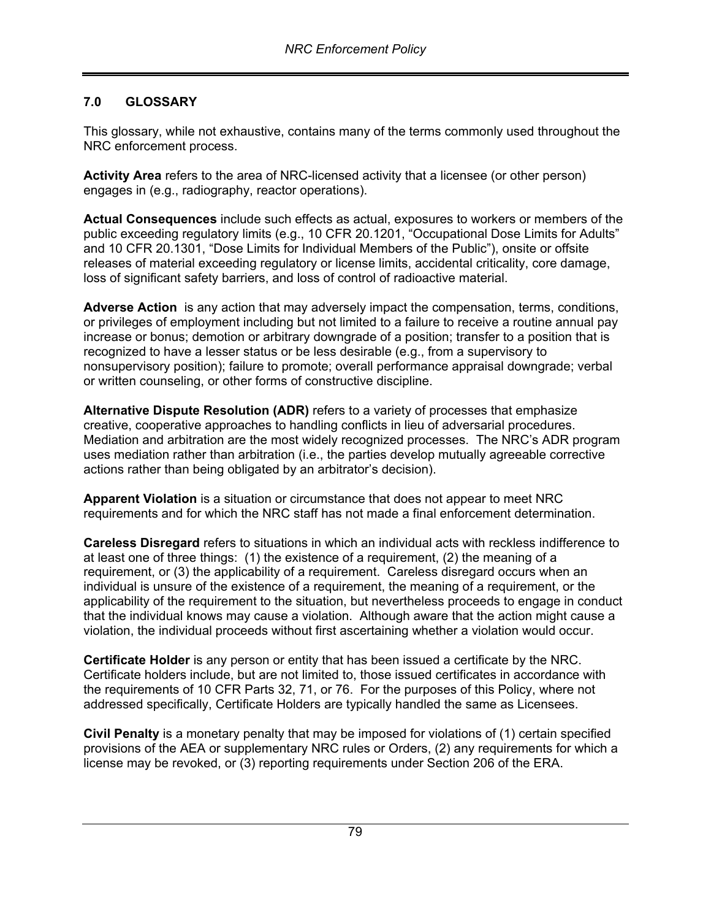## 7.0 GLOSSARY

This glossary, while not exhaustive, contains many of the terms commonly used throughout the NRC enforcement process.

**Activity Area** refers to the area of NRC-licensed activity that a licensee (or other person) engages in (e.g., radiography, reactor operations).

**Actual Consequences** include such effects as actual, exposures to workers or members of the public exceeding regulatory limits (e.g., 10 CFR 20.1201, "Occupational Dose Limits for Adults" and 10 CFR 20.1301, "Dose Limits for Individual Members of the Public"), onsite or offsite releases of material exceeding regulatory or license limits, accidental criticality, core damage, loss of significant safety barriers, and loss of control of radioactive material.

**Adverse Action** is any action that may adversely impact the compensation, terms, conditions, or privileges of employment including but not limited to a failure to receive a routine annual pay increase or bonus; demotion or arbitrary downgrade of a position; transfer to a position that is recognized to have a lesser status or be less desirable (e.g., from a supervisory to nonsupervisory position); failure to promote; overall performance appraisal downgrade; verbal or written counseling, or other forms of constructive discipline.

**Alternative Dispute Resolution (ADR)** refers to a variety of processes that emphasize creative, cooperative approaches to handling conflicts in lieu of adversarial procedures. Mediation and arbitration are the most widely recognized processes. The NRC's ADR program uses mediation rather than arbitration (i.e., the parties develop mutually agreeable corrective actions rather than being obligated by an arbitrator's decision).

**Apparent Violation** is a situation or circumstance that does not appear to meet NRC requirements and for which the NRC staff has not made a final enforcement determination.

**Careless Disregard** refers to situations in which an individual acts with reckless indifference to at least one of three things: (1) the existence of a requirement, (2) the meaning of a requirement, or (3) the applicability of a requirement. Careless disregard occurs when an individual is unsure of the existence of a requirement, the meaning of a requirement, or the applicability of the requirement to the situation, but nevertheless proceeds to engage in conduct that the individual knows may cause a violation. Although aware that the action might cause a violation, the individual proceeds without first ascertaining whether a violation would occur.

**Certificate Holder** is any person or entity that has been issued a certificate by the NRC. Certificate holders include, but are not limited to, those issued certificates in accordance with the requirements of 10 CFR Parts 32, 71, or 76. For the purposes of this Policy, where not addressed specifically, Certificate Holders are typically handled the same as Licensees.

**Civil Penalty** is a monetary penalty that may be imposed for violations of (1) certain specified provisions of the AEA or supplementary NRC rules or Orders, (2) any requirements for which a license may be revoked, or (3) reporting requirements under Section 206 of the ERA.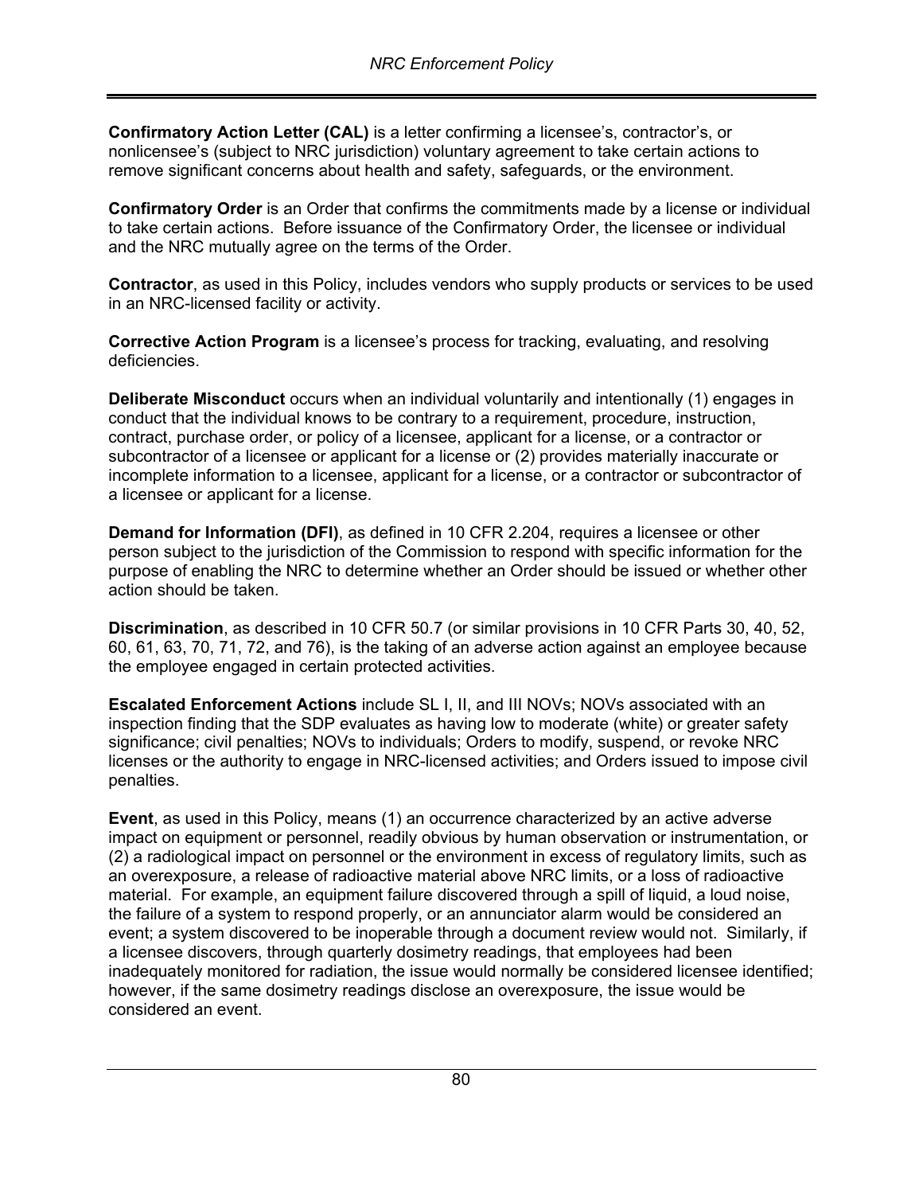**Confirmatory Action Letter (CAL)** is a letter confirming a licensee's, contractor's, or nonlicensee's (subject to NRC jurisdiction) voluntary agreement to take certain actions to remove significant concerns about health and safety, safeguards, or the environment.

**Confirmatory Order** is an Order that confirms the commitments made by a license or individual to take certain actions. Before issuance of the Confirmatory Order, the licensee or individual and the NRC mutually agree on the terms of the Order.

**Contractor**, as used in this Policy, includes vendors who supply products or services to be used in an NRC-licensed facility or activity.

**Corrective Action Program** is a licensee's process for tracking, evaluating, and resolving deficiencies.

**Deliberate Misconduct** occurs when an individual voluntarily and intentionally (1) engages in conduct that the individual knows to be contrary to a requirement, procedure, instruction, contract, purchase order, or policy of a licensee, applicant for a license, or a contractor or subcontractor of a licensee or applicant for a license or (2) provides materially inaccurate or incomplete information to a licensee, applicant for a license, or a contractor or subcontractor of a licensee or applicant for a license.

**Demand for Information (DFI)**, as defined in 10 CFR 2.204, requires a licensee or other person subject to the jurisdiction of the Commission to respond with specific information for the purpose of enabling the NRC to determine whether an Order should be issued or whether other action should be taken.

**Discrimination**, as described in 10 CFR 50.7 (or similar provisions in 10 CFR Parts 30, 40, 52, 60, 61, 63, 70, 71, 72, and 76), is the taking of an adverse action against an employee because the employee engaged in certain protected activities.

**Escalated Enforcement Actions** include SL I, II, and III NOVs; NOVs associated with an inspection finding that the SDP evaluates as having low to moderate (white) or greater safety significance; civil penalties; NOVs to individuals; Orders to modify, suspend, or revoke NRC licenses or the authority to engage in NRC-licensed activities; and Orders issued to impose civil penalties.

**Event**, as used in this Policy, means (1) an occurrence characterized by an active adverse impact on equipment or personnel, readily obvious by human observation or instrumentation, or (2) a radiological impact on personnel or the environment in excess of regulatory limits, such as an overexposure, a release of radioactive material above NRC limits, or a loss of radioactive material. For example, an equipment failure discovered through a spill of liquid, a loud noise, the failure of a system to respond properly, or an annunciator alarm would be considered an event; a system discovered to be inoperable through a document review would not. Similarly, if a licensee discovers, through quarterly dosimetry readings, that employees had been inadequately monitored for radiation, the issue would normally be considered licensee identified; however, if the same dosimetry readings disclose an overexposure, the issue would be considered an event.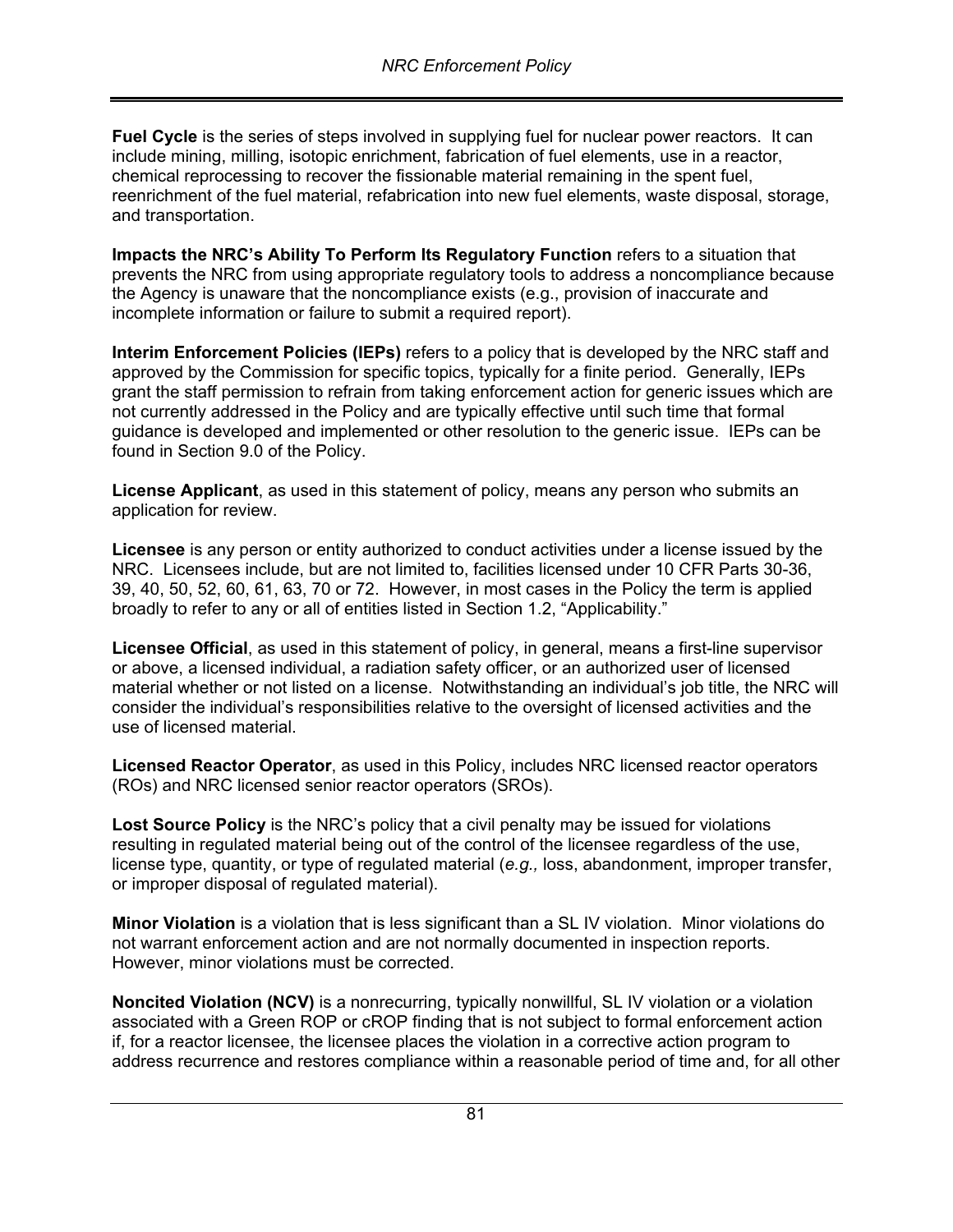**Fuel Cycle** is the series of steps involved in supplying fuel for nuclear power reactors. It can include mining, milling, isotopic enrichment, fabrication of fuel elements, use in a reactor, chemical reprocessing to recover the fissionable material remaining in the spent fuel, reenrichment of the fuel material, refabrication into new fuel elements, waste disposal, storage, and transportation.

**Impacts the NRC's Ability To Perform Its Regulatory Function** refers to a situation that prevents the NRC from using appropriate regulatory tools to address a noncompliance because the Agency is unaware that the noncompliance exists (e.g., provision of inaccurate and incomplete information or failure to submit a required report).

**Interim Enforcement Policies (IEPs)** refers to a policy that is developed by the NRC staff and approved by the Commission for specific topics, typically for a finite period. Generally, IEPs grant the staff permission to refrain from taking enforcement action for generic issues which are not currently addressed in the Policy and are typically effective until such time that formal guidance is developed and implemented or other resolution to the generic issue. IEPs can be found in Section 9.0 of the Policy.

**License Applicant**, as used in this statement of policy, means any person who submits an application for review.

**Licensee** is any person or entity authorized to conduct activities under a license issued by the NRC. Licensees include, but are not limited to, facilities licensed under 10 CFR Parts 30-36, 39, 40, 50, 52, 60, 61, 63, 70 or 72. However, in most cases in the Policy the term is applied broadly to refer to any or all of entities listed in Section 1.2, "Applicability."

**Licensee Official**, as used in this statement of policy, in general, means a first-line supervisor or above, a licensed individual, a radiation safety officer, or an authorized user of licensed material whether or not listed on a license. Notwithstanding an individual's job title, the NRC will consider the individual's responsibilities relative to the oversight of licensed activities and the use of licensed material.

**Licensed Reactor Operator**, as used in this Policy, includes NRC licensed reactor operators (ROs) and NRC licensed senior reactor operators (SROs).

**Lost Source Policy** is the NRC's policy that a civil penalty may be issued for violations resulting in regulated material being out of the control of the licensee regardless of the use, license type, quantity, or type of regulated material (*e.g.,* loss, abandonment, improper transfer, or improper disposal of regulated material).

**Minor Violation** is a violation that is less significant than a SL IV violation. Minor violations do not warrant enforcement action and are not normally documented in inspection reports. However, minor violations must be corrected.

**Noncited Violation (NCV)** is a nonrecurring, typically nonwillful, SL IV violation or a violation associated with a Green ROP or cROP finding that is not subject to formal enforcement action if, for a reactor licensee, the licensee places the violation in a corrective action program to address recurrence and restores compliance within a reasonable period of time and, for all other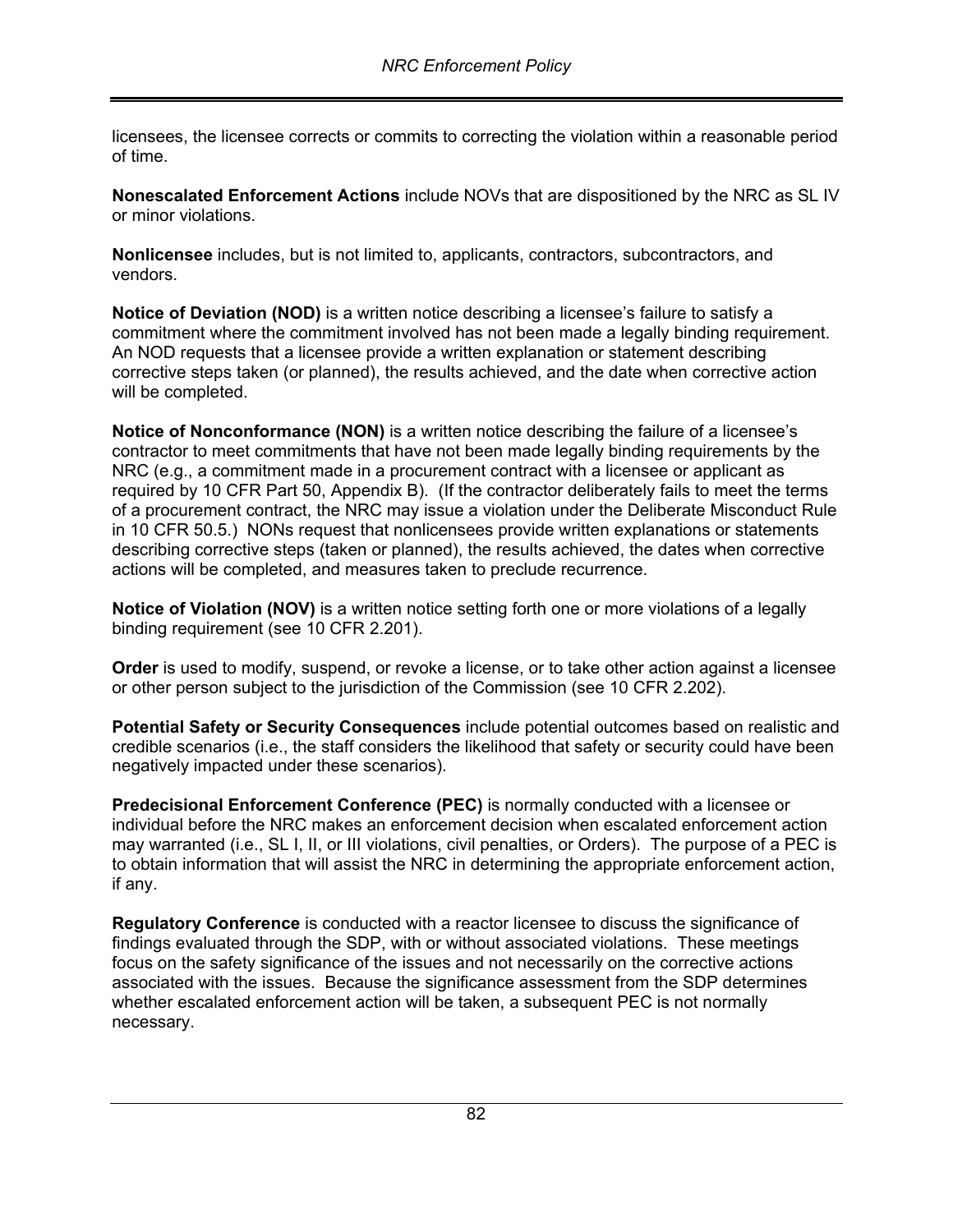licensees, the licensee corrects or commits to correcting the violation within a reasonable period of time.

**Nonescalated Enforcement Actions** include NOVs that are dispositioned by the NRC as SL IV or minor violations.

**Nonlicensee** includes, but is not limited to, applicants, contractors, subcontractors, and vendors.

**Notice of Deviation (NOD)** is a written notice describing a licensee's failure to satisfy a commitment where the commitment involved has not been made a legally binding requirement. An NOD requests that a licensee provide a written explanation or statement describing corrective steps taken (or planned), the results achieved, and the date when corrective action will be completed.

**Notice of Nonconformance (NON)** is a written notice describing the failure of a licensee's contractor to meet commitments that have not been made legally binding requirements by the NRC (e.g., a commitment made in a procurement contract with a licensee or applicant as required by 10 CFR Part 50, Appendix B). (If the contractor deliberately fails to meet the terms of a procurement contract, the NRC may issue a violation under the Deliberate Misconduct Rule in 10 CFR 50.5.) NONs request that nonlicensees provide written explanations or statements describing corrective steps (taken or planned), the results achieved, the dates when corrective actions will be completed, and measures taken to preclude recurrence.

**Notice of Violation (NOV)** is a written notice setting forth one or more violations of a legally binding requirement (see 10 CFR 2.201).

**Order** is used to modify, suspend, or revoke a license, or to take other action against a licensee or other person subject to the jurisdiction of the Commission (see 10 CFR 2.202).

**Potential Safety or Security Consequences** include potential outcomes based on realistic and credible scenarios (i.e., the staff considers the likelihood that safety or security could have been negatively impacted under these scenarios).

**Predecisional Enforcement Conference (PEC)** is normally conducted with a licensee or individual before the NRC makes an enforcement decision when escalated enforcement action may warranted (i.e., SL I, II, or III violations, civil penalties, or Orders). The purpose of a PEC is to obtain information that will assist the NRC in determining the appropriate enforcement action, if any.

**Regulatory Conference** is conducted with a reactor licensee to discuss the significance of findings evaluated through the SDP, with or without associated violations. These meetings focus on the safety significance of the issues and not necessarily on the corrective actions associated with the issues. Because the significance assessment from the SDP determines whether escalated enforcement action will be taken, a subsequent PEC is not normally necessary.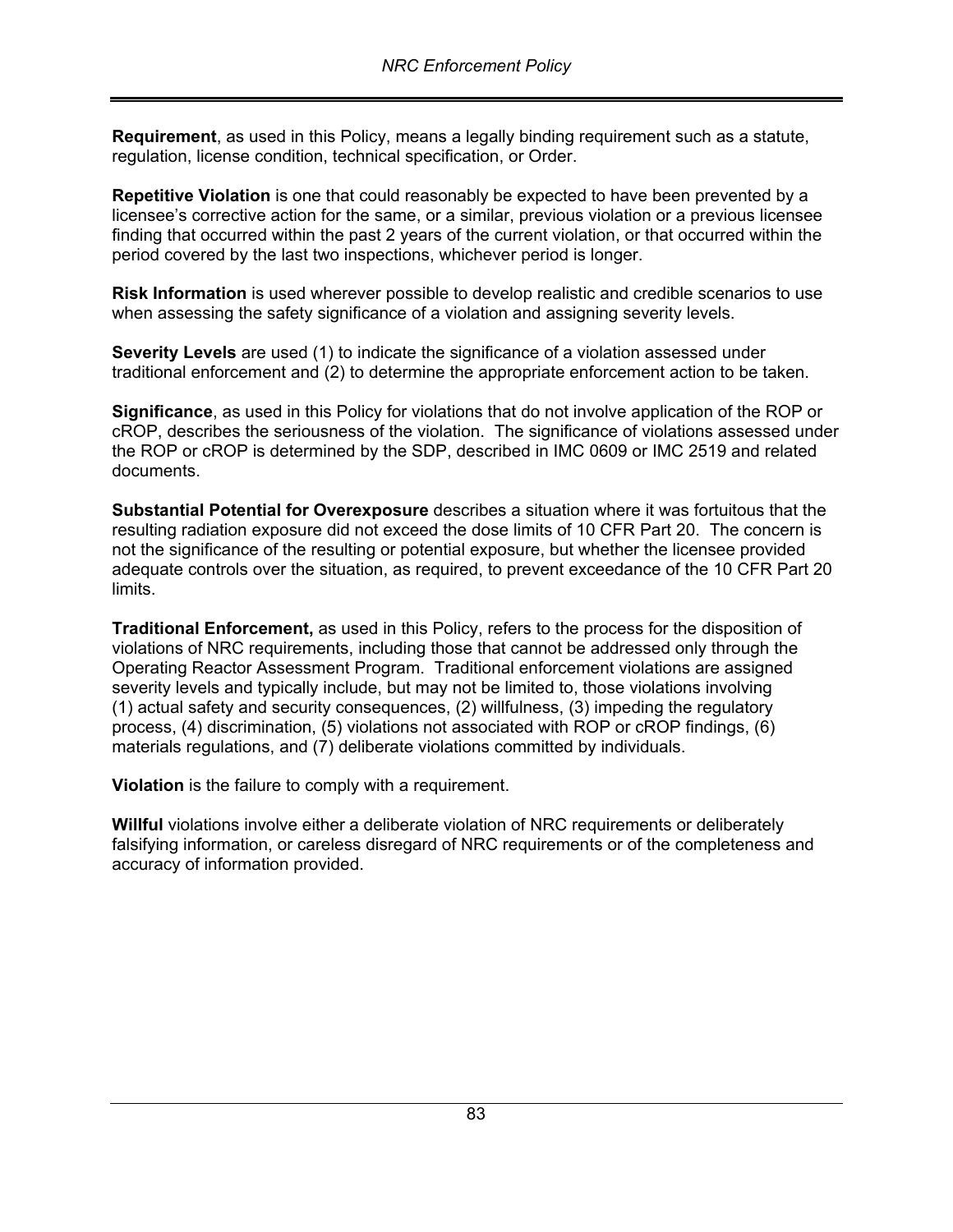**Requirement**, as used in this Policy, means a legally binding requirement such as a statute, regulation, license condition, technical specification, or Order.

**Repetitive Violation** is one that could reasonably be expected to have been prevented by a licensee's corrective action for the same, or a similar, previous violation or a previous licensee finding that occurred within the past 2 years of the current violation, or that occurred within the period covered by the last two inspections, whichever period is longer.

**Risk Information** is used wherever possible to develop realistic and credible scenarios to use when assessing the safety significance of a violation and assigning severity levels.

**Severity Levels** are used (1) to indicate the significance of a violation assessed under traditional enforcement and (2) to determine the appropriate enforcement action to be taken.

**Significance**, as used in this Policy for violations that do not involve application of the ROP or cROP, describes the seriousness of the violation. The significance of violations assessed under the ROP or cROP is determined by the SDP, described in IMC 0609 or IMC 2519 and related documents.

**Substantial Potential for Overexposure** describes a situation where it was fortuitous that the resulting radiation exposure did not exceed the dose limits of 10 CFR Part 20. The concern is not the significance of the resulting or potential exposure, but whether the licensee provided adequate controls over the situation, as required, to prevent exceedance of the 10 CFR Part 20 limits.

**Traditional Enforcement,** as used in this Policy, refers to the process for the disposition of violations of NRC requirements, including those that cannot be addressed only through the Operating Reactor Assessment Program. Traditional enforcement violations are assigned severity levels and typically include, but may not be limited to, those violations involving (1) actual safety and security consequences, (2) willfulness, (3) impeding the regulatory process, (4) discrimination, (5) violations not associated with ROP or cROP findings, (6) materials regulations, and (7) deliberate violations committed by individuals.

**Violation** is the failure to comply with a requirement.

**Willful** violations involve either a deliberate violation of NRC requirements or deliberately falsifying information, or careless disregard of NRC requirements or of the completeness and accuracy of information provided.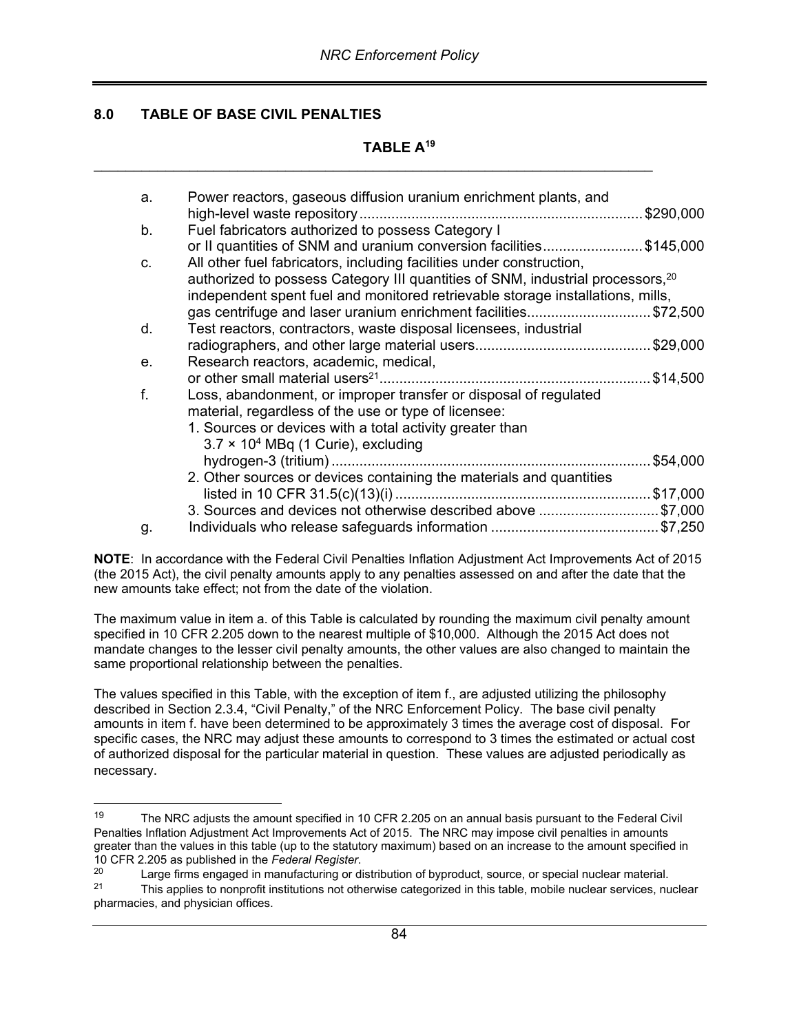## 8.0 TABLE OF BASE CIVIL PENALTIES

### TABLE A[19]

| | | |
|---|---|---|
| a. | Power reactors, gaseous diffusion uranium enrichment plants, and high-level waste repository | $290,000 |
| b. | Fuel fabricators authorized to possess Category I or II quantities of SNM and uranium conversion facilities | $145,000 |
| c. | All other fuel fabricators, including facilities under construction, authorized to possess Category III quantities of SNM, industrial processors,[20] independent spent fuel and monitored retrievable storage installations, mills, gas centrifuge and laser uranium enrichment facilities | $72,500 |
| d. | Test reactors, contractors, waste disposal licensees, industrial radiographers, and other large material users | $29,000 |
| e. | Research reactors, academic, medical, or other small material users[21] | $14,500 |
| f. | Loss, abandonment, or improper transfer or disposal of regulated material, regardless of the use or type of licensee: | |
| | 1. Sources or devices with a total activity greater than $3.7 \times 10^4$ MBq (1 Curie), excluding hydrogen-3 (tritium) | $54,000 |
| | 2. Other sources or devices containing the materials and quantities listed in 10 CFR 31.5(c)(13)(i) | $17,000 |
| | 3. Sources and devices not otherwise described above | $7,000 |
| g. | Individuals who release safeguards information | $7,250 |

**NOTE**: In accordance with the Federal Civil Penalties Inflation Adjustment Act Improvements Act of 2015 (the 2015 Act), the civil penalty amounts apply to any penalties assessed on and after the date that the new amounts take effect; not from the date of the violation.

The maximum value in item a. of this Table is calculated by rounding the maximum civil penalty amount specified in 10 CFR 2.205 down to the nearest multiple of $10,000. Although the 2015 Act does not mandate changes to the lesser civil penalty amounts, the other values are also changed to maintain the same proportional relationship between the penalties.

The values specified in this Table, with the exception of item f., are adjusted utilizing the philosophy described in Section 2.3.4, "Civil Penalty," of the NRC Enforcement Policy. The base civil penalty amounts in item f. have been determined to be approximately 3 times the average cost of disposal. For specific cases, the NRC may adjust these amounts to correspond to 3 times the estimated or actual cost of authorized disposal for the particular material in question. These values are adjusted periodically as necessary.

---

[19] The NRC adjusts the amount specified in 10 CFR 2.205 on an annual basis pursuant to the Federal Civil Penalties Inflation Adjustment Act Improvements Act of 2015. The NRC may impose civil penalties in amounts greater than the values in this table (up to the statutory maximum) based on an increase to the amount specified in 10 CFR 2.205 as published in the *Federal Register*.

[20] Large firms engaged in manufacturing or distribution of byproduct, source, or special nuclear material.

[21] This applies to nonprofit institutions not otherwise categorized in this table, mobile nuclear services, nuclear pharmacies, and physician offices.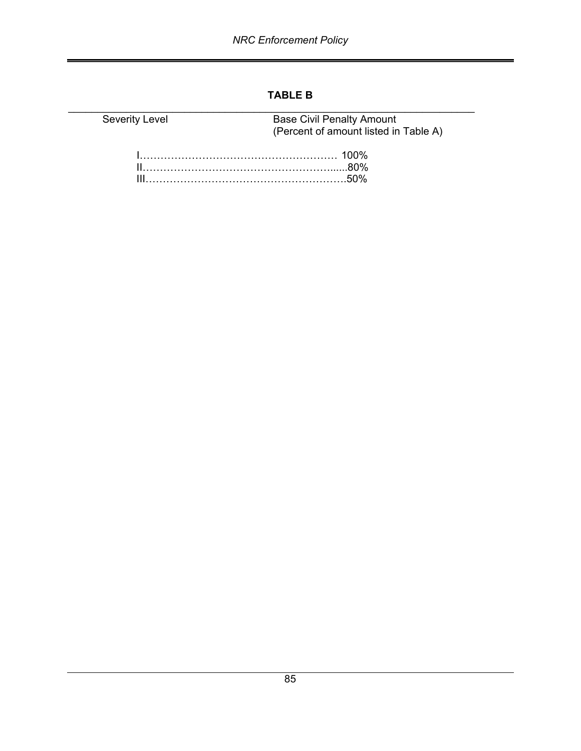**TABLE B**

| Severity Level | Base Civil Penalty Amount (Percent of amount listed in Table A) |
|---|---|
| I | 100% |
| II | 80% |
| III | 50% |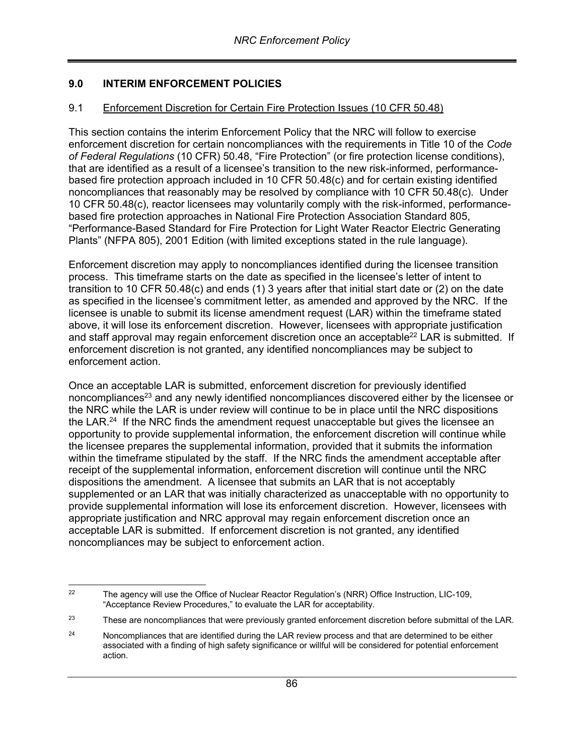## 9.0 INTERIM ENFORCEMENT POLICIES

### 9.1 Enforcement Discretion for Certain Fire Protection Issues (10 CFR 50.48)

This section contains the interim Enforcement Policy that the NRC will follow to exercise enforcement discretion for certain noncompliances with the requirements in Title 10 of the *Code of Federal Regulations* (10 CFR) 50.48, “Fire Protection” (or fire protection license conditions), that are identified as a result of a licensee’s transition to the new risk-informed, performance-based fire protection approach included in 10 CFR 50.48(c) and for certain existing identified noncompliances that reasonably may be resolved by compliance with 10 CFR 50.48(c). Under 10 CFR 50.48(c), reactor licensees may voluntarily comply with the risk-informed, performance-based fire protection approaches in National Fire Protection Association Standard 805, “Performance-Based Standard for Fire Protection for Light Water Reactor Electric Generating Plants” (NFPA 805), 2001 Edition (with limited exceptions stated in the rule language).

Enforcement discretion may apply to noncompliances identified during the licensee transition process. This timeframe starts on the date as specified in the licensee’s letter of intent to transition to 10 CFR 50.48(c) and ends (1) 3 years after that initial start date or (2) on the date as specified in the licensee’s commitment letter, as amended and approved by the NRC. If the licensee is unable to submit its license amendment request (LAR) within the timeframe stated above, it will lose its enforcement discretion. However, licensees with appropriate justification and staff approval may regain enforcement discretion once an acceptable[22] LAR is submitted. If enforcement discretion is not granted, any identified noncompliances may be subject to enforcement action.

Once an acceptable LAR is submitted, enforcement discretion for previously identified noncompliances[23] and any newly identified noncompliances discovered either by the licensee or the NRC while the LAR is under review will continue to be in place until the NRC dispositions the LAR.[24] If the NRC finds the amendment request unacceptable but gives the licensee an opportunity to provide supplemental information, the enforcement discretion will continue while the licensee prepares the supplemental information, provided that it submits the information within the timeframe stipulated by the staff. If the NRC finds the amendment acceptable after receipt of the supplemental information, enforcement discretion will continue until the NRC dispositions the amendment. A licensee that submits an LAR that is not acceptably supplemented or an LAR that was initially characterized as unacceptable with no opportunity to provide supplemental information will lose its enforcement discretion. However, licensees with appropriate justification and NRC approval may regain enforcement discretion once an acceptable LAR is submitted. If enforcement discretion is not granted, any identified noncompliances may be subject to enforcement action.

---

[22] The agency will use the Office of Nuclear Reactor Regulation’s (NRR) Office Instruction, LIC-109, “Acceptance Review Procedures,” to evaluate the LAR for acceptability.

[23] These are noncompliances that were previously granted enforcement discretion before submittal of the LAR.

[24] Noncompliances that are identified during the LAR review process and that are determined to be either associated with a finding of high safety significance or willful will be considered for potential enforcement action.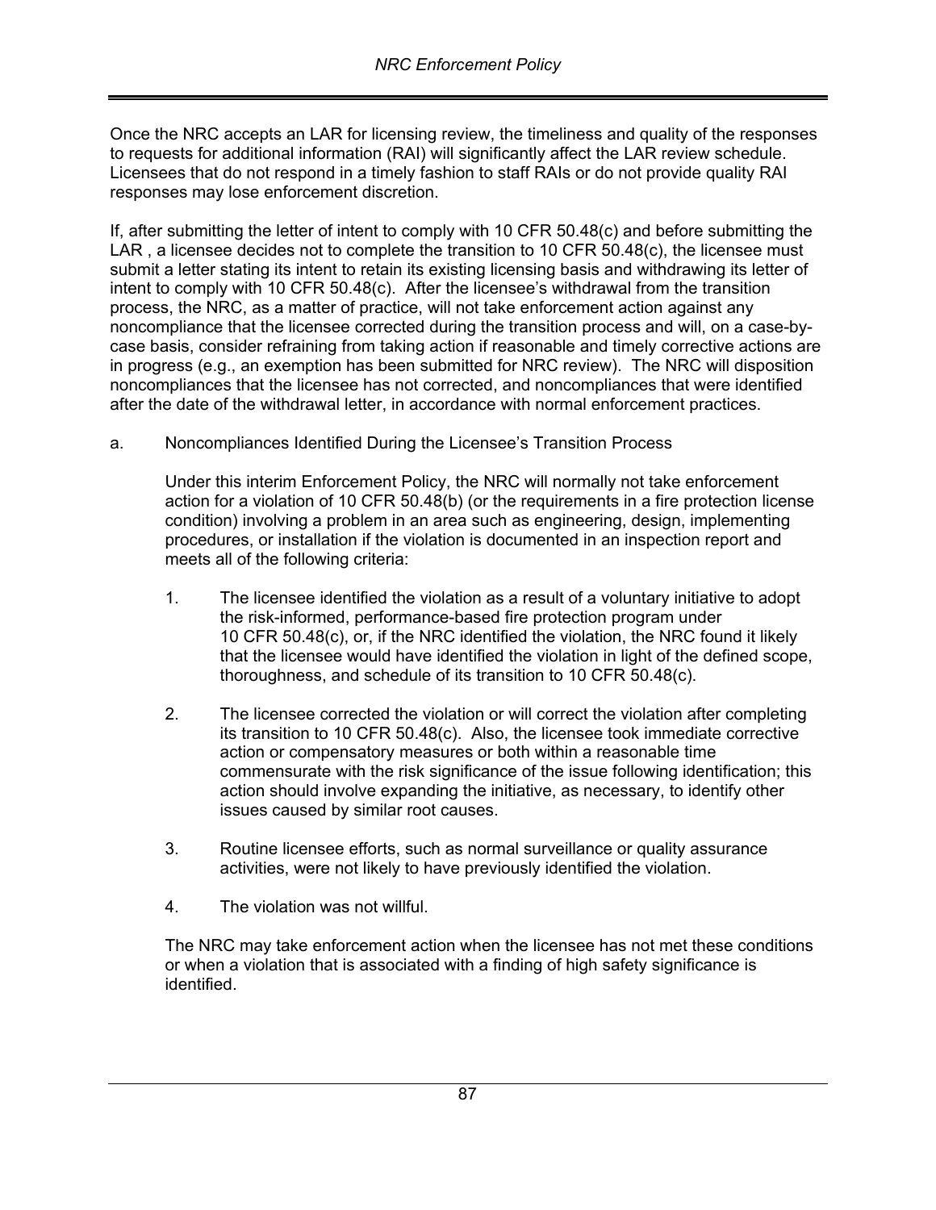Once the NRC accepts an LAR for licensing review, the timeliness and quality of the responses to requests for additional information (RAI) will significantly affect the LAR review schedule. Licensees that do not respond in a timely fashion to staff RAIs or do not provide quality RAI responses may lose enforcement discretion.

If, after submitting the letter of intent to comply with 10 CFR 50.48(c) and before submitting the LAR , a licensee decides not to complete the transition to 10 CFR 50.48(c), the licensee must submit a letter stating its intent to retain its existing licensing basis and withdrawing its letter of intent to comply with 10 CFR 50.48(c). After the licensee's withdrawal from the transition process, the NRC, as a matter of practice, will not take enforcement action against any noncompliance that the licensee corrected during the transition process and will, on a case-by-case basis, consider refraining from taking action if reasonable and timely corrective actions are in progress (e.g., an exemption has been submitted for NRC review). The NRC will disposition noncompliances that the licensee has not corrected, and noncompliances that were identified after the date of the withdrawal letter, in accordance with normal enforcement practices.

a. Noncompliances Identified During the Licensee's Transition Process

Under this interim Enforcement Policy, the NRC will normally not take enforcement action for a violation of 10 CFR 50.48(b) (or the requirements in a fire protection license condition) involving a problem in an area such as engineering, design, implementing procedures, or installation if the violation is documented in an inspection report and meets all of the following criteria:

1. The licensee identified the violation as a result of a voluntary initiative to adopt the risk-informed, performance-based fire protection program under 10 CFR 50.48(c), or, if the NRC identified the violation, the NRC found it likely that the licensee would have identified the violation in light of the defined scope, thoroughness, and schedule of its transition to 10 CFR 50.48(c).

2. The licensee corrected the violation or will correct the violation after completing its transition to 10 CFR 50.48(c). Also, the licensee took immediate corrective action or compensatory measures or both within a reasonable time commensurate with the risk significance of the issue following identification; this action should involve expanding the initiative, as necessary, to identify other issues caused by similar root causes.

3. Routine licensee efforts, such as normal surveillance or quality assurance activities, were not likely to have previously identified the violation.

4. The violation was not willful.

The NRC may take enforcement action when the licensee has not met these conditions or when a violation that is associated with a finding of high safety significance is identified.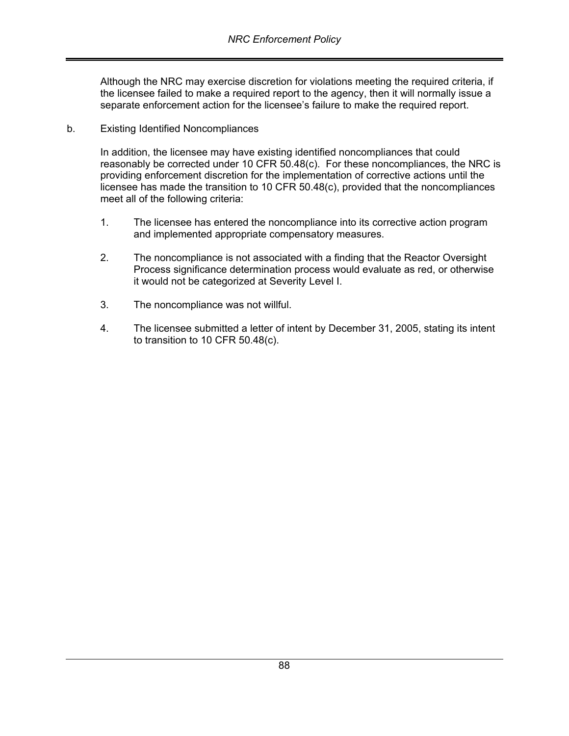Although the NRC may exercise discretion for violations meeting the required criteria, if the licensee failed to make a required report to the agency, then it will normally issue a separate enforcement action for the licensee's failure to make the required report.

b. Existing Identified Noncompliances

In addition, the licensee may have existing identified noncompliances that could reasonably be corrected under 10 CFR 50.48(c). For these noncompliances, the NRC is providing enforcement discretion for the implementation of corrective actions until the licensee has made the transition to 10 CFR 50.48(c), provided that the noncompliances meet all of the following criteria:

1. The licensee has entered the noncompliance into its corrective action program and implemented appropriate compensatory measures.

2. The noncompliance is not associated with a finding that the Reactor Oversight Process significance determination process would evaluate as red, or otherwise it would not be categorized at Severity Level I.

3. The noncompliance was not willful.

4. The licensee submitted a letter of intent by December 31, 2005, stating its intent to transition to 10 CFR 50.48(c).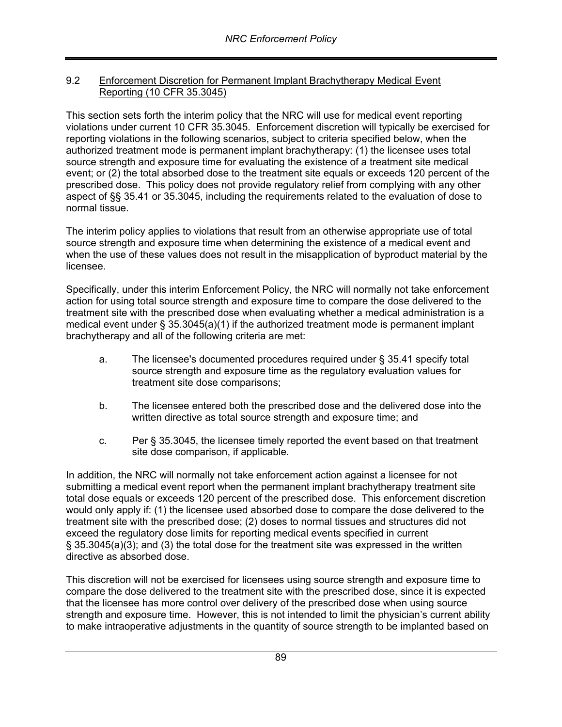## 9.2 Enforcement Discretion for Permanent Implant Brachytherapy Medical Event Reporting (10 CFR 35.3045)

This section sets forth the interim policy that the NRC will use for medical event reporting violations under current 10 CFR 35.3045. Enforcement discretion will typically be exercised for reporting violations in the following scenarios, subject to criteria specified below, when the authorized treatment mode is permanent implant brachytherapy: (1) the licensee uses total source strength and exposure time for evaluating the existence of a treatment site medical event; or (2) the total absorbed dose to the treatment site equals or exceeds 120 percent of the prescribed dose. This policy does not provide regulatory relief from complying with any other aspect of §§ 35.41 or 35.3045, including the requirements related to the evaluation of dose to normal tissue.

The interim policy applies to violations that result from an otherwise appropriate use of total source strength and exposure time when determining the existence of a medical event and when the use of these values does not result in the misapplication of byproduct material by the licensee.

Specifically, under this interim Enforcement Policy, the NRC will normally not take enforcement action for using total source strength and exposure time to compare the dose delivered to the treatment site with the prescribed dose when evaluating whether a medical administration is a medical event under § 35.3045(a)(1) if the authorized treatment mode is permanent implant brachytherapy and all of the following criteria are met:

a. The licensee's documented procedures required under § 35.41 specify total source strength and exposure time as the regulatory evaluation values for treatment site dose comparisons;

b. The licensee entered both the prescribed dose and the delivered dose into the written directive as total source strength and exposure time; and

c. Per § 35.3045, the licensee timely reported the event based on that treatment site dose comparison, if applicable.

In addition, the NRC will normally not take enforcement action against a licensee for not submitting a medical event report when the permanent implant brachytherapy treatment site total dose equals or exceeds 120 percent of the prescribed dose. This enforcement discretion would only apply if: (1) the licensee used absorbed dose to compare the dose delivered to the treatment site with the prescribed dose; (2) doses to normal tissues and structures did not exceed the regulatory dose limits for reporting medical events specified in current § 35.3045(a)(3); and (3) the total dose for the treatment site was expressed in the written directive as absorbed dose.

This discretion will not be exercised for licensees using source strength and exposure time to compare the dose delivered to the treatment site with the prescribed dose, since it is expected that the licensee has more control over delivery of the prescribed dose when using source strength and exposure time. However, this is not intended to limit the physician's current ability to make intraoperative adjustments in the quantity of source strength to be implanted based on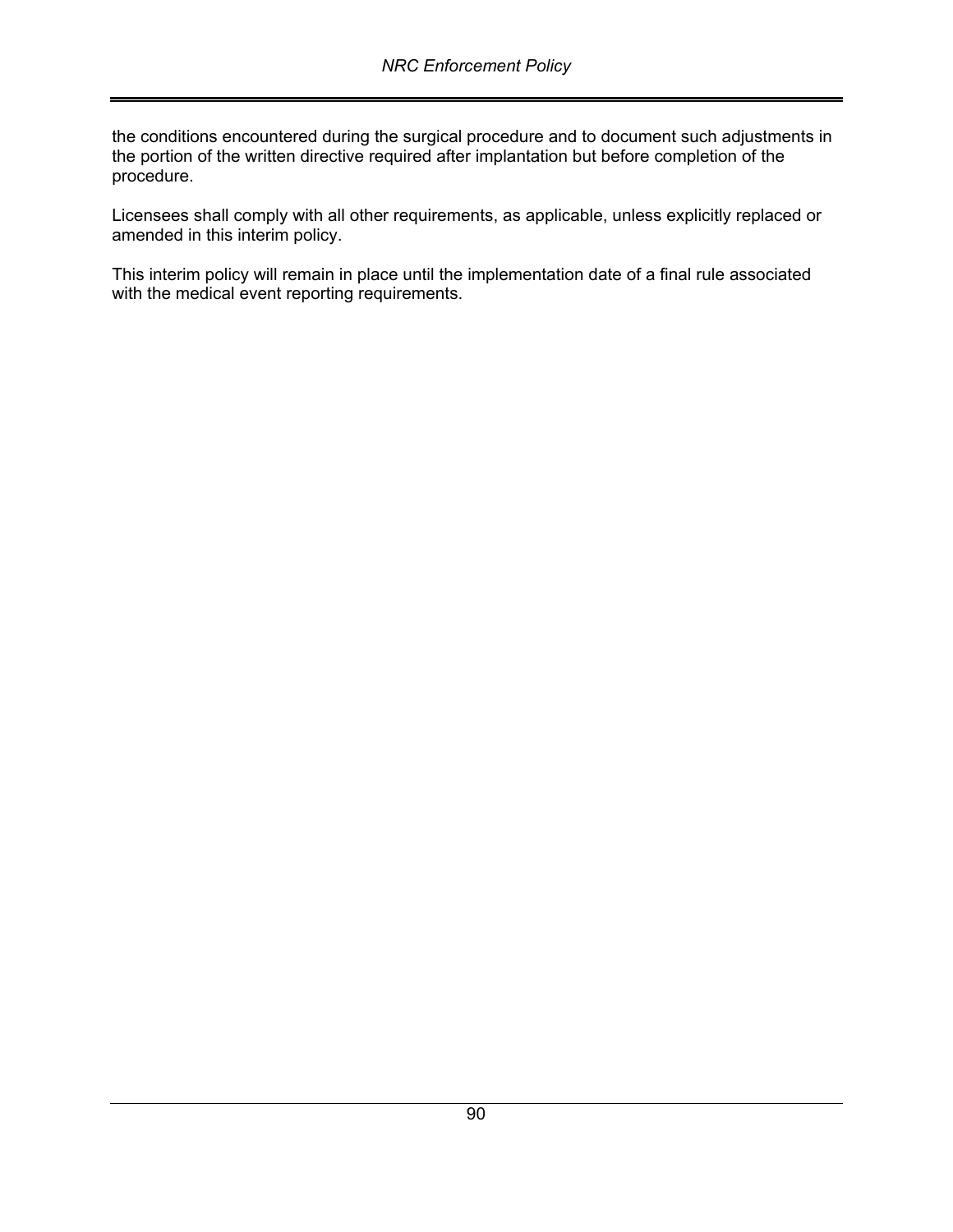the conditions encountered during the surgical procedure and to document such adjustments in the portion of the written directive required after implantation but before completion of the procedure.

Licensees shall comply with all other requirements, as applicable, unless explicitly replaced or amended in this interim policy.

This interim policy will remain in place until the implementation date of a final rule associated with the medical event reporting requirements.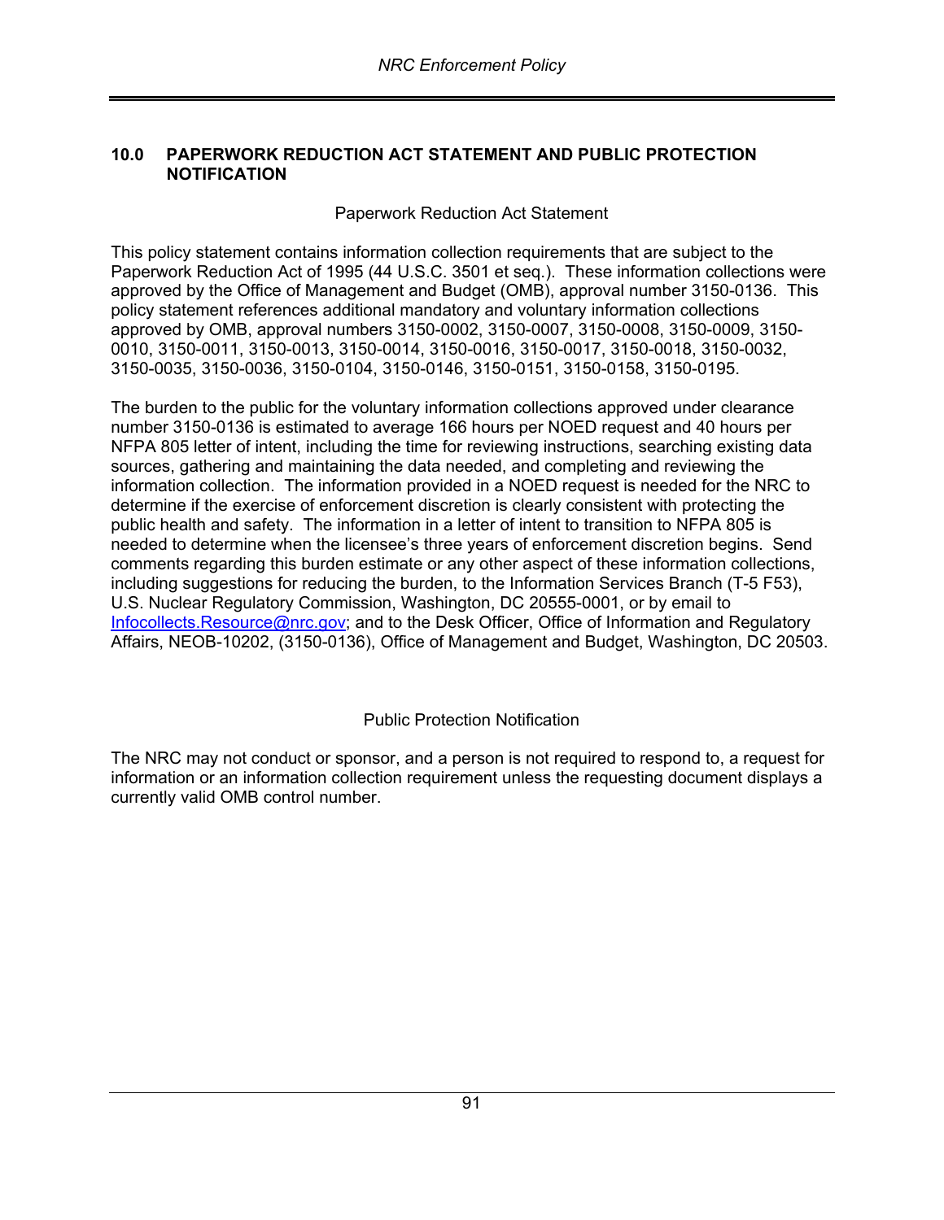## 10.0 PAPERWORK REDUCTION ACT STATEMENT AND PUBLIC PROTECTION NOTIFICATION

Paperwork Reduction Act Statement

This policy statement contains information collection requirements that are subject to the Paperwork Reduction Act of 1995 (44 U.S.C. 3501 et seq.). These information collections were approved by the Office of Management and Budget (OMB), approval number 3150-0136. This policy statement references additional mandatory and voluntary information collections approved by OMB, approval numbers 3150-0002, 3150-0007, 3150-0008, 3150-0009, 3150-0010, 3150-0011, 3150-0013, 3150-0014, 3150-0016, 3150-0017, 3150-0018, 3150-0032, 3150-0035, 3150-0036, 3150-0104, 3150-0146, 3150-0151, 3150-0158, 3150-0195.

The burden to the public for the voluntary information collections approved under clearance number 3150-0136 is estimated to average 166 hours per NOED request and 40 hours per NFPA 805 letter of intent, including the time for reviewing instructions, searching existing data sources, gathering and maintaining the data needed, and completing and reviewing the information collection. The information provided in a NOED request is needed for the NRC to determine if the exercise of enforcement discretion is clearly consistent with protecting the public health and safety. The information in a letter of intent to transition to NFPA 805 is needed to determine when the licensee's three years of enforcement discretion begins. Send comments regarding this burden estimate or any other aspect of these information collections, including suggestions for reducing the burden, to the Information Services Branch (T-5 F53), U.S. Nuclear Regulatory Commission, Washington, DC 20555-0001, or by email to Infocollects.Resource@nrc.gov; and to the Desk Officer, Office of Information and Regulatory Affairs, NEOB-10202, (3150-0136), Office of Management and Budget, Washington, DC 20503.

Public Protection Notification

The NRC may not conduct or sponsor, and a person is not required to respond to, a request for information or an information collection requirement unless the requesting document displays a currently valid OMB control number.